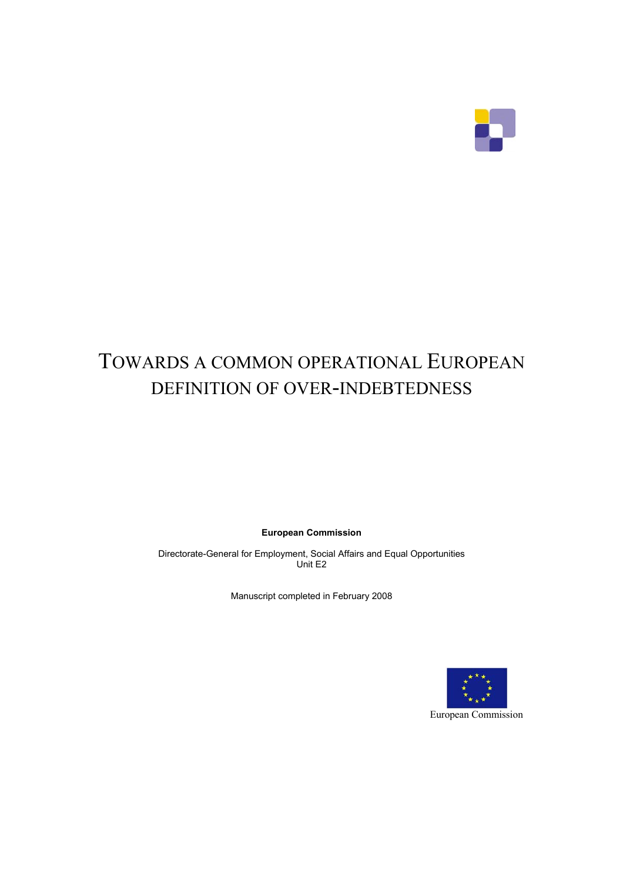# TOWARDS A COMMON OPERATIONAL EUROPEAN DEFINITION OF OVER-INDEBTEDNESS

**European Commission**

Directorate-General for Employment, Social Affairs and Equal Opportunities
Unit E2

Manuscript completed in February 2008

European Commission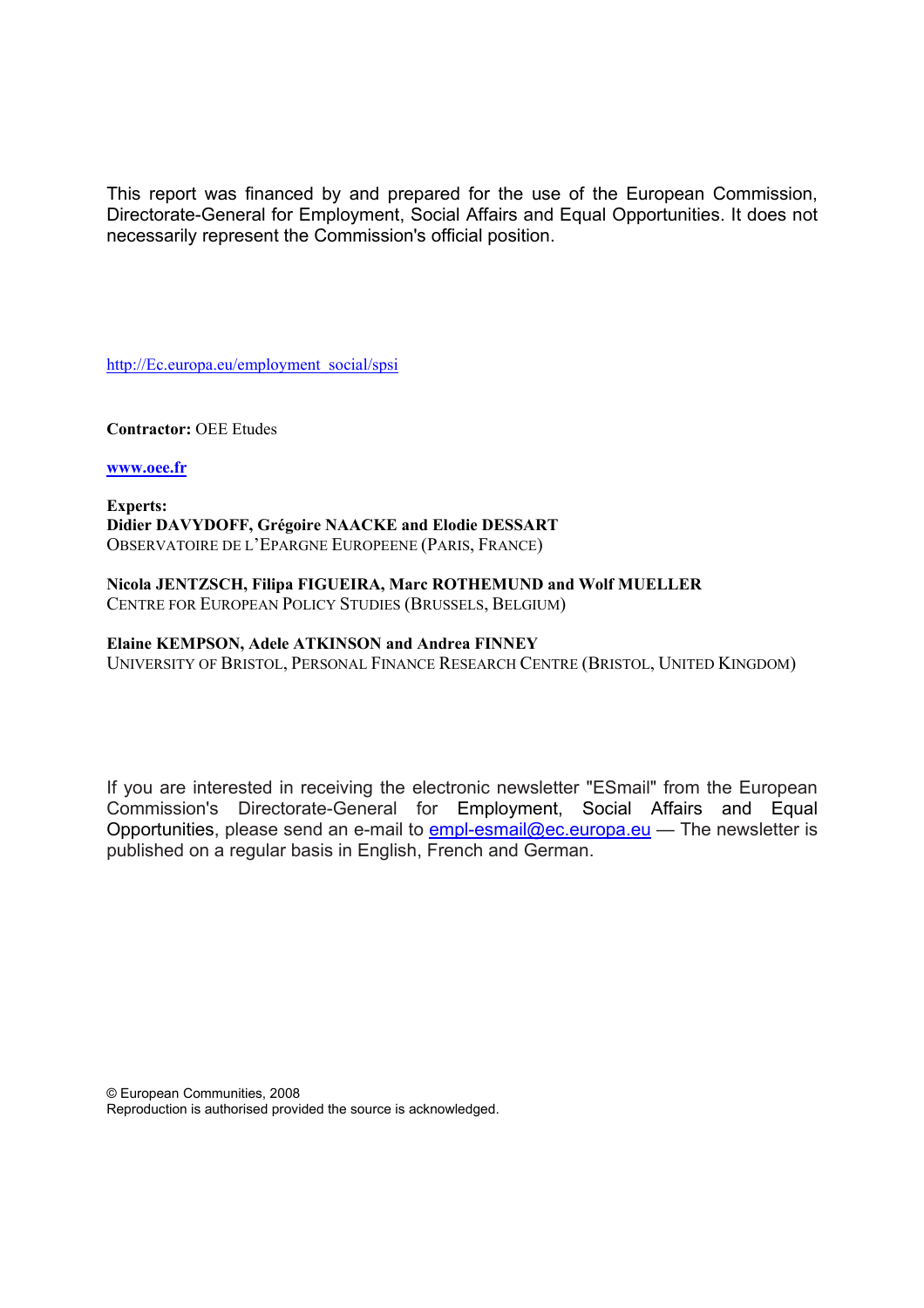This report was financed by and prepared for the use of the European Commission, Directorate-General for Employment, Social Affairs and Equal Opportunities. It does not necessarily represent the Commission's official position.

http://Ec.europa.eu/employment_social/spsi

**Contractor:** OEE Etudes

**www.oee.fr**

**Experts:**
**Didier DAVYDOFF, Grégoire NAACKE and Elodie DESSART**
OBSERVATOIRE DE L'EPARGNE EUROPEENE (PARIS, FRANCE)

**Nicola JENTZSCH, Filipa FIGUEIRA, Marc ROTHEMUND and Wolf MUELLER**
CENTRE FOR EUROPEAN POLICY STUDIES (BRUSSELS, BELGIUM)

**Elaine KEMPSON, Adele ATKINSON and Andrea FINNEY**
UNIVERSITY OF BRISTOL, PERSONAL FINANCE RESEARCH CENTRE (BRISTOL, UNITED KINGDOM)

If you are interested in receiving the electronic newsletter "ESmail" from the European Commission's Directorate-General for Employment, Social Affairs and Equal Opportunities, please send an e-mail to empl-esmail@ec.europa.eu — The newsletter is published on a regular basis in English, French and German.

© European Communities, 2008
Reproduction is authorised provided the source is acknowledged.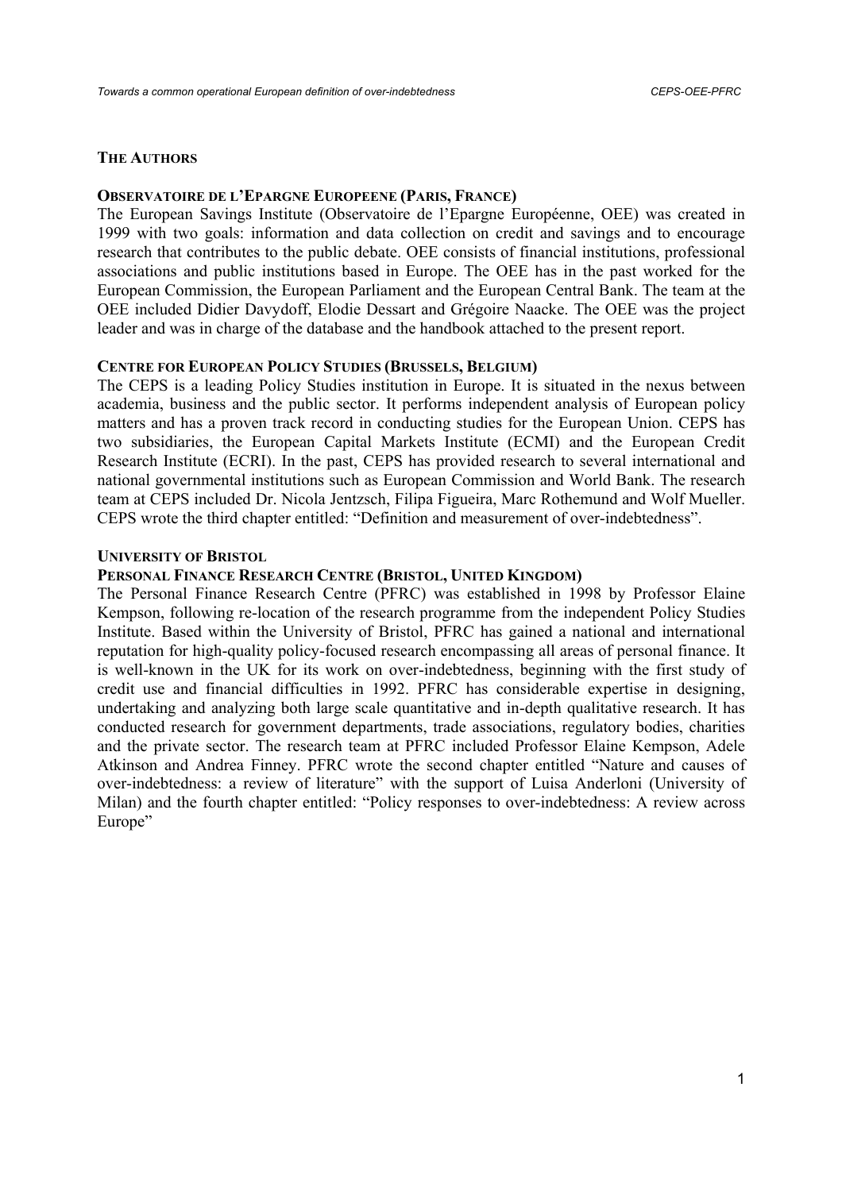## THE AUTHORS

### OBSERVATOIRE DE L'EPARGNE EUROPEENE (PARIS, FRANCE)

The European Savings Institute (Observatoire de l'Epargne Européenne, OEE) was created in 1999 with two goals: information and data collection on credit and savings and to encourage research that contributes to the public debate. OEE consists of financial institutions, professional associations and public institutions based in Europe. The OEE has in the past worked for the European Commission, the European Parliament and the European Central Bank. The team at the OEE included Didier Davydoff, Elodie Dessart and Grégoire Naacke. The OEE was the project leader and was in charge of the database and the handbook attached to the present report.

### CENTRE FOR EUROPEAN POLICY STUDIES (BRUSSELS, BELGIUM)

The CEPS is a leading Policy Studies institution in Europe. It is situated in the nexus between academia, business and the public sector. It performs independent analysis of European policy matters and has a proven track record in conducting studies for the European Union. CEPS has two subsidiaries, the European Capital Markets Institute (ECMI) and the European Credit Research Institute (ECRI). In the past, CEPS has provided research to several international and national governmental institutions such as European Commission and World Bank. The research team at CEPS included Dr. Nicola Jentzsch, Filipa Figueira, Marc Rothemund and Wolf Mueller. CEPS wrote the third chapter entitled: "Definition and measurement of over-indebtedness".

### UNIVERSITY OF BRISTOL
### PERSONAL FINANCE RESEARCH CENTRE (BRISTOL, UNITED KINGDOM)

The Personal Finance Research Centre (PFRC) was established in 1998 by Professor Elaine Kempson, following re-location of the research programme from the independent Policy Studies Institute. Based within the University of Bristol, PFRC has gained a national and international reputation for high-quality policy-focused research encompassing all areas of personal finance. It is well-known in the UK for its work on over-indebtedness, beginning with the first study of credit use and financial difficulties in 1992. PFRC has considerable expertise in designing, undertaking and analyzing both large scale quantitative and in-depth qualitative research. It has conducted research for government departments, trade associations, regulatory bodies, charities and the private sector. The research team at PFRC included Professor Elaine Kempson, Adele Atkinson and Andrea Finney. PFRC wrote the second chapter entitled "Nature and causes of over-indebtedness: a review of literature" with the support of Luisa Anderloni (University of Milan) and the fourth chapter entitled: "Policy responses to over-indebtedness: A review across Europe"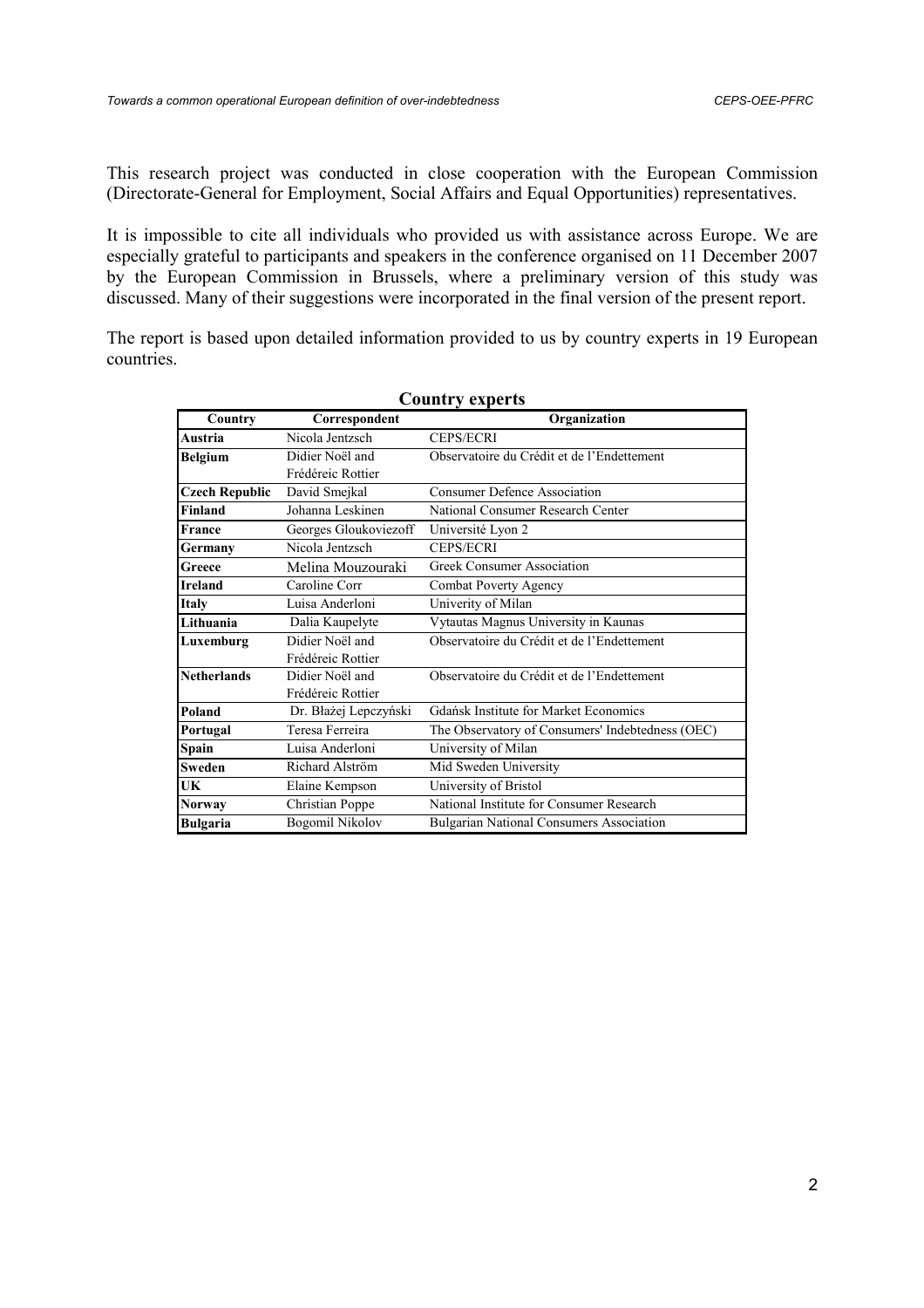This research project was conducted in close cooperation with the European Commission (Directorate-General for Employment, Social Affairs and Equal Opportunities) representatives.

It is impossible to cite all individuals who provided us with assistance across Europe. We are especially grateful to participants and speakers in the conference organised on 11 December 2007 by the European Commission in Brussels, where a preliminary version of this study was discussed. Many of their suggestions were incorporated in the final version of the present report.

The report is based upon detailed information provided to us by country experts in 19 European countries.

**Country experts**

| Country | Correspondent | Organization |
|---|---|---|
| **Austria** | Nicola Jentzsch | CEPS/ECRI |
| **Belgium** | Didier Noël and Frédéreic Rottier | Observatoire du Crédit et de l'Endettement |
| **Czech Republic** | David Smejkal | Consumer Defence Association |
| **Finland** | Johanna Leskinen | National Consumer Research Center |
| **France** | Georges Gloukoviezoff | Université Lyon 2 |
| **Germany** | Nicola Jentzsch | CEPS/ECRI |
| **Greece** | Melina Mouzouraki | Greek Consumer Association |
| **Ireland** | Caroline Corr | Combat Poverty Agency |
| **Italy** | Luisa Anderloni | Univerity of Milan |
| **Lithuania** | Dalia Kaupelyte | Vytautas Magnus University in Kaunas |
| **Luxemburg** | Didier Noël and Frédéreic Rottier | Observatoire du Crédit et de l'Endettement |
| **Netherlands** | Didier Noël and Frédéreic Rottier | Observatoire du Crédit et de l'Endettement |
| **Poland** | Dr. Błażej Lepczyński | Gdańsk Institute for Market Economics |
| **Portugal** | Teresa Ferreira | The Observatory of Consumers' Indebtedness (OEC) |
| **Spain** | Luisa Anderloni | University of Milan |
| **Sweden** | Richard Alström | Mid Sweden University |
| **UK** | Elaine Kempson | University of Bristol |
| **Norway** | Christian Poppe | National Institute for Consumer Research |
| **Bulgaria** | Bogomil Nikolov | Bulgarian National Consumers Association |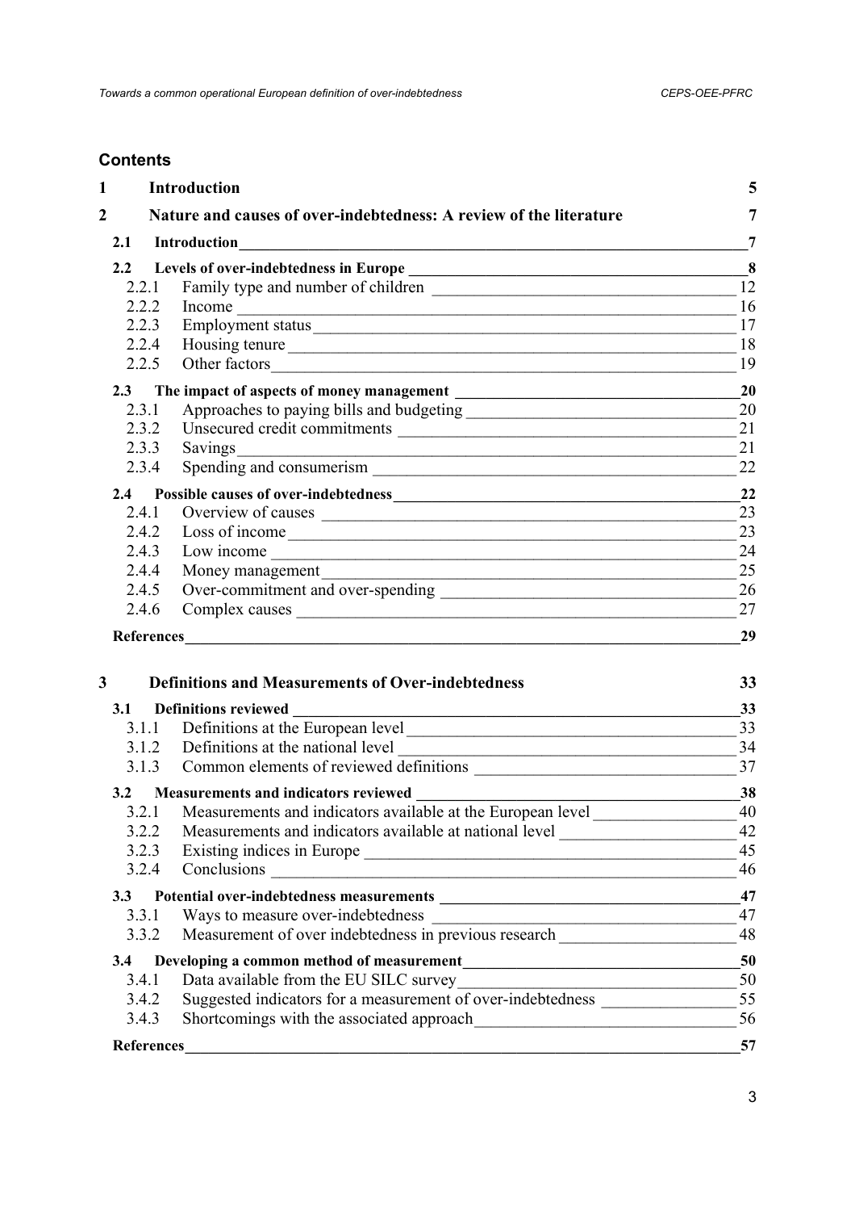## Contents

| | | |
|---|---|---|
| **1** | **Introduction** | **5** |
| **2** | **Nature and causes of over-indebtedness: A review of the literature** | **7** |
| **2.1** | **Introduction** | **7** |
| **2.2** | **Levels of over-indebtedness in Europe** | **8** |
| 2.2.1 | Family type and number of children | 12 |
| 2.2.2 | Income | 16 |
| 2.2.3 | Employment status | 17 |
| 2.2.4 | Housing tenure | 18 |
| 2.2.5 | Other factors | 19 |
| **2.3** | **The impact of aspects of money management** | **20** |
| 2.3.1 | Approaches to paying bills and budgeting | 20 |
| 2.3.2 | Unsecured credit commitments | 21 |
| 2.3.3 | Savings | 21 |
| 2.3.4 | Spending and consumerism | 22 |
| **2.4** | **Possible causes of over-indebtedness** | **22** |
| 2.4.1 | Overview of causes | 23 |
| 2.4.2 | Loss of income | 23 |
| 2.4.3 | Low income | 24 |
| 2.4.4 | Money management | 25 |
| 2.4.5 | Over-commitment and over-spending | 26 |
| 2.4.6 | Complex causes | 27 |
| **References** | | **29** |
| **3** | **Definitions and Measurements of Over-indebtedness** | **33** |
| **3.1** | **Definitions reviewed** | **33** |
| 3.1.1 | Definitions at the European level | 33 |
| 3.1.2 | Definitions at the national level | 34 |
| 3.1.3 | Common elements of reviewed definitions | 37 |
| **3.2** | **Measurements and indicators reviewed** | **38** |
| 3.2.1 | Measurements and indicators available at the European level | 40 |
| 3.2.2 | Measurements and indicators available at national level | 42 |
| 3.2.3 | Existing indices in Europe | 45 |
| 3.2.4 | Conclusions | 46 |
| **3.3** | **Potential over-indebtedness measurements** | **47** |
| 3.3.1 | Ways to measure over-indebtedness | 47 |
| 3.3.2 | Measurement of over indebtedness in previous research | 48 |
| **3.4** | **Developing a common method of measurement** | **50** |
| 3.4.1 | Data available from the EU SILC survey | 50 |
| 3.4.2 | Suggested indicators for a measurement of over-indebtedness | 55 |
| 3.4.3 | Shortcomings with the associated approach | 56 |
| **References** | | **57** |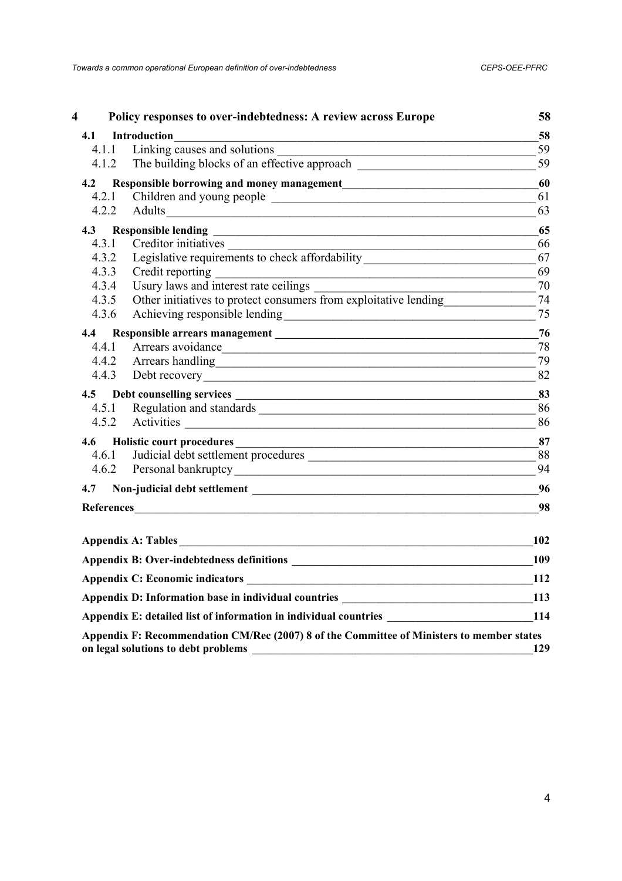| | | |
|---|---|---|
| **4** | **Policy responses to over-indebtedness: A review across Europe** | **58** |
| **4.1** | **Introduction** | **58** |
| 4.1.1 | Linking causes and solutions | 59 |
| 4.1.2 | The building blocks of an effective approach | 59 |
| **4.2** | **Responsible borrowing and money management** | **60** |
| 4.2.1 | Children and young people | 61 |
| 4.2.2 | Adults | 63 |
| **4.3** | **Responsible lending** | **65** |
| 4.3.1 | Creditor initiatives | 66 |
| 4.3.2 | Legislative requirements to check affordability | 67 |
| 4.3.3 | Credit reporting | 69 |
| 4.3.4 | Usury laws and interest rate ceilings | 70 |
| 4.3.5 | Other initiatives to protect consumers from exploitative lending | 74 |
| 4.3.6 | Achieving responsible lending | 75 |
| **4.4** | **Responsible arrears management** | **76** |
| 4.4.1 | Arrears avoidance | 78 |
| 4.4.2 | Arrears handling | 79 |
| 4.4.3 | Debt recovery | 82 |
| **4.5** | **Debt counselling services** | **83** |
| 4.5.1 | Regulation and standards | 86 |
| 4.5.2 | Activities | 86 |
| **4.6** | **Holistic court procedures** | **87** |
| 4.6.1 | Judicial debt settlement procedures | 88 |
| 4.6.2 | Personal bankruptcy | 94 |
| **4.7** | **Non-judicial debt settlement** | **96** |
| | **References** | **98** |
| | **Appendix A: Tables** | **102** |
| | **Appendix B: Over-indebtedness definitions** | **109** |
| | **Appendix C: Economic indicators** | **112** |
| | **Appendix D: Information base in individual countries** | **113** |
| | **Appendix E: detailed list of information in individual countries** | **114** |
| | **Appendix F: Recommendation CM/Rec (2007) 8 of the Committee of Ministers to member states on legal solutions to debt problems** | **129** |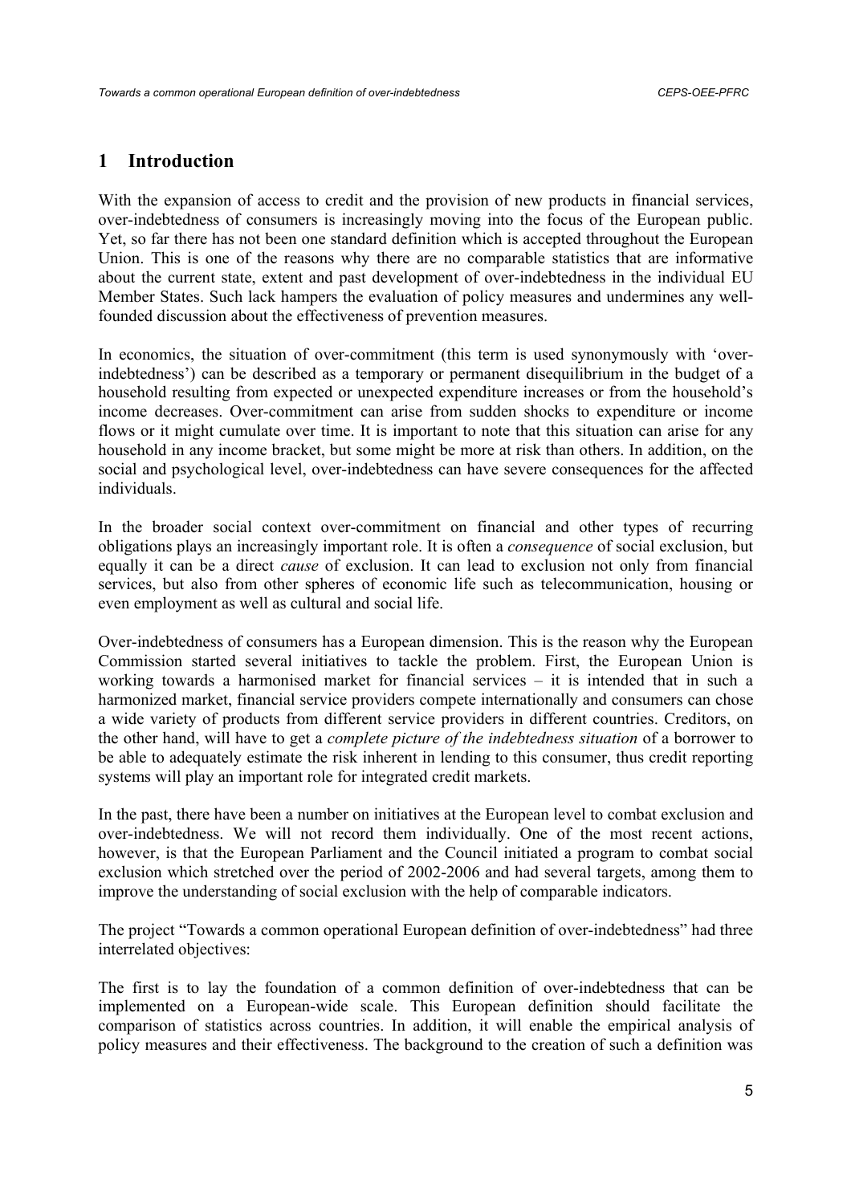# 1 Introduction

With the expansion of access to credit and the provision of new products in financial services, over-indebtedness of consumers is increasingly moving into the focus of the European public. Yet, so far there has not been one standard definition which is accepted throughout the European Union. This is one of the reasons why there are no comparable statistics that are informative about the current state, extent and past development of over-indebtedness in the individual EU Member States. Such lack hampers the evaluation of policy measures and undermines any well-founded discussion about the effectiveness of prevention measures.

In economics, the situation of over-commitment (this term is used synonymously with 'over-indebtedness') can be described as a temporary or permanent disequilibrium in the budget of a household resulting from expected or unexpected expenditure increases or from the household's income decreases. Over-commitment can arise from sudden shocks to expenditure or income flows or it might cumulate over time. It is important to note that this situation can arise for any household in any income bracket, but some might be more at risk than others. In addition, on the social and psychological level, over-indebtedness can have severe consequences for the affected individuals.

In the broader social context over-commitment on financial and other types of recurring obligations plays an increasingly important role. It is often a *consequence* of social exclusion, but equally it can be a direct *cause* of exclusion. It can lead to exclusion not only from financial services, but also from other spheres of economic life such as telecommunication, housing or even employment as well as cultural and social life.

Over-indebtedness of consumers has a European dimension. This is the reason why the European Commission started several initiatives to tackle the problem. First, the European Union is working towards a harmonised market for financial services – it is intended that in such a harmonized market, financial service providers compete internationally and consumers can chose a wide variety of products from different service providers in different countries. Creditors, on the other hand, will have to get a *complete picture of the indebtedness situation* of a borrower to be able to adequately estimate the risk inherent in lending to this consumer, thus credit reporting systems will play an important role for integrated credit markets.

In the past, there have been a number on initiatives at the European level to combat exclusion and over-indebtedness. We will not record them individually. One of the most recent actions, however, is that the European Parliament and the Council initiated a program to combat social exclusion which stretched over the period of 2002-2006 and had several targets, among them to improve the understanding of social exclusion with the help of comparable indicators.

The project "Towards a common operational European definition of over-indebtedness" had three interrelated objectives:

The first is to lay the foundation of a common definition of over-indebtedness that can be implemented on a European-wide scale. This European definition should facilitate the comparison of statistics across countries. In addition, it will enable the empirical analysis of policy measures and their effectiveness. The background to the creation of such a definition was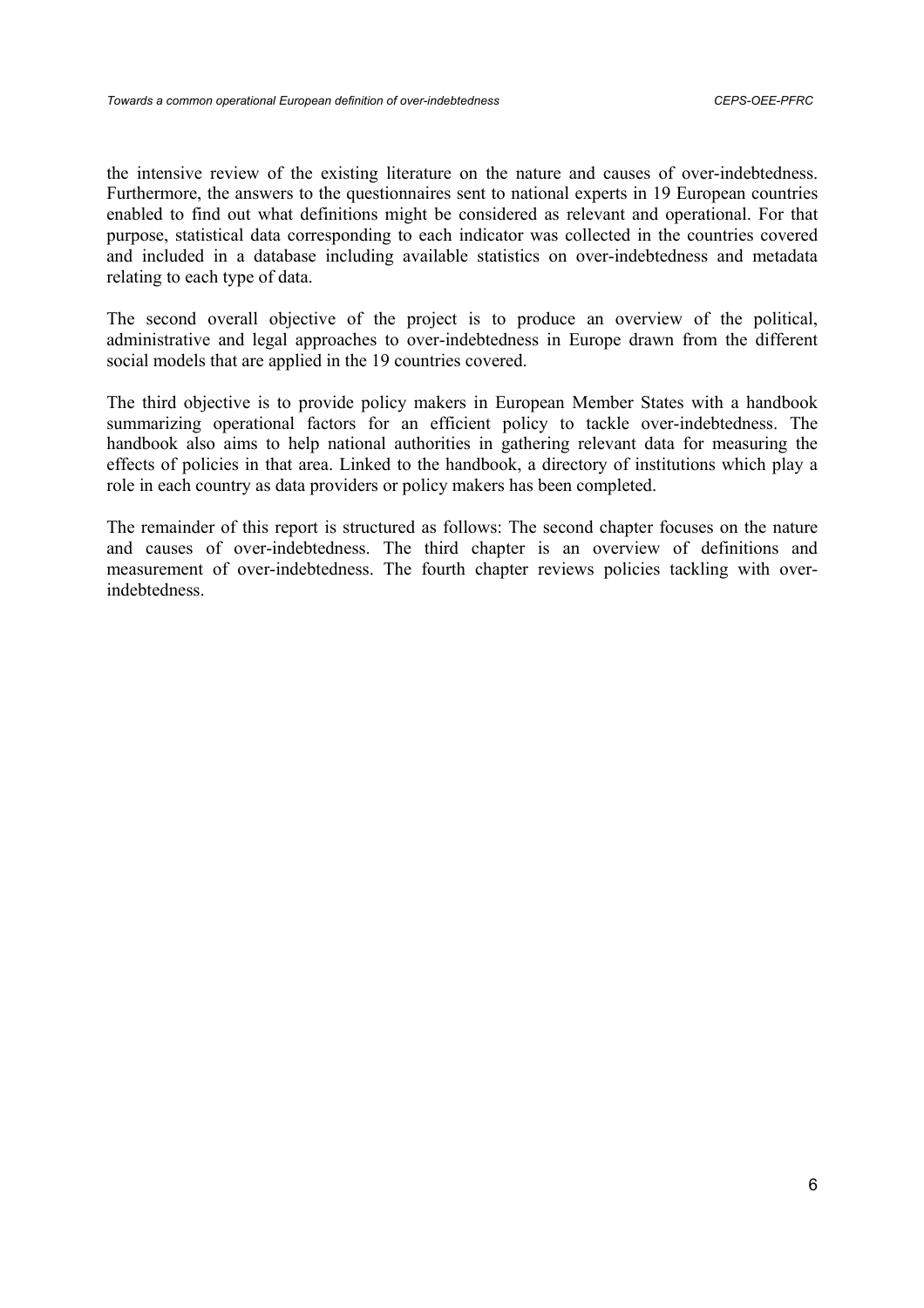the intensive review of the existing literature on the nature and causes of over-indebtedness. Furthermore, the answers to the questionnaires sent to national experts in 19 European countries enabled to find out what definitions might be considered as relevant and operational. For that purpose, statistical data corresponding to each indicator was collected in the countries covered and included in a database including available statistics on over-indebtedness and metadata relating to each type of data.

The second overall objective of the project is to produce an overview of the political, administrative and legal approaches to over-indebtedness in Europe drawn from the different social models that are applied in the 19 countries covered.

The third objective is to provide policy makers in European Member States with a handbook summarizing operational factors for an efficient policy to tackle over-indebtedness. The handbook also aims to help national authorities in gathering relevant data for measuring the effects of policies in that area. Linked to the handbook, a directory of institutions which play a role in each country as data providers or policy makers has been completed.

The remainder of this report is structured as follows: The second chapter focuses on the nature and causes of over-indebtedness. The third chapter is an overview of definitions and measurement of over-indebtedness. The fourth chapter reviews policies tackling with over-indebtedness.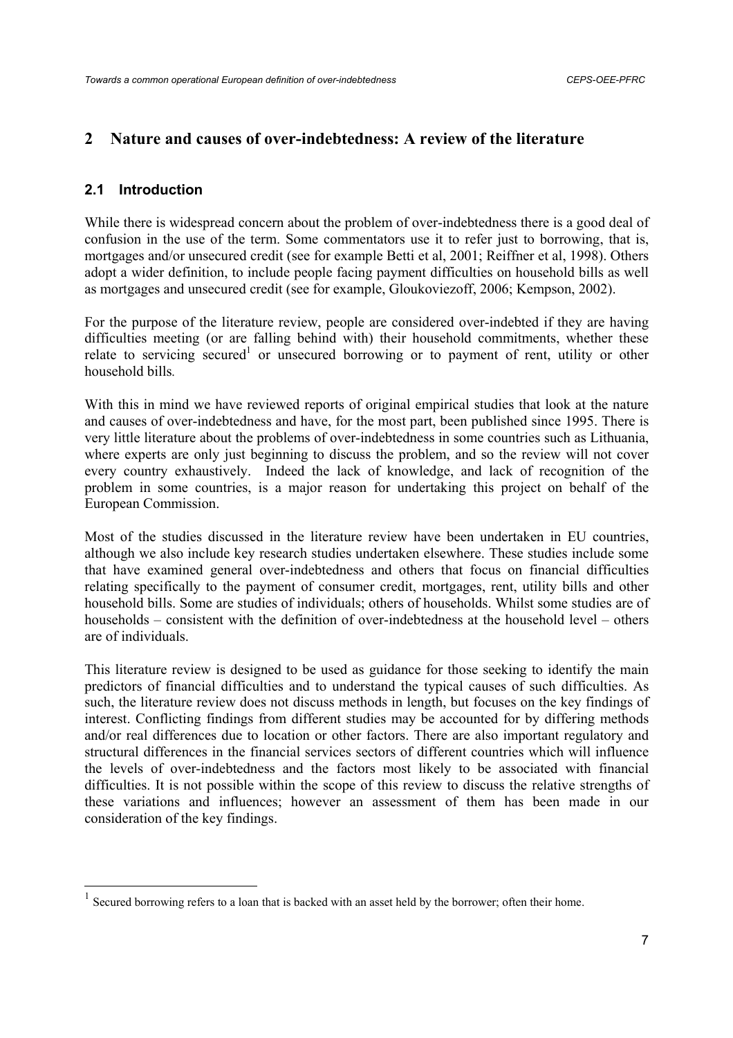## 2 Nature and causes of over-indebtedness: A review of the literature

### 2.1 Introduction

While there is widespread concern about the problem of over-indebtedness there is a good deal of confusion in the use of the term. Some commentators use it to refer just to borrowing, that is, mortgages and/or unsecured credit (see for example Betti et al, 2001; Reiffner et al, 1998). Others adopt a wider definition, to include people facing payment difficulties on household bills as well as mortgages and unsecured credit (see for example, Gloukoviezoff, 2006; Kempson, 2002).

For the purpose of the literature review, people are considered over-indebted if they are having difficulties meeting (or are falling behind with) their household commitments, whether these relate to servicing secured[1] or unsecured borrowing or to payment of rent, utility or other household bills.

With this in mind we have reviewed reports of original empirical studies that look at the nature and causes of over-indebtedness and have, for the most part, been published since 1995. There is very little literature about the problems of over-indebtedness in some countries such as Lithuania, where experts are only just beginning to discuss the problem, and so the review will not cover every country exhaustively. Indeed the lack of knowledge, and lack of recognition of the problem in some countries, is a major reason for undertaking this project on behalf of the European Commission.

Most of the studies discussed in the literature review have been undertaken in EU countries, although we also include key research studies undertaken elsewhere. These studies include some that have examined general over-indebtedness and others that focus on financial difficulties relating specifically to the payment of consumer credit, mortgages, rent, utility bills and other household bills. Some are studies of individuals; others of households. Whilst some studies are of households – consistent with the definition of over-indebtedness at the household level – others are of individuals.

This literature review is designed to be used as guidance for those seeking to identify the main predictors of financial difficulties and to understand the typical causes of such difficulties. As such, the literature review does not discuss methods in length, but focuses on the key findings of interest. Conflicting findings from different studies may be accounted for by differing methods and/or real differences due to location or other factors. There are also important regulatory and structural differences in the financial services sectors of different countries which will influence the levels of over-indebtedness and the factors most likely to be associated with financial difficulties. It is not possible within the scope of this review to discuss the relative strengths of these variations and influences; however an assessment of them has been made in our consideration of the key findings.

[1] Secured borrowing refers to a loan that is backed with an asset held by the borrower; often their home.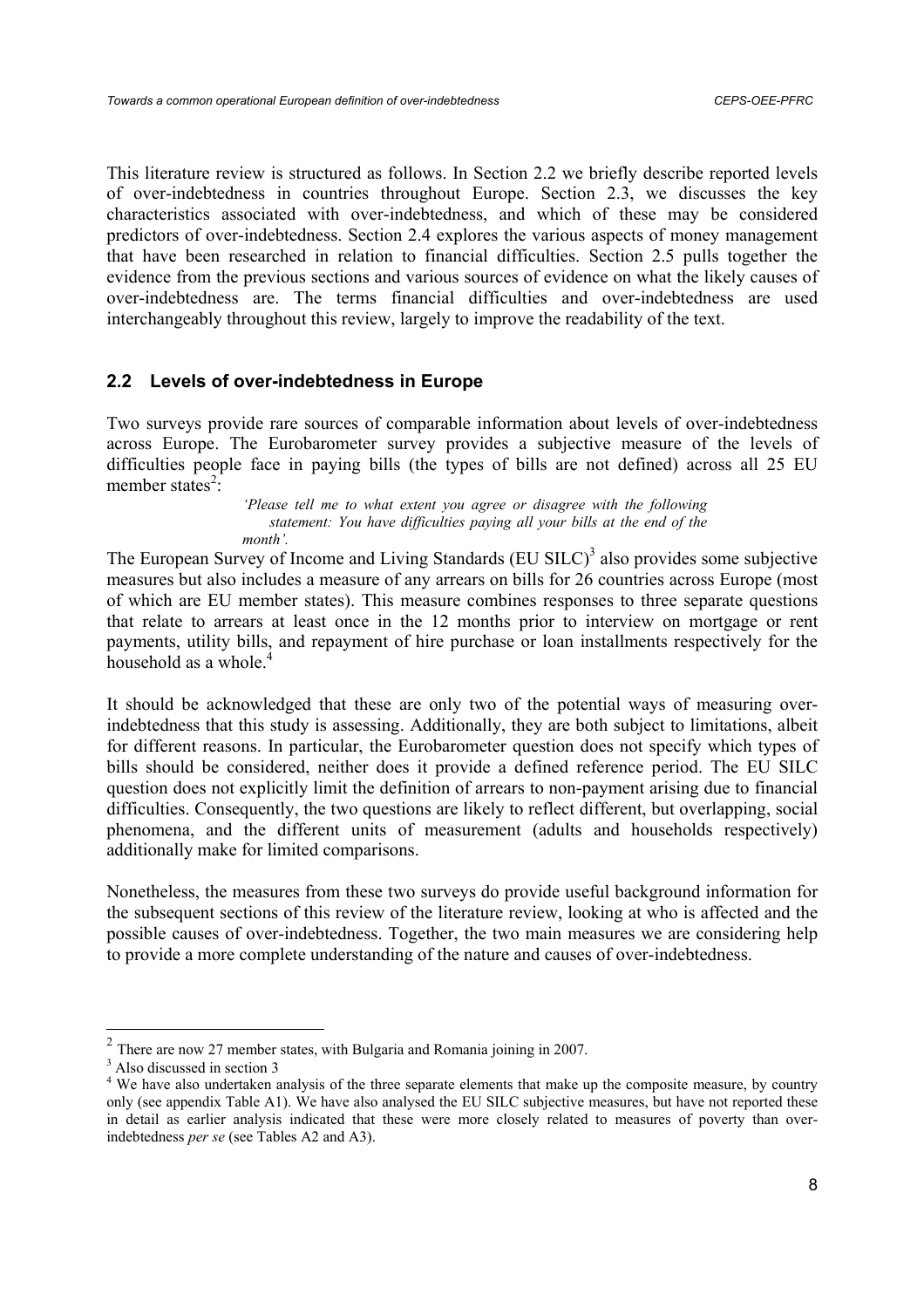This literature review is structured as follows. In Section 2.2 we briefly describe reported levels of over-indebtedness in countries throughout Europe. Section 2.3, we discusses the key characteristics associated with over-indebtedness, and which of these may be considered predictors of over-indebtedness. Section 2.4 explores the various aspects of money management that have been researched in relation to financial difficulties. Section 2.5 pulls together the evidence from the previous sections and various sources of evidence on what the likely causes of over-indebtedness are. The terms financial difficulties and over-indebtedness are used interchangeably throughout this review, largely to improve the readability of the text.

## 2.2 Levels of over-indebtedness in Europe

Two surveys provide rare sources of comparable information about levels of over-indebtedness across Europe. The Eurobarometer survey provides a subjective measure of the levels of difficulties people face in paying bills (the types of bills are not defined) across all 25 EU member states[2]:

> *'Please tell me to what extent you agree or disagree with the following statement: You have difficulties paying all your bills at the end of the month'.*

The European Survey of Income and Living Standards (EU SILC)[3] also provides some subjective measures but also includes a measure of any arrears on bills for 26 countries across Europe (most of which are EU member states). This measure combines responses to three separate questions that relate to arrears at least once in the 12 months prior to interview on mortgage or rent payments, utility bills, and repayment of hire purchase or loan installments respectively for the household as a whole.[4]

It should be acknowledged that these are only two of the potential ways of measuring over-indebtedness that this study is assessing. Additionally, they are both subject to limitations, albeit for different reasons. In particular, the Eurobarometer question does not specify which types of bills should be considered, neither does it provide a defined reference period. The EU SILC question does not explicitly limit the definition of arrears to non-payment arising due to financial difficulties. Consequently, the two questions are likely to reflect different, but overlapping, social phenomena, and the different units of measurement (adults and households respectively) additionally make for limited comparisons.

Nonetheless, the measures from these two surveys do provide useful background information for the subsequent sections of this review of the literature review, looking at who is affected and the possible causes of over-indebtedness. Together, the two main measures we are considering help to provide a more complete understanding of the nature and causes of over-indebtedness.

---

[2] There are now 27 member states, with Bulgaria and Romania joining in 2007.

[3] Also discussed in section 3

[4] We have also undertaken analysis of the three separate elements that make up the composite measure, by country only (see appendix Table A1). We have also analysed the EU SILC subjective measures, but have not reported these in detail as earlier analysis indicated that these were more closely related to measures of poverty than over-indebtedness *per se* (see Tables A2 and A3).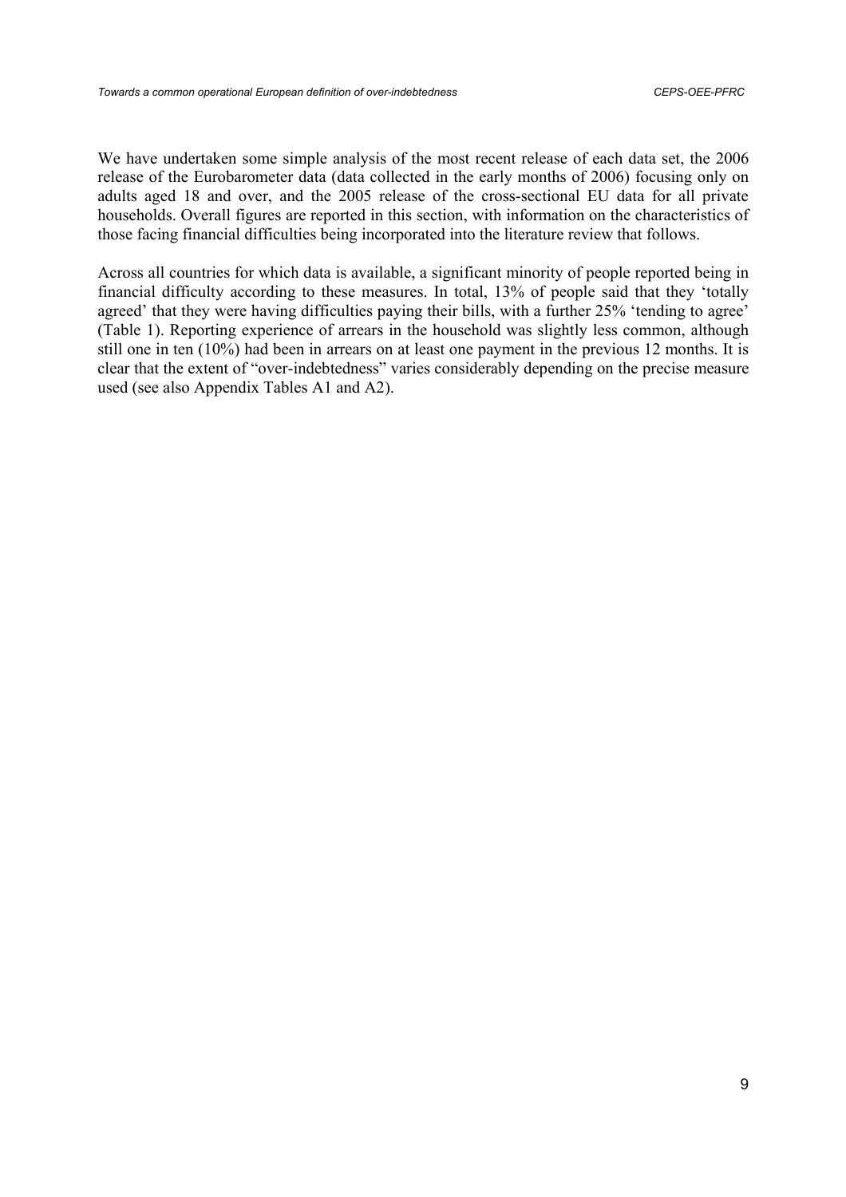We have undertaken some simple analysis of the most recent release of each data set, the 2006 release of the Eurobarometer data (data collected in the early months of 2006) focusing only on adults aged 18 and over, and the 2005 release of the cross-sectional EU data for all private households. Overall figures are reported in this section, with information on the characteristics of those facing financial difficulties being incorporated into the literature review that follows.

Across all countries for which data is available, a significant minority of people reported being in financial difficulty according to these measures. In total, 13% of people said that they 'totally agreed' that they were having difficulties paying their bills, with a further 25% 'tending to agree' (Table 1). Reporting experience of arrears in the household was slightly less common, although still one in ten (10%) had been in arrears on at least one payment in the previous 12 months. It is clear that the extent of "over-indebtedness" varies considerably depending on the precise measure used (see also Appendix Tables A1 and A2).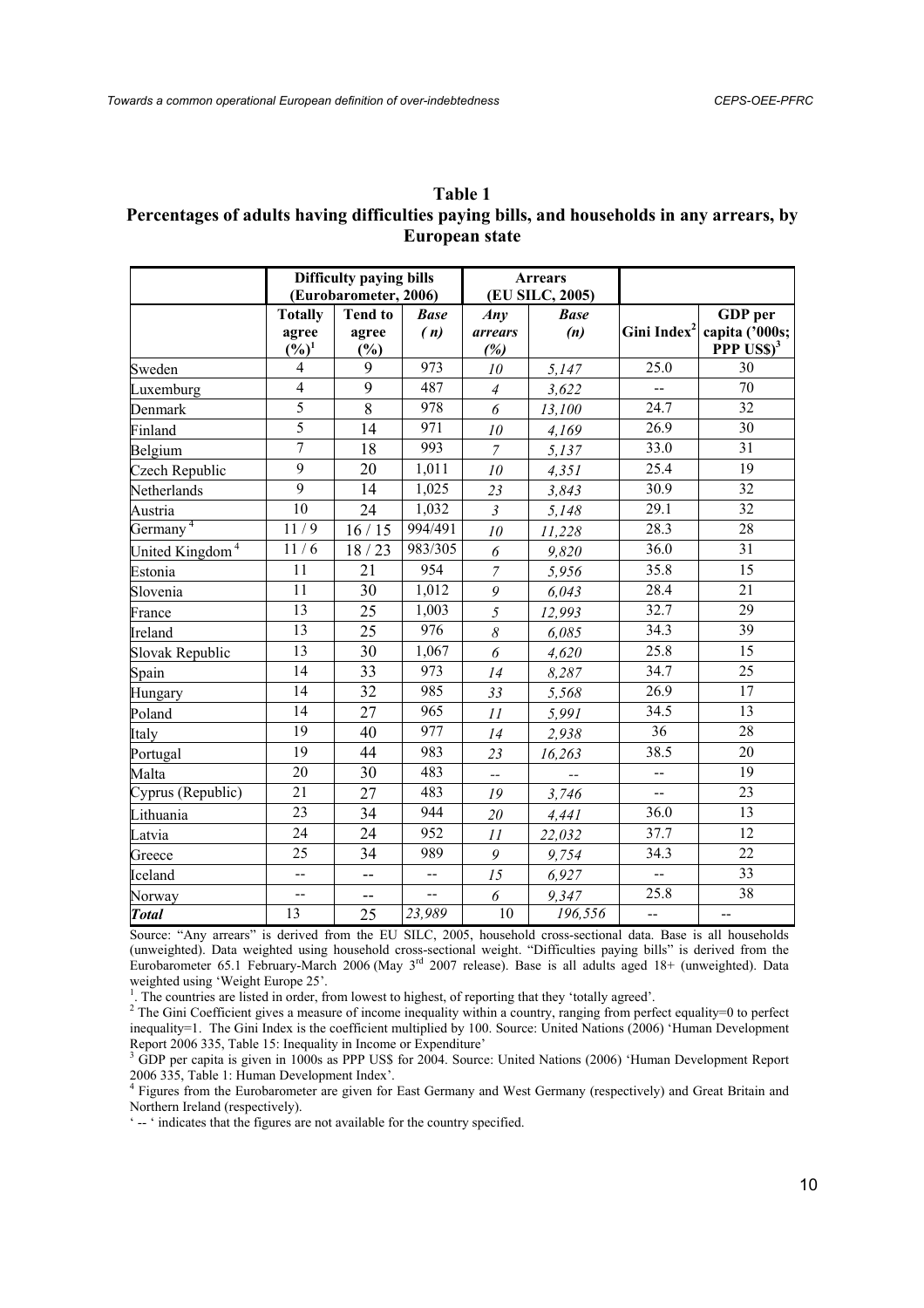**Table 1**
**Percentages of adults having difficulties paying bills, and households in any arrears, by European state**

| | Difficulty paying bills (Eurobarometer, 2006) | | | Arrears (EU SILC, 2005) | | | |
|---|---|---|---|---|---|---|---|
| | Totally agree (%)[1] | Tend to agree (%) | *Base (n)* | *Any arrears (%)* | *Base (n)* | Gini Index[2] | GDP per capita ('000s; PPP US$)[3] |
| Sweden | 4 | 9 | 973 | *10* | *5,147* | 25.0 | 30 |
| Luxemburg | 4 | 9 | 487 | *4* | *3,622* | -- | 70 |
| Denmark | 5 | 8 | 978 | *6* | *13,100* | 24.7 | 32 |
| Finland | 5 | 14 | 971 | *10* | *4,169* | 26.9 | 30 |
| Belgium | 7 | 18 | 993 | *7* | *5,137* | 33.0 | 31 |
| Czech Republic | 9 | 20 | 1,011 | *10* | *4,351* | 25.4 | 19 |
| Netherlands | 9 | 14 | 1,025 | *23* | *3,843* | 30.9 | 32 |
| Austria | 10 | 24 | 1,032 | *3* | *5,148* | 29.1 | 32 |
| Germany[4] | 11 / 9 | 16 / 15 | 994/491 | *10* | *11,228* | 28.3 | 28 |
| United Kingdom[4] | 11 / 6 | 18 / 23 | 983/305 | *6* | *9,820* | 36.0 | 31 |
| Estonia | 11 | 21 | 954 | *7* | *5,956* | 35.8 | 15 |
| Slovenia | 11 | 30 | 1,012 | *9* | *6,043* | 28.4 | 21 |
| France | 13 | 25 | 1,003 | *5* | *12,993* | 32.7 | 29 |
| Ireland | 13 | 25 | 976 | *8* | *6,085* | 34.3 | 39 |
| Slovak Republic | 13 | 30 | 1,067 | *6* | *4,620* | 25.8 | 15 |
| Spain | 14 | 33 | 973 | *14* | *8,287* | 34.7 | 25 |
| Hungary | 14 | 32 | 985 | *33* | *5,568* | 26.9 | 17 |
| Poland | 14 | 27 | 965 | *11* | *5,991* | 34.5 | 13 |
| Italy | 19 | 40 | 977 | *14* | *2,938* | 36 | 28 |
| Portugal | 19 | 44 | 983 | *23* | *16,263* | 38.5 | 20 |
| Malta | 20 | 30 | 483 | *--* | *--* | -- | 19 |
| Cyprus (Republic) | 21 | 27 | 483 | *19* | *3,746* | -- | 23 |
| Lithuania | 23 | 34 | 944 | *20* | *4,441* | 36.0 | 13 |
| Latvia | 24 | 24 | 952 | *11* | *22,032* | 37.7 | 12 |
| Greece | 25 | 34 | 989 | *9* | *9,754* | 34.3 | 22 |
| Iceland | -- | -- | -- | *15* | *6,927* | -- | 33 |
| Norway | -- | -- | -- | *6* | *9,347* | 25.8 | 38 |
| ***Total*** | 13 | 25 | *23,989* | 10 | *196,556* | -- | -- |

Source: "Any arrears" is derived from the EU SILC, 2005, household cross-sectional data. Base is all households (unweighted). Data weighted using household cross-sectional weight. "Difficulties paying bills" is derived from the Eurobarometer 65.1 February-March 2006 (May 3rd 2007 release). Base is all adults aged 18+ (unweighted). Data weighted using 'Weight Europe 25'.

[1]. The countries are listed in order, from lowest to highest, of reporting that they 'totally agreed'.

[2] The Gini Coefficient gives a measure of income inequality within a country, ranging from perfect equality=0 to perfect inequality=1. The Gini Index is the coefficient multiplied by 100. Source: United Nations (2006) 'Human Development Report 2006 335, Table 15: Inequality in Income or Expenditure'

[3] GDP per capita is given in 1000s as PPP US$ for 2004. Source: United Nations (2006) 'Human Development Report 2006 335, Table 1: Human Development Index'.

[4] Figures from the Eurobarometer are given for East Germany and West Germany (respectively) and Great Britain and Northern Ireland (respectively).

' -- ' indicates that the figures are not available for the country specified.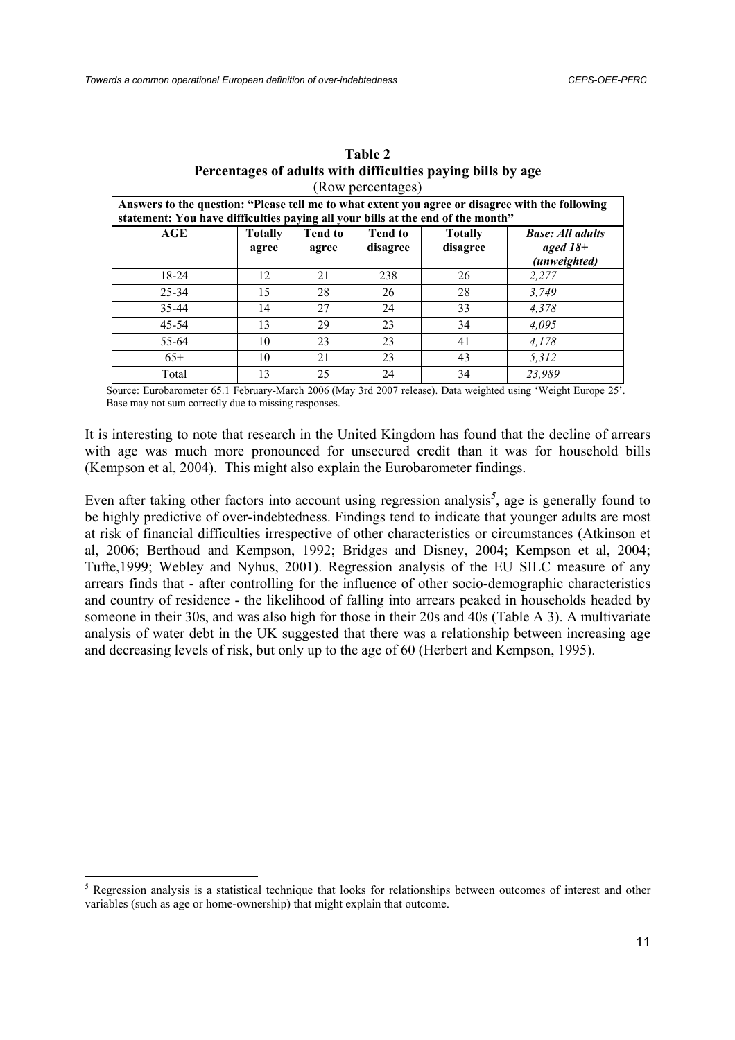**Table 2**
**Percentages of adults with difficulties paying bills by age**
(Row percentages)

| Answers to the question: "Please tell me to what extent you agree or disagree with the following statement: You have difficulties paying all your bills at the end of the month" | | | | | |
|---|---|---|---|---|---|
| **AGE** | **Totally agree** | **Tend to agree** | **Tend to disagree** | **Totally disagree** | ***Base: All adults aged 18+ (unweighted)*** |
| 18-24 | 12 | 21 | 238 | 26 | *2,277* |
| 25-34 | 15 | 28 | 26 | 28 | *3,749* |
| 35-44 | 14 | 27 | 24 | 33 | *4,378* |
| 45-54 | 13 | 29 | 23 | 34 | *4,095* |
| 55-64 | 10 | 23 | 23 | 41 | *4,178* |
| 65+ | 10 | 21 | 23 | 43 | *5,312* |
| Total | 13 | 25 | 24 | 34 | *23,989* |

Source: Eurobarometer 65.1 February-March 2006 (May 3rd 2007 release). Data weighted using 'Weight Europe 25'. Base may not sum correctly due to missing responses.

It is interesting to note that research in the United Kingdom has found that the decline of arrears with age was much more pronounced for unsecured credit than it was for household bills (Kempson et al, 2004). This might also explain the Eurobarometer findings.

Even after taking other factors into account using regression analysis[5], age is generally found to be highly predictive of over-indebtedness. Findings tend to indicate that younger adults are most at risk of financial difficulties irrespective of other characteristics or circumstances (Atkinson et al, 2006; Berthoud and Kempson, 1992; Bridges and Disney, 2004; Kempson et al, 2004; Tufte,1999; Webley and Nyhus, 2001). Regression analysis of the EU SILC measure of any arrears finds that - after controlling for the influence of other socio-demographic characteristics and country of residence - the likelihood of falling into arrears peaked in households headed by someone in their 30s, and was also high for those in their 20s and 40s (Table A 3). A multivariate analysis of water debt in the UK suggested that there was a relationship between increasing age and decreasing levels of risk, but only up to the age of 60 (Herbert and Kempson, 1995).

[5] Regression analysis is a statistical technique that looks for relationships between outcomes of interest and other variables (such as age or home-ownership) that might explain that outcome.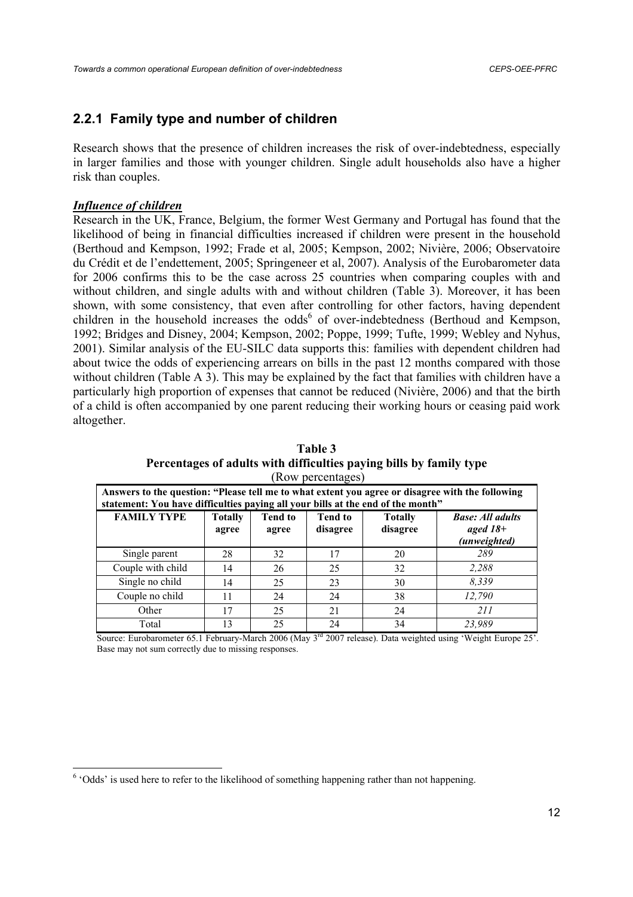## 2.2.1 Family type and number of children

Research shows that the presence of children increases the risk of over-indebtedness, especially in larger families and those with younger children. Single adult households also have a higher risk than couples.

***Influence of children***

Research in the UK, France, Belgium, the former West Germany and Portugal has found that the likelihood of being in financial difficulties increased if children were present in the household (Berthoud and Kempson, 1992; Frade et al, 2005; Kempson, 2002; Nivière, 2006; Observatoire du Crédit et de l'endettement, 2005; Springeneer et al, 2007). Analysis of the Eurobarometer data for 2006 confirms this to be the case across 25 countries when comparing couples with and without children, and single adults with and without children (Table 3). Moreover, it has been shown, with some consistency, that even after controlling for other factors, having dependent children in the household increases the odds[6] of over-indebtedness (Berthoud and Kempson, 1992; Bridges and Disney, 2004; Kempson, 2002; Poppe, 1999; Tufte, 1999; Webley and Nyhus, 2001). Similar analysis of the EU-SILC data supports this: families with dependent children had about twice the odds of experiencing arrears on bills in the past 12 months compared with those without children (Table A 3). This may be explained by the fact that families with children have a particularly high proportion of expenses that cannot be reduced (Nivière, 2006) and that the birth of a child is often accompanied by one parent reducing their working hours or ceasing paid work altogether.

**Table 3**
**Percentages of adults with difficulties paying bills by family type**
(Row percentages)

| **Answers to the question: "Please tell me to what extent you agree or disagree with the following statement: You have difficulties paying all your bills at the end of the month"** | | | | | |
|---|---|---|---|---|---|
| **FAMILY TYPE** | **Totally agree** | **Tend to agree** | **Tend to disagree** | **Totally disagree** | ***Base: All adults aged 18+ (unweighted)*** |
| Single parent | 28 | 32 | 17 | 20 | *289* |
| Couple with child | 14 | 26 | 25 | 32 | *2,288* |
| Single no child | 14 | 25 | 23 | 30 | *8,339* |
| Couple no child | 11 | 24 | 24 | 38 | *12,790* |
| Other | 17 | 25 | 21 | 24 | *211* |
| Total | 13 | 25 | 24 | 34 | *23,989* |

Source: Eurobarometer 65.1 February-March 2006 (May 3rd 2007 release). Data weighted using 'Weight Europe 25'. Base may not sum correctly due to missing responses.

[6] 'Odds' is used here to refer to the likelihood of something happening rather than not happening.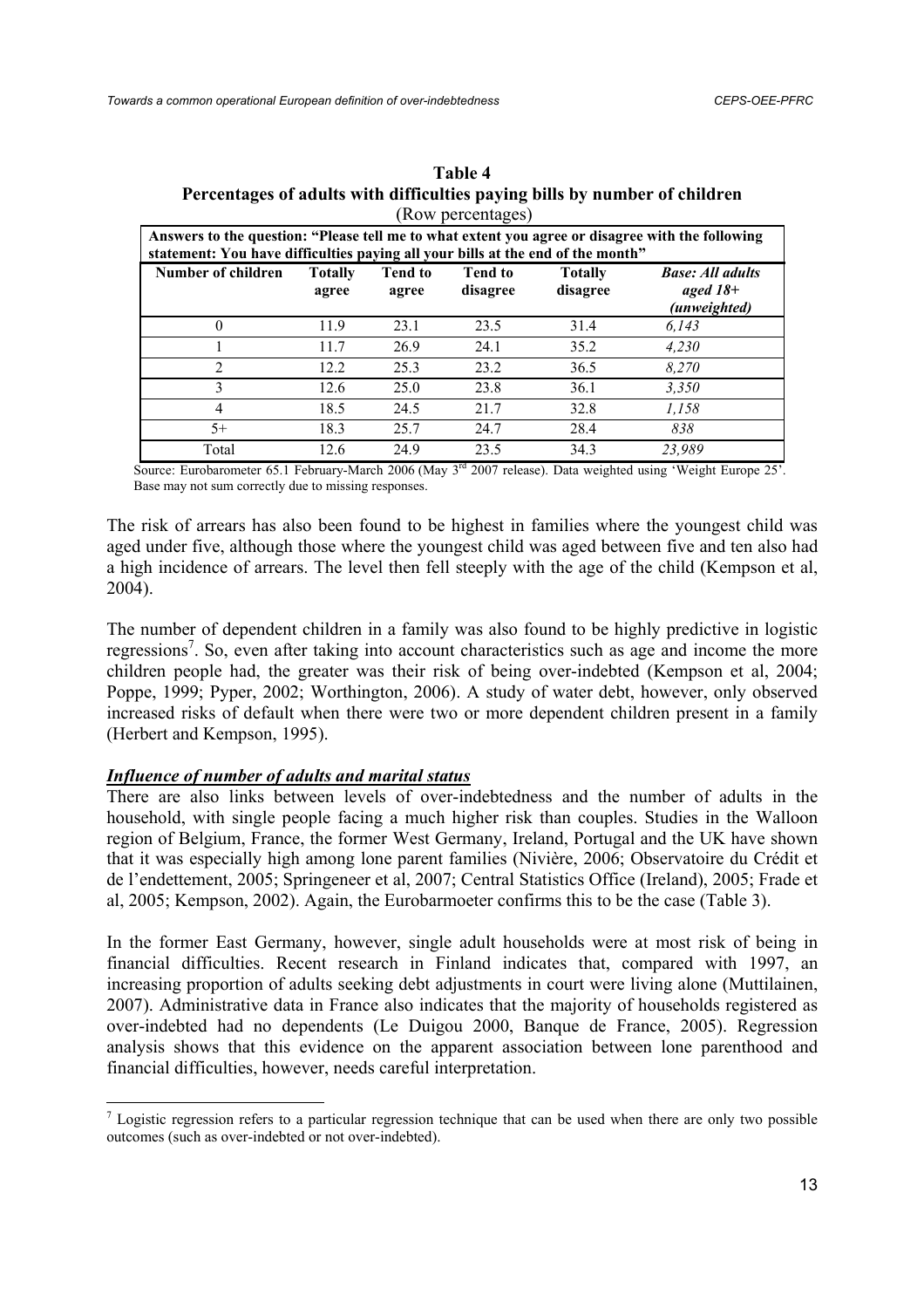**Table 4**
**Percentages of adults with difficulties paying bills by number of children**
(Row percentages)

| Answers to the question: "Please tell me to what extent you agree or disagree with the following statement: You have difficulties paying all your bills at the end of the month" | | | | | |
|---|---|---|---|---|---|
| **Number of children** | **Totally agree** | **Tend to agree** | **Tend to disagree** | **Totally disagree** | ***Base: All adults aged 18+ (unweighted)*** |
| 0 | 11.9 | 23.1 | 23.5 | 31.4 | *6,143* |
| 1 | 11.7 | 26.9 | 24.1 | 35.2 | *4,230* |
| 2 | 12.2 | 25.3 | 23.2 | 36.5 | *8,270* |
| 3 | 12.6 | 25.0 | 23.8 | 36.1 | *3,350* |
| 4 | 18.5 | 24.5 | 21.7 | 32.8 | *1,158* |
| 5+ | 18.3 | 25.7 | 24.7 | 28.4 | *838* |
| Total | 12.6 | 24.9 | 23.5 | 34.3 | *23,989* |

Source: Eurobarometer 65.1 February-March 2006 (May 3rd 2007 release). Data weighted using 'Weight Europe 25'. Base may not sum correctly due to missing responses.

The risk of arrears has also been found to be highest in families where the youngest child was aged under five, although those where the youngest child was aged between five and ten also had a high incidence of arrears. The level then fell steeply with the age of the child (Kempson et al, 2004).

The number of dependent children in a family was also found to be highly predictive in logistic regressions[7]. So, even after taking into account characteristics such as age and income the more children people had, the greater was their risk of being over-indebted (Kempson et al, 2004; Poppe, 1999; Pyper, 2002; Worthington, 2006). A study of water debt, however, only observed increased risks of default when there were two or more dependent children present in a family (Herbert and Kempson, 1995).

***Influence of number of adults and marital status***

There are also links between levels of over-indebtedness and the number of adults in the household, with single people facing a much higher risk than couples. Studies in the Walloon region of Belgium, France, the former West Germany, Ireland, Portugal and the UK have shown that it was especially high among lone parent families (Nivière, 2006; Observatoire du Crédit et de l'endettement, 2005; Springeneer et al, 2007; Central Statistics Office (Ireland), 2005; Frade et al, 2005; Kempson, 2002). Again, the Eurobarmoeter confirms this to be the case (Table 3).

In the former East Germany, however, single adult households were at most risk of being in financial difficulties. Recent research in Finland indicates that, compared with 1997, an increasing proportion of adults seeking debt adjustments in court were living alone (Muttilainen, 2007). Administrative data in France also indicates that the majority of households registered as over-indebted had no dependents (Le Duigou 2000, Banque de France, 2005). Regression analysis shows that this evidence on the apparent association between lone parenthood and financial difficulties, however, needs careful interpretation.

[7] Logistic regression refers to a particular regression technique that can be used when there are only two possible outcomes (such as over-indebted or not over-indebted).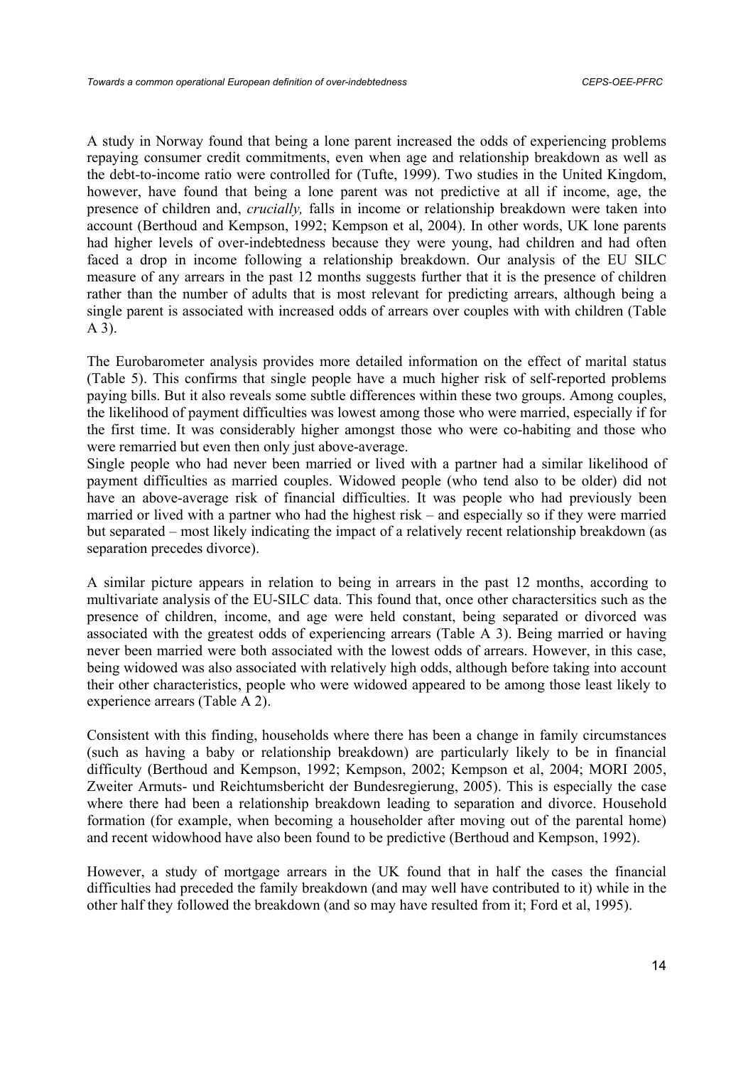A study in Norway found that being a lone parent increased the odds of experiencing problems repaying consumer credit commitments, even when age and relationship breakdown as well as the debt-to-income ratio were controlled for (Tufte, 1999). Two studies in the United Kingdom, however, have found that being a lone parent was not predictive at all if income, age, the presence of children and, *crucially,* falls in income or relationship breakdown were taken into account (Berthoud and Kempson, 1992; Kempson et al, 2004). In other words, UK lone parents had higher levels of over-indebtedness because they were young, had children and had often faced a drop in income following a relationship breakdown. Our analysis of the EU SILC measure of any arrears in the past 12 months suggests further that it is the presence of children rather than the number of adults that is most relevant for predicting arrears, although being a single parent is associated with increased odds of arrears over couples with with children (Table A 3).

The Eurobarometer analysis provides more detailed information on the effect of marital status (Table 5). This confirms that single people have a much higher risk of self-reported problems paying bills. But it also reveals some subtle differences within these two groups. Among couples, the likelihood of payment difficulties was lowest among those who were married, especially if for the first time. It was considerably higher amongst those who were co-habiting and those who were remarried but even then only just above-average.

Single people who had never been married or lived with a partner had a similar likelihood of payment difficulties as married couples. Widowed people (who tend also to be older) did not have an above-average risk of financial difficulties. It was people who had previously been married or lived with a partner who had the highest risk – and especially so if they were married but separated – most likely indicating the impact of a relatively recent relationship breakdown (as separation precedes divorce).

A similar picture appears in relation to being in arrears in the past 12 months, according to multivariate analysis of the EU-SILC data. This found that, once other charactersitics such as the presence of children, income, and age were held constant, being separated or divorced was associated with the greatest odds of experiencing arrears (Table A 3). Being married or having never been married were both associated with the lowest odds of arrears. However, in this case, being widowed was also associated with relatively high odds, although before taking into account their other characteristics, people who were widowed appeared to be among those least likely to experience arrears (Table A 2).

Consistent with this finding, households where there has been a change in family circumstances (such as having a baby or relationship breakdown) are particularly likely to be in financial difficulty (Berthoud and Kempson, 1992; Kempson, 2002; Kempson et al, 2004; MORI 2005, Zweiter Armuts- und Reichtumsbericht der Bundesregierung, 2005). This is especially the case where there had been a relationship breakdown leading to separation and divorce. Household formation (for example, when becoming a householder after moving out of the parental home) and recent widowhood have also been found to be predictive (Berthoud and Kempson, 1992).

However, a study of mortgage arrears in the UK found that in half the cases the financial difficulties had preceded the family breakdown (and may well have contributed to it) while in the other half they followed the breakdown (and so may have resulted from it; Ford et al, 1995).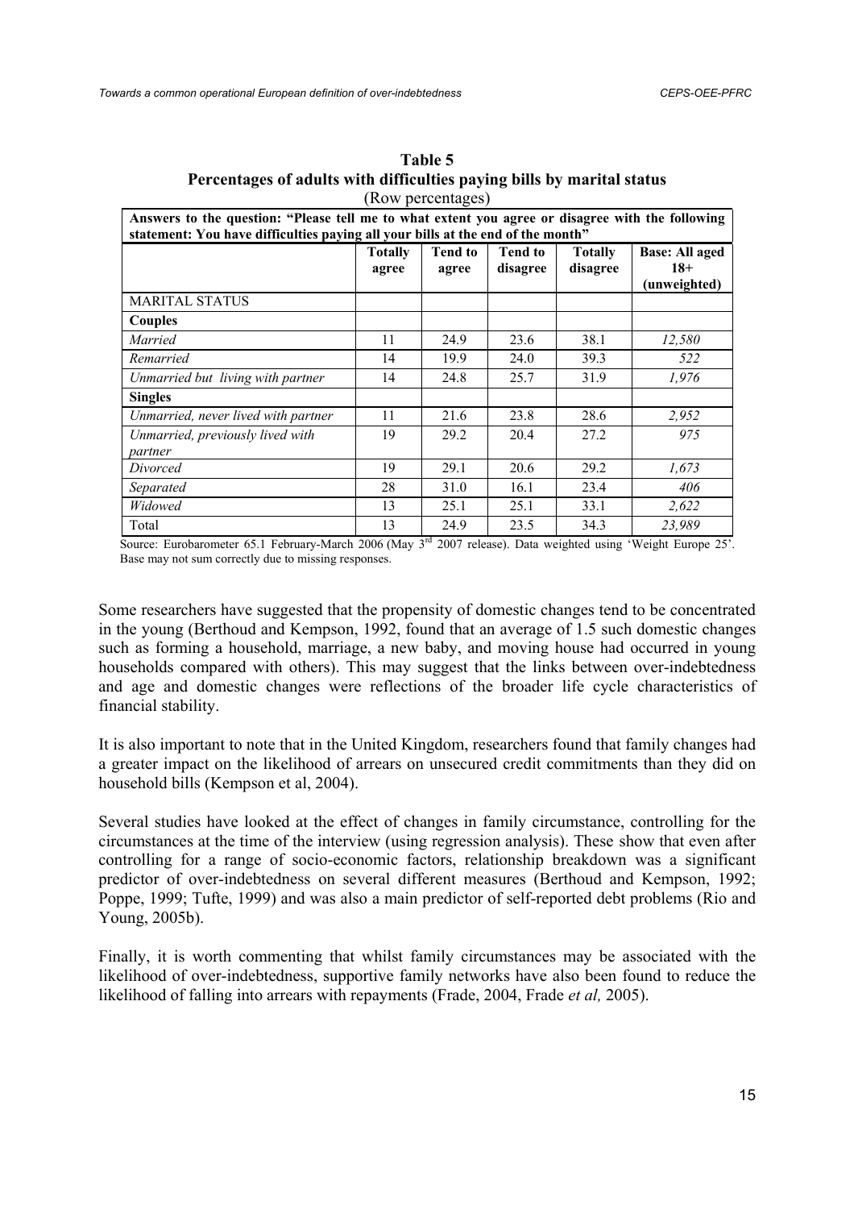**Table 5**
**Percentages of adults with difficulties paying bills by marital status**
(Row percentages)

| Answers to the question: "Please tell me to what extent you agree or disagree with the following statement: You have difficulties paying all your bills at the end of the month" | | | | | |
|---|---|---|---|---|---|
| | **Totally agree** | **Tend to agree** | **Tend to disagree** | **Totally disagree** | **Base: All aged 18+ (unweighted)** |
| MARITAL STATUS | | | | | |
| **Couples** | | | | | |
| *Married* | 11 | 24.9 | 23.6 | 38.1 | *12,580* |
| *Remarried* | 14 | 19.9 | 24.0 | 39.3 | *522* |
| *Unmarried but living with partner* | 14 | 24.8 | 25.7 | 31.9 | *1,976* |
| **Singles** | | | | | |
| *Unmarried, never lived with partner* | 11 | 21.6 | 23.8 | 28.6 | *2,952* |
| *Unmarried, previously lived with partner* | 19 | 29.2 | 20.4 | 27.2 | *975* |
| *Divorced* | 19 | 29.1 | 20.6 | 29.2 | *1,673* |
| *Separated* | 28 | 31.0 | 16.1 | 23.4 | *406* |
| *Widowed* | 13 | 25.1 | 25.1 | 33.1 | *2,622* |
| Total | 13 | 24.9 | 23.5 | 34.3 | *23,989* |

Source: Eurobarometer 65.1 February-March 2006 (May 3rd 2007 release). Data weighted using 'Weight Europe 25'. Base may not sum correctly due to missing responses.

Some researchers have suggested that the propensity of domestic changes tend to be concentrated in the young (Berthoud and Kempson, 1992, found that an average of 1.5 such domestic changes such as forming a household, marriage, a new baby, and moving house had occurred in young households compared with others). This may suggest that the links between over-indebtedness and age and domestic changes were reflections of the broader life cycle characteristics of financial stability.

It is also important to note that in the United Kingdom, researchers found that family changes had a greater impact on the likelihood of arrears on unsecured credit commitments than they did on household bills (Kempson et al, 2004).

Several studies have looked at the effect of changes in family circumstance, controlling for the circumstances at the time of the interview (using regression analysis). These show that even after controlling for a range of socio-economic factors, relationship breakdown was a significant predictor of over-indebtedness on several different measures (Berthoud and Kempson, 1992; Poppe, 1999; Tufte, 1999) and was also a main predictor of self-reported debt problems (Rio and Young, 2005b).

Finally, it is worth commenting that whilst family circumstances may be associated with the likelihood of over-indebtedness, supportive family networks have also been found to reduce the likelihood of falling into arrears with repayments (Frade, 2004, Frade *et al,* 2005).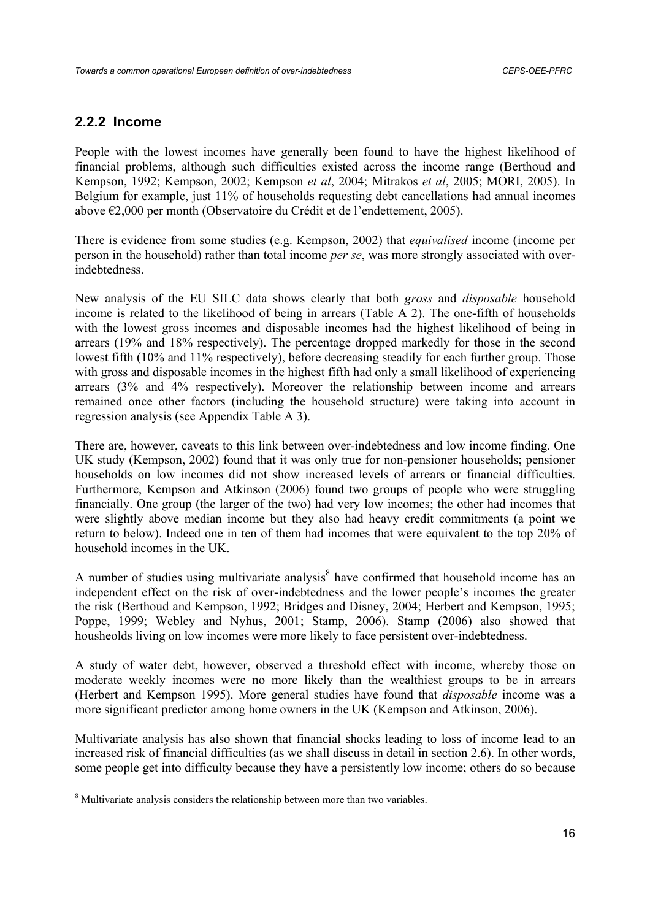### 2.2.2 Income

People with the lowest incomes have generally been found to have the highest likelihood of financial problems, although such difficulties existed across the income range (Berthoud and Kempson, 1992; Kempson, 2002; Kempson *et al*, 2004; Mitrakos *et al*, 2005; MORI, 2005). In Belgium for example, just 11% of households requesting debt cancellations had annual incomes above €2,000 per month (Observatoire du Crédit et de l'endettement, 2005).

There is evidence from some studies (e.g. Kempson, 2002) that *equivalised* income (income per person in the household) rather than total income *per se*, was more strongly associated with over-indebtedness.

New analysis of the EU SILC data shows clearly that both *gross* and *disposable* household income is related to the likelihood of being in arrears (Table A 2). The one-fifth of households with the lowest gross incomes and disposable incomes had the highest likelihood of being in arrears (19% and 18% respectively). The percentage dropped markedly for those in the second lowest fifth (10% and 11% respectively), before decreasing steadily for each further group. Those with gross and disposable incomes in the highest fifth had only a small likelihood of experiencing arrears (3% and 4% respectively). Moreover the relationship between income and arrears remained once other factors (including the household structure) were taking into account in regression analysis (see Appendix Table A 3).

There are, however, caveats to this link between over-indebtedness and low income finding. One UK study (Kempson, 2002) found that it was only true for non-pensioner households; pensioner households on low incomes did not show increased levels of arrears or financial difficulties. Furthermore, Kempson and Atkinson (2006) found two groups of people who were struggling financially. One group (the larger of the two) had very low incomes; the other had incomes that were slightly above median income but they also had heavy credit commitments (a point we return to below). Indeed one in ten of them had incomes that were equivalent to the top 20% of household incomes in the UK.

A number of studies using multivariate analysis[8] have confirmed that household income has an independent effect on the risk of over-indebtedness and the lower people's incomes the greater the risk (Berthoud and Kempson, 1992; Bridges and Disney, 2004; Herbert and Kempson, 1995; Poppe, 1999; Webley and Nyhus, 2001; Stamp, 2006). Stamp (2006) also showed that housheolds living on low incomes were more likely to face persistent over-indebtedness.

A study of water debt, however, observed a threshold effect with income, whereby those on moderate weekly incomes were no more likely than the wealthiest groups to be in arrears (Herbert and Kempson 1995). More general studies have found that *disposable* income was a more significant predictor among home owners in the UK (Kempson and Atkinson, 2006).

Multivariate analysis has also shown that financial shocks leading to loss of income lead to an increased risk of financial difficulties (as we shall discuss in detail in section 2.6). In other words, some people get into difficulty because they have a persistently low income; others do so because

[8] Multivariate analysis considers the relationship between more than two variables.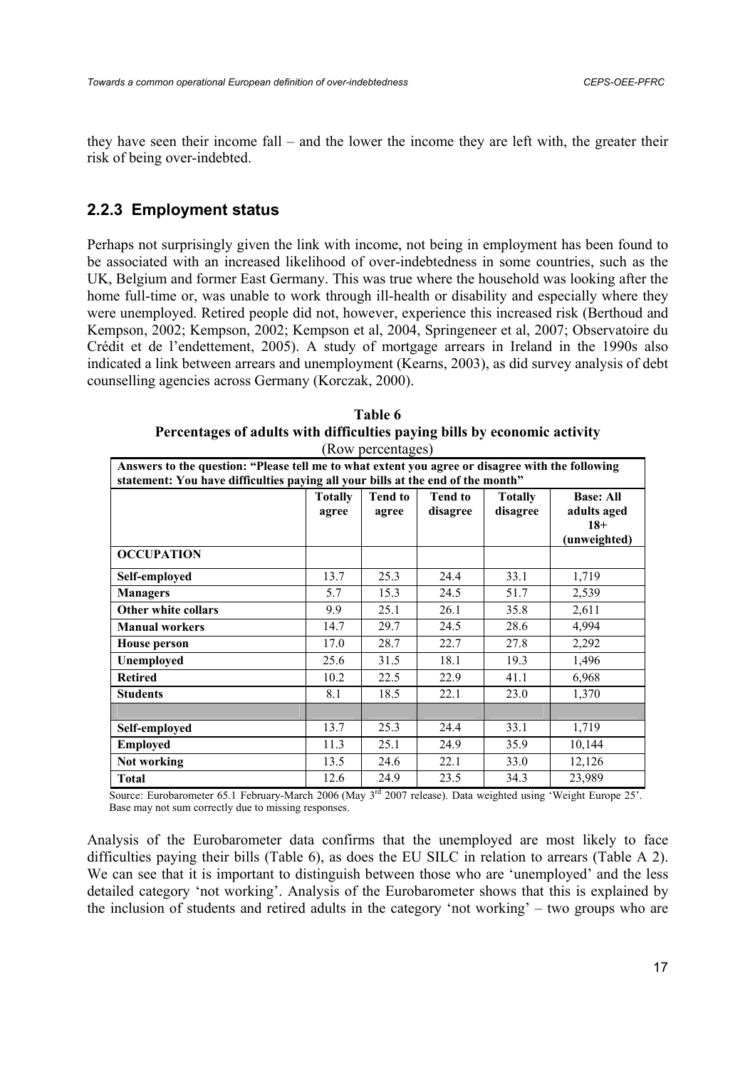they have seen their income fall – and the lower the income they are left with, the greater their risk of being over-indebted.

### 2.2.3 Employment status

Perhaps not surprisingly given the link with income, not being in employment has been found to be associated with an increased likelihood of over-indebtedness in some countries, such as the UK, Belgium and former East Germany. This was true where the household was looking after the home full-time or, was unable to work through ill-health or disability and especially where they were unemployed. Retired people did not, however, experience this increased risk (Berthoud and Kempson, 2002; Kempson, 2002; Kempson et al, 2004, Springeneer et al, 2007; Observatoire du Crédit et de l'endettement, 2005). A study of mortgage arrears in Ireland in the 1990s also indicated a link between arrears and unemployment (Kearns, 2003), as did survey analysis of debt counselling agencies across Germany (Korczak, 2000).

**Table 6**
**Percentages of adults with difficulties paying bills by economic activity**
(Row percentages)

**Answers to the question: "Please tell me to what extent you agree or disagree with the following statement: You have difficulties paying all your bills at the end of the month"**

| | Totally agree | Tend to agree | Tend to disagree | Totally disagree | Base: All adults aged 18+ (unweighted) |
|---|---|---|---|---|---|
| **OCCUPATION** | | | | | |
| **Self-employed** | 13.7 | 25.3 | 24.4 | 33.1 | 1,719 |
| **Managers** | 5.7 | 15.3 | 24.5 | 51.7 | 2,539 |
| **Other white collars** | 9.9 | 25.1 | 26.1 | 35.8 | 2,611 |
| **Manual workers** | 14.7 | 29.7 | 24.5 | 28.6 | 4,994 |
| **House person** | 17.0 | 28.7 | 22.7 | 27.8 | 2,292 |
| **Unemployed** | 25.6 | 31.5 | 18.1 | 19.3 | 1,496 |
| **Retired** | 10.2 | 22.5 | 22.9 | 41.1 | 6,968 |
| **Students** | 8.1 | 18.5 | 22.1 | 23.0 | 1,370 |
| | | | | | |
| **Self-employed** | 13.7 | 25.3 | 24.4 | 33.1 | 1,719 |
| **Employed** | 11.3 | 25.1 | 24.9 | 35.9 | 10,144 |
| **Not working** | 13.5 | 24.6 | 22.1 | 33.0 | 12,126 |
| **Total** | 12.6 | 24.9 | 23.5 | 34.3 | 23,989 |

Source: Eurobarometer 65.1 February-March 2006 (May 3rd 2007 release). Data weighted using 'Weight Europe 25'. Base may not sum correctly due to missing responses.

Analysis of the Eurobarometer data confirms that the unemployed are most likely to face difficulties paying their bills (Table 6), as does the EU SILC in relation to arrears (Table A 2). We can see that it is important to distinguish between those who are 'unemployed' and the less detailed category 'not working'. Analysis of the Eurobarometer shows that this is explained by the inclusion of students and retired adults in the category 'not working' – two groups who are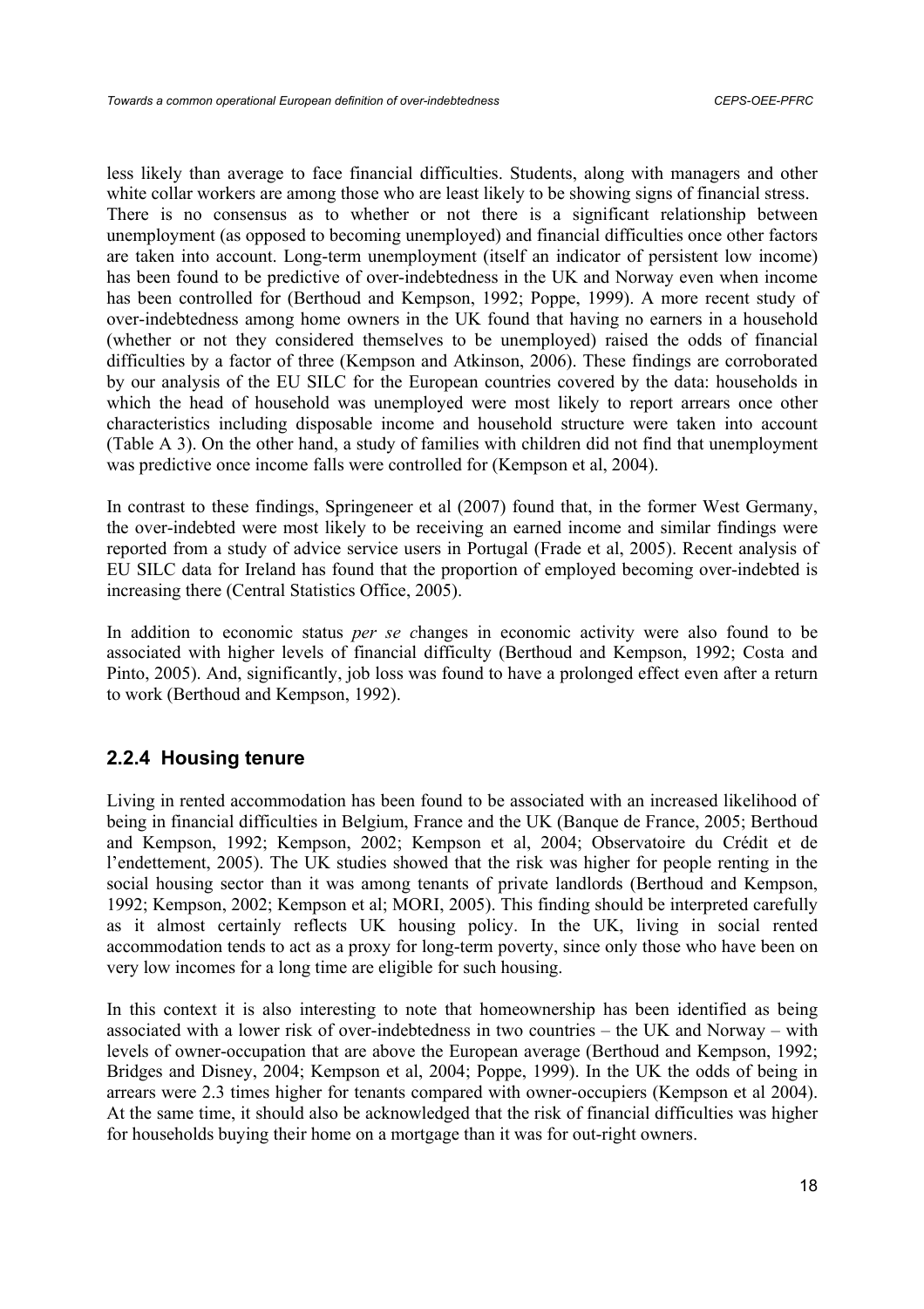less likely than average to face financial difficulties. Students, along with managers and other white collar workers are among those who are least likely to be showing signs of financial stress. There is no consensus as to whether or not there is a significant relationship between unemployment (as opposed to becoming unemployed) and financial difficulties once other factors are taken into account. Long-term unemployment (itself an indicator of persistent low income) has been found to be predictive of over-indebtedness in the UK and Norway even when income has been controlled for (Berthoud and Kempson, 1992; Poppe, 1999). A more recent study of over-indebtedness among home owners in the UK found that having no earners in a household (whether or not they considered themselves to be unemployed) raised the odds of financial difficulties by a factor of three (Kempson and Atkinson, 2006). These findings are corroborated by our analysis of the EU SILC for the European countries covered by the data: households in which the head of household was unemployed were most likely to report arrears once other characteristics including disposable income and household structure were taken into account (Table A 3). On the other hand, a study of families with children did not find that unemployment was predictive once income falls were controlled for (Kempson et al, 2004).

In contrast to these findings, Springeneer et al (2007) found that, in the former West Germany, the over-indebted were most likely to be receiving an earned income and similar findings were reported from a study of advice service users in Portugal (Frade et al, 2005). Recent analysis of EU SILC data for Ireland has found that the proportion of employed becoming over-indebted is increasing there (Central Statistics Office, 2005).

In addition to economic status *per se c*hanges in economic activity were also found to be associated with higher levels of financial difficulty (Berthoud and Kempson, 1992; Costa and Pinto, 2005). And, significantly, job loss was found to have a prolonged effect even after a return to work (Berthoud and Kempson, 1992).

### 2.2.4 Housing tenure

Living in rented accommodation has been found to be associated with an increased likelihood of being in financial difficulties in Belgium, France and the UK (Banque de France, 2005; Berthoud and Kempson, 1992; Kempson, 2002; Kempson et al, 2004; Observatoire du Crédit et de l'endettement, 2005). The UK studies showed that the risk was higher for people renting in the social housing sector than it was among tenants of private landlords (Berthoud and Kempson, 1992; Kempson, 2002; Kempson et al; MORI, 2005). This finding should be interpreted carefully as it almost certainly reflects UK housing policy. In the UK, living in social rented accommodation tends to act as a proxy for long-term poverty, since only those who have been on very low incomes for a long time are eligible for such housing.

In this context it is also interesting to note that homeownership has been identified as being associated with a lower risk of over-indebtedness in two countries – the UK and Norway – with levels of owner-occupation that are above the European average (Berthoud and Kempson, 1992; Bridges and Disney, 2004; Kempson et al, 2004; Poppe, 1999). In the UK the odds of being in arrears were 2.3 times higher for tenants compared with owner-occupiers (Kempson et al 2004). At the same time, it should also be acknowledged that the risk of financial difficulties was higher for households buying their home on a mortgage than it was for out-right owners.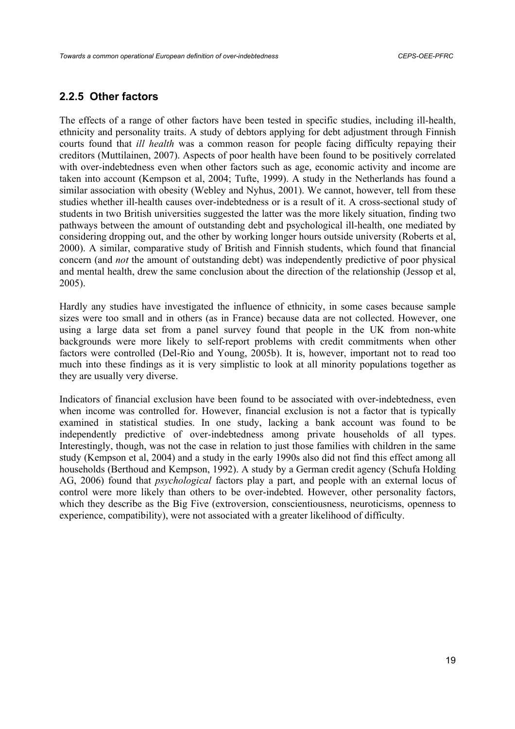### 2.2.5 Other factors

The effects of a range of other factors have been tested in specific studies, including ill-health, ethnicity and personality traits. A study of debtors applying for debt adjustment through Finnish courts found that *ill health* was a common reason for people facing difficulty repaying their creditors (Muttilainen, 2007). Aspects of poor health have been found to be positively correlated with over-indebtedness even when other factors such as age, economic activity and income are taken into account (Kempson et al, 2004; Tufte, 1999). A study in the Netherlands has found a similar association with obesity (Webley and Nyhus, 2001). We cannot, however, tell from these studies whether ill-health causes over-indebtedness or is a result of it. A cross-sectional study of students in two British universities suggested the latter was the more likely situation, finding two pathways between the amount of outstanding debt and psychological ill-health, one mediated by considering dropping out, and the other by working longer hours outside university (Roberts et al, 2000). A similar, comparative study of British and Finnish students, which found that financial concern (and *not* the amount of outstanding debt) was independently predictive of poor physical and mental health, drew the same conclusion about the direction of the relationship (Jessop et al, 2005).

Hardly any studies have investigated the influence of ethnicity, in some cases because sample sizes were too small and in others (as in France) because data are not collected. However, one using a large data set from a panel survey found that people in the UK from non-white backgrounds were more likely to self-report problems with credit commitments when other factors were controlled (Del-Rio and Young, 2005b). It is, however, important not to read too much into these findings as it is very simplistic to look at all minority populations together as they are usually very diverse.

Indicators of financial exclusion have been found to be associated with over-indebtedness, even when income was controlled for. However, financial exclusion is not a factor that is typically examined in statistical studies. In one study, lacking a bank account was found to be independently predictive of over-indebtedness among private households of all types. Interestingly, though, was not the case in relation to just those families with children in the same study (Kempson et al, 2004) and a study in the early 1990s also did not find this effect among all households (Berthoud and Kempson, 1992). A study by a German credit agency (Schufa Holding AG, 2006) found that *psychological* factors play a part, and people with an external locus of control were more likely than others to be over-indebted. However, other personality factors, which they describe as the Big Five (extroversion, conscientiousness, neuroticisms, openness to experience, compatibility), were not associated with a greater likelihood of difficulty.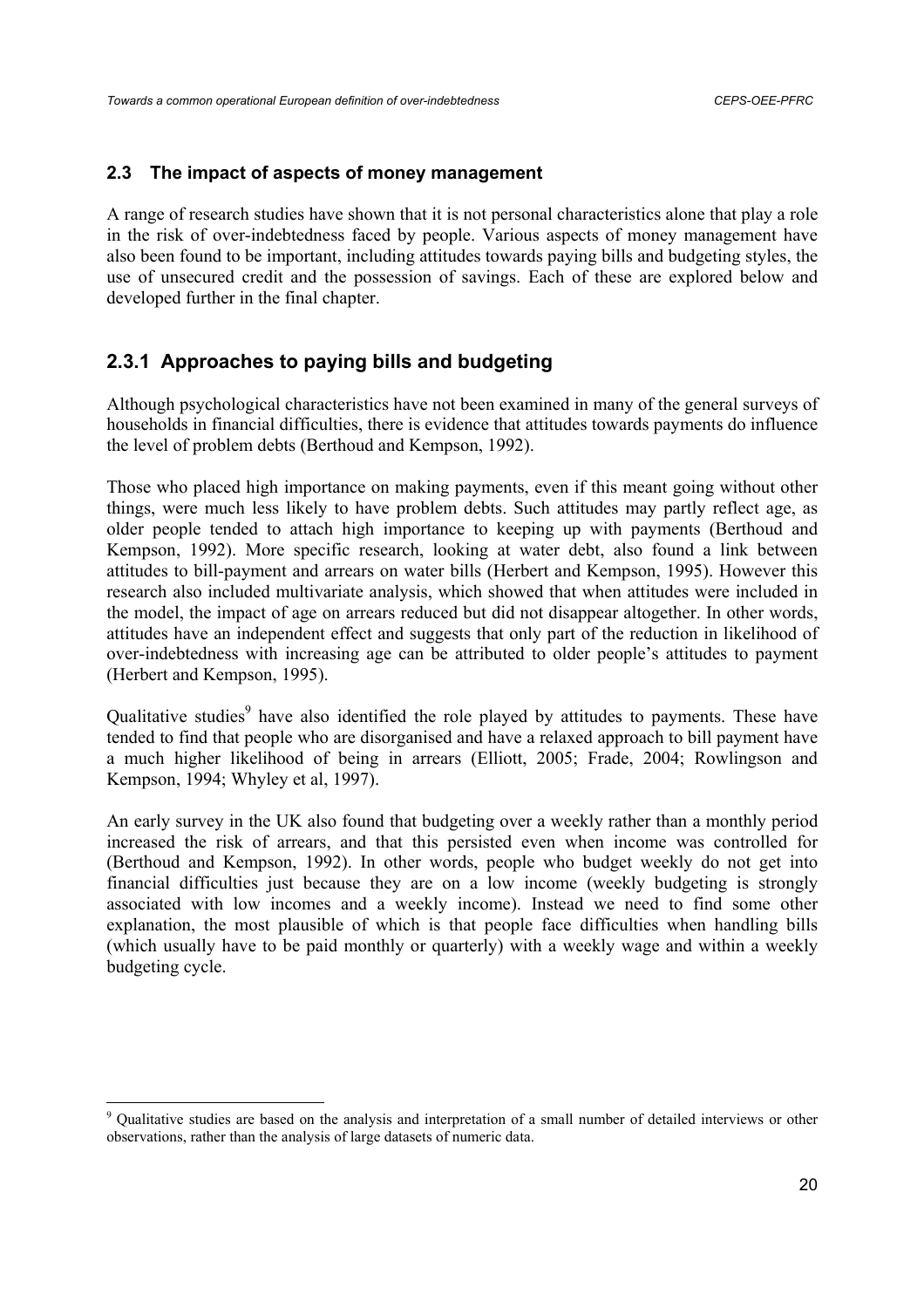## 2.3 The impact of aspects of money management

A range of research studies have shown that it is not personal characteristics alone that play a role in the risk of over-indebtedness faced by people. Various aspects of money management have also been found to be important, including attitudes towards paying bills and budgeting styles, the use of unsecured credit and the possession of savings. Each of these are explored below and developed further in the final chapter.

### 2.3.1 Approaches to paying bills and budgeting

Although psychological characteristics have not been examined in many of the general surveys of households in financial difficulties, there is evidence that attitudes towards payments do influence the level of problem debts (Berthoud and Kempson, 1992).

Those who placed high importance on making payments, even if this meant going without other things, were much less likely to have problem debts. Such attitudes may partly reflect age, as older people tended to attach high importance to keeping up with payments (Berthoud and Kempson, 1992). More specific research, looking at water debt, also found a link between attitudes to bill-payment and arrears on water bills (Herbert and Kempson, 1995). However this research also included multivariate analysis, which showed that when attitudes were included in the model, the impact of age on arrears reduced but did not disappear altogether. In other words, attitudes have an independent effect and suggests that only part of the reduction in likelihood of over-indebtedness with increasing age can be attributed to older people's attitudes to payment (Herbert and Kempson, 1995).

Qualitative studies[9] have also identified the role played by attitudes to payments. These have tended to find that people who are disorganised and have a relaxed approach to bill payment have a much higher likelihood of being in arrears (Elliott, 2005; Frade, 2004; Rowlingson and Kempson, 1994; Whyley et al, 1997).

An early survey in the UK also found that budgeting over a weekly rather than a monthly period increased the risk of arrears, and that this persisted even when income was controlled for (Berthoud and Kempson, 1992). In other words, people who budget weekly do not get into financial difficulties just because they are on a low income (weekly budgeting is strongly associated with low incomes and a weekly income). Instead we need to find some other explanation, the most plausible of which is that people face difficulties when handling bills (which usually have to be paid monthly or quarterly) with a weekly wage and within a weekly budgeting cycle.

[9] Qualitative studies are based on the analysis and interpretation of a small number of detailed interviews or other observations, rather than the analysis of large datasets of numeric data.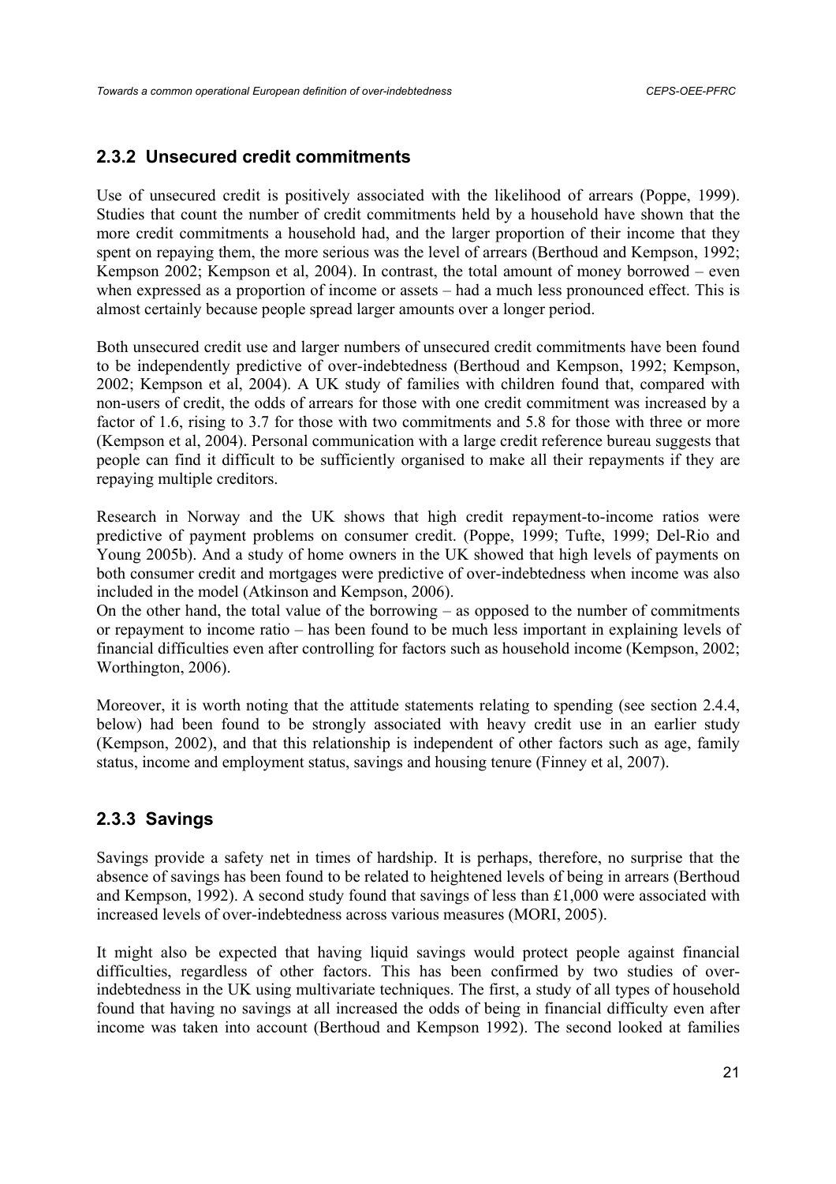### 2.3.2 Unsecured credit commitments

Use of unsecured credit is positively associated with the likelihood of arrears (Poppe, 1999). Studies that count the number of credit commitments held by a household have shown that the more credit commitments a household had, and the larger proportion of their income that they spent on repaying them, the more serious was the level of arrears (Berthoud and Kempson, 1992; Kempson 2002; Kempson et al, 2004). In contrast, the total amount of money borrowed – even when expressed as a proportion of income or assets – had a much less pronounced effect. This is almost certainly because people spread larger amounts over a longer period.

Both unsecured credit use and larger numbers of unsecured credit commitments have been found to be independently predictive of over-indebtedness (Berthoud and Kempson, 1992; Kempson, 2002; Kempson et al, 2004). A UK study of families with children found that, compared with non-users of credit, the odds of arrears for those with one credit commitment was increased by a factor of 1.6, rising to 3.7 for those with two commitments and 5.8 for those with three or more (Kempson et al, 2004). Personal communication with a large credit reference bureau suggests that people can find it difficult to be sufficiently organised to make all their repayments if they are repaying multiple creditors.

Research in Norway and the UK shows that high credit repayment-to-income ratios were predictive of payment problems on consumer credit. (Poppe, 1999; Tufte, 1999; Del-Rio and Young 2005b). And a study of home owners in the UK showed that high levels of payments on both consumer credit and mortgages were predictive of over-indebtedness when income was also included in the model (Atkinson and Kempson, 2006).

On the other hand, the total value of the borrowing – as opposed to the number of commitments or repayment to income ratio – has been found to be much less important in explaining levels of financial difficulties even after controlling for factors such as household income (Kempson, 2002; Worthington, 2006).

Moreover, it is worth noting that the attitude statements relating to spending (see section 2.4.4, below) had been found to be strongly associated with heavy credit use in an earlier study (Kempson, 2002), and that this relationship is independent of other factors such as age, family status, income and employment status, savings and housing tenure (Finney et al, 2007).

### 2.3.3 Savings

Savings provide a safety net in times of hardship. It is perhaps, therefore, no surprise that the absence of savings has been found to be related to heightened levels of being in arrears (Berthoud and Kempson, 1992). A second study found that savings of less than £1,000 were associated with increased levels of over-indebtedness across various measures (MORI, 2005).

It might also be expected that having liquid savings would protect people against financial difficulties, regardless of other factors. This has been confirmed by two studies of over-indebtedness in the UK using multivariate techniques. The first, a study of all types of household found that having no savings at all increased the odds of being in financial difficulty even after income was taken into account (Berthoud and Kempson 1992). The second looked at families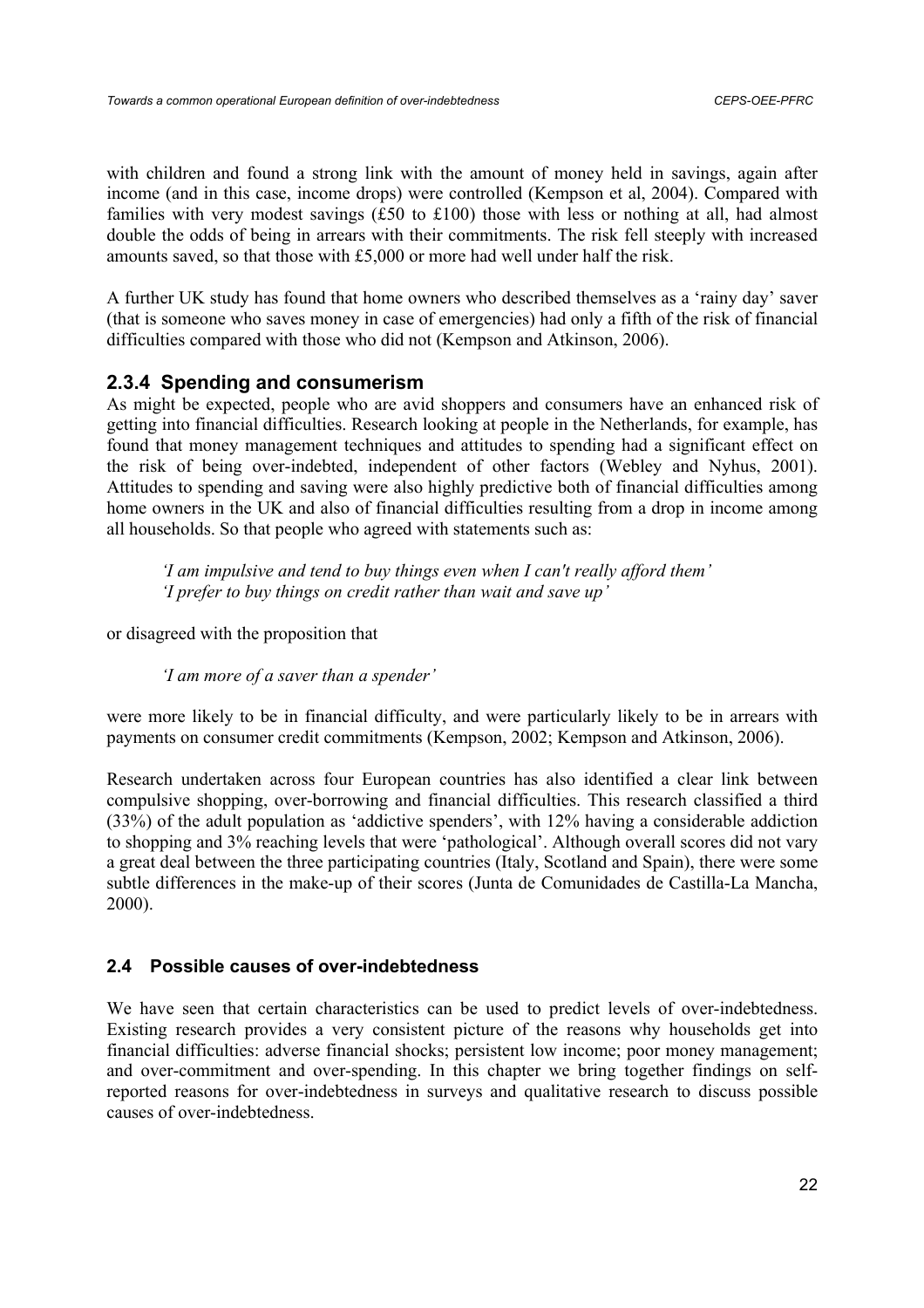with children and found a strong link with the amount of money held in savings, again after income (and in this case, income drops) were controlled (Kempson et al, 2004). Compared with families with very modest savings (£50 to £100) those with less or nothing at all, had almost double the odds of being in arrears with their commitments. The risk fell steeply with increased amounts saved, so that those with £5,000 or more had well under half the risk.

A further UK study has found that home owners who described themselves as a 'rainy day' saver (that is someone who saves money in case of emergencies) had only a fifth of the risk of financial difficulties compared with those who did not (Kempson and Atkinson, 2006).

### 2.3.4 Spending and consumerism

As might be expected, people who are avid shoppers and consumers have an enhanced risk of getting into financial difficulties. Research looking at people in the Netherlands, for example, has found that money management techniques and attitudes to spending had a significant effect on the risk of being over-indebted, independent of other factors (Webley and Nyhus, 2001). Attitudes to spending and saving were also highly predictive both of financial difficulties among home owners in the UK and also of financial difficulties resulting from a drop in income among all households. So that people who agreed with statements such as:

> *'I am impulsive and tend to buy things even when I can't really afford them'*
> *'I prefer to buy things on credit rather than wait and save up'*

or disagreed with the proposition that

> *'I am more of a saver than a spender'*

were more likely to be in financial difficulty, and were particularly likely to be in arrears with payments on consumer credit commitments (Kempson, 2002; Kempson and Atkinson, 2006).

Research undertaken across four European countries has also identified a clear link between compulsive shopping, over-borrowing and financial difficulties. This research classified a third (33%) of the adult population as 'addictive spenders', with 12% having a considerable addiction to shopping and 3% reaching levels that were 'pathological'. Although overall scores did not vary a great deal between the three participating countries (Italy, Scotland and Spain), there were some subtle differences in the make-up of their scores (Junta de Comunidades de Castilla-La Mancha, 2000).

## 2.4 Possible causes of over-indebtedness

We have seen that certain characteristics can be used to predict levels of over-indebtedness. Existing research provides a very consistent picture of the reasons why households get into financial difficulties: adverse financial shocks; persistent low income; poor money management; and over-commitment and over-spending. In this chapter we bring together findings on self-reported reasons for over-indebtedness in surveys and qualitative research to discuss possible causes of over-indebtedness.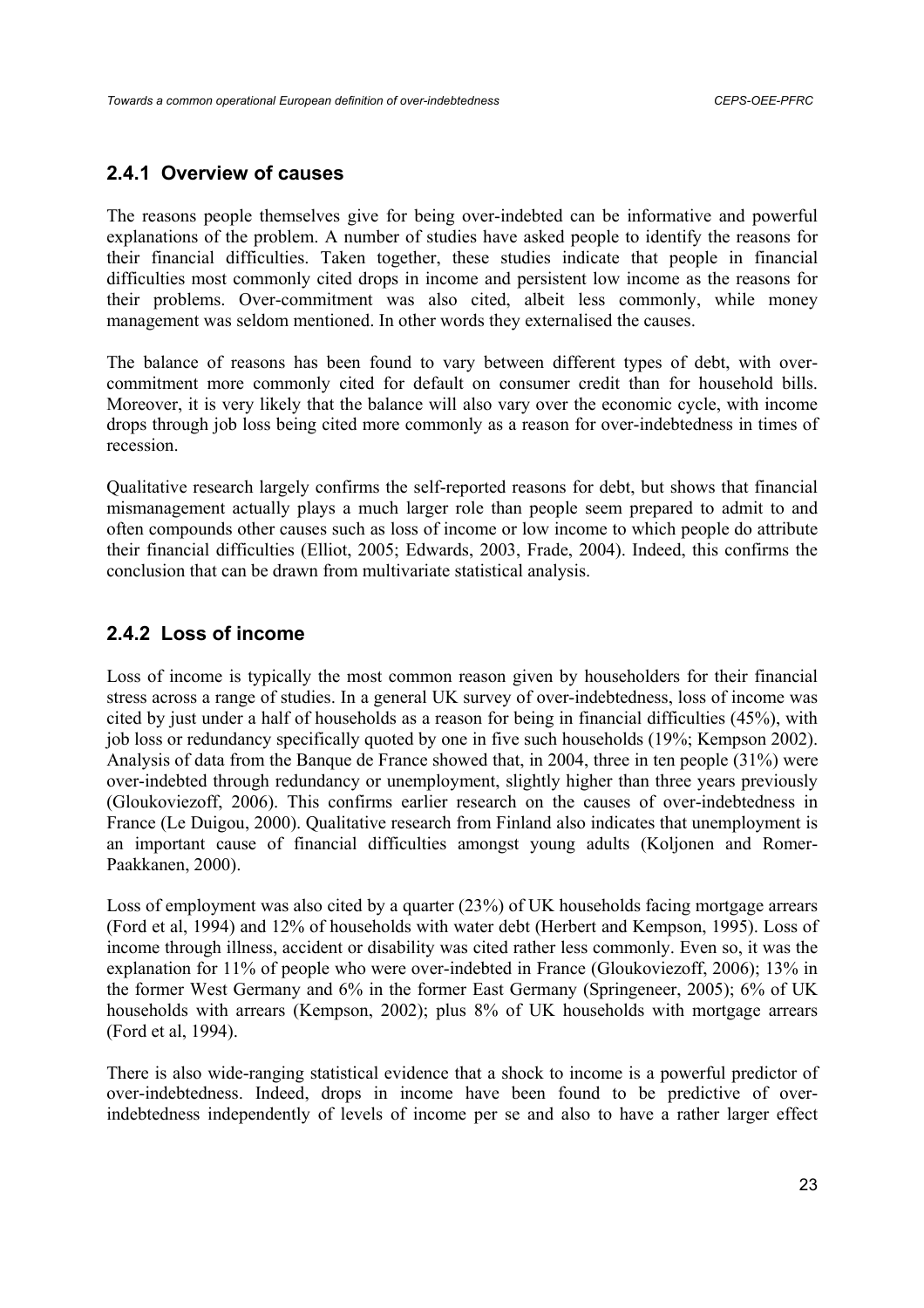### 2.4.1 Overview of causes

The reasons people themselves give for being over-indebted can be informative and powerful explanations of the problem. A number of studies have asked people to identify the reasons for their financial difficulties. Taken together, these studies indicate that people in financial difficulties most commonly cited drops in income and persistent low income as the reasons for their problems. Over-commitment was also cited, albeit less commonly, while money management was seldom mentioned. In other words they externalised the causes.

The balance of reasons has been found to vary between different types of debt, with over-commitment more commonly cited for default on consumer credit than for household bills. Moreover, it is very likely that the balance will also vary over the economic cycle, with income drops through job loss being cited more commonly as a reason for over-indebtedness in times of recession.

Qualitative research largely confirms the self-reported reasons for debt, but shows that financial mismanagement actually plays a much larger role than people seem prepared to admit to and often compounds other causes such as loss of income or low income to which people do attribute their financial difficulties (Elliot, 2005; Edwards, 2003, Frade, 2004). Indeed, this confirms the conclusion that can be drawn from multivariate statistical analysis.

### 2.4.2 Loss of income

Loss of income is typically the most common reason given by householders for their financial stress across a range of studies. In a general UK survey of over-indebtedness, loss of income was cited by just under a half of households as a reason for being in financial difficulties (45%), with job loss or redundancy specifically quoted by one in five such households (19%; Kempson 2002). Analysis of data from the Banque de France showed that, in 2004, three in ten people (31%) were over-indebted through redundancy or unemployment, slightly higher than three years previously (Gloukoviezoff, 2006). This confirms earlier research on the causes of over-indebtedness in France (Le Duigou, 2000). Qualitative research from Finland also indicates that unemployment is an important cause of financial difficulties amongst young adults (Koljonen and Romer-Paakkanen, 2000).

Loss of employment was also cited by a quarter (23%) of UK households facing mortgage arrears (Ford et al, 1994) and 12% of households with water debt (Herbert and Kempson, 1995). Loss of income through illness, accident or disability was cited rather less commonly. Even so, it was the explanation for 11% of people who were over-indebted in France (Gloukoviezoff, 2006); 13% in the former West Germany and 6% in the former East Germany (Springeneer, 2005); 6% of UK households with arrears (Kempson, 2002); plus 8% of UK households with mortgage arrears (Ford et al, 1994).

There is also wide-ranging statistical evidence that a shock to income is a powerful predictor of over-indebtedness. Indeed, drops in income have been found to be predictive of over-indebtedness independently of levels of income per se and also to have a rather larger effect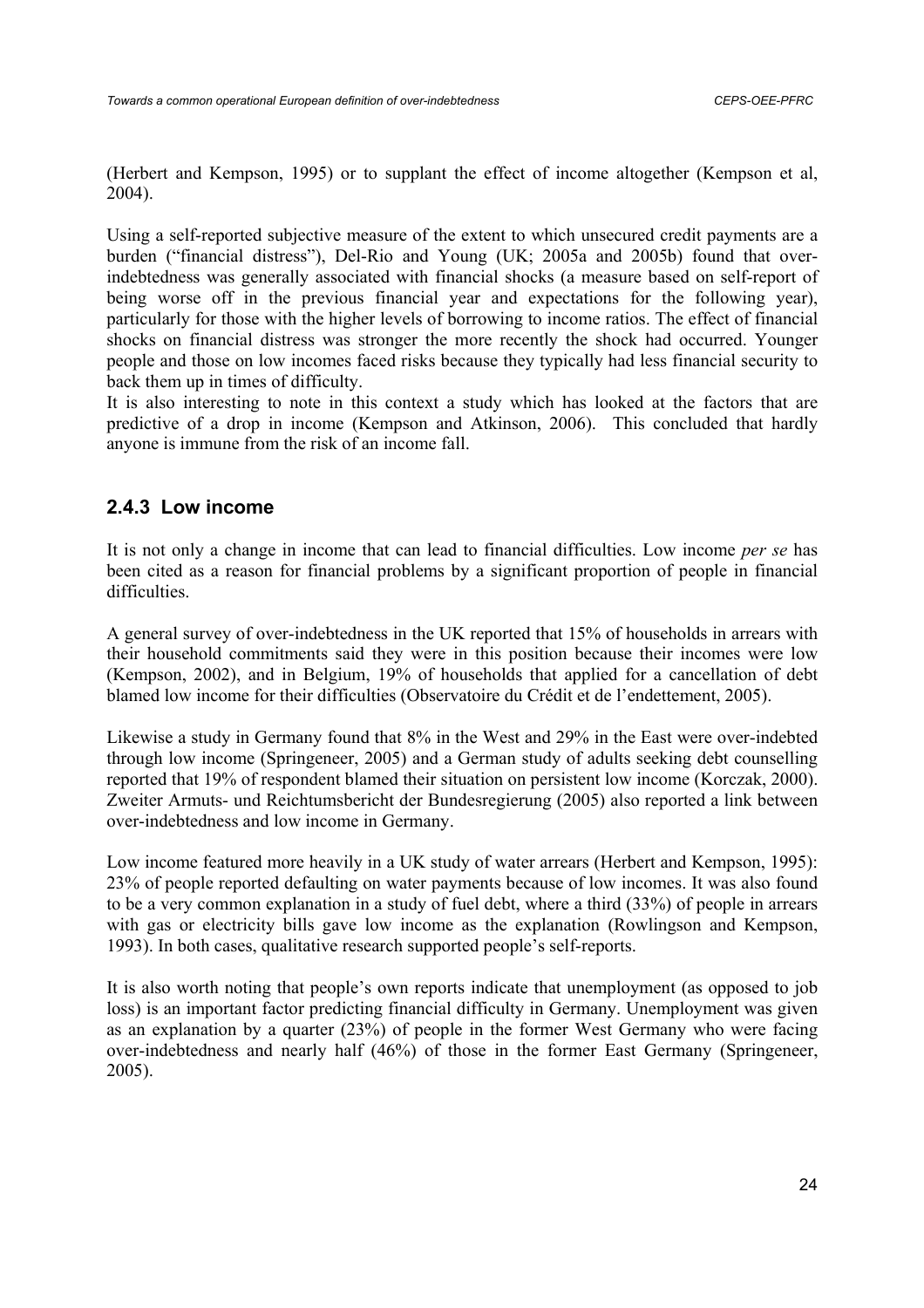(Herbert and Kempson, 1995) or to supplant the effect of income altogether (Kempson et al, 2004).

Using a self-reported subjective measure of the extent to which unsecured credit payments are a burden ("financial distress"), Del-Rio and Young (UK; 2005a and 2005b) found that over-indebtedness was generally associated with financial shocks (a measure based on self-report of being worse off in the previous financial year and expectations for the following year), particularly for those with the higher levels of borrowing to income ratios. The effect of financial shocks on financial distress was stronger the more recently the shock had occurred. Younger people and those on low incomes faced risks because they typically had less financial security to back them up in times of difficulty.
It is also interesting to note in this context a study which has looked at the factors that are predictive of a drop in income (Kempson and Atkinson, 2006). This concluded that hardly anyone is immune from the risk of an income fall.

### 2.4.3 Low income

It is not only a change in income that can lead to financial difficulties. Low income *per se* has been cited as a reason for financial problems by a significant proportion of people in financial difficulties.

A general survey of over-indebtedness in the UK reported that 15% of households in arrears with their household commitments said they were in this position because their incomes were low (Kempson, 2002), and in Belgium, 19% of households that applied for a cancellation of debt blamed low income for their difficulties (Observatoire du Crédit et de l'endettement, 2005).

Likewise a study in Germany found that 8% in the West and 29% in the East were over-indebted through low income (Springeneer, 2005) and a German study of adults seeking debt counselling reported that 19% of respondent blamed their situation on persistent low income (Korczak, 2000). Zweiter Armuts- und Reichtumsbericht der Bundesregierung (2005) also reported a link between over-indebtedness and low income in Germany.

Low income featured more heavily in a UK study of water arrears (Herbert and Kempson, 1995): 23% of people reported defaulting on water payments because of low incomes. It was also found to be a very common explanation in a study of fuel debt, where a third (33%) of people in arrears with gas or electricity bills gave low income as the explanation (Rowlingson and Kempson, 1993). In both cases, qualitative research supported people's self-reports.

It is also worth noting that people's own reports indicate that unemployment (as opposed to job loss) is an important factor predicting financial difficulty in Germany. Unemployment was given as an explanation by a quarter (23%) of people in the former West Germany who were facing over-indebtedness and nearly half (46%) of those in the former East Germany (Springeneer, 2005).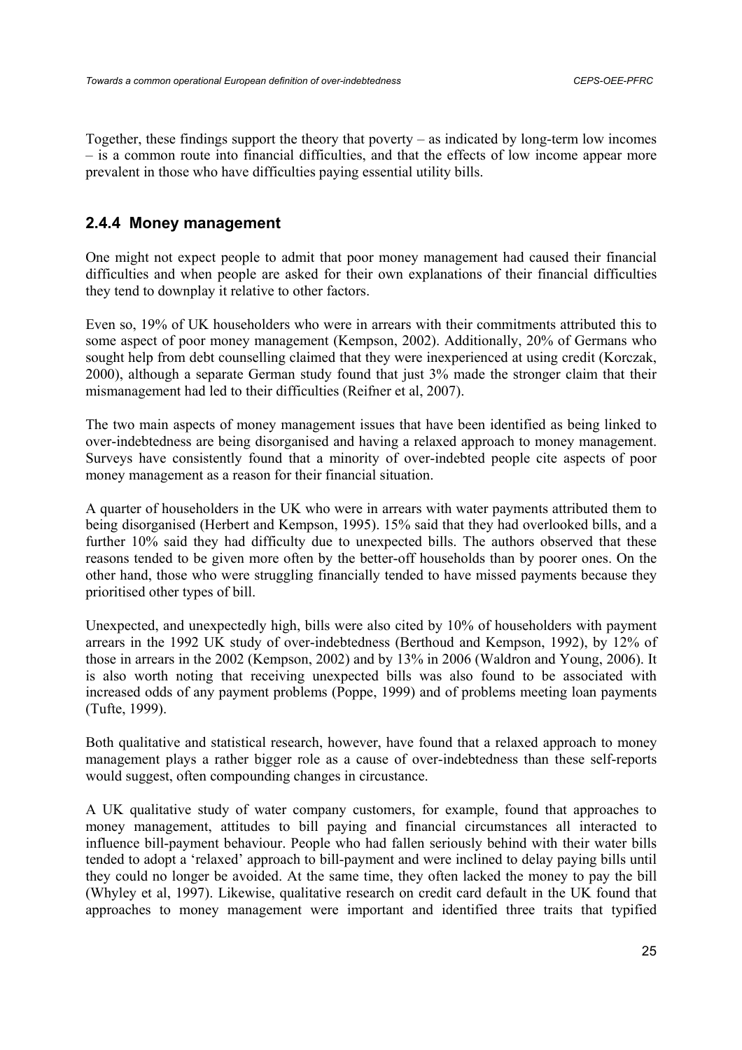Together, these findings support the theory that poverty – as indicated by long-term low incomes – is a common route into financial difficulties, and that the effects of low income appear more prevalent in those who have difficulties paying essential utility bills.

### 2.4.4 Money management

One might not expect people to admit that poor money management had caused their financial difficulties and when people are asked for their own explanations of their financial difficulties they tend to downplay it relative to other factors.

Even so, 19% of UK householders who were in arrears with their commitments attributed this to some aspect of poor money management (Kempson, 2002). Additionally, 20% of Germans who sought help from debt counselling claimed that they were inexperienced at using credit (Korczak, 2000), although a separate German study found that just 3% made the stronger claim that their mismanagement had led to their difficulties (Reifner et al, 2007).

The two main aspects of money management issues that have been identified as being linked to over-indebtedness are being disorganised and having a relaxed approach to money management. Surveys have consistently found that a minority of over-indebted people cite aspects of poor money management as a reason for their financial situation.

A quarter of householders in the UK who were in arrears with water payments attributed them to being disorganised (Herbert and Kempson, 1995). 15% said that they had overlooked bills, and a further 10% said they had difficulty due to unexpected bills. The authors observed that these reasons tended to be given more often by the better-off households than by poorer ones. On the other hand, those who were struggling financially tended to have missed payments because they prioritised other types of bill.

Unexpected, and unexpectedly high, bills were also cited by 10% of householders with payment arrears in the 1992 UK study of over-indebtedness (Berthoud and Kempson, 1992), by 12% of those in arrears in the 2002 (Kempson, 2002) and by 13% in 2006 (Waldron and Young, 2006). It is also worth noting that receiving unexpected bills was also found to be associated with increased odds of any payment problems (Poppe, 1999) and of problems meeting loan payments (Tufte, 1999).

Both qualitative and statistical research, however, have found that a relaxed approach to money management plays a rather bigger role as a cause of over-indebtedness than these self-reports would suggest, often compounding changes in circustance.

A UK qualitative study of water company customers, for example, found that approaches to money management, attitudes to bill paying and financial circumstances all interacted to influence bill-payment behaviour. People who had fallen seriously behind with their water bills tended to adopt a 'relaxed' approach to bill-payment and were inclined to delay paying bills until they could no longer be avoided. At the same time, they often lacked the money to pay the bill (Whyley et al, 1997). Likewise, qualitative research on credit card default in the UK found that approaches to money management were important and identified three traits that typified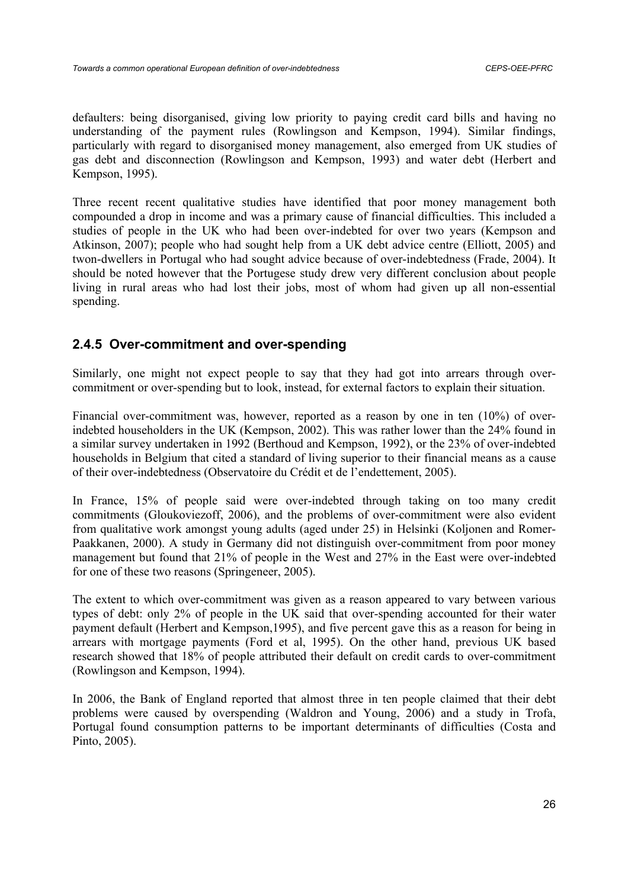defaulters: being disorganised, giving low priority to paying credit card bills and having no understanding of the payment rules (Rowlingson and Kempson, 1994). Similar findings, particularly with regard to disorganised money management, also emerged from UK studies of gas debt and disconnection (Rowlingson and Kempson, 1993) and water debt (Herbert and Kempson, 1995).

Three recent recent qualitative studies have identified that poor money management both compounded a drop in income and was a primary cause of financial difficulties. This included a studies of people in the UK who had been over-indebted for over two years (Kempson and Atkinson, 2007); people who had sought help from a UK debt advice centre (Elliott, 2005) and twon-dwellers in Portugal who had sought advice because of over-indebtedness (Frade, 2004). It should be noted however that the Portugese study drew very different conclusion about people living in rural areas who had lost their jobs, most of whom had given up all non-essential spending.

### 2.4.5 Over-commitment and over-spending

Similarly, one might not expect people to say that they had got into arrears through over-commitment or over-spending but to look, instead, for external factors to explain their situation.

Financial over-commitment was, however, reported as a reason by one in ten (10%) of over-indebted householders in the UK (Kempson, 2002). This was rather lower than the 24% found in a similar survey undertaken in 1992 (Berthoud and Kempson, 1992), or the 23% of over-indebted households in Belgium that cited a standard of living superior to their financial means as a cause of their over-indebtedness (Observatoire du Crédit et de l'endettement, 2005).

In France, 15% of people said were over-indebted through taking on too many credit commitments (Gloukoviezoff, 2006), and the problems of over-commitment were also evident from qualitative work amongst young adults (aged under 25) in Helsinki (Koljonen and Romer-Paakkanen, 2000). A study in Germany did not distinguish over-commitment from poor money management but found that 21% of people in the West and 27% in the East were over-indebted for one of these two reasons (Springeneer, 2005).

The extent to which over-commitment was given as a reason appeared to vary between various types of debt: only 2% of people in the UK said that over-spending accounted for their water payment default (Herbert and Kempson,1995), and five percent gave this as a reason for being in arrears with mortgage payments (Ford et al, 1995). On the other hand, previous UK based research showed that 18% of people attributed their default on credit cards to over-commitment (Rowlingson and Kempson, 1994).

In 2006, the Bank of England reported that almost three in ten people claimed that their debt problems were caused by overspending (Waldron and Young, 2006) and a study in Trofa, Portugal found consumption patterns to be important determinants of difficulties (Costa and Pinto, 2005).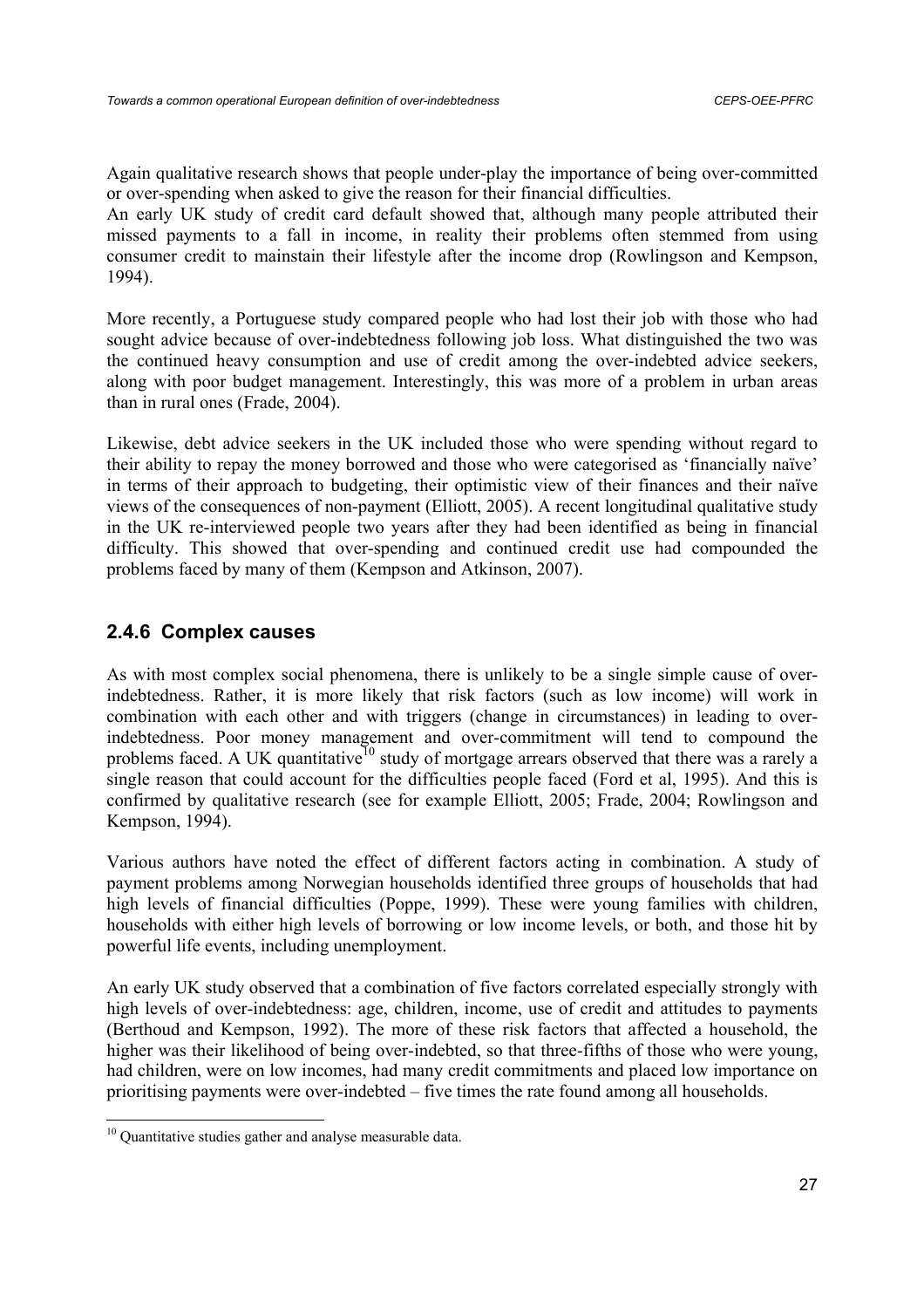Again qualitative research shows that people under-play the importance of being over-committed or over-spending when asked to give the reason for their financial difficulties.

An early UK study of credit card default showed that, although many people attributed their missed payments to a fall in income, in reality their problems often stemmed from using consumer credit to mainstain their lifestyle after the income drop (Rowlingson and Kempson, 1994).

More recently, a Portuguese study compared people who had lost their job with those who had sought advice because of over-indebtedness following job loss. What distinguished the two was the continued heavy consumption and use of credit among the over-indebted advice seekers, along with poor budget management. Interestingly, this was more of a problem in urban areas than in rural ones (Frade, 2004).

Likewise, debt advice seekers in the UK included those who were spending without regard to their ability to repay the money borrowed and those who were categorised as 'financially naïve' in terms of their approach to budgeting, their optimistic view of their finances and their naïve views of the consequences of non-payment (Elliott, 2005). A recent longitudinal qualitative study in the UK re-interviewed people two years after they had been identified as being in financial difficulty. This showed that over-spending and continued credit use had compounded the problems faced by many of them (Kempson and Atkinson, 2007).

### 2.4.6 Complex causes

As with most complex social phenomena, there is unlikely to be a single simple cause of over-indebtedness. Rather, it is more likely that risk factors (such as low income) will work in combination with each other and with triggers (change in circumstances) in leading to over-indebtedness. Poor money management and over-commitment will tend to compound the problems faced. A UK quantitative[10] study of mortgage arrears observed that there was a rarely a single reason that could account for the difficulties people faced (Ford et al, 1995). And this is confirmed by qualitative research (see for example Elliott, 2005; Frade, 2004; Rowlingson and Kempson, 1994).

Various authors have noted the effect of different factors acting in combination. A study of payment problems among Norwegian households identified three groups of households that had high levels of financial difficulties (Poppe, 1999). These were young families with children, households with either high levels of borrowing or low income levels, or both, and those hit by powerful life events, including unemployment.

An early UK study observed that a combination of five factors correlated especially strongly with high levels of over-indebtedness: age, children, income, use of credit and attitudes to payments (Berthoud and Kempson, 1992). The more of these risk factors that affected a household, the higher was their likelihood of being over-indebted, so that three-fifths of those who were young, had children, were on low incomes, had many credit commitments and placed low importance on prioritising payments were over-indebted – five times the rate found among all households.

[10] Quantitative studies gather and analyse measurable data.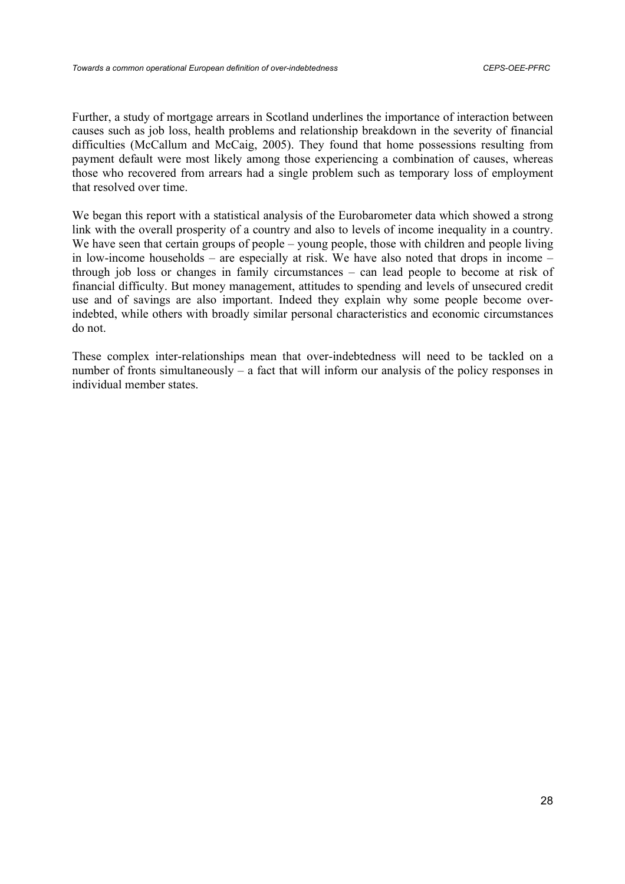Further, a study of mortgage arrears in Scotland underlines the importance of interaction between causes such as job loss, health problems and relationship breakdown in the severity of financial difficulties (McCallum and McCaig, 2005). They found that home possessions resulting from payment default were most likely among those experiencing a combination of causes, whereas those who recovered from arrears had a single problem such as temporary loss of employment that resolved over time.

We began this report with a statistical analysis of the Eurobarometer data which showed a strong link with the overall prosperity of a country and also to levels of income inequality in a country. We have seen that certain groups of people – young people, those with children and people living in low-income households – are especially at risk. We have also noted that drops in income – through job loss or changes in family circumstances – can lead people to become at risk of financial difficulty. But money management, attitudes to spending and levels of unsecured credit use and of savings are also important. Indeed they explain why some people become over-indebted, while others with broadly similar personal characteristics and economic circumstances do not.

These complex inter-relationships mean that over-indebtedness will need to be tackled on a number of fronts simultaneously – a fact that will inform our analysis of the policy responses in individual member states.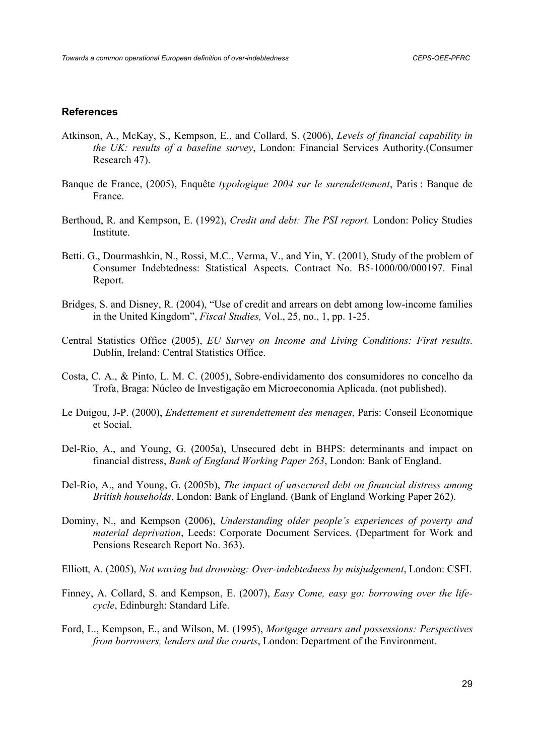## References

Atkinson, A., McKay, S., Kempson, E., and Collard, S. (2006), *Levels of financial capability in the UK: results of a baseline survey*, London: Financial Services Authority.(Consumer Research 47).

Banque de France, (2005), Enquête *typologique 2004 sur le surendettement*, Paris : Banque de France.

Berthoud, R. and Kempson, E. (1992), *Credit and debt: The PSI report.* London: Policy Studies Institute.

Betti. G., Dourmashkin, N., Rossi, M.C., Verma, V., and Yin, Y. (2001), Study of the problem of Consumer Indebtedness: Statistical Aspects. Contract No. B5-1000/00/000197. Final Report.

Bridges, S. and Disney, R. (2004), "Use of credit and arrears on debt among low-income families in the United Kingdom", *Fiscal Studies,* Vol., 25, no., 1, pp. 1-25.

Central Statistics Office (2005), *EU Survey on Income and Living Conditions: First results*. Dublin, Ireland: Central Statistics Office.

Costa, C. A., & Pinto, L. M. C. (2005), Sobre-endividamento dos consumidores no concelho da Trofa, Braga: Núcleo de Investigação em Microeconomia Aplicada. (not published).

Le Duigou, J-P. (2000), *Endettement et surendettement des menages*, Paris: Conseil Economique et Social.

Del-Rio, A., and Young, G. (2005a), Unsecured debt in BHPS: determinants and impact on financial distress, *Bank of England Working Paper 263*, London: Bank of England.

Del-Rio, A., and Young, G. (2005b), *The impact of unsecured debt on financial distress among British households*, London: Bank of England. (Bank of England Working Paper 262).

Dominy, N., and Kempson (2006), *Understanding older people's experiences of poverty and material deprivation*, Leeds: Corporate Document Services. (Department for Work and Pensions Research Report No. 363).

Elliott, A. (2005), *Not waving but drowning: Over-indebtedness by misjudgement*, London: CSFI.

Finney, A. Collard, S. and Kempson, E. (2007), *Easy Come, easy go: borrowing over the life-cycle*, Edinburgh: Standard Life.

Ford, L., Kempson, E., and Wilson, M. (1995), *Mortgage arrears and possessions: Perspectives from borrowers, lenders and the courts*, London: Department of the Environment.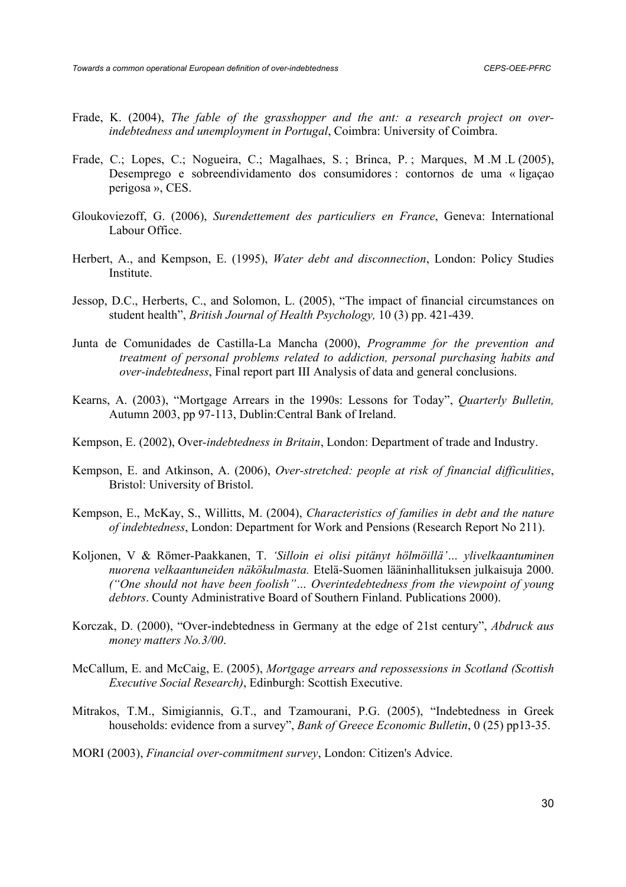Frade, K. (2004), *The fable of the grasshopper and the ant: a research project on over-indebtedness and unemployment in Portugal*, Coimbra: University of Coimbra.

Frade, C.; Lopes, C.; Nogueira, C.; Magalhaes, S. ; Brinca, P. ; Marques, M .M .L (2005), Desemprego e sobreendividamento dos consumidores : contornos de uma « ligaçao perigosa », CES.

Gloukoviezoff, G. (2006), *Surendettement des particuliers en France*, Geneva: International Labour Office.

Herbert, A., and Kempson, E. (1995), *Water debt and disconnection*, London: Policy Studies Institute.

Jessop, D.C., Herberts, C., and Solomon, L. (2005), "The impact of financial circumstances on student health", *British Journal of Health Psychology,* 10 (3) pp. 421-439.

Junta de Comunidades de Castilla-La Mancha (2000), *Programme for the prevention and treatment of personal problems related to addiction, personal purchasing habits and over-indebtedness*, Final report part III Analysis of data and general conclusions.

Kearns, A. (2003), "Mortgage Arrears in the 1990s: Lessons for Today", *Quarterly Bulletin,* Autumn 2003, pp 97-113, Dublin:Central Bank of Ireland.

Kempson, E. (2002), Over*-indebtedness in Britain*, London: Department of trade and Industry.

Kempson, E. and Atkinson, A. (2006), *Over-stretched: people at risk of financial difficulities*, Bristol: University of Bristol.

Kempson, E., McKay, S., Willitts, M. (2004), *Characteristics of families in debt and the nature of indebtedness*, London: Department for Work and Pensions (Research Report No 211).

Koljonen, V & Römer-Paakkanen, T. *'Silloin ei olisi pitänyt hölmöillä'… ylivelkaantuminen nuorena velkaantuneiden näkökulmasta.* Etelä-Suomen lääninhallituksen julkaisuja 2000. *("One should not have been foolish"… Overintedebtedness from the viewpoint of young debtors*. County Administrative Board of Southern Finland. Publications 2000).

Korczak, D. (2000), "Over-indebtedness in Germany at the edge of 21st century", *Abdruck aus money matters No.3/00*.

McCallum, E. and McCaig, E. (2005), *Mortgage arrears and repossessions in Scotland (Scottish Executive Social Research)*, Edinburgh: Scottish Executive.

Mitrakos, T.M., Simigiannis, G.T., and Tzamourani, P.G. (2005), "Indebtedness in Greek households: evidence from a survey", *Bank of Greece Economic Bulletin*, 0 (25) pp13-35.

MORI (2003), *Financial over-commitment survey*, London: Citizen's Advice.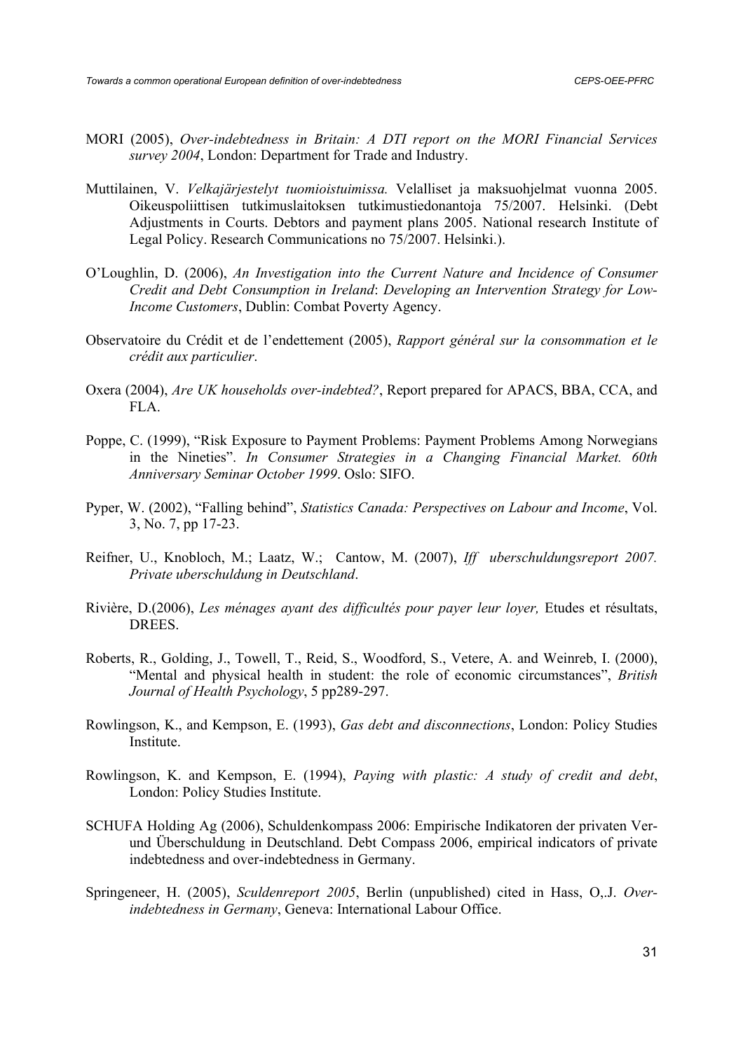MORI (2005), *Over-indebtedness in Britain: A DTI report on the MORI Financial Services survey 2004*, London: Department for Trade and Industry.

Muttilainen, V. *Velkajärjestelyt tuomioistuimissa.* Velalliset ja maksuohjelmat vuonna 2005. Oikeuspoliittisen tutkimuslaitoksen tutkimustiedonantoja 75/2007. Helsinki. (Debt Adjustments in Courts. Debtors and payment plans 2005. National research Institute of Legal Policy. Research Communications no 75/2007. Helsinki.).

O'Loughlin, D. (2006), *An Investigation into the Current Nature and Incidence of Consumer Credit and Debt Consumption in Ireland*: *Developing an Intervention Strategy for Low-Income Customers*, Dublin: Combat Poverty Agency.

Observatoire du Crédit et de l'endettement (2005), *Rapport général sur la consommation et le crédit aux particulier*.

Oxera (2004), *Are UK households over-indebted?*, Report prepared for APACS, BBA, CCA, and FLA.

Poppe, C. (1999), "Risk Exposure to Payment Problems: Payment Problems Among Norwegians in the Nineties". *In Consumer Strategies in a Changing Financial Market. 60th Anniversary Seminar October 1999*. Oslo: SIFO.

Pyper, W. (2002), "Falling behind", *Statistics Canada: Perspectives on Labour and Income*, Vol. 3, No. 7, pp 17-23.

Reifner, U., Knobloch, M.; Laatz, W.; Cantow, M. (2007), *Iff uberschuldungsreport 2007. Private uberschuldung in Deutschland*.

Rivière, D.(2006), *Les ménages ayant des difficultés pour payer leur loyer,* Etudes et résultats, DREES.

Roberts, R., Golding, J., Towell, T., Reid, S., Woodford, S., Vetere, A. and Weinreb, I. (2000), "Mental and physical health in student: the role of economic circumstances", *British Journal of Health Psychology*, 5 pp289-297.

Rowlingson, K., and Kempson, E. (1993), *Gas debt and disconnections*, London: Policy Studies Institute.

Rowlingson, K. and Kempson, E. (1994), *Paying with plastic: A study of credit and debt*, London: Policy Studies Institute.

SCHUFA Holding Ag (2006), Schuldenkompass 2006: Empirische Indikatoren der privaten Ver- und Überschuldung in Deutschland. Debt Compass 2006, empirical indicators of private indebtedness and over-indebtedness in Germany.

Springeneer, H. (2005), *Sculdenreport 2005*, Berlin (unpublished) cited in Hass, O,.J. *Over-indebtedness in Germany*, Geneva: International Labour Office.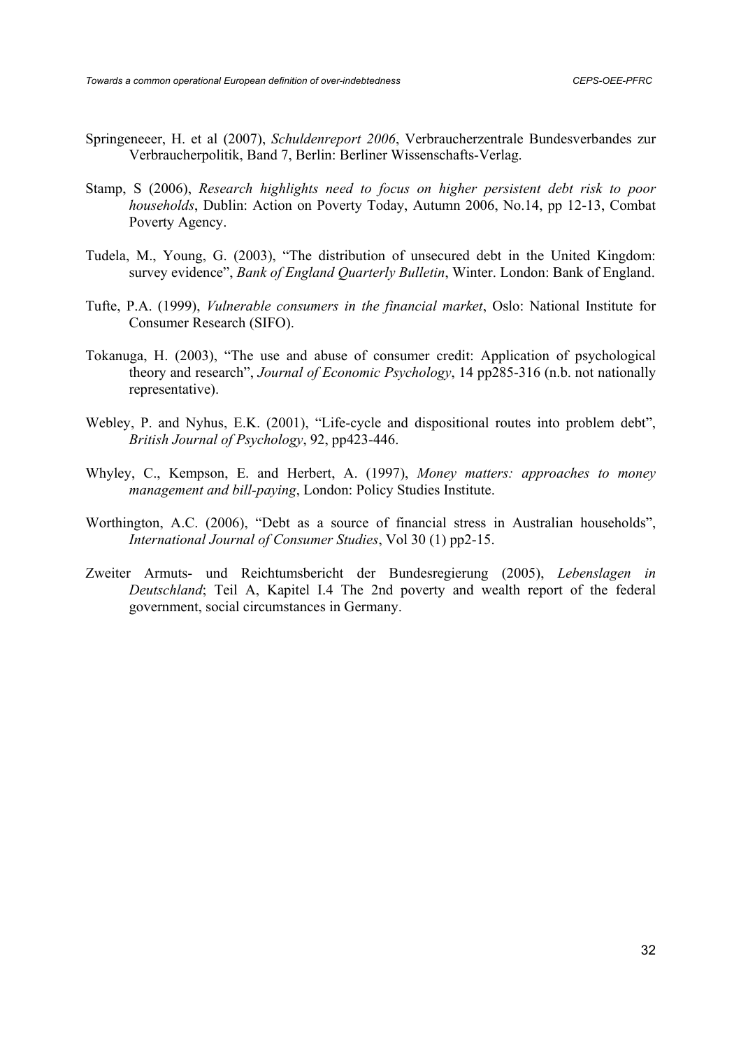Springeneeer, H. et al (2007), *Schuldenreport 2006*, Verbraucherzentrale Bundesverbandes zur Verbraucherpolitik, Band 7, Berlin: Berliner Wissenschafts-Verlag.

Stamp, S (2006), *Research highlights need to focus on higher persistent debt risk to poor households*, Dublin: Action on Poverty Today, Autumn 2006, No.14, pp 12-13, Combat Poverty Agency.

Tudela, M., Young, G. (2003), "The distribution of unsecured debt in the United Kingdom: survey evidence", *Bank of England Quarterly Bulletin*, Winter. London: Bank of England.

Tufte, P.A. (1999), *Vulnerable consumers in the financial market*, Oslo: National Institute for Consumer Research (SIFO).

Tokanuga, H. (2003), "The use and abuse of consumer credit: Application of psychological theory and research", *Journal of Economic Psychology*, 14 pp285-316 (n.b. not nationally representative).

Webley, P. and Nyhus, E.K. (2001), "Life-cycle and dispositional routes into problem debt", *British Journal of Psychology*, 92, pp423-446.

Whyley, C., Kempson, E. and Herbert, A. (1997), *Money matters: approaches to money management and bill-paying*, London: Policy Studies Institute.

Worthington, A.C. (2006), "Debt as a source of financial stress in Australian households", *International Journal of Consumer Studies*, Vol 30 (1) pp2-15.

Zweiter Armuts- und Reichtumsbericht der Bundesregierung (2005), *Lebenslagen in Deutschland*; Teil A, Kapitel I.4 The 2nd poverty and wealth report of the federal government, social circumstances in Germany.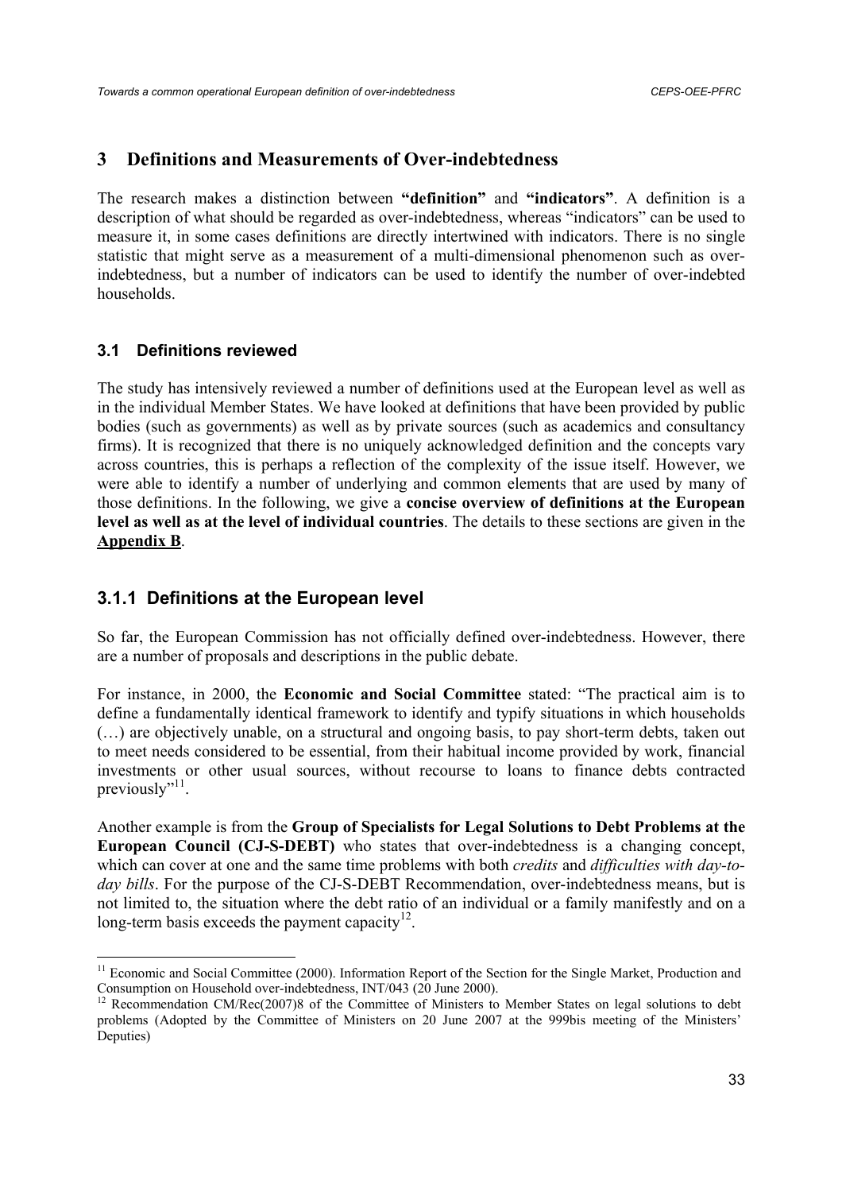## 3 Definitions and Measurements of Over-indebtedness

The research makes a distinction between **"definition"** and **"indicators"**. A definition is a description of what should be regarded as over-indebtedness, whereas "indicators" can be used to measure it, in some cases definitions are directly intertwined with indicators. There is no single statistic that might serve as a measurement of a multi-dimensional phenomenon such as over-indebtedness, but a number of indicators can be used to identify the number of over-indebted households.

### 3.1 Definitions reviewed

The study has intensively reviewed a number of definitions used at the European level as well as in the individual Member States. We have looked at definitions that have been provided by public bodies (such as governments) as well as by private sources (such as academics and consultancy firms). It is recognized that there is no uniquely acknowledged definition and the concepts vary across countries, this is perhaps a reflection of the complexity of the issue itself. However, we were able to identify a number of underlying and common elements that are used by many of those definitions. In the following, we give a **concise overview of definitions at the European level as well as at the level of individual countries**. The details to these sections are given in the **Appendix B**.

### 3.1.1 Definitions at the European level

So far, the European Commission has not officially defined over-indebtedness. However, there are a number of proposals and descriptions in the public debate.

For instance, in 2000, the **Economic and Social Committee** stated: "The practical aim is to define a fundamentally identical framework to identify and typify situations in which households (…) are objectively unable, on a structural and ongoing basis, to pay short-term debts, taken out to meet needs considered to be essential, from their habitual income provided by work, financial investments or other usual sources, without recourse to loans to finance debts contracted previously"[11].

Another example is from the **Group of Specialists for Legal Solutions to Debt Problems at the European Council (CJ-S-DEBT)** who states that over-indebtedness is a changing concept, which can cover at one and the same time problems with both *credits* and *difficulties with day-to-day bills*. For the purpose of the CJ-S-DEBT Recommendation, over-indebtedness means, but is not limited to, the situation where the debt ratio of an individual or a family manifestly and on a long-term basis exceeds the payment capacity[12].

---

[11] Economic and Social Committee (2000). Information Report of the Section for the Single Market, Production and Consumption on Household over-indebtedness, INT/043 (20 June 2000).

[12] Recommendation CM/Rec(2007)8 of the Committee of Ministers to Member States on legal solutions to debt problems (Adopted by the Committee of Ministers on 20 June 2007 at the 999bis meeting of the Ministers' Deputies)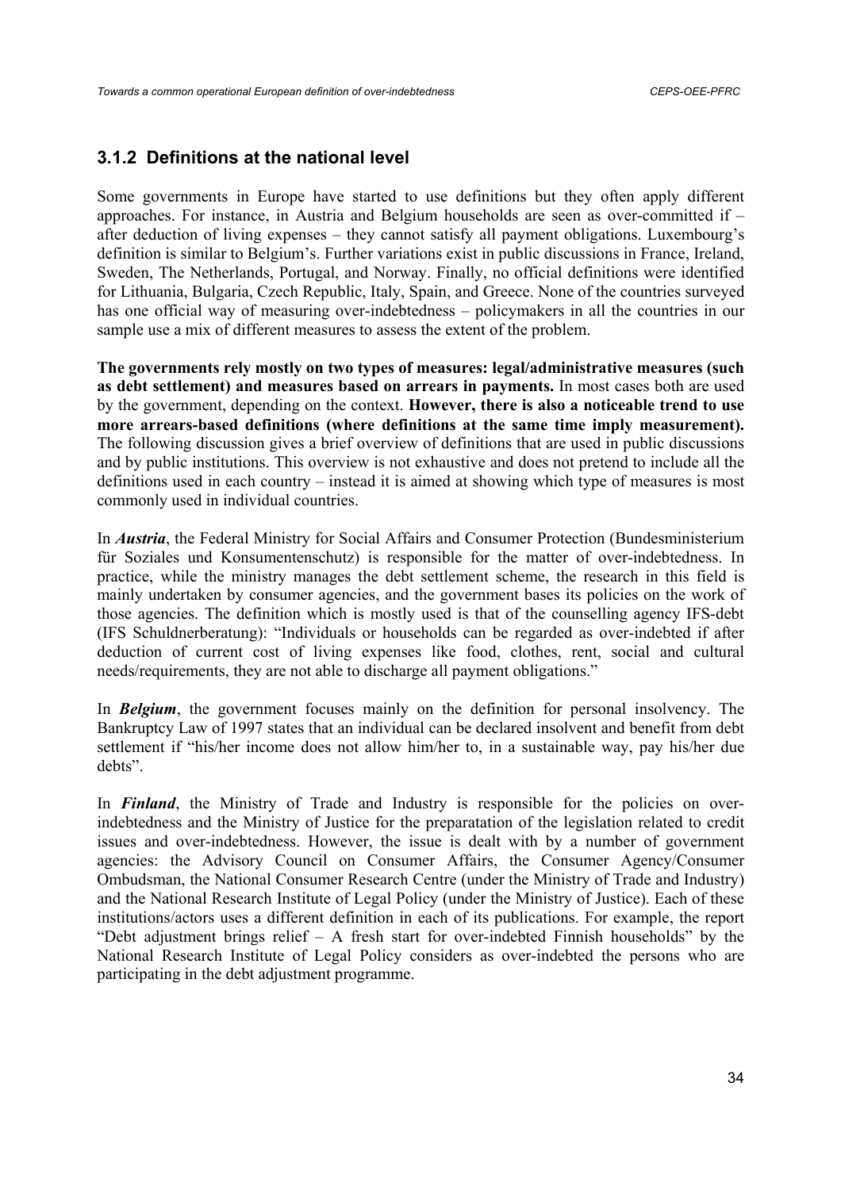### 3.1.2 Definitions at the national level

Some governments in Europe have started to use definitions but they often apply different approaches. For instance, in Austria and Belgium households are seen as over-committed if – after deduction of living expenses – they cannot satisfy all payment obligations. Luxembourg's definition is similar to Belgium's. Further variations exist in public discussions in France, Ireland, Sweden, The Netherlands, Portugal, and Norway. Finally, no official definitions were identified for Lithuania, Bulgaria, Czech Republic, Italy, Spain, and Greece. None of the countries surveyed has one official way of measuring over-indebtedness – policymakers in all the countries in our sample use a mix of different measures to assess the extent of the problem.

**The governments rely mostly on two types of measures: legal/administrative measures (such as debt settlement) and measures based on arrears in payments.** In most cases both are used by the government, depending on the context. **However, there is also a noticeable trend to use more arrears-based definitions (where definitions at the same time imply measurement).** The following discussion gives a brief overview of definitions that are used in public discussions and by public institutions. This overview is not exhaustive and does not pretend to include all the definitions used in each country – instead it is aimed at showing which type of measures is most commonly used in individual countries.

In ***Austria***, the Federal Ministry for Social Affairs and Consumer Protection (Bundesministerium für Soziales und Konsumentenschutz) is responsible for the matter of over-indebtedness. In practice, while the ministry manages the debt settlement scheme, the research in this field is mainly undertaken by consumer agencies, and the government bases its policies on the work of those agencies. The definition which is mostly used is that of the counselling agency IFS-debt (IFS Schuldnerberatung): "Individuals or households can be regarded as over-indebted if after deduction of current cost of living expenses like food, clothes, rent, social and cultural needs/requirements, they are not able to discharge all payment obligations."

In ***Belgium***, the government focuses mainly on the definition for personal insolvency. The Bankruptcy Law of 1997 states that an individual can be declared insolvent and benefit from debt settlement if "his/her income does not allow him/her to, in a sustainable way, pay his/her due debts".

In ***Finland***, the Ministry of Trade and Industry is responsible for the policies on over-indebtedness and the Ministry of Justice for the preparatation of the legislation related to credit issues and over-indebtedness. However, the issue is dealt with by a number of government agencies: the Advisory Council on Consumer Affairs, the Consumer Agency/Consumer Ombudsman, the National Consumer Research Centre (under the Ministry of Trade and Industry) and the National Research Institute of Legal Policy (under the Ministry of Justice). Each of these institutions/actors uses a different definition in each of its publications. For example, the report "Debt adjustment brings relief – A fresh start for over-indebted Finnish households" by the National Research Institute of Legal Policy considers as over-indebted the persons who are participating in the debt adjustment programme.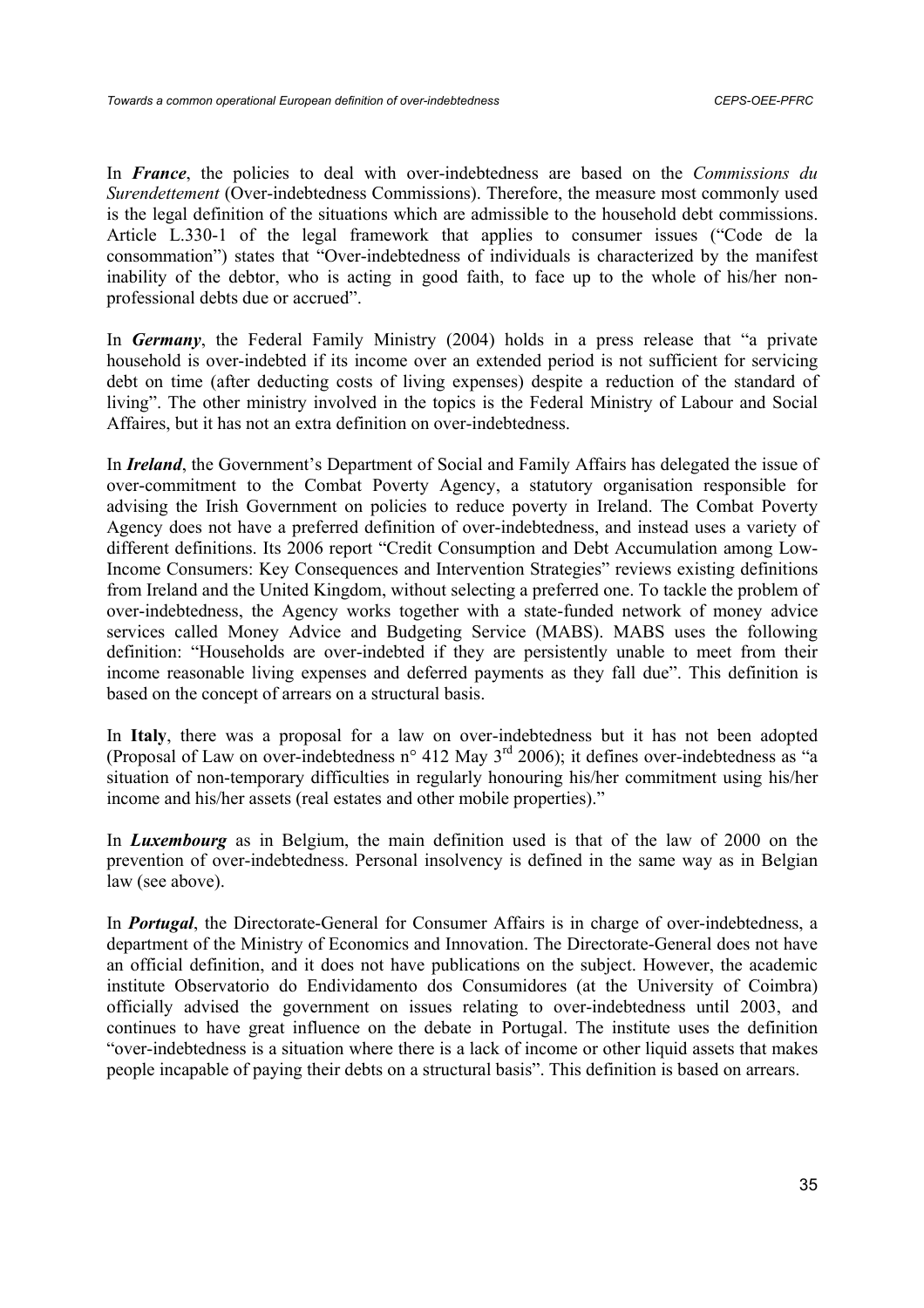In ***France***, the policies to deal with over-indebtedness are based on the *Commissions du Surendettement* (Over-indebtedness Commissions). Therefore, the measure most commonly used is the legal definition of the situations which are admissible to the household debt commissions. Article L.330-1 of the legal framework that applies to consumer issues ("Code de la consommation") states that "Over-indebtedness of individuals is characterized by the manifest inability of the debtor, who is acting in good faith, to face up to the whole of his/her non-professional debts due or accrued".

In ***Germany***, the Federal Family Ministry (2004) holds in a press release that "a private household is over-indebted if its income over an extended period is not sufficient for servicing debt on time (after deducting costs of living expenses) despite a reduction of the standard of living". The other ministry involved in the topics is the Federal Ministry of Labour and Social Affaires, but it has not an extra definition on over-indebtedness.

In ***Ireland***, the Government's Department of Social and Family Affairs has delegated the issue of over-commitment to the Combat Poverty Agency, a statutory organisation responsible for advising the Irish Government on policies to reduce poverty in Ireland. The Combat Poverty Agency does not have a preferred definition of over-indebtedness, and instead uses a variety of different definitions. Its 2006 report "Credit Consumption and Debt Accumulation among Low-Income Consumers: Key Consequences and Intervention Strategies" reviews existing definitions from Ireland and the United Kingdom, without selecting a preferred one. To tackle the problem of over-indebtedness, the Agency works together with a state-funded network of money advice services called Money Advice and Budgeting Service (MABS). MABS uses the following definition: "Households are over-indebted if they are persistently unable to meet from their income reasonable living expenses and deferred payments as they fall due". This definition is based on the concept of arrears on a structural basis.

In **Italy**, there was a proposal for a law on over-indebtedness but it has not been adopted (Proposal of Law on over-indebtedness n° 412 May 3rd 2006); it defines over-indebtedness as "a situation of non-temporary difficulties in regularly honouring his/her commitment using his/her income and his/her assets (real estates and other mobile properties)."

In ***Luxembourg*** as in Belgium, the main definition used is that of the law of 2000 on the prevention of over-indebtedness. Personal insolvency is defined in the same way as in Belgian law (see above).

In ***Portugal***, the Directorate-General for Consumer Affairs is in charge of over-indebtedness, a department of the Ministry of Economics and Innovation. The Directorate-General does not have an official definition, and it does not have publications on the subject. However, the academic institute Observatorio do Endividamento dos Consumidores (at the University of Coimbra) officially advised the government on issues relating to over-indebtedness until 2003, and continues to have great influence on the debate in Portugal. The institute uses the definition "over-indebtedness is a situation where there is a lack of income or other liquid assets that makes people incapable of paying their debts on a structural basis". This definition is based on arrears.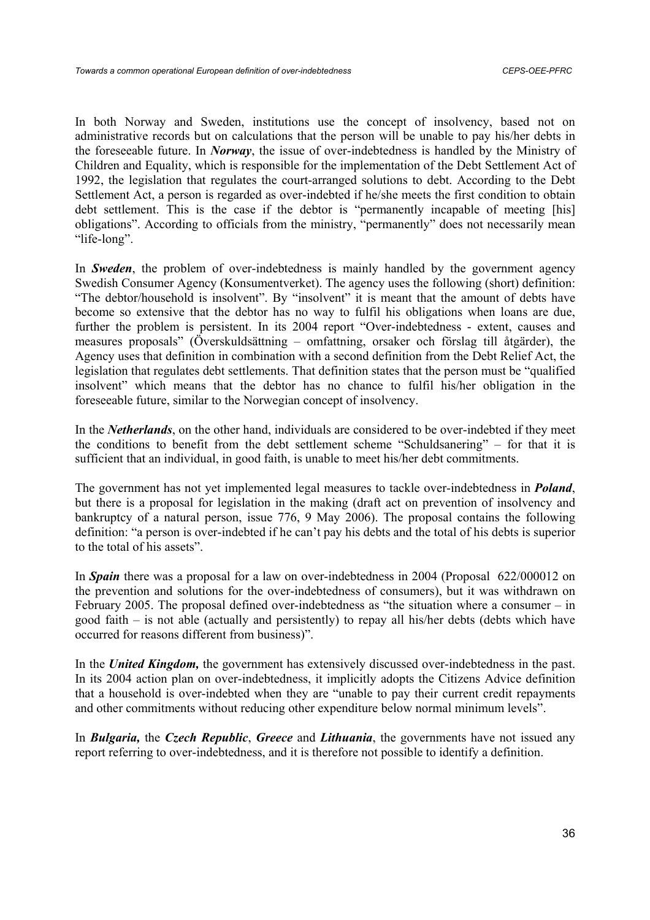In both Norway and Sweden, institutions use the concept of insolvency, based not on administrative records but on calculations that the person will be unable to pay his/her debts in the foreseeable future. In ***Norway***, the issue of over-indebtedness is handled by the Ministry of Children and Equality, which is responsible for the implementation of the Debt Settlement Act of 1992, the legislation that regulates the court-arranged solutions to debt. According to the Debt Settlement Act, a person is regarded as over-indebted if he/she meets the first condition to obtain debt settlement. This is the case if the debtor is "permanently incapable of meeting [his] obligations". According to officials from the ministry, "permanently" does not necessarily mean "life-long".

In ***Sweden***, the problem of over-indebtedness is mainly handled by the government agency Swedish Consumer Agency (Konsumentverket). The agency uses the following (short) definition: "The debtor/household is insolvent". By "insolvent" it is meant that the amount of debts have become so extensive that the debtor has no way to fulfil his obligations when loans are due, further the problem is persistent. In its 2004 report "Over-indebtedness - extent, causes and measures proposals" (Överskuldsättning – omfattning, orsaker och förslag till åtgärder), the Agency uses that definition in combination with a second definition from the Debt Relief Act, the legislation that regulates debt settlements. That definition states that the person must be "qualified insolvent" which means that the debtor has no chance to fulfil his/her obligation in the foreseeable future, similar to the Norwegian concept of insolvency.

In the ***Netherlands***, on the other hand, individuals are considered to be over-indebted if they meet the conditions to benefit from the debt settlement scheme "Schuldsanering" – for that it is sufficient that an individual, in good faith, is unable to meet his/her debt commitments.

The government has not yet implemented legal measures to tackle over-indebtedness in ***Poland***, but there is a proposal for legislation in the making (draft act on prevention of insolvency and bankruptcy of a natural person, issue 776, 9 May 2006). The proposal contains the following definition: "a person is over-indebted if he can't pay his debts and the total of his debts is superior to the total of his assets".

In ***Spain*** there was a proposal for a law on over-indebtedness in 2004 (Proposal 622/000012 on the prevention and solutions for the over-indebtedness of consumers), but it was withdrawn on February 2005. The proposal defined over-indebtedness as "the situation where a consumer – in good faith – is not able (actually and persistently) to repay all his/her debts (debts which have occurred for reasons different from business)".

In the ***United Kingdom,*** the government has extensively discussed over-indebtedness in the past. In its 2004 action plan on over-indebtedness, it implicitly adopts the Citizens Advice definition that a household is over-indebted when they are "unable to pay their current credit repayments and other commitments without reducing other expenditure below normal minimum levels".

In ***Bulgaria,*** the ***Czech Republic***, ***Greece*** and ***Lithuania***, the governments have not issued any report referring to over-indebtedness, and it is therefore not possible to identify a definition.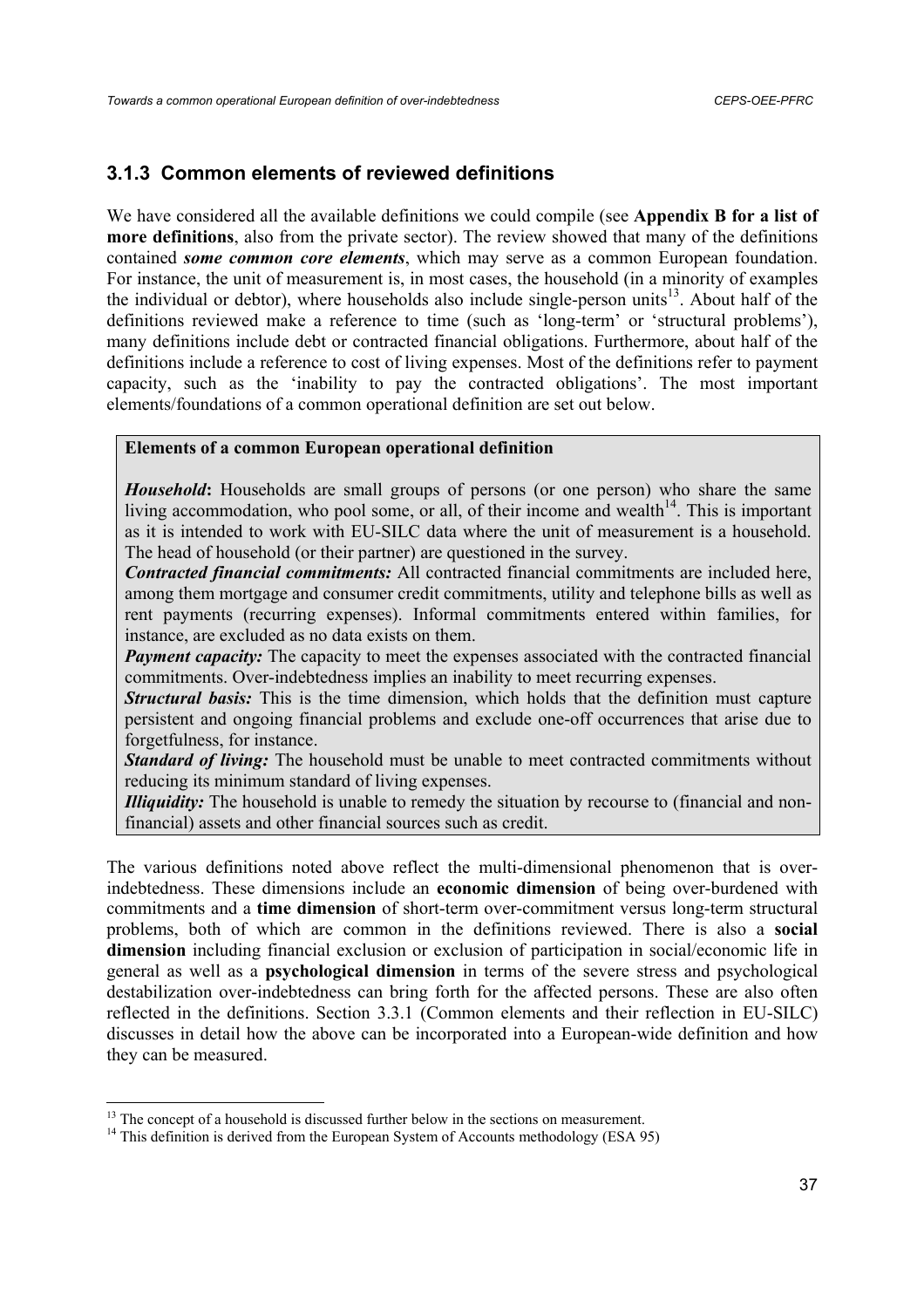### 3.1.3 Common elements of reviewed definitions

We have considered all the available definitions we could compile (see **Appendix B for a list of more definitions**, also from the private sector). The review showed that many of the definitions contained ***some common core elements***, which may serve as a common European foundation. For instance, the unit of measurement is, in most cases, the household (in a minority of examples the individual or debtor), where households also include single-person units[13]. About half of the definitions reviewed make a reference to time (such as 'long-term' or 'structural problems'), many definitions include debt or contracted financial obligations. Furthermore, about half of the definitions include a reference to cost of living expenses. Most of the definitions refer to payment capacity, such as the 'inability to pay the contracted obligations'. The most important elements/foundations of a common operational definition are set out below.

> **Elements of a common European operational definition**
>
> ***Household*:** Households are small groups of persons (or one person) who share the same living accommodation, who pool some, or all, of their income and wealth[14]. This is important as it is intended to work with EU-SILC data where the unit of measurement is a household. The head of household (or their partner) are questioned in the survey.
>
> ***Contracted financial commitments:*** All contracted financial commitments are included here, among them mortgage and consumer credit commitments, utility and telephone bills as well as rent payments (recurring expenses). Informal commitments entered within families, for instance, are excluded as no data exists on them.
>
> ***Payment capacity:*** The capacity to meet the expenses associated with the contracted financial commitments. Over-indebtedness implies an inability to meet recurring expenses.
>
> ***Structural basis:*** This is the time dimension, which holds that the definition must capture persistent and ongoing financial problems and exclude one-off occurrences that arise due to forgetfulness, for instance.
>
> ***Standard of living:*** The household must be unable to meet contracted commitments without reducing its minimum standard of living expenses.
>
> ***Illiquidity:*** The household is unable to remedy the situation by recourse to (financial and non-financial) assets and other financial sources such as credit.

The various definitions noted above reflect the multi-dimensional phenomenon that is over-indebtedness. These dimensions include an **economic dimension** of being over-burdened with commitments and a **time dimension** of short-term over-commitment versus long-term structural problems, both of which are common in the definitions reviewed. There is also a **social dimension** including financial exclusion or exclusion of participation in social/economic life in general as well as a **psychological dimension** in terms of the severe stress and psychological destabilization over-indebtedness can bring forth for the affected persons. These are also often reflected in the definitions. Section 3.3.1 (Common elements and their reflection in EU-SILC) discusses in detail how the above can be incorporated into a European-wide definition and how they can be measured.

---

[13] The concept of a household is discussed further below in the sections on measurement.

[14] This definition is derived from the European System of Accounts methodology (ESA 95)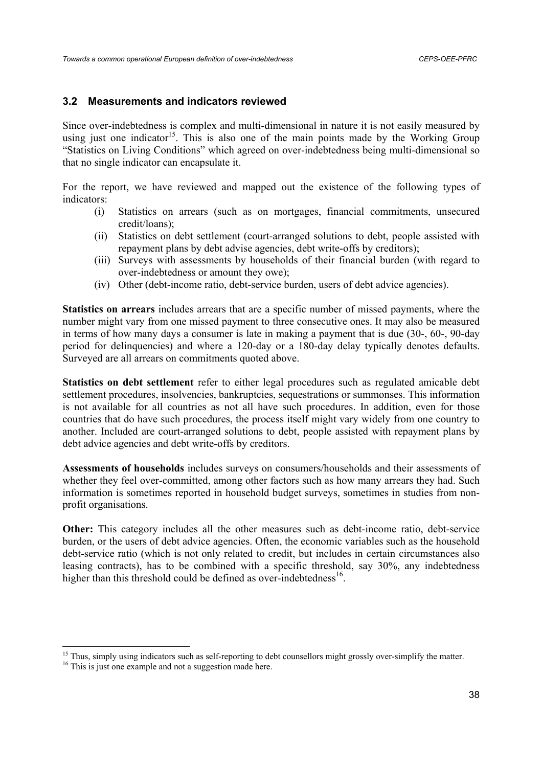## 3.2 Measurements and indicators reviewed

Since over-indebtedness is complex and multi-dimensional in nature it is not easily measured by using just one indicator[15]. This is also one of the main points made by the Working Group "Statistics on Living Conditions" which agreed on over-indebtedness being multi-dimensional so that no single indicator can encapsulate it.

For the report, we have reviewed and mapped out the existence of the following types of indicators:

(i) Statistics on arrears (such as on mortgages, financial commitments, unsecured credit/loans);

(ii) Statistics on debt settlement (court-arranged solutions to debt, people assisted with repayment plans by debt advise agencies, debt write-offs by creditors);

(iii) Surveys with assessments by households of their financial burden (with regard to over-indebtedness or amount they owe);

(iv) Other (debt-income ratio, debt-service burden, users of debt advice agencies).

**Statistics on arrears** includes arrears that are a specific number of missed payments, where the number might vary from one missed payment to three consecutive ones. It may also be measured in terms of how many days a consumer is late in making a payment that is due (30-, 60-, 90-day period for delinquencies) and where a 120-day or a 180-day delay typically denotes defaults. Surveyed are all arrears on commitments quoted above.

**Statistics on debt settlement** refer to either legal procedures such as regulated amicable debt settlement procedures, insolvencies, bankruptcies, sequestrations or summonses. This information is not available for all countries as not all have such procedures. In addition, even for those countries that do have such procedures, the process itself might vary widely from one country to another. Included are court-arranged solutions to debt, people assisted with repayment plans by debt advice agencies and debt write-offs by creditors.

**Assessments of households** includes surveys on consumers/households and their assessments of whether they feel over-committed, among other factors such as how many arrears they had. Such information is sometimes reported in household budget surveys, sometimes in studies from non-profit organisations.

**Other:** This category includes all the other measures such as debt-income ratio, debt-service burden, or the users of debt advice agencies. Often, the economic variables such as the household debt-service ratio (which is not only related to credit, but includes in certain circumstances also leasing contracts), has to be combined with a specific threshold, say 30%, any indebtedness higher than this threshold could be defined as over-indebtedness[16].

---

[15] Thus, simply using indicators such as self-reporting to debt counsellors might grossly over-simplify the matter.

[16] This is just one example and not a suggestion made here.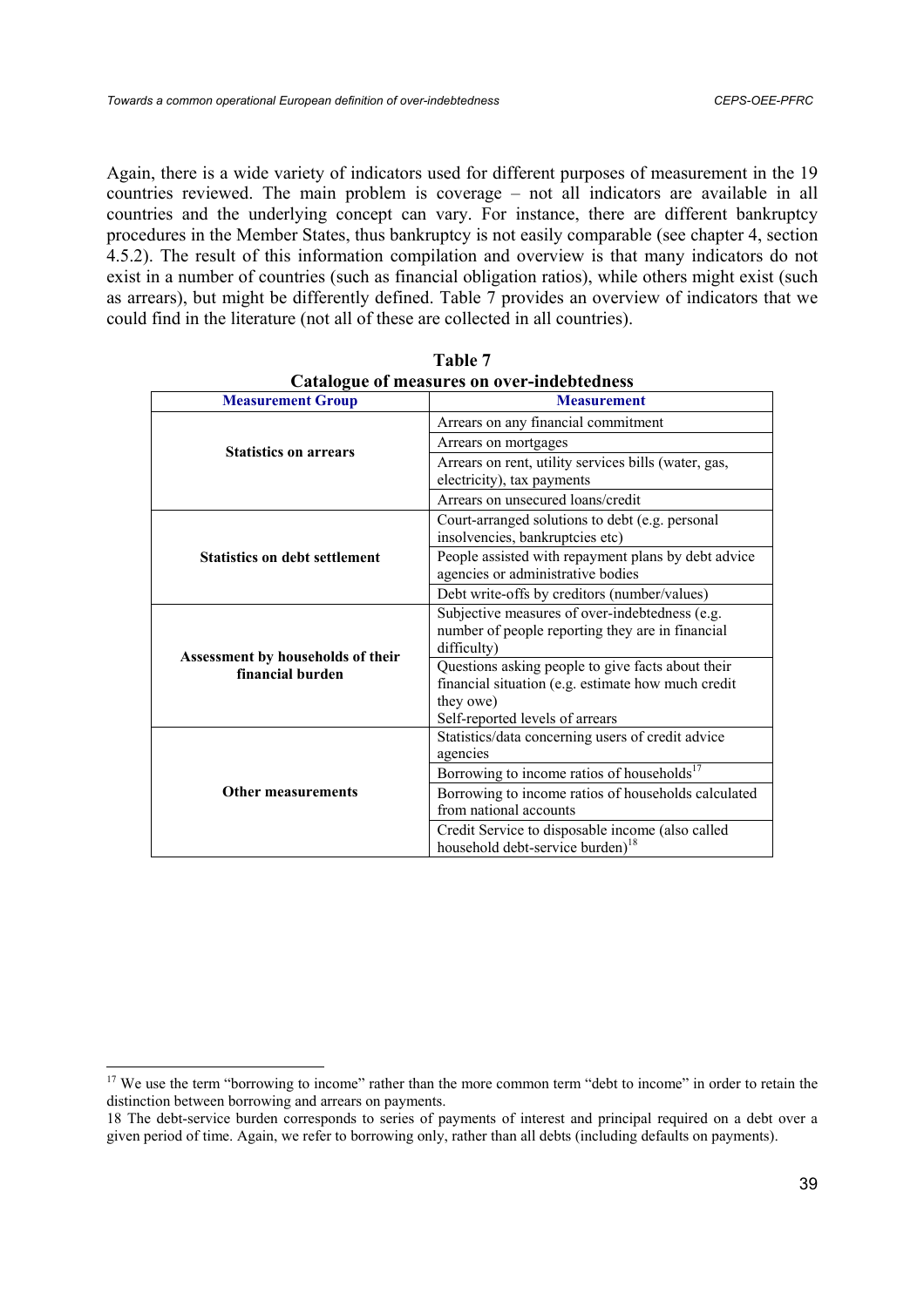Again, there is a wide variety of indicators used for different purposes of measurement in the 19 countries reviewed. The main problem is coverage – not all indicators are available in all countries and the underlying concept can vary. For instance, there are different bankruptcy procedures in the Member States, thus bankruptcy is not easily comparable (see chapter 4, section 4.5.2). The result of this information compilation and overview is that many indicators do not exist in a number of countries (such as financial obligation ratios), while others might exist (such as arrears), but might be differently defined. Table 7 provides an overview of indicators that we could find in the literature (not all of these are collected in all countries).

**Table 7**
**Catalogue of measures on over-indebtedness**

| Measurement Group | Measurement |
|---|---|
| **Statistics on arrears** | Arrears on any financial commitment |
| | Arrears on mortgages |
| | Arrears on rent, utility services bills (water, gas, electricity), tax payments |
| | Arrears on unsecured loans/credit |
| **Statistics on debt settlement** | Court-arranged solutions to debt (e.g. personal insolvencies, bankruptcies etc) |
| | People assisted with repayment plans by debt advice agencies or administrative bodies |
| | Debt write-offs by creditors (number/values) |
| **Assessment by households of their financial burden** | Subjective measures of over-indebtedness (e.g. number of people reporting they are in financial difficulty) |
| | Questions asking people to give facts about their financial situation (e.g. estimate how much credit they owe) Self-reported levels of arrears |
| **Other measurements** | Statistics/data concerning users of credit advice agencies |
| | Borrowing to income ratios of households[17] |
| | Borrowing to income ratios of households calculated from national accounts |
| | Credit Service to disposable income (also called household debt-service burden)[18] |

[17] We use the term "borrowing to income" rather than the more common term "debt to income" in order to retain the distinction between borrowing and arrears on payments.

18 The debt-service burden corresponds to series of payments of interest and principal required on a debt over a given period of time. Again, we refer to borrowing only, rather than all debts (including defaults on payments).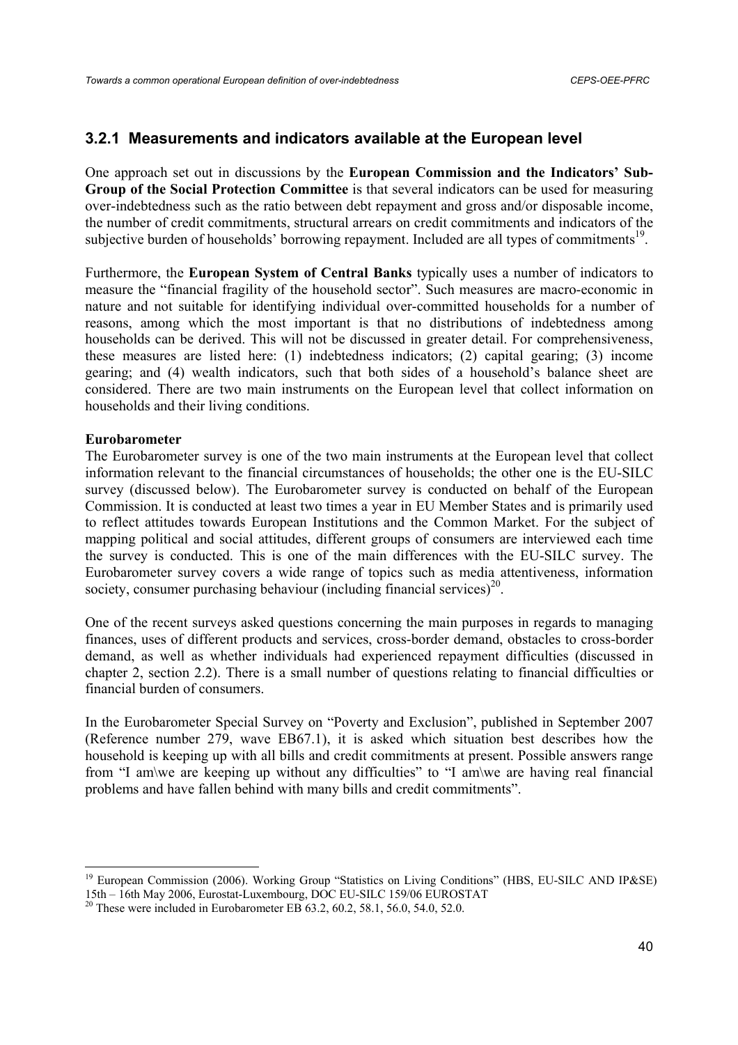### 3.2.1 Measurements and indicators available at the European level

One approach set out in discussions by the **European Commission and the Indicators' Sub-Group of the Social Protection Committee** is that several indicators can be used for measuring over-indebtedness such as the ratio between debt repayment and gross and/or disposable income, the number of credit commitments, structural arrears on credit commitments and indicators of the subjective burden of households' borrowing repayment. Included are all types of commitments[19].

Furthermore, the **European System of Central Banks** typically uses a number of indicators to measure the "financial fragility of the household sector". Such measures are macro-economic in nature and not suitable for identifying individual over-committed households for a number of reasons, among which the most important is that no distributions of indebtedness among households can be derived. This will not be discussed in greater detail. For comprehensiveness, these measures are listed here: (1) indebtedness indicators; (2) capital gearing; (3) income gearing; and (4) wealth indicators, such that both sides of a household's balance sheet are considered. There are two main instruments on the European level that collect information on households and their living conditions.

**Eurobarometer**

The Eurobarometer survey is one of the two main instruments at the European level that collect information relevant to the financial circumstances of households; the other one is the EU-SILC survey (discussed below). The Eurobarometer survey is conducted on behalf of the European Commission. It is conducted at least two times a year in EU Member States and is primarily used to reflect attitudes towards European Institutions and the Common Market. For the subject of mapping political and social attitudes, different groups of consumers are interviewed each time the survey is conducted. This is one of the main differences with the EU-SILC survey. The Eurobarometer survey covers a wide range of topics such as media attentiveness, information society, consumer purchasing behaviour (including financial services)[20].

One of the recent surveys asked questions concerning the main purposes in regards to managing finances, uses of different products and services, cross-border demand, obstacles to cross-border demand, as well as whether individuals had experienced repayment difficulties (discussed in chapter 2, section 2.2). There is a small number of questions relating to financial difficulties or financial burden of consumers.

In the Eurobarometer Special Survey on "Poverty and Exclusion", published in September 2007 (Reference number 279, wave EB67.1), it is asked which situation best describes how the household is keeping up with all bills and credit commitments at present. Possible answers range from "I am\we are keeping up without any difficulties" to "I am\we are having real financial problems and have fallen behind with many bills and credit commitments".

---

[19] European Commission (2006). Working Group "Statistics on Living Conditions" (HBS, EU-SILC AND IP&SE) 15th – 16th May 2006, Eurostat-Luxembourg, DOC EU-SILC 159/06 EUROSTAT

[20] These were included in Eurobarometer EB 63.2, 60.2, 58.1, 56.0, 54.0, 52.0.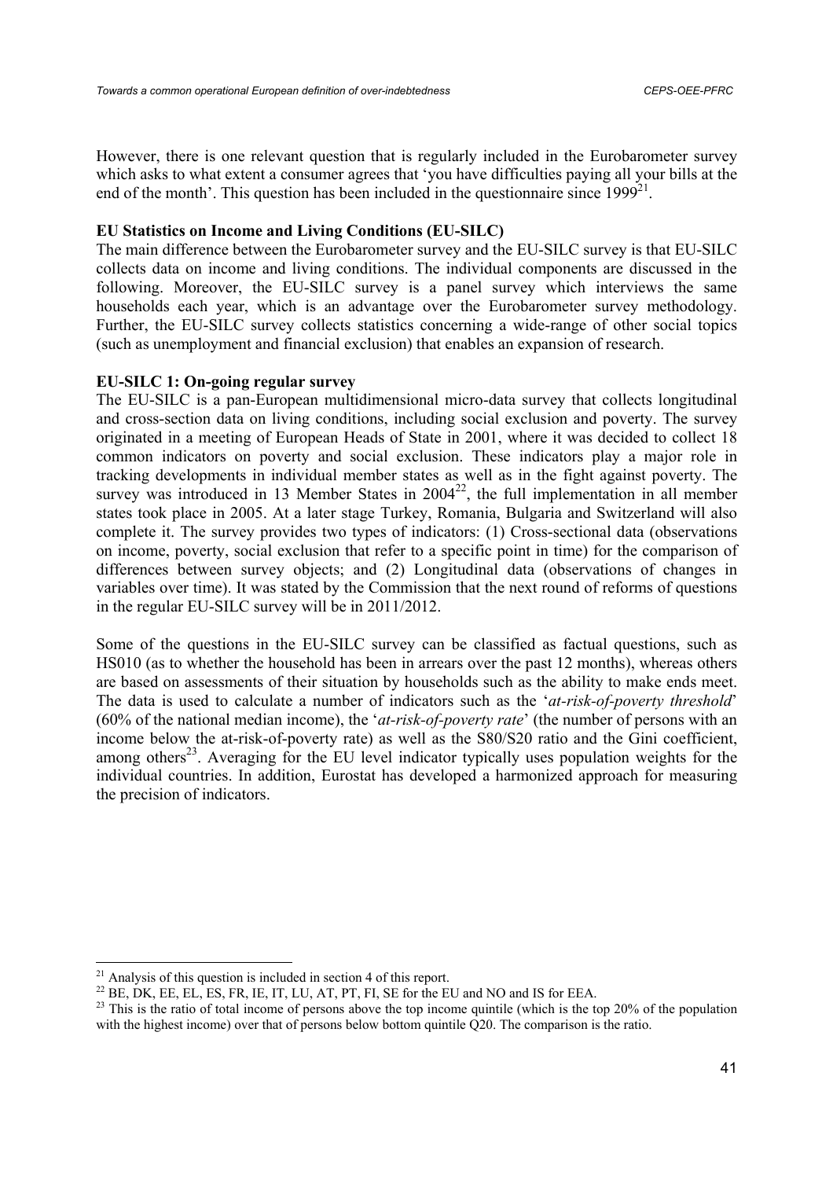However, there is one relevant question that is regularly included in the Eurobarometer survey which asks to what extent a consumer agrees that 'you have difficulties paying all your bills at the end of the month'. This question has been included in the questionnaire since 1999[21].

**EU Statistics on Income and Living Conditions (EU-SILC)**

The main difference between the Eurobarometer survey and the EU-SILC survey is that EU-SILC collects data on income and living conditions. The individual components are discussed in the following. Moreover, the EU-SILC survey is a panel survey which interviews the same households each year, which is an advantage over the Eurobarometer survey methodology. Further, the EU-SILC survey collects statistics concerning a wide-range of other social topics (such as unemployment and financial exclusion) that enables an expansion of research.

**EU-SILC 1: On-going regular survey**

The EU-SILC is a pan-European multidimensional micro-data survey that collects longitudinal and cross-section data on living conditions, including social exclusion and poverty. The survey originated in a meeting of European Heads of State in 2001, where it was decided to collect 18 common indicators on poverty and social exclusion. These indicators play a major role in tracking developments in individual member states as well as in the fight against poverty. The survey was introduced in 13 Member States in 2004[22], the full implementation in all member states took place in 2005. At a later stage Turkey, Romania, Bulgaria and Switzerland will also complete it. The survey provides two types of indicators: (1) Cross-sectional data (observations on income, poverty, social exclusion that refer to a specific point in time) for the comparison of differences between survey objects; and (2) Longitudinal data (observations of changes in variables over time). It was stated by the Commission that the next round of reforms of questions in the regular EU-SILC survey will be in 2011/2012.

Some of the questions in the EU-SILC survey can be classified as factual questions, such as HS010 (as to whether the household has been in arrears over the past 12 months), whereas others are based on assessments of their situation by households such as the ability to make ends meet. The data is used to calculate a number of indicators such as the '*at-risk-of-poverty threshold*' (60% of the national median income), the '*at-risk-of-poverty rate*' (the number of persons with an income below the at-risk-of-poverty rate) as well as the S80/S20 ratio and the Gini coefficient, among others[23]. Averaging for the EU level indicator typically uses population weights for the individual countries. In addition, Eurostat has developed a harmonized approach for measuring the precision of indicators.

---

[21] Analysis of this question is included in section 4 of this report.

[22] BE, DK, EE, EL, ES, FR, IE, IT, LU, AT, PT, FI, SE for the EU and NO and IS for EEA.

[23] This is the ratio of total income of persons above the top income quintile (which is the top 20% of the population with the highest income) over that of persons below bottom quintile Q20. The comparison is the ratio.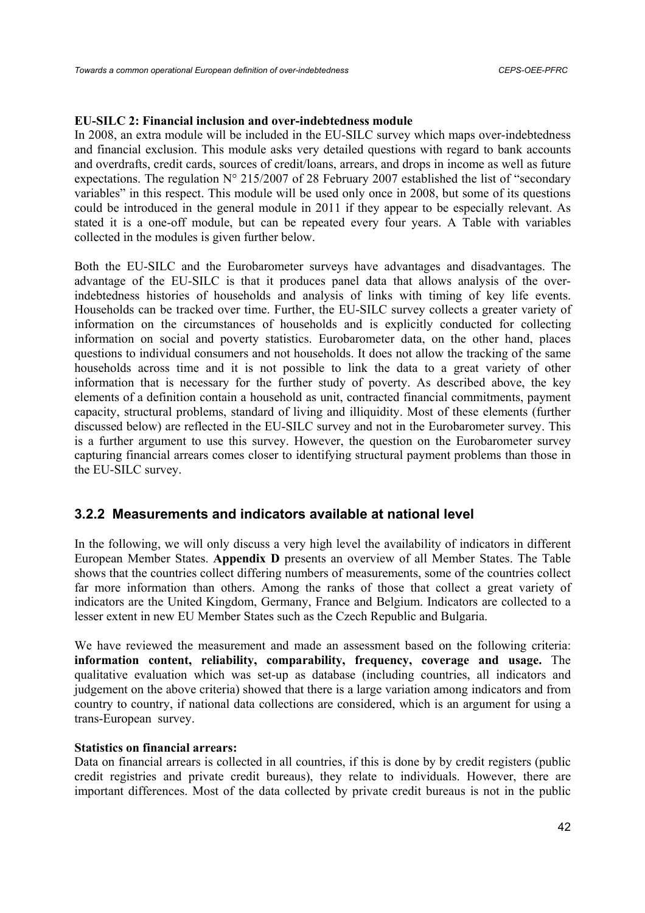**EU-SILC 2: Financial inclusion and over-indebtedness module**

In 2008, an extra module will be included in the EU-SILC survey which maps over-indebtedness and financial exclusion. This module asks very detailed questions with regard to bank accounts and overdrafts, credit cards, sources of credit/loans, arrears, and drops in income as well as future expectations. The regulation N° 215/2007 of 28 February 2007 established the list of "secondary variables" in this respect. This module will be used only once in 2008, but some of its questions could be introduced in the general module in 2011 if they appear to be especially relevant. As stated it is a one-off module, but can be repeated every four years. A Table with variables collected in the modules is given further below.

Both the EU-SILC and the Eurobarometer surveys have advantages and disadvantages. The advantage of the EU-SILC is that it produces panel data that allows analysis of the over-indebtedness histories of households and analysis of links with timing of key life events. Households can be tracked over time. Further, the EU-SILC survey collects a greater variety of information on the circumstances of households and is explicitly conducted for collecting information on social and poverty statistics. Eurobarometer data, on the other hand, places questions to individual consumers and not households. It does not allow the tracking of the same households across time and it is not possible to link the data to a great variety of other information that is necessary for the further study of poverty. As described above, the key elements of a definition contain a household as unit, contracted financial commitments, payment capacity, structural problems, standard of living and illiquidity. Most of these elements (further discussed below) are reflected in the EU-SILC survey and not in the Eurobarometer survey. This is a further argument to use this survey. However, the question on the Eurobarometer survey capturing financial arrears comes closer to identifying structural payment problems than those in the EU-SILC survey.

### 3.2.2 Measurements and indicators available at national level

In the following, we will only discuss a very high level the availability of indicators in different European Member States. **Appendix D** presents an overview of all Member States. The Table shows that the countries collect differing numbers of measurements, some of the countries collect far more information than others. Among the ranks of those that collect a great variety of indicators are the United Kingdom, Germany, France and Belgium. Indicators are collected to a lesser extent in new EU Member States such as the Czech Republic and Bulgaria.

We have reviewed the measurement and made an assessment based on the following criteria: **information content, reliability, comparability, frequency, coverage and usage.** The qualitative evaluation which was set-up as database (including countries, all indicators and judgement on the above criteria) showed that there is a large variation among indicators and from country to country, if national data collections are considered, which is an argument for using a trans-European survey.

**Statistics on financial arrears:**

Data on financial arrears is collected in all countries, if this is done by by credit registers (public credit registries and private credit bureaus), they relate to individuals. However, there are important differences. Most of the data collected by private credit bureaus is not in the public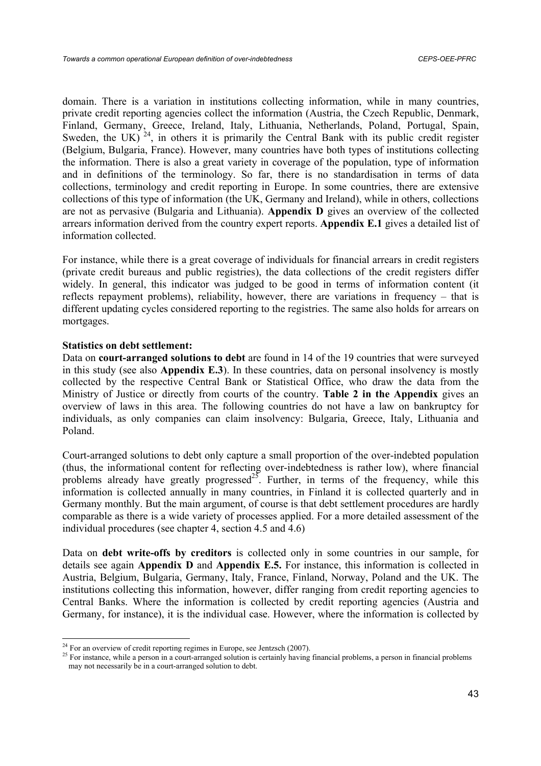domain. There is a variation in institutions collecting information, while in many countries, private credit reporting agencies collect the information (Austria, the Czech Republic, Denmark, Finland, Germany, Greece, Ireland, Italy, Lithuania, Netherlands, Poland, Portugal, Spain, Sweden, the UK) [24], in others it is primarily the Central Bank with its public credit register (Belgium, Bulgaria, France). However, many countries have both types of institutions collecting the information. There is also a great variety in coverage of the population, type of information and in definitions of the terminology. So far, there is no standardisation in terms of data collections, terminology and credit reporting in Europe. In some countries, there are extensive collections of this type of information (the UK, Germany and Ireland), while in others, collections are not as pervasive (Bulgaria and Lithuania). **Appendix D** gives an overview of the collected arrears information derived from the country expert reports. **Appendix E.1** gives a detailed list of information collected.

For instance, while there is a great coverage of individuals for financial arrears in credit registers (private credit bureaus and public registries), the data collections of the credit registers differ widely. In general, this indicator was judged to be good in terms of information content (it reflects repayment problems), reliability, however, there are variations in frequency – that is different updating cycles considered reporting to the registries. The same also holds for arrears on mortgages.

**Statistics on debt settlement:**

Data on **court-arranged solutions to debt** are found in 14 of the 19 countries that were surveyed in this study (see also **Appendix E.3**). In these countries, data on personal insolvency is mostly collected by the respective Central Bank or Statistical Office, who draw the data from the Ministry of Justice or directly from courts of the country. **Table 2 in the Appendix** gives an overview of laws in this area. The following countries do not have a law on bankruptcy for individuals, as only companies can claim insolvency: Bulgaria, Greece, Italy, Lithuania and Poland.

Court-arranged solutions to debt only capture a small proportion of the over-indebted population (thus, the informational content for reflecting over-indebtedness is rather low), where financial problems already have greatly progressed[25]. Further, in terms of the frequency, while this information is collected annually in many countries, in Finland it is collected quarterly and in Germany monthly. But the main argument, of course is that debt settlement procedures are hardly comparable as there is a wide variety of processes applied. For a more detailed assessment of the individual procedures (see chapter 4, section 4.5 and 4.6)

Data on **debt write-offs by creditors** is collected only in some countries in our sample, for details see again **Appendix D** and **Appendix E.5.** For instance, this information is collected in Austria, Belgium, Bulgaria, Germany, Italy, France, Finland, Norway, Poland and the UK. The institutions collecting this information, however, differ ranging from credit reporting agencies to Central Banks. Where the information is collected by credit reporting agencies (Austria and Germany, for instance), it is the individual case. However, where the information is collected by

[24] For an overview of credit reporting regimes in Europe, see Jentzsch (2007).

[25] For instance, while a person in a court-arranged solution is certainly having financial problems, a person in financial problems may not necessarily be in a court-arranged solution to debt.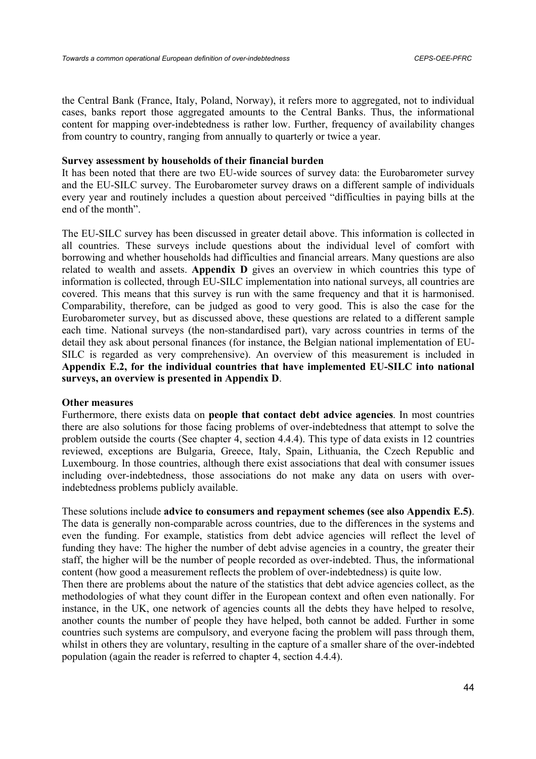the Central Bank (France, Italy, Poland, Norway), it refers more to aggregated, not to individual cases, banks report those aggregated amounts to the Central Banks. Thus, the informational content for mapping over-indebtedness is rather low. Further, frequency of availability changes from country to country, ranging from annually to quarterly or twice a year.

**Survey assessment by households of their financial burden**

It has been noted that there are two EU-wide sources of survey data: the Eurobarometer survey and the EU-SILC survey. The Eurobarometer survey draws on a different sample of individuals every year and routinely includes a question about perceived "difficulties in paying bills at the end of the month".

The EU-SILC survey has been discussed in greater detail above. This information is collected in all countries. These surveys include questions about the individual level of comfort with borrowing and whether households had difficulties and financial arrears. Many questions are also related to wealth and assets. **Appendix D** gives an overview in which countries this type of information is collected, through EU-SILC implementation into national surveys, all countries are covered. This means that this survey is run with the same frequency and that it is harmonised. Comparability, therefore, can be judged as good to very good. This is also the case for the Eurobarometer survey, but as discussed above, these questions are related to a different sample each time. National surveys (the non-standardised part), vary across countries in terms of the detail they ask about personal finances (for instance, the Belgian national implementation of EU-SILC is regarded as very comprehensive). An overview of this measurement is included in **Appendix E.2, for the individual countries that have implemented EU-SILC into national surveys, an overview is presented in Appendix D**.

**Other measures**

Furthermore, there exists data on **people that contact debt advice agencies**. In most countries there are also solutions for those facing problems of over-indebtedness that attempt to solve the problem outside the courts (See chapter 4, section 4.4.4). This type of data exists in 12 countries reviewed, exceptions are Bulgaria, Greece, Italy, Spain, Lithuania, the Czech Republic and Luxembourg. In those countries, although there exist associations that deal with consumer issues including over-indebtedness, those associations do not make any data on users with over-indebtedness problems publicly available.

These solutions include **advice to consumers and repayment schemes (see also Appendix E.5)**. The data is generally non-comparable across countries, due to the differences in the systems and even the funding. For example, statistics from debt advice agencies will reflect the level of funding they have: The higher the number of debt advise agencies in a country, the greater their staff, the higher will be the number of people recorded as over-indebted. Thus, the informational content (how good a measurement reflects the problem of over-indebtedness) is quite low.
Then there are problems about the nature of the statistics that debt advice agencies collect, as the methodologies of what they count differ in the European context and often even nationally. For instance, in the UK, one network of agencies counts all the debts they have helped to resolve, another counts the number of people they have helped, both cannot be added. Further in some countries such systems are compulsory, and everyone facing the problem will pass through them, whilst in others they are voluntary, resulting in the capture of a smaller share of the over-indebted population (again the reader is referred to chapter 4, section 4.4.4).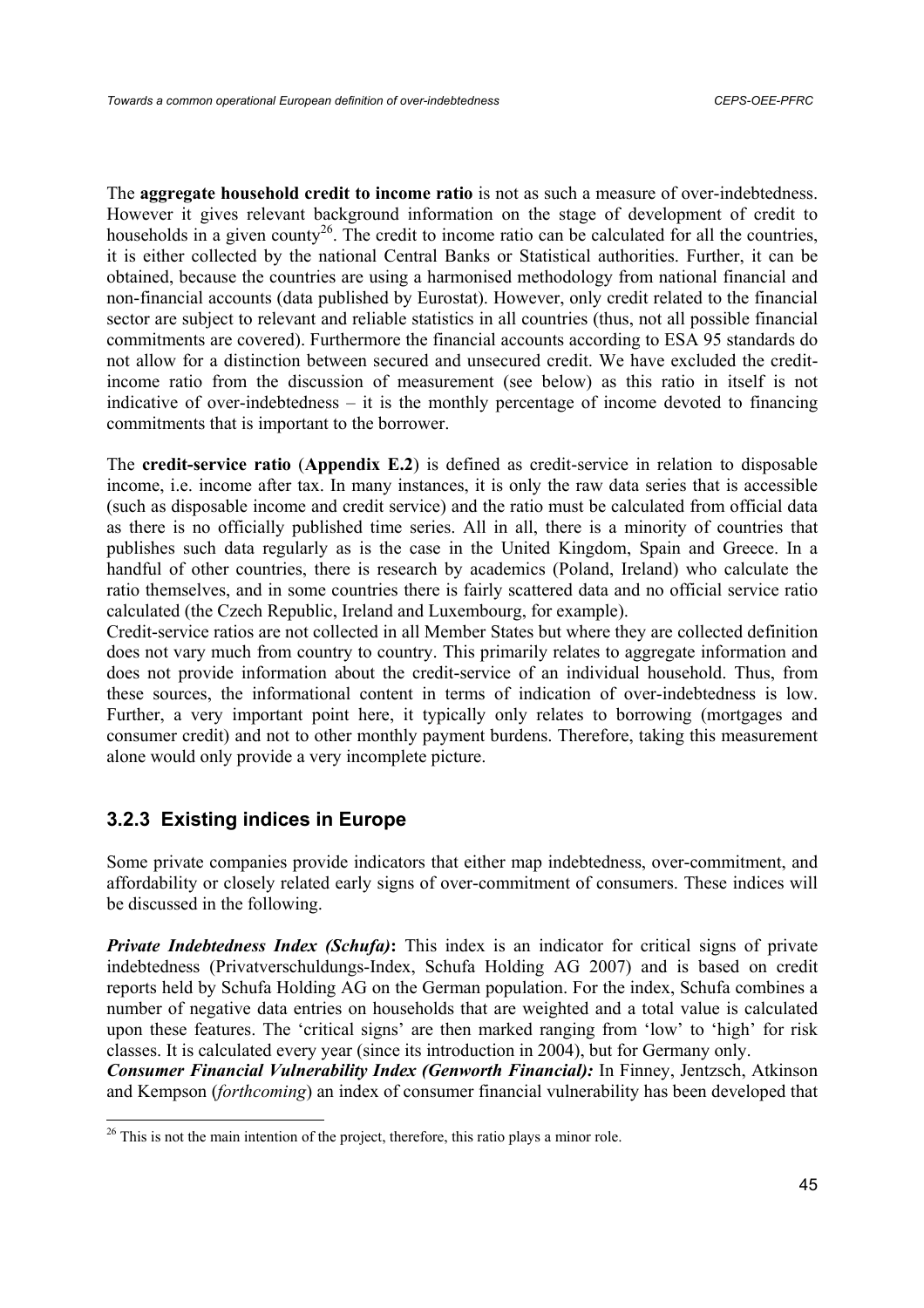The **aggregate household credit to income ratio** is not as such a measure of over-indebtedness. However it gives relevant background information on the stage of development of credit to households in a given county[26]. The credit to income ratio can be calculated for all the countries, it is either collected by the national Central Banks or Statistical authorities. Further, it can be obtained, because the countries are using a harmonised methodology from national financial and non-financial accounts (data published by Eurostat). However, only credit related to the financial sector are subject to relevant and reliable statistics in all countries (thus, not all possible financial commitments are covered). Furthermore the financial accounts according to ESA 95 standards do not allow for a distinction between secured and unsecured credit. We have excluded the credit-income ratio from the discussion of measurement (see below) as this ratio in itself is not indicative of over-indebtedness – it is the monthly percentage of income devoted to financing commitments that is important to the borrower.

The **credit-service ratio** (**Appendix E.2**) is defined as credit-service in relation to disposable income, i.e. income after tax. In many instances, it is only the raw data series that is accessible (such as disposable income and credit service) and the ratio must be calculated from official data as there is no officially published time series. All in all, there is a minority of countries that publishes such data regularly as is the case in the United Kingdom, Spain and Greece. In a handful of other countries, there is research by academics (Poland, Ireland) who calculate the ratio themselves, and in some countries there is fairly scattered data and no official service ratio calculated (the Czech Republic, Ireland and Luxembourg, for example).

Credit-service ratios are not collected in all Member States but where they are collected definition does not vary much from country to country. This primarily relates to aggregate information and does not provide information about the credit-service of an individual household. Thus, from these sources, the informational content in terms of indication of over-indebtedness is low. Further, a very important point here, it typically only relates to borrowing (mortgages and consumer credit) and not to other monthly payment burdens. Therefore, taking this measurement alone would only provide a very incomplete picture.

### 3.2.3 Existing indices in Europe

Some private companies provide indicators that either map indebtedness, over-commitment, and affordability or closely related early signs of over-commitment of consumers. These indices will be discussed in the following.

***Private Indebtedness Index (Schufa)*****:** This index is an indicator for critical signs of private indebtedness (Privatverschuldungs-Index, Schufa Holding AG 2007) and is based on credit reports held by Schufa Holding AG on the German population. For the index, Schufa combines a number of negative data entries on households that are weighted and a total value is calculated upon these features. The 'critical signs' are then marked ranging from 'low' to 'high' for risk classes. It is calculated every year (since its introduction in 2004), but for Germany only.

***Consumer Financial Vulnerability Index (Genworth Financial):*** In Finney, Jentzsch, Atkinson and Kempson (*forthcoming*) an index of consumer financial vulnerability has been developed that

[26] This is not the main intention of the project, therefore, this ratio plays a minor role.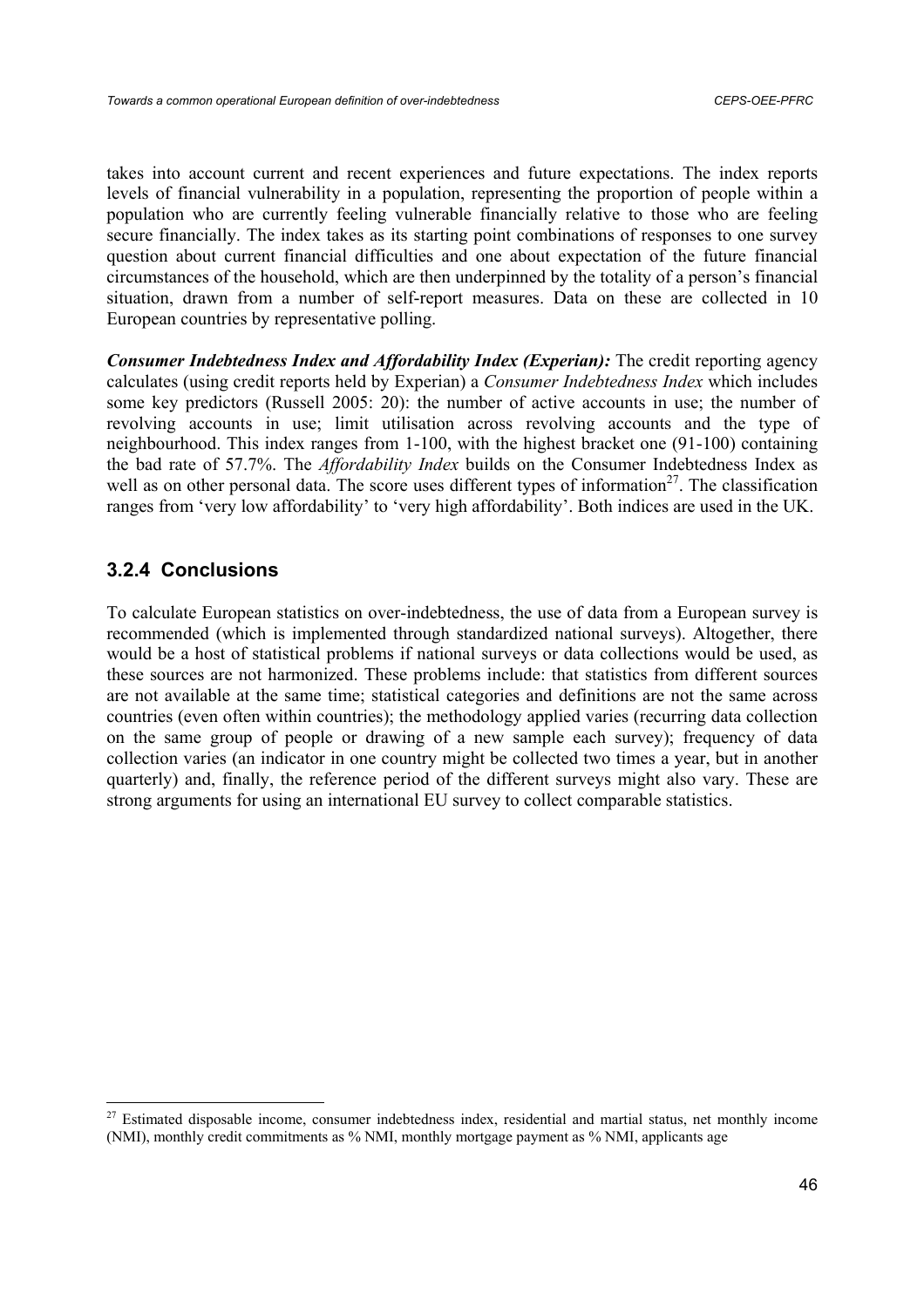takes into account current and recent experiences and future expectations. The index reports levels of financial vulnerability in a population, representing the proportion of people within a population who are currently feeling vulnerable financially relative to those who are feeling secure financially. The index takes as its starting point combinations of responses to one survey question about current financial difficulties and one about expectation of the future financial circumstances of the household, which are then underpinned by the totality of a person's financial situation, drawn from a number of self-report measures. Data on these are collected in 10 European countries by representative polling.

***Consumer Indebtedness Index and Affordability Index (Experian):*** The credit reporting agency calculates (using credit reports held by Experian) a *Consumer Indebtedness Index* which includes some key predictors (Russell 2005: 20): the number of active accounts in use; the number of revolving accounts in use; limit utilisation across revolving accounts and the type of neighbourhood. This index ranges from 1-100, with the highest bracket one (91-100) containing the bad rate of 57.7%. The *Affordability Index* builds on the Consumer Indebtedness Index as well as on other personal data. The score uses different types of information[27]. The classification ranges from 'very low affordability' to 'very high affordability'. Both indices are used in the UK.

### 3.2.4 Conclusions

To calculate European statistics on over-indebtedness, the use of data from a European survey is recommended (which is implemented through standardized national surveys). Altogether, there would be a host of statistical problems if national surveys or data collections would be used, as these sources are not harmonized. These problems include: that statistics from different sources are not available at the same time; statistical categories and definitions are not the same across countries (even often within countries); the methodology applied varies (recurring data collection on the same group of people or drawing of a new sample each survey); frequency of data collection varies (an indicator in one country might be collected two times a year, but in another quarterly) and, finally, the reference period of the different surveys might also vary. These are strong arguments for using an international EU survey to collect comparable statistics.

[27] Estimated disposable income, consumer indebtedness index, residential and martial status, net monthly income (NMI), monthly credit commitments as % NMI, monthly mortgage payment as % NMI, applicants age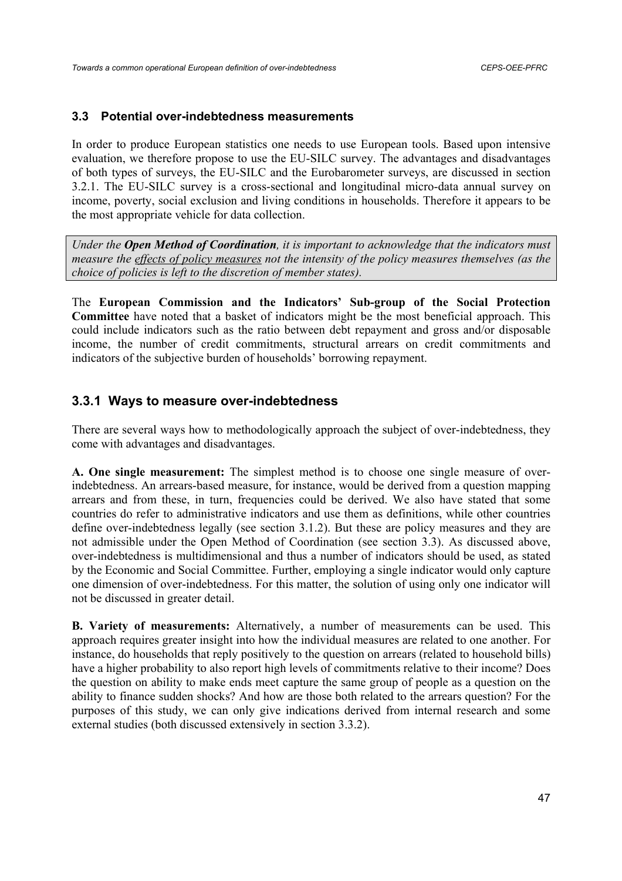### 3.3 Potential over-indebtedness measurements

In order to produce European statistics one needs to use European tools. Based upon intensive evaluation, we therefore propose to use the EU-SILC survey. The advantages and disadvantages of both types of surveys, the EU-SILC and the Eurobarometer surveys, are discussed in section 3.2.1. The EU-SILC survey is a cross-sectional and longitudinal micro-data annual survey on income, poverty, social exclusion and living conditions in households. Therefore it appears to be the most appropriate vehicle for data collection.

> *Under the **Open Method of Coordination**, it is important to acknowledge that the indicators must measure the effects of policy measures not the intensity of the policy measures themselves (as the choice of policies is left to the discretion of member states).*

The **European Commission and the Indicators' Sub-group of the Social Protection Committee** have noted that a basket of indicators might be the most beneficial approach. This could include indicators such as the ratio between debt repayment and gross and/or disposable income, the number of credit commitments, structural arrears on credit commitments and indicators of the subjective burden of households' borrowing repayment.

## 3.3.1 Ways to measure over-indebtedness

There are several ways how to methodologically approach the subject of over-indebtedness, they come with advantages and disadvantages.

**A. One single measurement:** The simplest method is to choose one single measure of over-indebtedness. An arrears-based measure, for instance, would be derived from a question mapping arrears and from these, in turn, frequencies could be derived. We also have stated that some countries do refer to administrative indicators and use them as definitions, while other countries define over-indebtedness legally (see section 3.1.2). But these are policy measures and they are not admissible under the Open Method of Coordination (see section 3.3). As discussed above, over-indebtedness is multidimensional and thus a number of indicators should be used, as stated by the Economic and Social Committee. Further, employing a single indicator would only capture one dimension of over-indebtedness. For this matter, the solution of using only one indicator will not be discussed in greater detail.

**B. Variety of measurements:** Alternatively, a number of measurements can be used. This approach requires greater insight into how the individual measures are related to one another. For instance, do households that reply positively to the question on arrears (related to household bills) have a higher probability to also report high levels of commitments relative to their income? Does the question on ability to make ends meet capture the same group of people as a question on the ability to finance sudden shocks? And how are those both related to the arrears question? For the purposes of this study, we can only give indications derived from internal research and some external studies (both discussed extensively in section 3.3.2).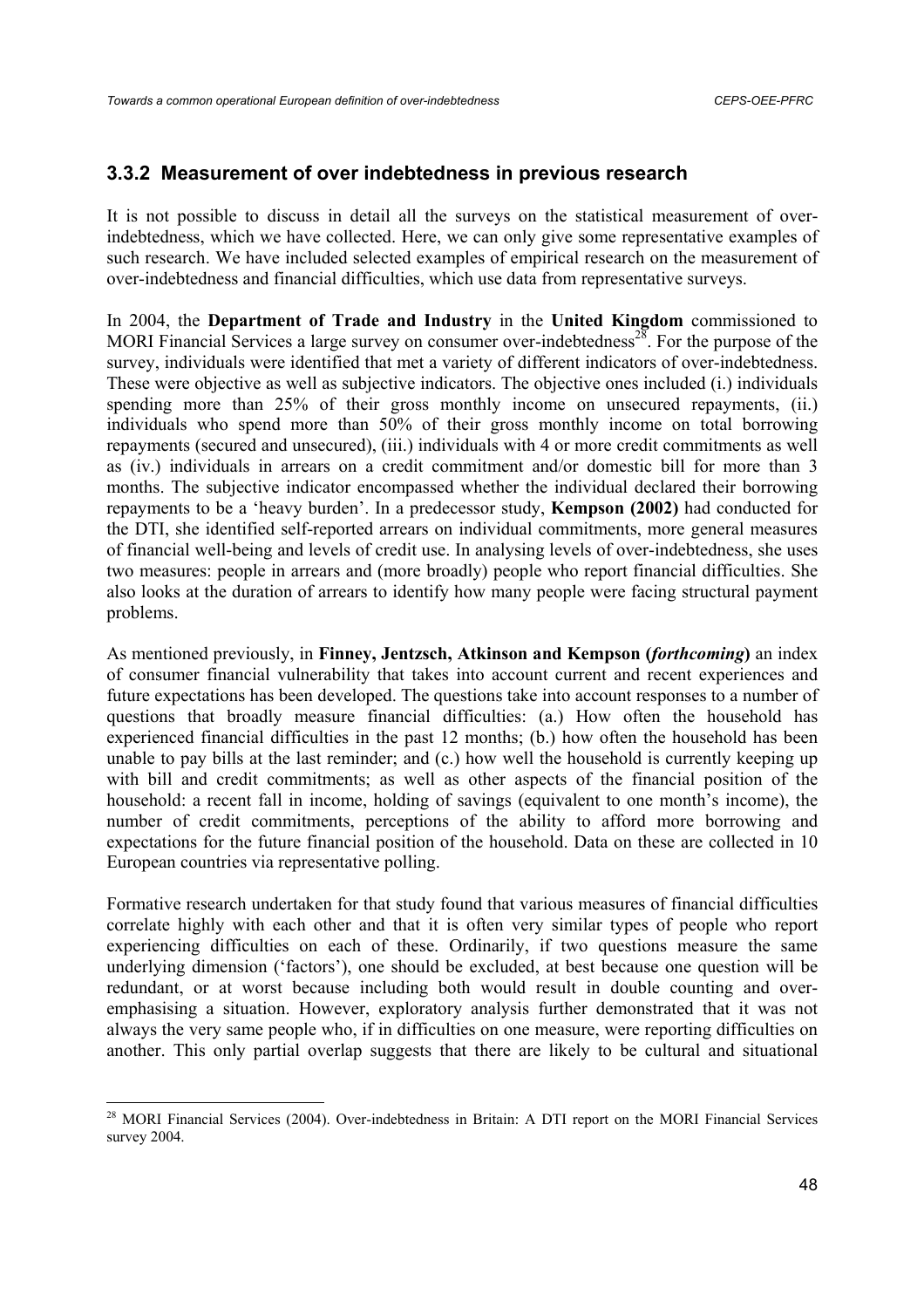### 3.3.2 Measurement of over indebtedness in previous research

It is not possible to discuss in detail all the surveys on the statistical measurement of over-indebtedness, which we have collected. Here, we can only give some representative examples of such research. We have included selected examples of empirical research on the measurement of over-indebtedness and financial difficulties, which use data from representative surveys.

In 2004, the **Department of Trade and Industry** in the **United Kingdom** commissioned to MORI Financial Services a large survey on consumer over-indebtedness[28]. For the purpose of the survey, individuals were identified that met a variety of different indicators of over-indebtedness. These were objective as well as subjective indicators. The objective ones included (i.) individuals spending more than 25% of their gross monthly income on unsecured repayments, (ii.) individuals who spend more than 50% of their gross monthly income on total borrowing repayments (secured and unsecured), (iii.) individuals with 4 or more credit commitments as well as (iv.) individuals in arrears on a credit commitment and/or domestic bill for more than 3 months. The subjective indicator encompassed whether the individual declared their borrowing repayments to be a 'heavy burden'. In a predecessor study, **Kempson (2002)** had conducted for the DTI, she identified self-reported arrears on individual commitments, more general measures of financial well-being and levels of credit use. In analysing levels of over-indebtedness, she uses two measures: people in arrears and (more broadly) people who report financial difficulties. She also looks at the duration of arrears to identify how many people were facing structural payment problems.

As mentioned previously, in **Finney, Jentzsch, Atkinson and Kempson (*forthcoming*)** an index of consumer financial vulnerability that takes into account current and recent experiences and future expectations has been developed. The questions take into account responses to a number of questions that broadly measure financial difficulties: (a.) How often the household has experienced financial difficulties in the past 12 months; (b.) how often the household has been unable to pay bills at the last reminder; and (c.) how well the household is currently keeping up with bill and credit commitments; as well as other aspects of the financial position of the household: a recent fall in income, holding of savings (equivalent to one month's income), the number of credit commitments, perceptions of the ability to afford more borrowing and expectations for the future financial position of the household. Data on these are collected in 10 European countries via representative polling.

Formative research undertaken for that study found that various measures of financial difficulties correlate highly with each other and that it is often very similar types of people who report experiencing difficulties on each of these. Ordinarily, if two questions measure the same underlying dimension ('factors'), one should be excluded, at best because one question will be redundant, or at worst because including both would result in double counting and over-emphasising a situation. However, exploratory analysis further demonstrated that it was not always the very same people who, if in difficulties on one measure, were reporting difficulties on another. This only partial overlap suggests that there are likely to be cultural and situational

[28] MORI Financial Services (2004). Over-indebtedness in Britain: A DTI report on the MORI Financial Services survey 2004.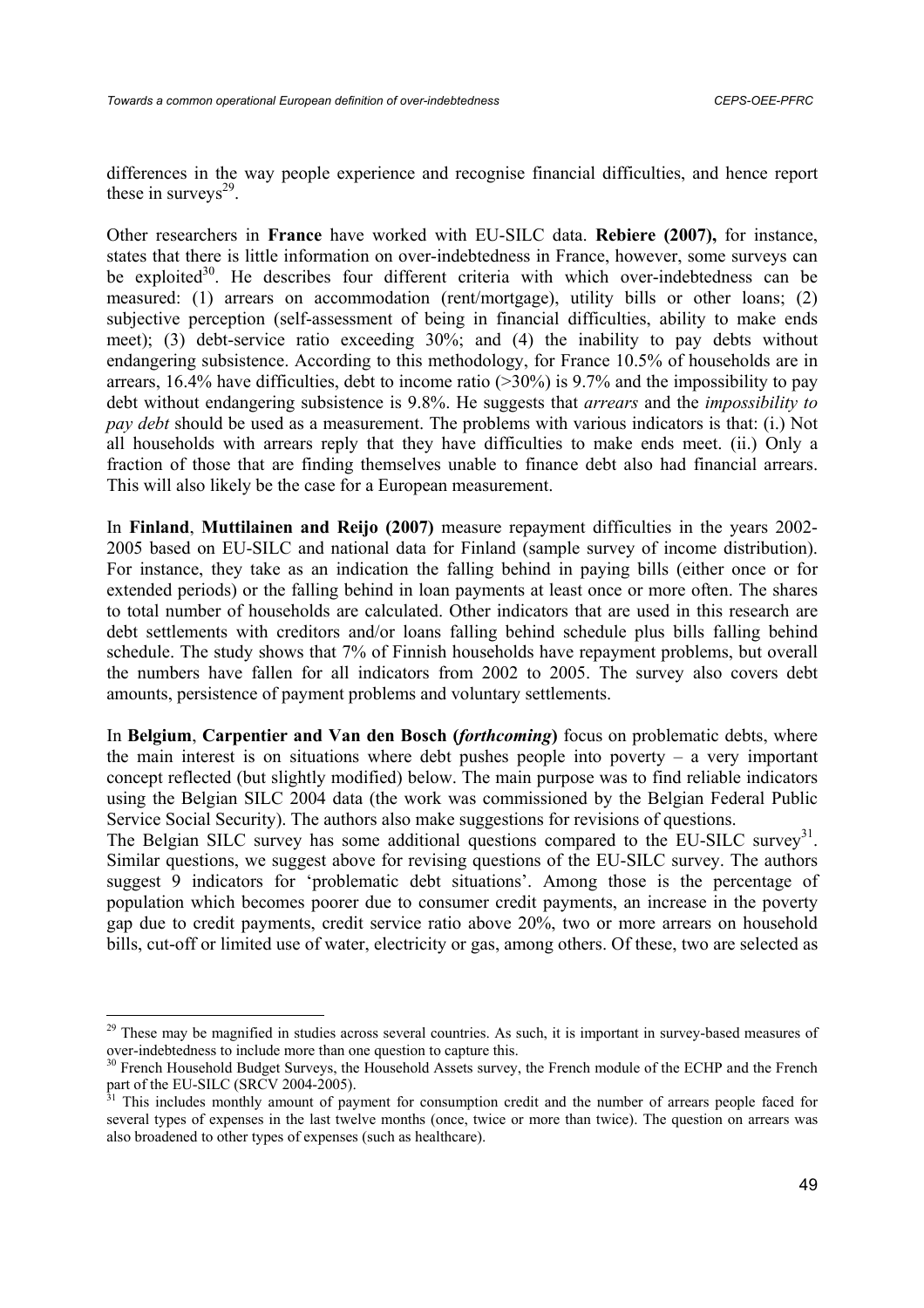differences in the way people experience and recognise financial difficulties, and hence report these in surveys[29].

Other researchers in **France** have worked with EU-SILC data. **Rebiere (2007),** for instance, states that there is little information on over-indebtedness in France, however, some surveys can be exploited[30]. He describes four different criteria with which over-indebtedness can be measured: (1) arrears on accommodation (rent/mortgage), utility bills or other loans; (2) subjective perception (self-assessment of being in financial difficulties, ability to make ends meet); (3) debt-service ratio exceeding 30%; and (4) the inability to pay debts without endangering subsistence. According to this methodology, for France 10.5% of households are in arrears, 16.4% have difficulties, debt to income ratio (>30%) is 9.7% and the impossibility to pay debt without endangering subsistence is 9.8%. He suggests that *arrears* and the *impossibility to pay debt* should be used as a measurement. The problems with various indicators is that: (i.) Not all households with arrears reply that they have difficulties to make ends meet. (ii.) Only a fraction of those that are finding themselves unable to finance debt also had financial arrears. This will also likely be the case for a European measurement.

In **Finland**, **Muttilainen and Reijo (2007)** measure repayment difficulties in the years 2002-2005 based on EU-SILC and national data for Finland (sample survey of income distribution). For instance, they take as an indication the falling behind in paying bills (either once or for extended periods) or the falling behind in loan payments at least once or more often. The shares to total number of households are calculated. Other indicators that are used in this research are debt settlements with creditors and/or loans falling behind schedule plus bills falling behind schedule. The study shows that 7% of Finnish households have repayment problems, but overall the numbers have fallen for all indicators from 2002 to 2005. The survey also covers debt amounts, persistence of payment problems and voluntary settlements.

In **Belgium**, **Carpentier and Van den Bosch (*forthcoming*)** focus on problematic debts, where the main interest is on situations where debt pushes people into poverty – a very important concept reflected (but slightly modified) below. The main purpose was to find reliable indicators using the Belgian SILC 2004 data (the work was commissioned by the Belgian Federal Public Service Social Security). The authors also make suggestions for revisions of questions.
The Belgian SILC survey has some additional questions compared to the EU-SILC survey[31]. Similar questions, we suggest above for revising questions of the EU-SILC survey. The authors suggest 9 indicators for 'problematic debt situations'. Among those is the percentage of population which becomes poorer due to consumer credit payments, an increase in the poverty gap due to credit payments, credit service ratio above 20%, two or more arrears on household bills, cut-off or limited use of water, electricity or gas, among others. Of these, two are selected as

---

[29] These may be magnified in studies across several countries. As such, it is important in survey-based measures of over-indebtedness to include more than one question to capture this.

[30] French Household Budget Surveys, the Household Assets survey, the French module of the ECHP and the French part of the EU-SILC (SRCV 2004-2005).

[31] This includes monthly amount of payment for consumption credit and the number of arrears people faced for several types of expenses in the last twelve months (once, twice or more than twice). The question on arrears was also broadened to other types of expenses (such as healthcare).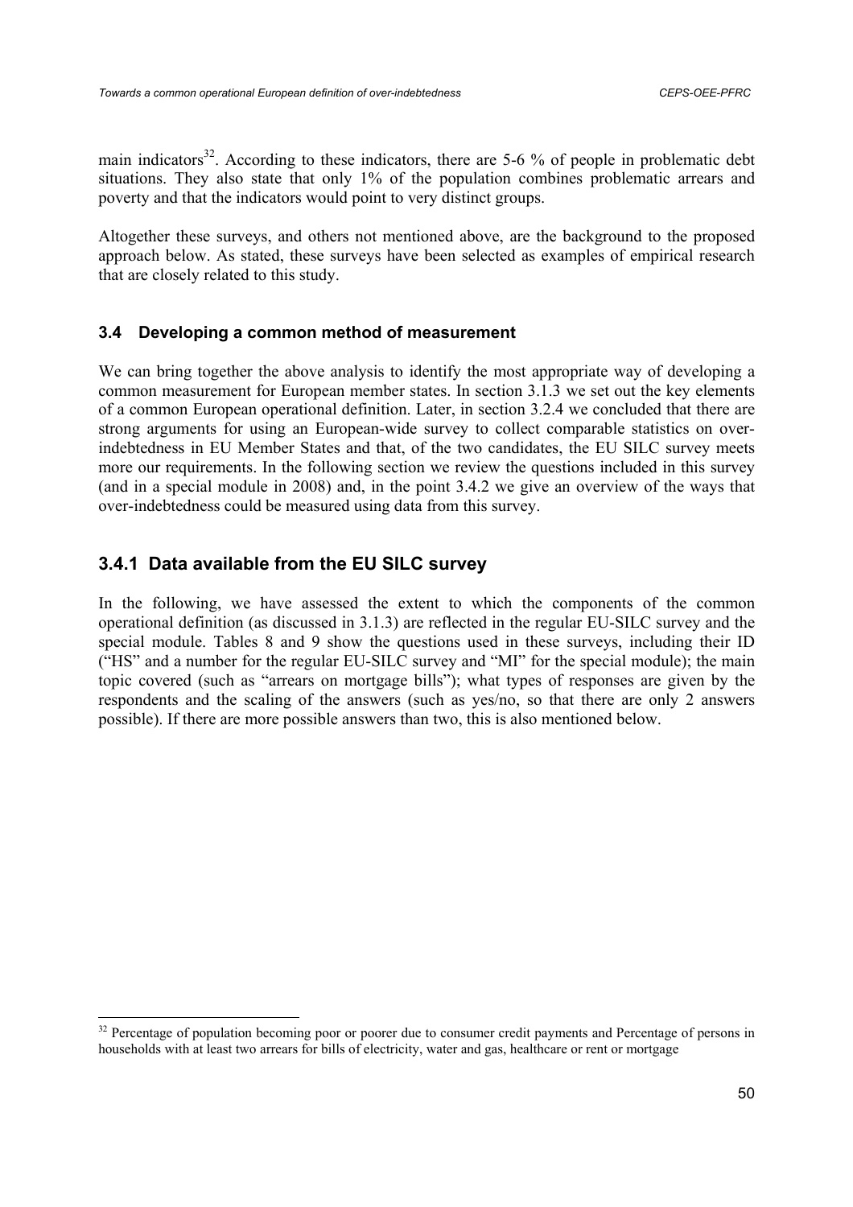main indicators[32]. According to these indicators, there are 5-6 % of people in problematic debt situations. They also state that only 1% of the population combines problematic arrears and poverty and that the indicators would point to very distinct groups.

Altogether these surveys, and others not mentioned above, are the background to the proposed approach below. As stated, these surveys have been selected as examples of empirical research that are closely related to this study.

### 3.4 Developing a common method of measurement

We can bring together the above analysis to identify the most appropriate way of developing a common measurement for European member states. In section 3.1.3 we set out the key elements of a common European operational definition. Later, in section 3.2.4 we concluded that there are strong arguments for using an European-wide survey to collect comparable statistics on over-indebtedness in EU Member States and that, of the two candidates, the EU SILC survey meets more our requirements. In the following section we review the questions included in this survey (and in a special module in 2008) and, in the point 3.4.2 we give an overview of the ways that over-indebtedness could be measured using data from this survey.

## 3.4.1 Data available from the EU SILC survey

In the following, we have assessed the extent to which the components of the common operational definition (as discussed in 3.1.3) are reflected in the regular EU-SILC survey and the special module. Tables 8 and 9 show the questions used in these surveys, including their ID ("HS" and a number for the regular EU-SILC survey and "MI" for the special module); the main topic covered (such as "arrears on mortgage bills"); what types of responses are given by the respondents and the scaling of the answers (such as yes/no, so that there are only 2 answers possible). If there are more possible answers than two, this is also mentioned below.

[32] Percentage of population becoming poor or poorer due to consumer credit payments and Percentage of persons in households with at least two arrears for bills of electricity, water and gas, healthcare or rent or mortgage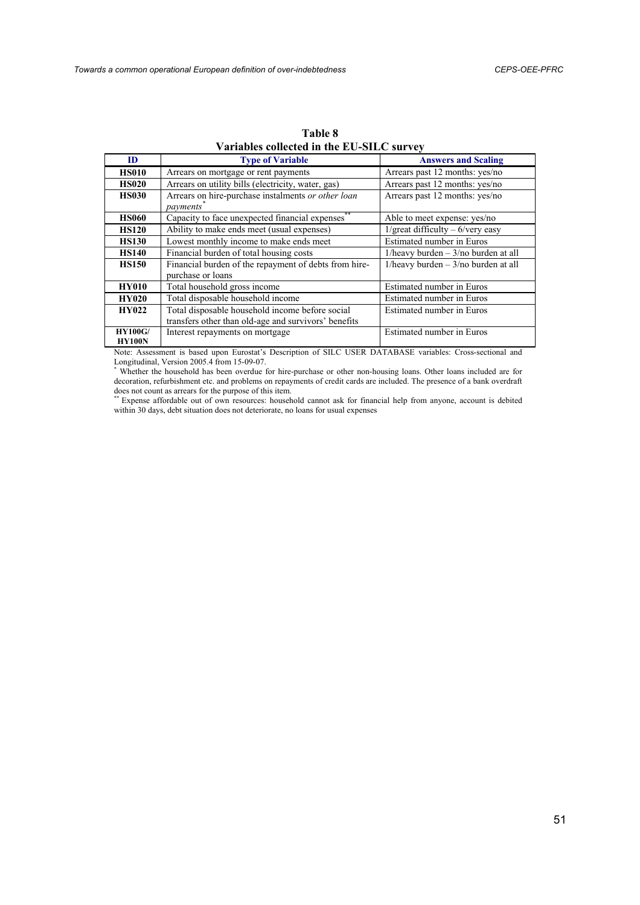**Table 8**
**Variables collected in the EU-SILC survey**

| ID | Type of Variable | Answers and Scaling |
|---|---|---|
| **HS010** | Arrears on mortgage or rent payments | Arrears past 12 months: yes/no |
| **HS020** | Arrears on utility bills (electricity, water, gas) | Arrears past 12 months: yes/no |
| **HS030** | Arrears on hire-purchase instalments *or other loan payments*[*] | Arrears past 12 months: yes/no |
| **HS060** | Capacity to face unexpected financial expenses[**] | Able to meet expense: yes/no |
| **HS120** | Ability to make ends meet (usual expenses) | 1/great difficulty – 6/very easy |
| **HS130** | Lowest monthly income to make ends meet | Estimated number in Euros |
| **HS140** | Financial burden of total housing costs | 1/heavy burden – 3/no burden at all |
| **HS150** | Financial burden of the repayment of debts from hire-purchase or loans | 1/heavy burden – 3/no burden at all |
| **HY010** | Total household gross income | Estimated number in Euros |
| **HY020** | Total disposable household income | Estimated number in Euros |
| **HY022** | Total disposable household income before social transfers other than old-age and survivors' benefits | Estimated number in Euros |
| **HY100G/ HY100N** | Interest repayments on mortgage | Estimated number in Euros |

Note: Assessment is based upon Eurostat's Description of SILC USER DATABASE variables: Cross-sectional and Longitudinal, Version 2005.4 from 15-09-07.

[*] Whether the household has been overdue for hire-purchase or other non-housing loans. Other loans included are for decoration, refurbishment etc. and problems on repayments of credit cards are included. The presence of a bank overdraft does not count as arrears for the purpose of this item.

[**] Expense affordable out of own resources: household cannot ask for financial help from anyone, account is debited within 30 days, debt situation does not deteriorate, no loans for usual expenses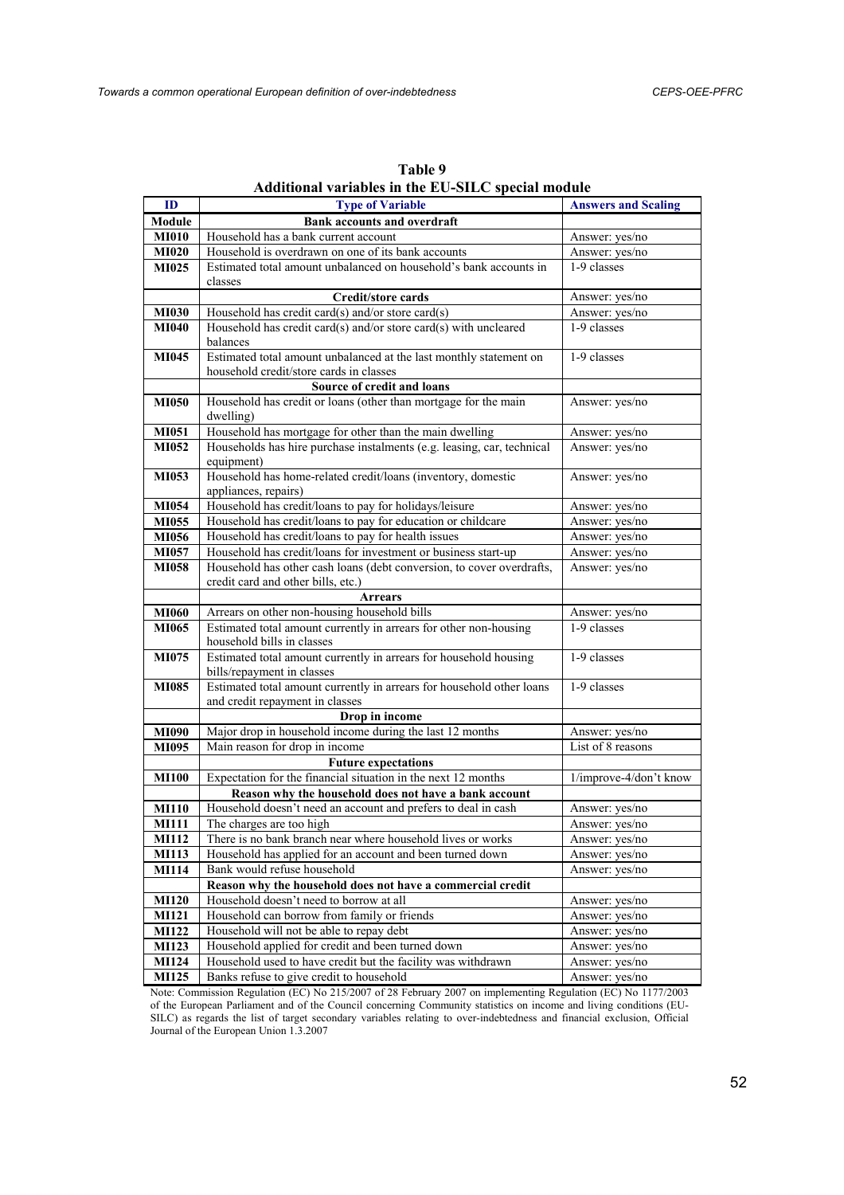**Table 9**
**Additional variables in the EU-SILC special module**

| ID | Type of Variable | Answers and Scaling |
|---|---|---|
| **Module** | **Bank accounts and overdraft** | |
| **MI010** | Household has a bank current account | Answer: yes/no |
| **MI020** | Household is overdrawn on one of its bank accounts | Answer: yes/no |
| **MI025** | Estimated total amount unbalanced on household's bank accounts in classes | 1-9 classes |
| | **Credit/store cards** | Answer: yes/no |
| **MI030** | Household has credit card(s) and/or store card(s) | Answer: yes/no |
| **MI040** | Household has credit card(s) and/or store card(s) with uncleared balances | 1-9 classes |
| **MI045** | Estimated total amount unbalanced at the last monthly statement on household credit/store cards in classes | 1-9 classes |
| | **Source of credit and loans** | |
| **MI050** | Household has credit or loans (other than mortgage for the main dwelling) | Answer: yes/no |
| **MI051** | Household has mortgage for other than the main dwelling | Answer: yes/no |
| **MI052** | Households has hire purchase instalments (e.g. leasing, car, technical equipment) | Answer: yes/no |
| **MI053** | Household has home-related credit/loans (inventory, domestic appliances, repairs) | Answer: yes/no |
| **MI054** | Household has credit/loans to pay for holidays/leisure | Answer: yes/no |
| **MI055** | Household has credit/loans to pay for education or childcare | Answer: yes/no |
| **MI056** | Household has credit/loans to pay for health issues | Answer: yes/no |
| **MI057** | Household has credit/loans for investment or business start-up | Answer: yes/no |
| **MI058** | Household has other cash loans (debt conversion, to cover overdrafts, credit card and other bills, etc.) | Answer: yes/no |
| | **Arrears** | |
| **MI060** | Arrears on other non-housing household bills | Answer: yes/no |
| **MI065** | Estimated total amount currently in arrears for other non-housing household bills in classes | 1-9 classes |
| **MI075** | Estimated total amount currently in arrears for household housing bills/repayment in classes | 1-9 classes |
| **MI085** | Estimated total amount currently in arrears for household other loans and credit repayment in classes | 1-9 classes |
| | **Drop in income** | |
| **MI090** | Major drop in household income during the last 12 months | Answer: yes/no |
| **MI095** | Main reason for drop in income | List of 8 reasons |
| | **Future expectations** | |
| **MI100** | Expectation for the financial situation in the next 12 months | 1/improve-4/don't know |
| | **Reason why the household does not have a bank account** | |
| **MI110** | Household doesn't need an account and prefers to deal in cash | Answer: yes/no |
| **MI111** | The charges are too high | Answer: yes/no |
| **MI112** | There is no bank branch near where household lives or works | Answer: yes/no |
| **MI113** | Household has applied for an account and been turned down | Answer: yes/no |
| **MI114** | Bank would refuse household | Answer: yes/no |
| | **Reason why the household does not have a commercial credit** | |
| **MI120** | Household doesn't need to borrow at all | Answer: yes/no |
| **MI121** | Household can borrow from family or friends | Answer: yes/no |
| **MI122** | Household will not be able to repay debt | Answer: yes/no |
| **MI123** | Household applied for credit and been turned down | Answer: yes/no |
| **MI124** | Household used to have credit but the facility was withdrawn | Answer: yes/no |
| **MI125** | Banks refuse to give credit to household | Answer: yes/no |

Note: Commission Regulation (EC) No 215/2007 of 28 February 2007 on implementing Regulation (EC) No 1177/2003 of the European Parliament and of the Council concerning Community statistics on income and living conditions (EU-SILC) as regards the list of target secondary variables relating to over-indebtedness and financial exclusion, Official Journal of the European Union 1.3.2007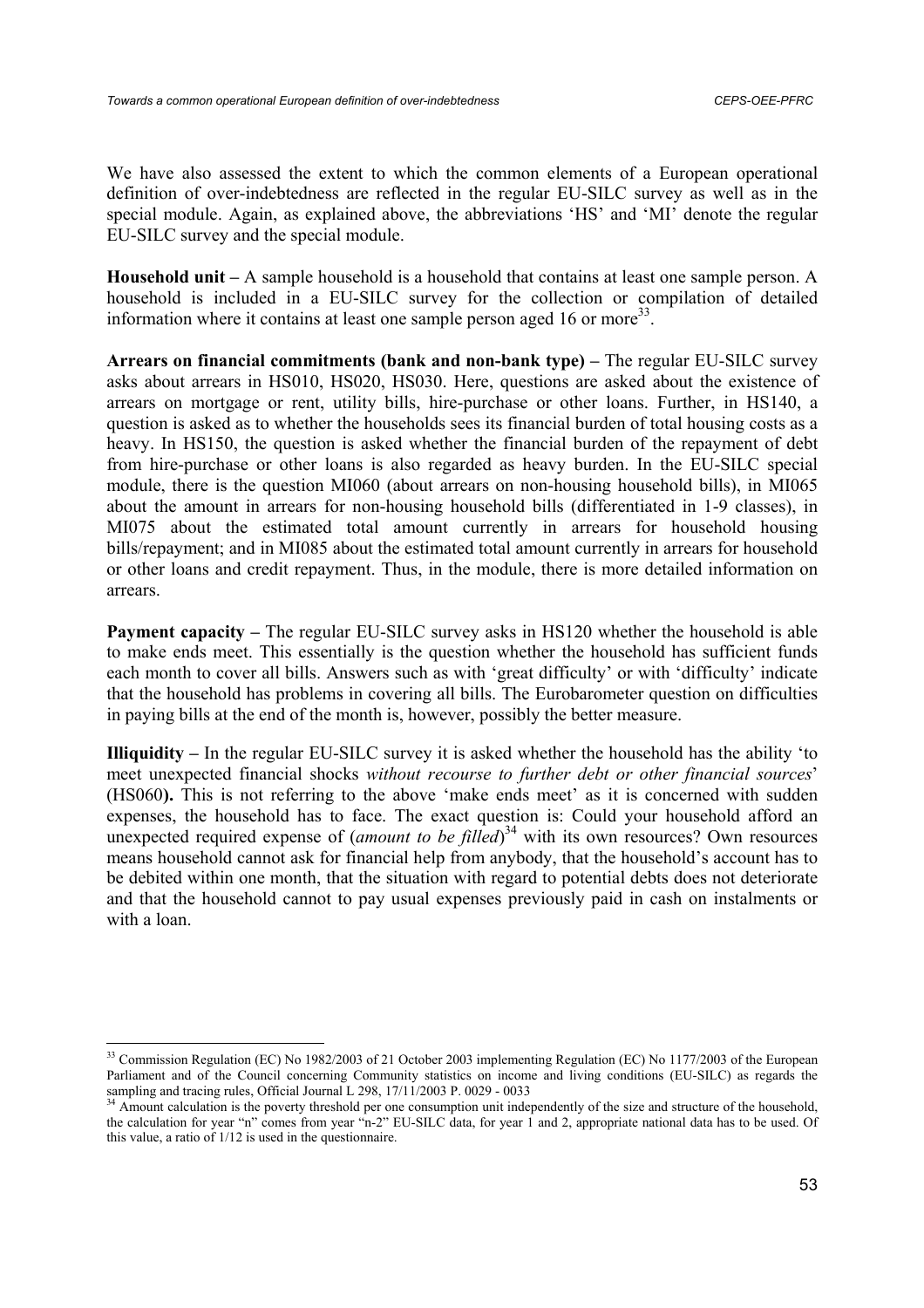We have also assessed the extent to which the common elements of a European operational definition of over-indebtedness are reflected in the regular EU-SILC survey as well as in the special module. Again, as explained above, the abbreviations 'HS' and 'MI' denote the regular EU-SILC survey and the special module.

**Household unit –** A sample household is a household that contains at least one sample person. A household is included in a EU-SILC survey for the collection or compilation of detailed information where it contains at least one sample person aged 16 or more[33].

**Arrears on financial commitments (bank and non-bank type) –** The regular EU-SILC survey asks about arrears in HS010, HS020, HS030. Here, questions are asked about the existence of arrears on mortgage or rent, utility bills, hire-purchase or other loans. Further, in HS140, a question is asked as to whether the households sees its financial burden of total housing costs as a heavy. In HS150, the question is asked whether the financial burden of the repayment of debt from hire-purchase or other loans is also regarded as heavy burden. In the EU-SILC special module, there is the question MI060 (about arrears on non-housing household bills), in MI065 about the amount in arrears for non-housing household bills (differentiated in 1-9 classes), in MI075 about the estimated total amount currently in arrears for household housing bills/repayment; and in MI085 about the estimated total amount currently in arrears for household or other loans and credit repayment. Thus, in the module, there is more detailed information on arrears.

**Payment capacity –** The regular EU-SILC survey asks in HS120 whether the household is able to make ends meet. This essentially is the question whether the household has sufficient funds each month to cover all bills. Answers such as with 'great difficulty' or with 'difficulty' indicate that the household has problems in covering all bills. The Eurobarometer question on difficulties in paying bills at the end of the month is, however, possibly the better measure.

**Illiquidity –** In the regular EU-SILC survey it is asked whether the household has the ability 'to meet unexpected financial shocks *without recourse to further debt or other financial sources*' (HS060**).** This is not referring to the above 'make ends meet' as it is concerned with sudden expenses, the household has to face. The exact question is: Could your household afford an unexpected required expense of (*amount to be filled*)[34] with its own resources? Own resources means household cannot ask for financial help from anybody, that the household's account has to be debited within one month, that the situation with regard to potential debts does not deteriorate and that the household cannot to pay usual expenses previously paid in cash on instalments or with a loan.

---

[33] Commission Regulation (EC) No 1982/2003 of 21 October 2003 implementing Regulation (EC) No 1177/2003 of the European Parliament and of the Council concerning Community statistics on income and living conditions (EU-SILC) as regards the sampling and tracing rules, Official Journal L 298, 17/11/2003 P. 0029 - 0033

[34] Amount calculation is the poverty threshold per one consumption unit independently of the size and structure of the household, the calculation for year "n" comes from year "n-2" EU-SILC data, for year 1 and 2, appropriate national data has to be used. Of this value, a ratio of 1/12 is used in the questionnaire.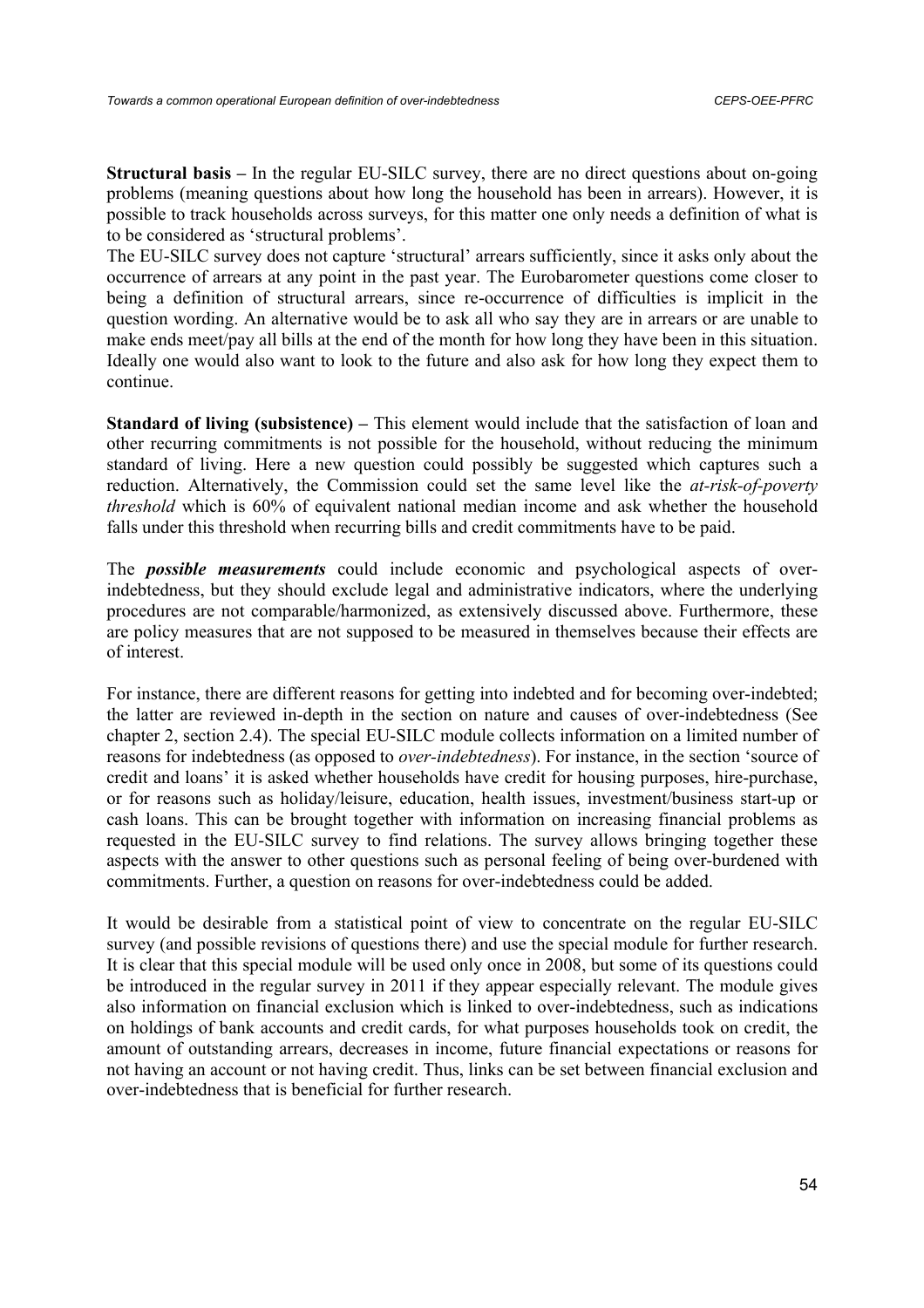**Structural basis –** In the regular EU-SILC survey, there are no direct questions about on-going problems (meaning questions about how long the household has been in arrears). However, it is possible to track households across surveys, for this matter one only needs a definition of what is to be considered as 'structural problems'.

The EU-SILC survey does not capture 'structural' arrears sufficiently, since it asks only about the occurrence of arrears at any point in the past year. The Eurobarometer questions come closer to being a definition of structural arrears, since re-occurrence of difficulties is implicit in the question wording. An alternative would be to ask all who say they are in arrears or are unable to make ends meet/pay all bills at the end of the month for how long they have been in this situation. Ideally one would also want to look to the future and also ask for how long they expect them to continue.

**Standard of living (subsistence) –** This element would include that the satisfaction of loan and other recurring commitments is not possible for the household, without reducing the minimum standard of living. Here a new question could possibly be suggested which captures such a reduction. Alternatively, the Commission could set the same level like the *at-risk-of-poverty threshold* which is 60% of equivalent national median income and ask whether the household falls under this threshold when recurring bills and credit commitments have to be paid.

The ***possible measurements*** could include economic and psychological aspects of over-indebtedness, but they should exclude legal and administrative indicators, where the underlying procedures are not comparable/harmonized, as extensively discussed above. Furthermore, these are policy measures that are not supposed to be measured in themselves because their effects are of interest.

For instance, there are different reasons for getting into indebted and for becoming over-indebted; the latter are reviewed in-depth in the section on nature and causes of over-indebtedness (See chapter 2, section 2.4). The special EU-SILC module collects information on a limited number of reasons for indebtedness (as opposed to *over-indebtedness*). For instance, in the section 'source of credit and loans' it is asked whether households have credit for housing purposes, hire-purchase, or for reasons such as holiday/leisure, education, health issues, investment/business start-up or cash loans. This can be brought together with information on increasing financial problems as requested in the EU-SILC survey to find relations. The survey allows bringing together these aspects with the answer to other questions such as personal feeling of being over-burdened with commitments. Further, a question on reasons for over-indebtedness could be added.

It would be desirable from a statistical point of view to concentrate on the regular EU-SILC survey (and possible revisions of questions there) and use the special module for further research. It is clear that this special module will be used only once in 2008, but some of its questions could be introduced in the regular survey in 2011 if they appear especially relevant. The module gives also information on financial exclusion which is linked to over-indebtedness, such as indications on holdings of bank accounts and credit cards, for what purposes households took on credit, the amount of outstanding arrears, decreases in income, future financial expectations or reasons for not having an account or not having credit. Thus, links can be set between financial exclusion and over-indebtedness that is beneficial for further research.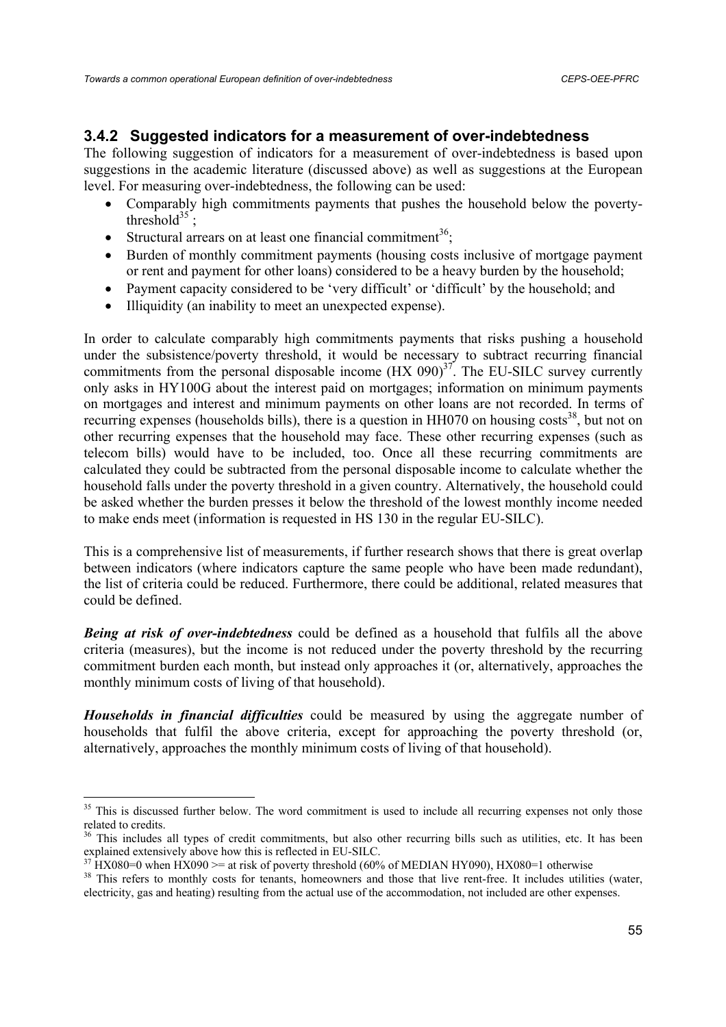### 3.4.2 Suggested indicators for a measurement of over-indebtedness

The following suggestion of indicators for a measurement of over-indebtedness is based upon suggestions in the academic literature (discussed above) as well as suggestions at the European level. For measuring over-indebtedness, the following can be used:

- Comparably high commitments payments that pushes the household below the poverty-threshold[35];
- Structural arrears on at least one financial commitment[36];
- Burden of monthly commitment payments (housing costs inclusive of mortgage payment or rent and payment for other loans) considered to be a heavy burden by the household;
- Payment capacity considered to be 'very difficult' or 'difficult' by the household; and
- Illiquidity (an inability to meet an unexpected expense).

In order to calculate comparably high commitments payments that risks pushing a household under the subsistence/poverty threshold, it would be necessary to subtract recurring financial commitments from the personal disposable income (HX 090)[37]. The EU-SILC survey currently only asks in HY100G about the interest paid on mortgages; information on minimum payments on mortgages and interest and minimum payments on other loans are not recorded. In terms of recurring expenses (households bills), there is a question in HH070 on housing costs[38], but not on other recurring expenses that the household may face. These other recurring expenses (such as telecom bills) would have to be included, too. Once all these recurring commitments are calculated they could be subtracted from the personal disposable income to calculate whether the household falls under the poverty threshold in a given country. Alternatively, the household could be asked whether the burden presses it below the threshold of the lowest monthly income needed to make ends meet (information is requested in HS 130 in the regular EU-SILC).

This is a comprehensive list of measurements, if further research shows that there is great overlap between indicators (where indicators capture the same people who have been made redundant), the list of criteria could be reduced. Furthermore, there could be additional, related measures that could be defined.

***Being at risk of over-indebtedness*** could be defined as a household that fulfils all the above criteria (measures), but the income is not reduced under the poverty threshold by the recurring commitment burden each month, but instead only approaches it (or, alternatively, approaches the monthly minimum costs of living of that household).

***Households in financial difficulties*** could be measured by using the aggregate number of households that fulfil the above criteria, except for approaching the poverty threshold (or, alternatively, approaches the monthly minimum costs of living of that household).

---

[35] This is discussed further below. The word commitment is used to include all recurring expenses not only those related to credits.

[36] This includes all types of credit commitments, but also other recurring bills such as utilities, etc. It has been explained extensively above how this is reflected in EU-SILC.

[37] HX080=0 when HX090 >= at risk of poverty threshold (60% of MEDIAN HY090), HX080=1 otherwise

[38] This refers to monthly costs for tenants, homeowners and those that live rent-free. It includes utilities (water, electricity, gas and heating) resulting from the actual use of the accommodation, not included are other expenses.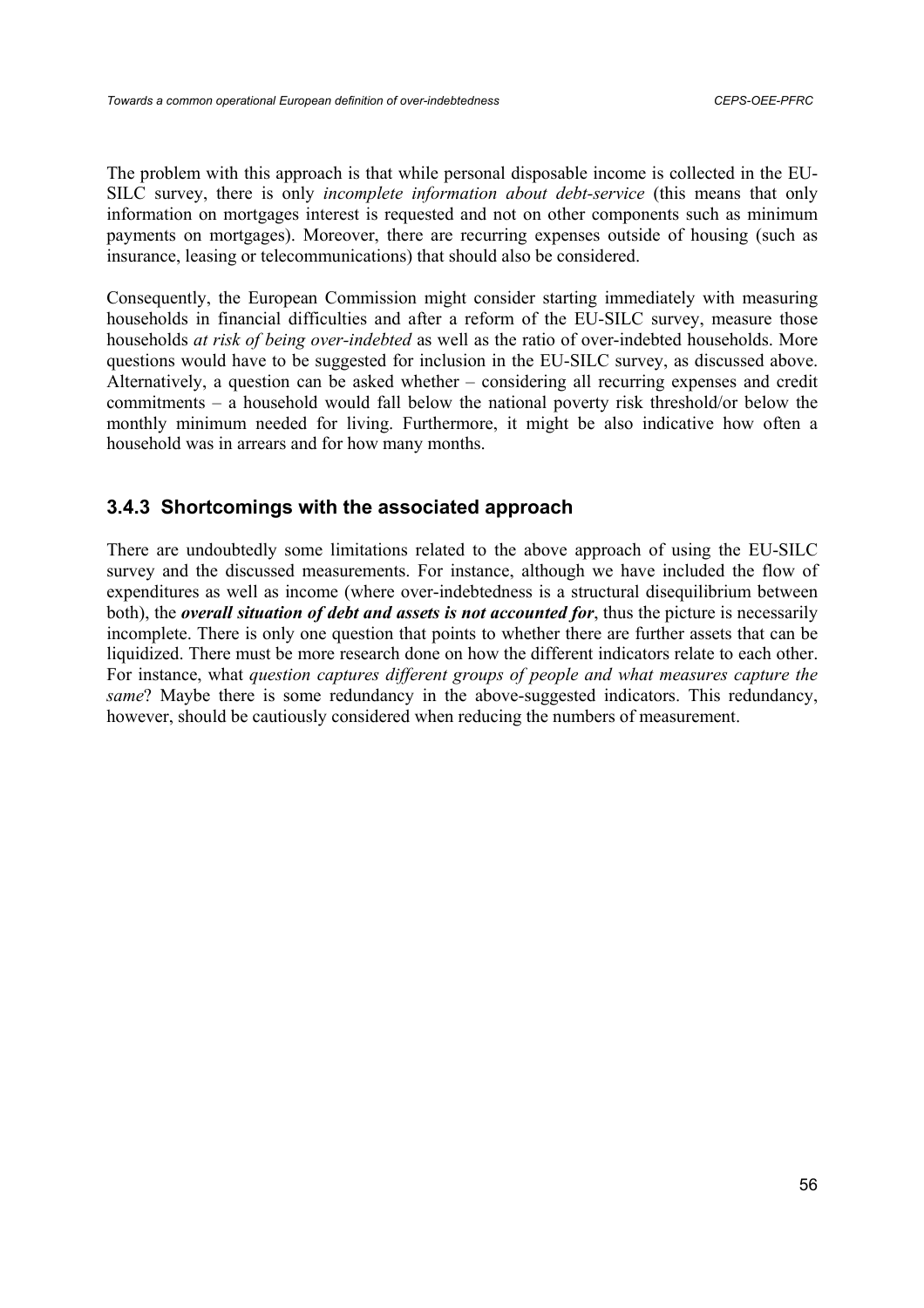The problem with this approach is that while personal disposable income is collected in the EU-SILC survey, there is only *incomplete information about debt-service* (this means that only information on mortgages interest is requested and not on other components such as minimum payments on mortgages). Moreover, there are recurring expenses outside of housing (such as insurance, leasing or telecommunications) that should also be considered.

Consequently, the European Commission might consider starting immediately with measuring households in financial difficulties and after a reform of the EU-SILC survey, measure those households *at risk of being over-indebted* as well as the ratio of over-indebted households. More questions would have to be suggested for inclusion in the EU-SILC survey, as discussed above. Alternatively, a question can be asked whether – considering all recurring expenses and credit commitments – a household would fall below the national poverty risk threshold/or below the monthly minimum needed for living. Furthermore, it might be also indicative how often a household was in arrears and for how many months.

### 3.4.3 Shortcomings with the associated approach

There are undoubtedly some limitations related to the above approach of using the EU-SILC survey and the discussed measurements. For instance, although we have included the flow of expenditures as well as income (where over-indebtedness is a structural disequilibrium between both), the ***overall situation of debt and assets is not accounted for***, thus the picture is necessarily incomplete. There is only one question that points to whether there are further assets that can be liquidized. There must be more research done on how the different indicators relate to each other. For instance, what *question captures different groups of people and what measures capture the same*? Maybe there is some redundancy in the above-suggested indicators. This redundancy, however, should be cautiously considered when reducing the numbers of measurement.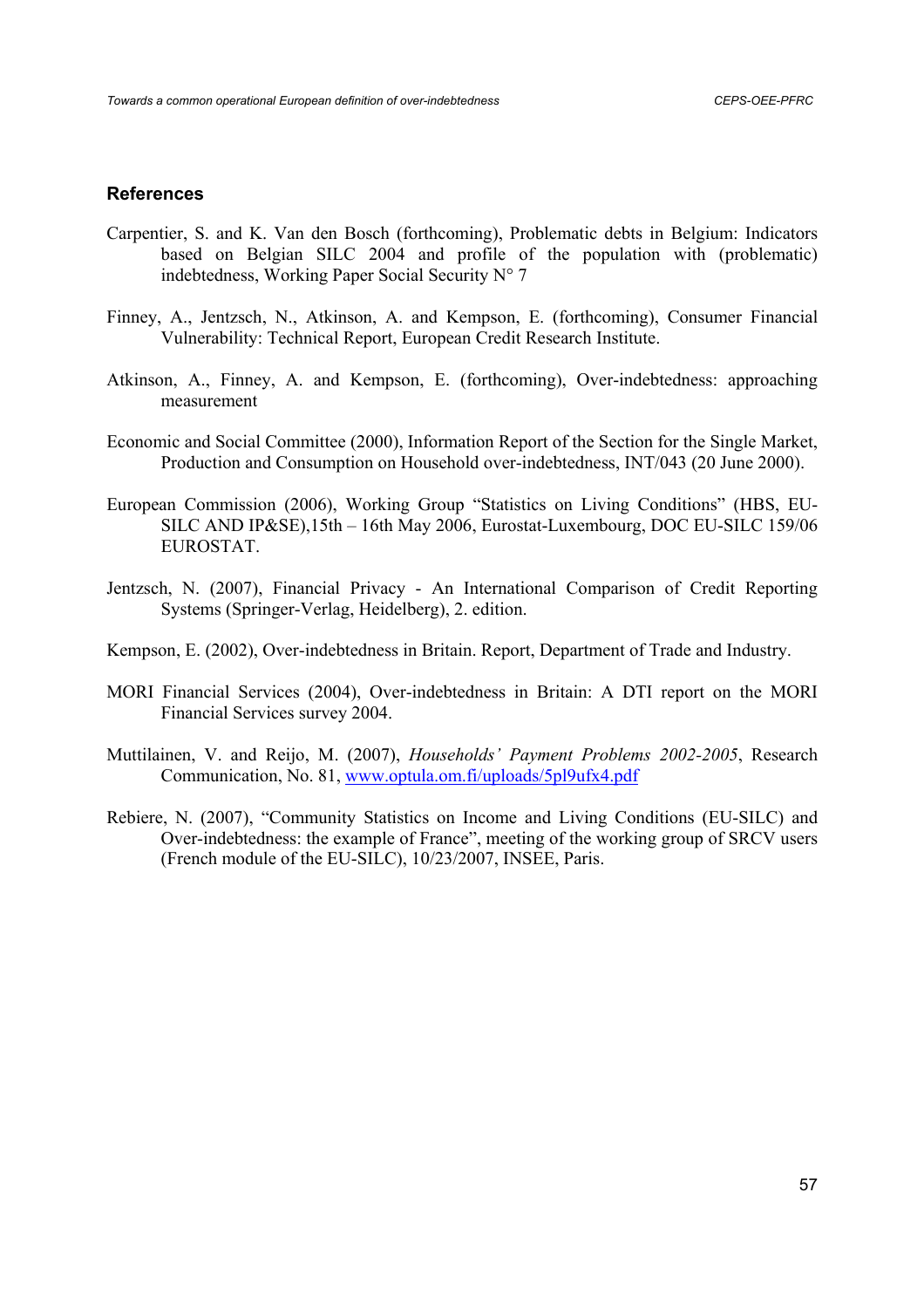## References

Carpentier, S. and K. Van den Bosch (forthcoming), Problematic debts in Belgium: Indicators based on Belgian SILC 2004 and profile of the population with (problematic) indebtedness, Working Paper Social Security N° 7

Finney, A., Jentzsch, N., Atkinson, A. and Kempson, E. (forthcoming), Consumer Financial Vulnerability: Technical Report, European Credit Research Institute.

Atkinson, A., Finney, A. and Kempson, E. (forthcoming), Over-indebtedness: approaching measurement

Economic and Social Committee (2000), Information Report of the Section for the Single Market, Production and Consumption on Household over-indebtedness, INT/043 (20 June 2000).

European Commission (2006), Working Group "Statistics on Living Conditions" (HBS, EU-SILC AND IP&SE),15th – 16th May 2006, Eurostat-Luxembourg, DOC EU-SILC 159/06 EUROSTAT.

Jentzsch, N. (2007), Financial Privacy - An International Comparison of Credit Reporting Systems (Springer-Verlag, Heidelberg), 2. edition.

Kempson, E. (2002), Over-indebtedness in Britain. Report, Department of Trade and Industry.

MORI Financial Services (2004), Over-indebtedness in Britain: A DTI report on the MORI Financial Services survey 2004.

Muttilainen, V. and Reijo, M. (2007), *Households' Payment Problems 2002-2005*, Research Communication, No. 81, www.optula.om.fi/uploads/5pl9ufx4.pdf

Rebiere, N. (2007), "Community Statistics on Income and Living Conditions (EU-SILC) and Over-indebtedness: the example of France", meeting of the working group of SRCV users (French module of the EU-SILC), 10/23/2007, INSEE, Paris.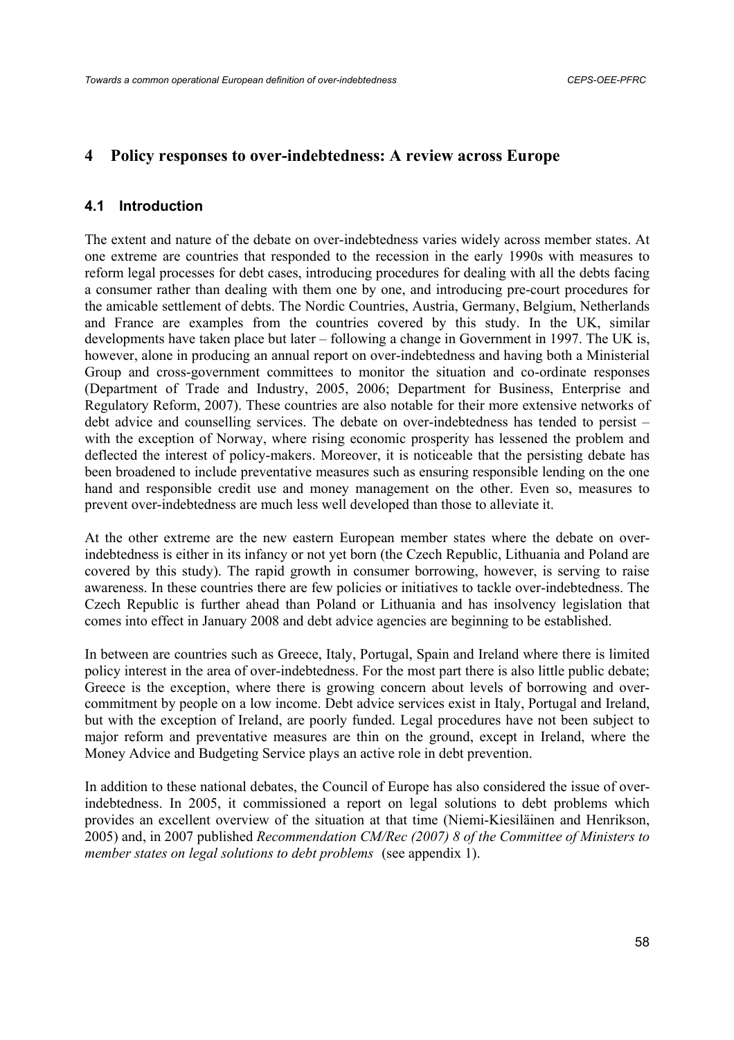## 4 Policy responses to over-indebtedness: A review across Europe

### 4.1 Introduction

The extent and nature of the debate on over-indebtedness varies widely across member states. At one extreme are countries that responded to the recession in the early 1990s with measures to reform legal processes for debt cases, introducing procedures for dealing with all the debts facing a consumer rather than dealing with them one by one, and introducing pre-court procedures for the amicable settlement of debts. The Nordic Countries, Austria, Germany, Belgium, Netherlands and France are examples from the countries covered by this study. In the UK, similar developments have taken place but later – following a change in Government in 1997. The UK is, however, alone in producing an annual report on over-indebtedness and having both a Ministerial Group and cross-government committees to monitor the situation and co-ordinate responses (Department of Trade and Industry, 2005, 2006; Department for Business, Enterprise and Regulatory Reform, 2007). These countries are also notable for their more extensive networks of debt advice and counselling services. The debate on over-indebtedness has tended to persist – with the exception of Norway, where rising economic prosperity has lessened the problem and deflected the interest of policy-makers. Moreover, it is noticeable that the persisting debate has been broadened to include preventative measures such as ensuring responsible lending on the one hand and responsible credit use and money management on the other. Even so, measures to prevent over-indebtedness are much less well developed than those to alleviate it.

At the other extreme are the new eastern European member states where the debate on over-indebtedness is either in its infancy or not yet born (the Czech Republic, Lithuania and Poland are covered by this study). The rapid growth in consumer borrowing, however, is serving to raise awareness. In these countries there are few policies or initiatives to tackle over-indebtedness. The Czech Republic is further ahead than Poland or Lithuania and has insolvency legislation that comes into effect in January 2008 and debt advice agencies are beginning to be established.

In between are countries such as Greece, Italy, Portugal, Spain and Ireland where there is limited policy interest in the area of over-indebtedness. For the most part there is also little public debate; Greece is the exception, where there is growing concern about levels of borrowing and over-commitment by people on a low income. Debt advice services exist in Italy, Portugal and Ireland, but with the exception of Ireland, are poorly funded. Legal procedures have not been subject to major reform and preventative measures are thin on the ground, except in Ireland, where the Money Advice and Budgeting Service plays an active role in debt prevention.

In addition to these national debates, the Council of Europe has also considered the issue of over-indebtedness. In 2005, it commissioned a report on legal solutions to debt problems which provides an excellent overview of the situation at that time (Niemi-Kiesiläinen and Henrikson, 2005) and, in 2007 published *Recommendation CM/Rec (2007) 8 of the Committee of Ministers to member states on legal solutions to debt problems* (see appendix 1).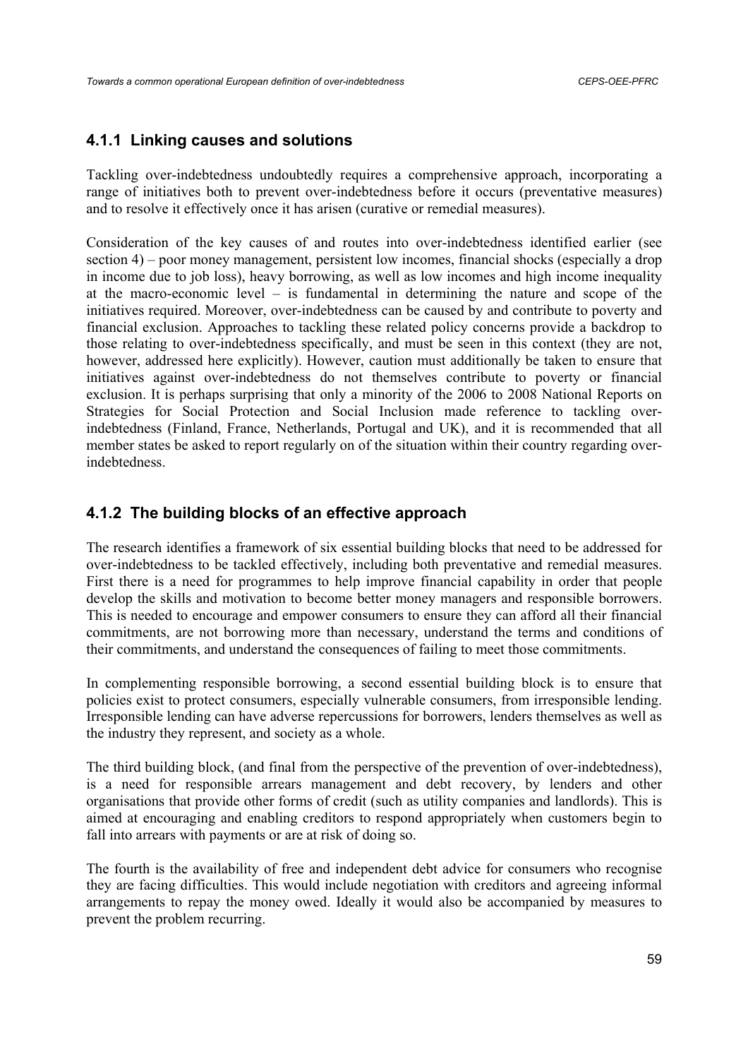### 4.1.1 Linking causes and solutions

Tackling over-indebtedness undoubtedly requires a comprehensive approach, incorporating a range of initiatives both to prevent over-indebtedness before it occurs (preventative measures) and to resolve it effectively once it has arisen (curative or remedial measures).

Consideration of the key causes of and routes into over-indebtedness identified earlier (see section 4) – poor money management, persistent low incomes, financial shocks (especially a drop in income due to job loss), heavy borrowing, as well as low incomes and high income inequality at the macro-economic level – is fundamental in determining the nature and scope of the initiatives required. Moreover, over-indebtedness can be caused by and contribute to poverty and financial exclusion. Approaches to tackling these related policy concerns provide a backdrop to those relating to over-indebtedness specifically, and must be seen in this context (they are not, however, addressed here explicitly). However, caution must additionally be taken to ensure that initiatives against over-indebtedness do not themselves contribute to poverty or financial exclusion. It is perhaps surprising that only a minority of the 2006 to 2008 National Reports on Strategies for Social Protection and Social Inclusion made reference to tackling over-indebtedness (Finland, France, Netherlands, Portugal and UK), and it is recommended that all member states be asked to report regularly on of the situation within their country regarding over-indebtedness.

### 4.1.2 The building blocks of an effective approach

The research identifies a framework of six essential building blocks that need to be addressed for over-indebtedness to be tackled effectively, including both preventative and remedial measures. First there is a need for programmes to help improve financial capability in order that people develop the skills and motivation to become better money managers and responsible borrowers. This is needed to encourage and empower consumers to ensure they can afford all their financial commitments, are not borrowing more than necessary, understand the terms and conditions of their commitments, and understand the consequences of failing to meet those commitments.

In complementing responsible borrowing, a second essential building block is to ensure that policies exist to protect consumers, especially vulnerable consumers, from irresponsible lending. Irresponsible lending can have adverse repercussions for borrowers, lenders themselves as well as the industry they represent, and society as a whole.

The third building block, (and final from the perspective of the prevention of over-indebtedness), is a need for responsible arrears management and debt recovery, by lenders and other organisations that provide other forms of credit (such as utility companies and landlords). This is aimed at encouraging and enabling creditors to respond appropriately when customers begin to fall into arrears with payments or are at risk of doing so.

The fourth is the availability of free and independent debt advice for consumers who recognise they are facing difficulties. This would include negotiation with creditors and agreeing informal arrangements to repay the money owed. Ideally it would also be accompanied by measures to prevent the problem recurring.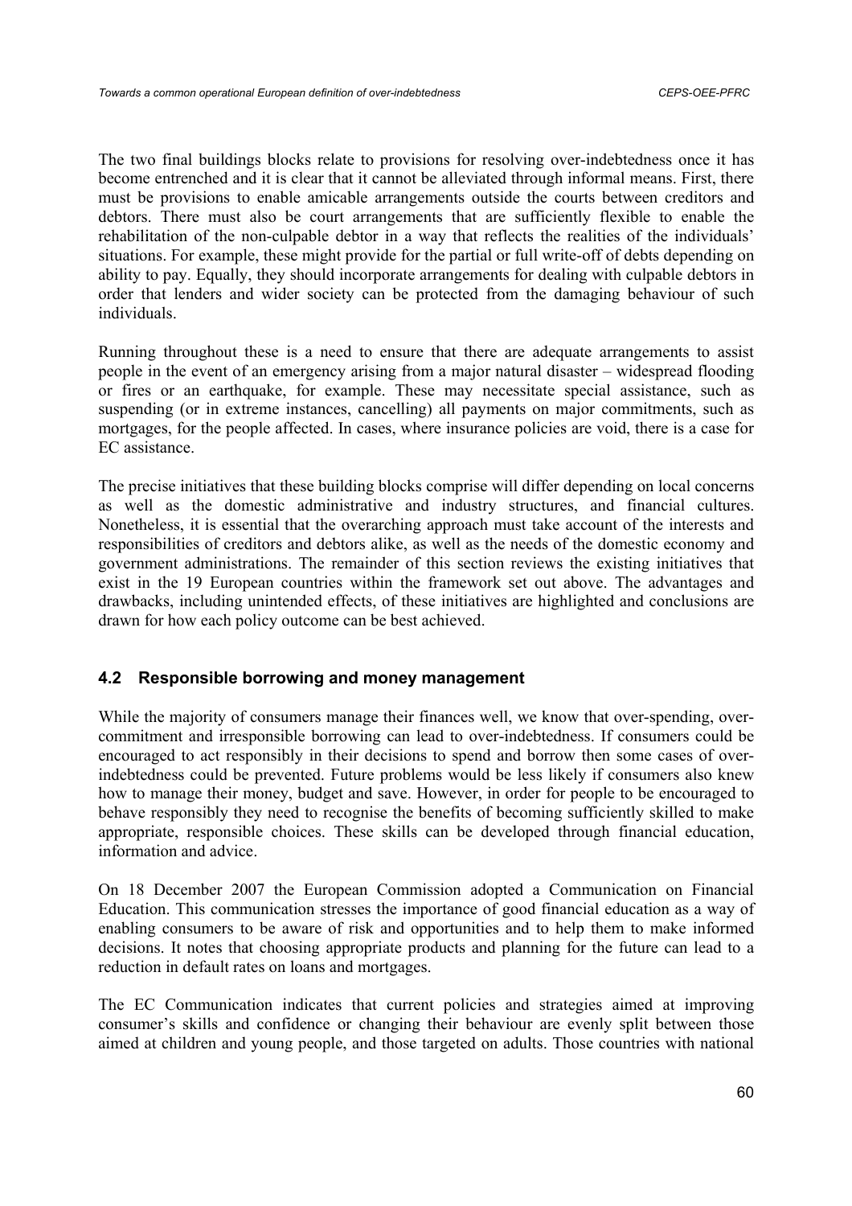The two final buildings blocks relate to provisions for resolving over-indebtedness once it has become entrenched and it is clear that it cannot be alleviated through informal means. First, there must be provisions to enable amicable arrangements outside the courts between creditors and debtors. There must also be court arrangements that are sufficiently flexible to enable the rehabilitation of the non-culpable debtor in a way that reflects the realities of the individuals' situations. For example, these might provide for the partial or full write-off of debts depending on ability to pay. Equally, they should incorporate arrangements for dealing with culpable debtors in order that lenders and wider society can be protected from the damaging behaviour of such individuals.

Running throughout these is a need to ensure that there are adequate arrangements to assist people in the event of an emergency arising from a major natural disaster – widespread flooding or fires or an earthquake, for example. These may necessitate special assistance, such as suspending (or in extreme instances, cancelling) all payments on major commitments, such as mortgages, for the people affected. In cases, where insurance policies are void, there is a case for EC assistance.

The precise initiatives that these building blocks comprise will differ depending on local concerns as well as the domestic administrative and industry structures, and financial cultures. Nonetheless, it is essential that the overarching approach must take account of the interests and responsibilities of creditors and debtors alike, as well as the needs of the domestic economy and government administrations. The remainder of this section reviews the existing initiatives that exist in the 19 European countries within the framework set out above. The advantages and drawbacks, including unintended effects, of these initiatives are highlighted and conclusions are drawn for how each policy outcome can be best achieved.

## 4.2 Responsible borrowing and money management

While the majority of consumers manage their finances well, we know that over-spending, over-commitment and irresponsible borrowing can lead to over-indebtedness. If consumers could be encouraged to act responsibly in their decisions to spend and borrow then some cases of over-indebtedness could be prevented. Future problems would be less likely if consumers also knew how to manage their money, budget and save. However, in order for people to be encouraged to behave responsibly they need to recognise the benefits of becoming sufficiently skilled to make appropriate, responsible choices. These skills can be developed through financial education, information and advice.

On 18 December 2007 the European Commission adopted a Communication on Financial Education. This communication stresses the importance of good financial education as a way of enabling consumers to be aware of risk and opportunities and to help them to make informed decisions. It notes that choosing appropriate products and planning for the future can lead to a reduction in default rates on loans and mortgages.

The EC Communication indicates that current policies and strategies aimed at improving consumer's skills and confidence or changing their behaviour are evenly split between those aimed at children and young people, and those targeted on adults. Those countries with national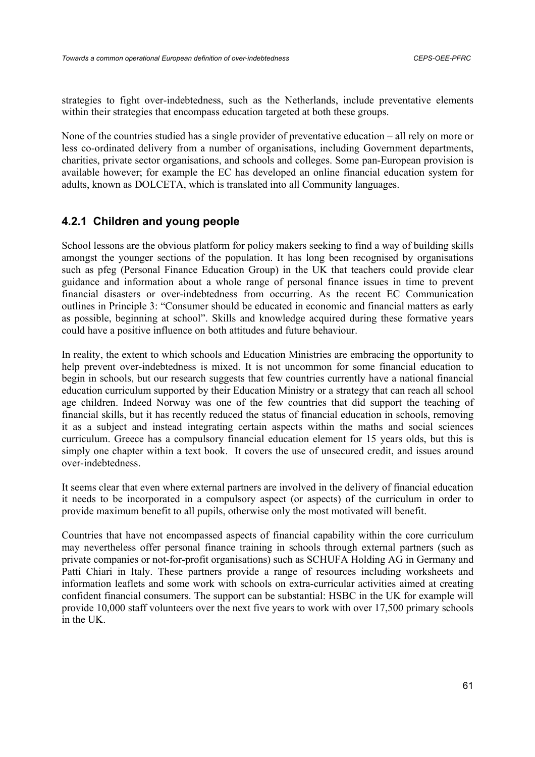strategies to fight over-indebtedness, such as the Netherlands, include preventative elements within their strategies that encompass education targeted at both these groups.

None of the countries studied has a single provider of preventative education – all rely on more or less co-ordinated delivery from a number of organisations, including Government departments, charities, private sector organisations, and schools and colleges. Some pan-European provision is available however; for example the EC has developed an online financial education system for adults, known as DOLCETA, which is translated into all Community languages.

### 4.2.1 Children and young people

School lessons are the obvious platform for policy makers seeking to find a way of building skills amongst the younger sections of the population. It has long been recognised by organisations such as pfeg (Personal Finance Education Group) in the UK that teachers could provide clear guidance and information about a whole range of personal finance issues in time to prevent financial disasters or over-indebtedness from occurring. As the recent EC Communication outlines in Principle 3: "Consumer should be educated in economic and financial matters as early as possible, beginning at school". Skills and knowledge acquired during these formative years could have a positive influence on both attitudes and future behaviour.

In reality, the extent to which schools and Education Ministries are embracing the opportunity to help prevent over-indebtedness is mixed. It is not uncommon for some financial education to begin in schools, but our research suggests that few countries currently have a national financial education curriculum supported by their Education Ministry or a strategy that can reach all school age children. Indeed Norway was one of the few countries that did support the teaching of financial skills, but it has recently reduced the status of financial education in schools, removing it as a subject and instead integrating certain aspects within the maths and social sciences curriculum. Greece has a compulsory financial education element for 15 years olds, but this is simply one chapter within a text book. It covers the use of unsecured credit, and issues around over-indebtedness.

It seems clear that even where external partners are involved in the delivery of financial education it needs to be incorporated in a compulsory aspect (or aspects) of the curriculum in order to provide maximum benefit to all pupils, otherwise only the most motivated will benefit.

Countries that have not encompassed aspects of financial capability within the core curriculum may nevertheless offer personal finance training in schools through external partners (such as private companies or not-for-profit organisations) such as SCHUFA Holding AG in Germany and Patti Chiari in Italy. These partners provide a range of resources including worksheets and information leaflets and some work with schools on extra-curricular activities aimed at creating confident financial consumers. The support can be substantial: HSBC in the UK for example will provide 10,000 staff volunteers over the next five years to work with over 17,500 primary schools in the UK.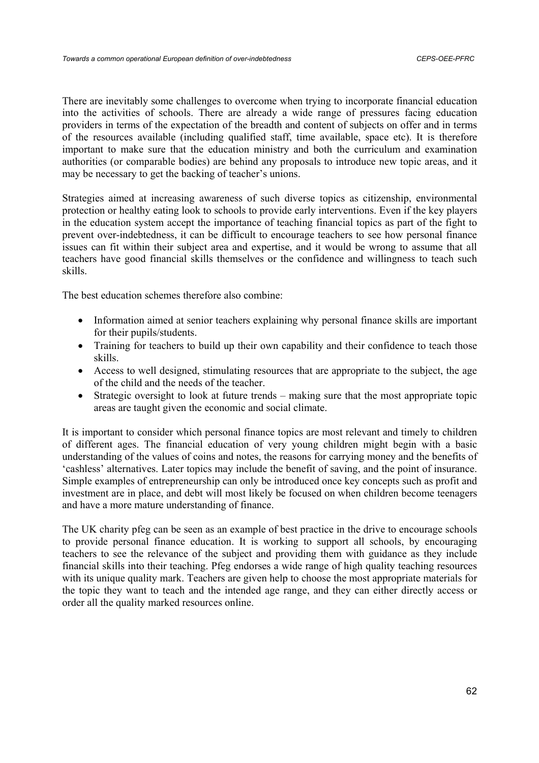There are inevitably some challenges to overcome when trying to incorporate financial education into the activities of schools. There are already a wide range of pressures facing education providers in terms of the expectation of the breadth and content of subjects on offer and in terms of the resources available (including qualified staff, time available, space etc). It is therefore important to make sure that the education ministry and both the curriculum and examination authorities (or comparable bodies) are behind any proposals to introduce new topic areas, and it may be necessary to get the backing of teacher's unions.

Strategies aimed at increasing awareness of such diverse topics as citizenship, environmental protection or healthy eating look to schools to provide early interventions. Even if the key players in the education system accept the importance of teaching financial topics as part of the fight to prevent over-indebtedness, it can be difficult to encourage teachers to see how personal finance issues can fit within their subject area and expertise, and it would be wrong to assume that all teachers have good financial skills themselves or the confidence and willingness to teach such skills.

The best education schemes therefore also combine:

- Information aimed at senior teachers explaining why personal finance skills are important for their pupils/students.
- Training for teachers to build up their own capability and their confidence to teach those skills.
- Access to well designed, stimulating resources that are appropriate to the subject, the age of the child and the needs of the teacher.
- Strategic oversight to look at future trends – making sure that the most appropriate topic areas are taught given the economic and social climate.

It is important to consider which personal finance topics are most relevant and timely to children of different ages. The financial education of very young children might begin with a basic understanding of the values of coins and notes, the reasons for carrying money and the benefits of 'cashless' alternatives. Later topics may include the benefit of saving, and the point of insurance. Simple examples of entrepreneurship can only be introduced once key concepts such as profit and investment are in place, and debt will most likely be focused on when children become teenagers and have a more mature understanding of finance.

The UK charity pfeg can be seen as an example of best practice in the drive to encourage schools to provide personal finance education. It is working to support all schools, by encouraging teachers to see the relevance of the subject and providing them with guidance as they include financial skills into their teaching. Pfeg endorses a wide range of high quality teaching resources with its unique quality mark. Teachers are given help to choose the most appropriate materials for the topic they want to teach and the intended age range, and they can either directly access or order all the quality marked resources online.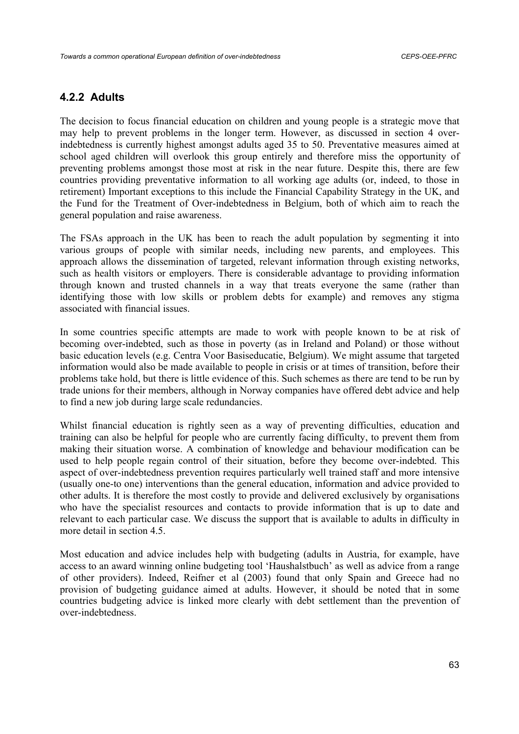### 4.2.2 Adults

The decision to focus financial education on children and young people is a strategic move that may help to prevent problems in the longer term. However, as discussed in section 4 over-indebtedness is currently highest amongst adults aged 35 to 50. Preventative measures aimed at school aged children will overlook this group entirely and therefore miss the opportunity of preventing problems amongst those most at risk in the near future. Despite this, there are few countries providing preventative information to all working age adults (or, indeed, to those in retirement) Important exceptions to this include the Financial Capability Strategy in the UK, and the Fund for the Treatment of Over-indebtedness in Belgium, both of which aim to reach the general population and raise awareness.

The FSAs approach in the UK has been to reach the adult population by segmenting it into various groups of people with similar needs, including new parents, and employees. This approach allows the dissemination of targeted, relevant information through existing networks, such as health visitors or employers. There is considerable advantage to providing information through known and trusted channels in a way that treats everyone the same (rather than identifying those with low skills or problem debts for example) and removes any stigma associated with financial issues.

In some countries specific attempts are made to work with people known to be at risk of becoming over-indebted, such as those in poverty (as in Ireland and Poland) or those without basic education levels (e.g. Centra Voor Basiseducatie, Belgium). We might assume that targeted information would also be made available to people in crisis or at times of transition, before their problems take hold, but there is little evidence of this. Such schemes as there are tend to be run by trade unions for their members, although in Norway companies have offered debt advice and help to find a new job during large scale redundancies.

Whilst financial education is rightly seen as a way of preventing difficulties, education and training can also be helpful for people who are currently facing difficulty, to prevent them from making their situation worse. A combination of knowledge and behaviour modification can be used to help people regain control of their situation, before they become over-indebted. This aspect of over-indebtedness prevention requires particularly well trained staff and more intensive (usually one-to one) interventions than the general education, information and advice provided to other adults. It is therefore the most costly to provide and delivered exclusively by organisations who have the specialist resources and contacts to provide information that is up to date and relevant to each particular case. We discuss the support that is available to adults in difficulty in more detail in section 4.5.

Most education and advice includes help with budgeting (adults in Austria, for example, have access to an award winning online budgeting tool 'Haushalstbuch' as well as advice from a range of other providers). Indeed, Reifner et al (2003) found that only Spain and Greece had no provision of budgeting guidance aimed at adults. However, it should be noted that in some countries budgeting advice is linked more clearly with debt settlement than the prevention of over-indebtedness.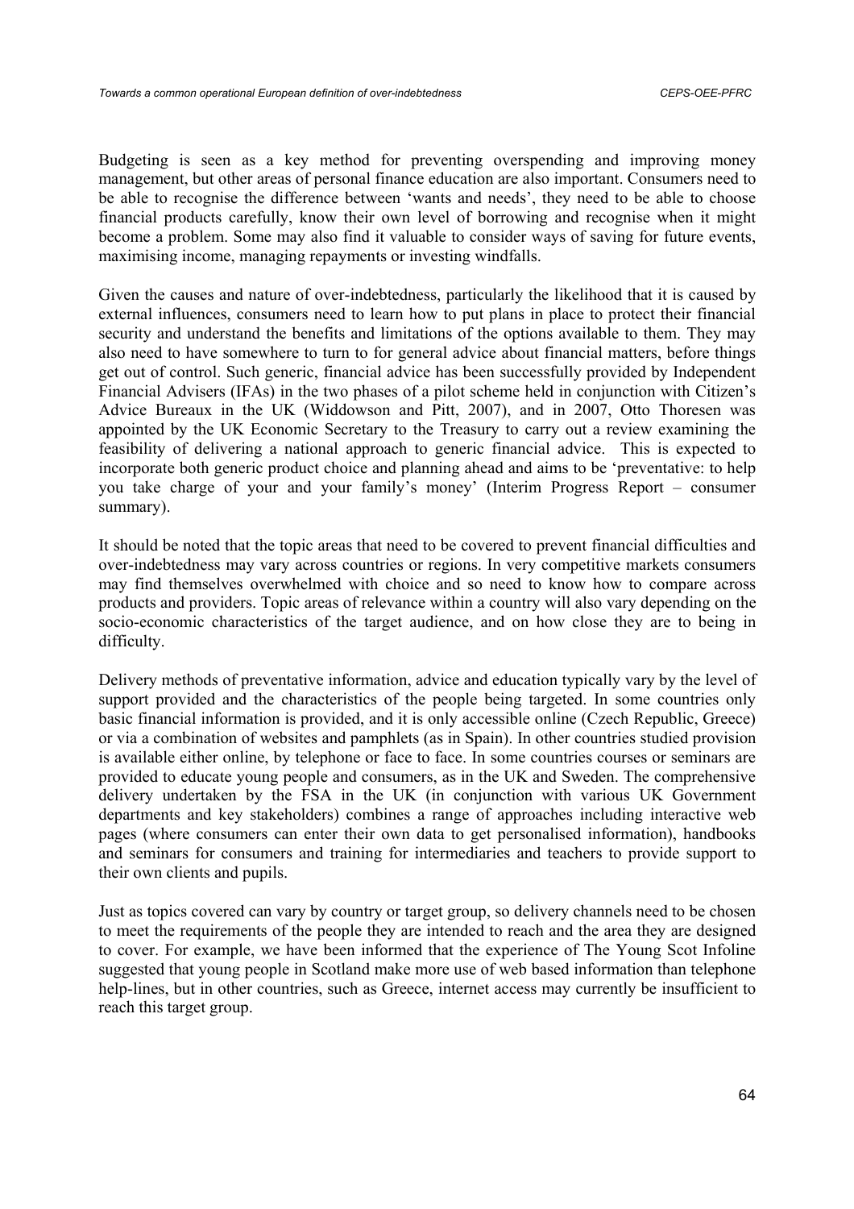Budgeting is seen as a key method for preventing overspending and improving money management, but other areas of personal finance education are also important. Consumers need to be able to recognise the difference between 'wants and needs', they need to be able to choose financial products carefully, know their own level of borrowing and recognise when it might become a problem. Some may also find it valuable to consider ways of saving for future events, maximising income, managing repayments or investing windfalls.

Given the causes and nature of over-indebtedness, particularly the likelihood that it is caused by external influences, consumers need to learn how to put plans in place to protect their financial security and understand the benefits and limitations of the options available to them. They may also need to have somewhere to turn to for general advice about financial matters, before things get out of control. Such generic, financial advice has been successfully provided by Independent Financial Advisers (IFAs) in the two phases of a pilot scheme held in conjunction with Citizen's Advice Bureaux in the UK (Widdowson and Pitt, 2007), and in 2007, Otto Thoresen was appointed by the UK Economic Secretary to the Treasury to carry out a review examining the feasibility of delivering a national approach to generic financial advice. This is expected to incorporate both generic product choice and planning ahead and aims to be 'preventative: to help you take charge of your and your family's money' (Interim Progress Report – consumer summary).

It should be noted that the topic areas that need to be covered to prevent financial difficulties and over-indebtedness may vary across countries or regions. In very competitive markets consumers may find themselves overwhelmed with choice and so need to know how to compare across products and providers. Topic areas of relevance within a country will also vary depending on the socio-economic characteristics of the target audience, and on how close they are to being in difficulty.

Delivery methods of preventative information, advice and education typically vary by the level of support provided and the characteristics of the people being targeted. In some countries only basic financial information is provided, and it is only accessible online (Czech Republic, Greece) or via a combination of websites and pamphlets (as in Spain). In other countries studied provision is available either online, by telephone or face to face. In some countries courses or seminars are provided to educate young people and consumers, as in the UK and Sweden. The comprehensive delivery undertaken by the FSA in the UK (in conjunction with various UK Government departments and key stakeholders) combines a range of approaches including interactive web pages (where consumers can enter their own data to get personalised information), handbooks and seminars for consumers and training for intermediaries and teachers to provide support to their own clients and pupils.

Just as topics covered can vary by country or target group, so delivery channels need to be chosen to meet the requirements of the people they are intended to reach and the area they are designed to cover. For example, we have been informed that the experience of The Young Scot Infoline suggested that young people in Scotland make more use of web based information than telephone help-lines, but in other countries, such as Greece, internet access may currently be insufficient to reach this target group.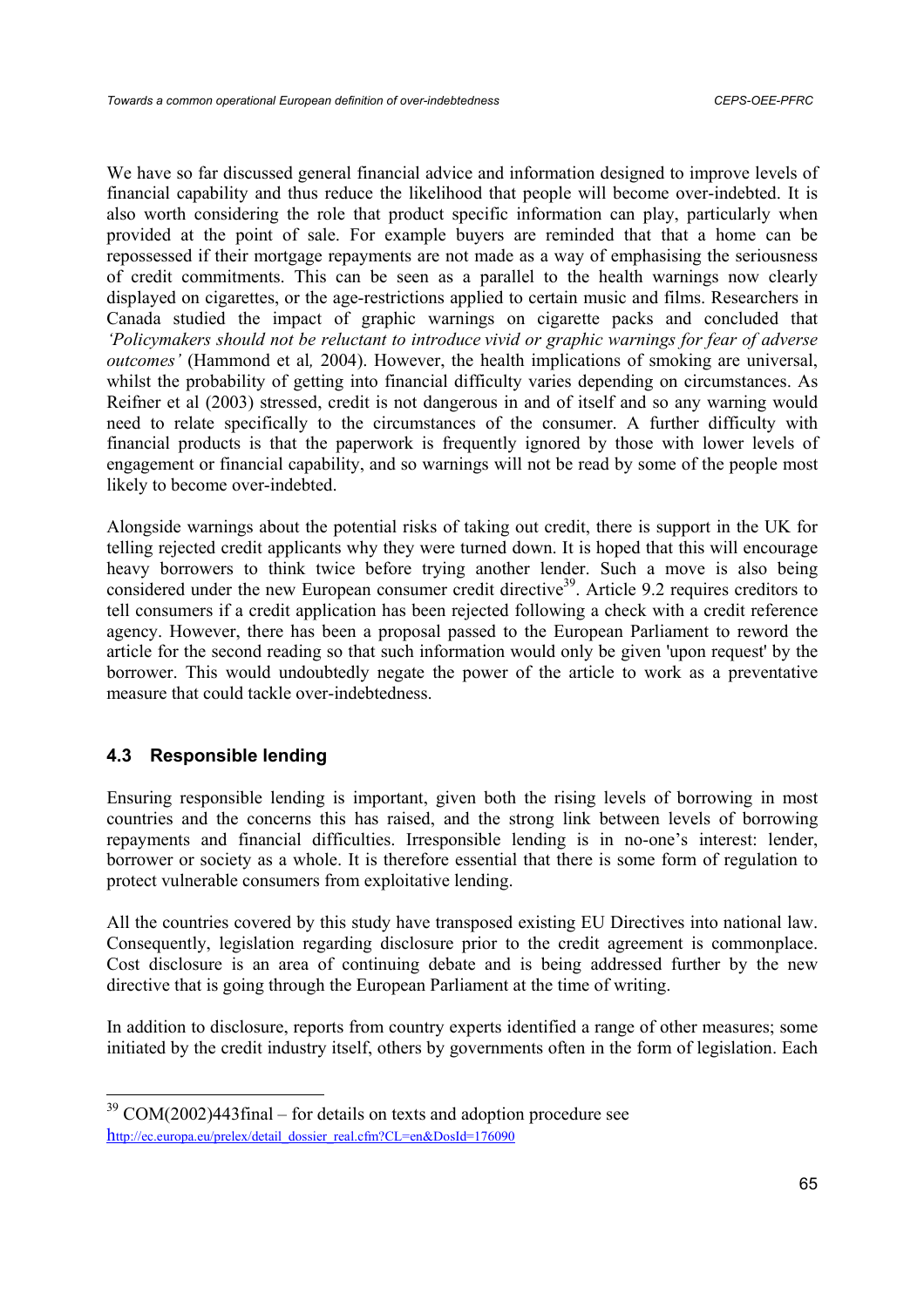We have so far discussed general financial advice and information designed to improve levels of financial capability and thus reduce the likelihood that people will become over-indebted. It is also worth considering the role that product specific information can play, particularly when provided at the point of sale. For example buyers are reminded that that a home can be repossessed if their mortgage repayments are not made as a way of emphasising the seriousness of credit commitments. This can be seen as a parallel to the health warnings now clearly displayed on cigarettes, or the age-restrictions applied to certain music and films. Researchers in Canada studied the impact of graphic warnings on cigarette packs and concluded that *'Policymakers should not be reluctant to introduce vivid or graphic warnings for fear of adverse outcomes'* (Hammond et al*,* 2004). However, the health implications of smoking are universal, whilst the probability of getting into financial difficulty varies depending on circumstances. As Reifner et al (2003) stressed, credit is not dangerous in and of itself and so any warning would need to relate specifically to the circumstances of the consumer. A further difficulty with financial products is that the paperwork is frequently ignored by those with lower levels of engagement or financial capability, and so warnings will not be read by some of the people most likely to become over-indebted.

Alongside warnings about the potential risks of taking out credit, there is support in the UK for telling rejected credit applicants why they were turned down. It is hoped that this will encourage heavy borrowers to think twice before trying another lender. Such a move is also being considered under the new European consumer credit directive[39]. Article 9.2 requires creditors to tell consumers if a credit application has been rejected following a check with a credit reference agency. However, there has been a proposal passed to the European Parliament to reword the article for the second reading so that such information would only be given 'upon request' by the borrower. This would undoubtedly negate the power of the article to work as a preventative measure that could tackle over-indebtedness.

## 4.3 Responsible lending

Ensuring responsible lending is important, given both the rising levels of borrowing in most countries and the concerns this has raised, and the strong link between levels of borrowing repayments and financial difficulties. Irresponsible lending is in no-one's interest: lender, borrower or society as a whole. It is therefore essential that there is some form of regulation to protect vulnerable consumers from exploitative lending.

All the countries covered by this study have transposed existing EU Directives into national law. Consequently, legislation regarding disclosure prior to the credit agreement is commonplace. Cost disclosure is an area of continuing debate and is being addressed further by the new directive that is going through the European Parliament at the time of writing.

In addition to disclosure, reports from country experts identified a range of other measures; some initiated by the credit industry itself, others by governments often in the form of legislation. Each

---

[39] COM(2002)443final – for details on texts and adoption procedure see http://ec.europa.eu/prelex/detail_dossier_real.cfm?CL=en&DosId=176090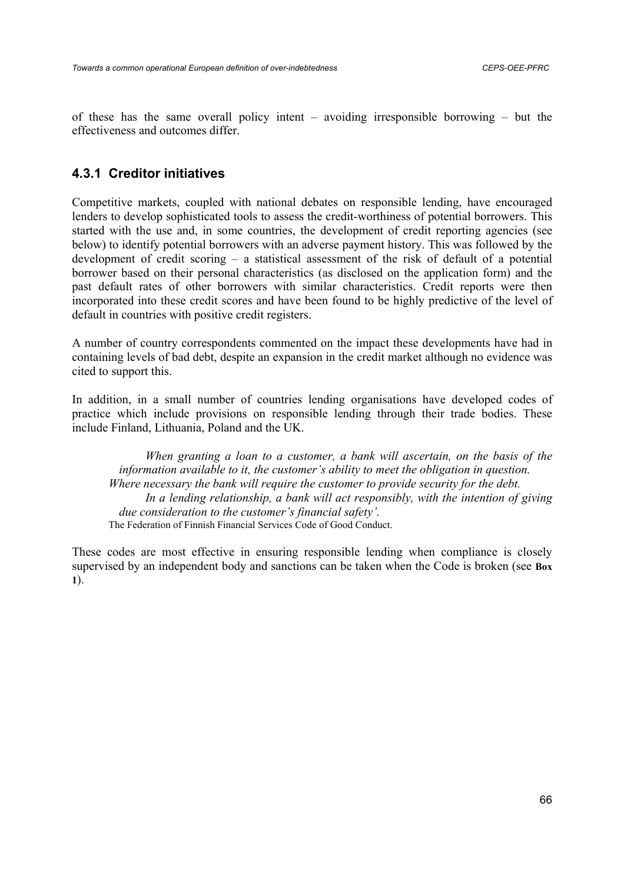of these has the same overall policy intent – avoiding irresponsible borrowing – but the effectiveness and outcomes differ.

### 4.3.1 Creditor initiatives

Competitive markets, coupled with national debates on responsible lending, have encouraged lenders to develop sophisticated tools to assess the credit-worthiness of potential borrowers. This started with the use and, in some countries, the development of credit reporting agencies (see below) to identify potential borrowers with an adverse payment history. This was followed by the development of credit scoring – a statistical assessment of the risk of default of a potential borrower based on their personal characteristics (as disclosed on the application form) and the past default rates of other borrowers with similar characteristics. Credit reports were then incorporated into these credit scores and have been found to be highly predictive of the level of default in countries with positive credit registers.

A number of country correspondents commented on the impact these developments have had in containing levels of bad debt, despite an expansion in the credit market although no evidence was cited to support this.

In addition, in a small number of countries lending organisations have developed codes of practice which include provisions on responsible lending through their trade bodies. These include Finland, Lithuania, Poland and the UK.

> *When granting a loan to a customer, a bank will ascertain, on the basis of the information available to it, the customer's ability to meet the obligation in question. Where necessary the bank will require the customer to provide security for the debt.*
>
> *In a lending relationship, a bank will act responsibly, with the intention of giving due consideration to the customer's financial safety'.*
>
> The Federation of Finnish Financial Services Code of Good Conduct.

These codes are most effective in ensuring responsible lending when compliance is closely supervised by an independent body and sanctions can be taken when the Code is broken (see **Box 1**).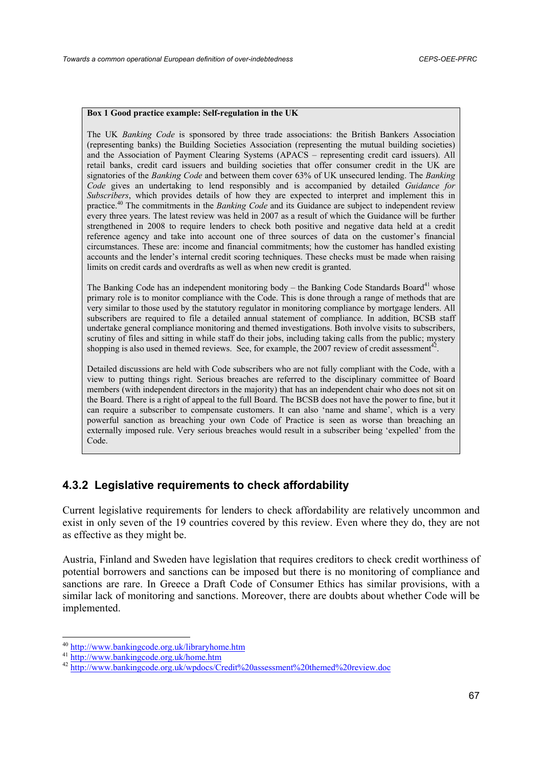**Box 1 Good practice example: Self-regulation in the UK**

The UK *Banking Code* is sponsored by three trade associations: the British Bankers Association (representing banks) the Building Societies Association (representing the mutual building societies) and the Association of Payment Clearing Systems (APACS – representing credit card issuers). All retail banks, credit card issuers and building societies that offer consumer credit in the UK are signatories of the *Banking Code* and between them cover 63% of UK unsecured lending. The *Banking Code* gives an undertaking to lend responsibly and is accompanied by detailed *Guidance for Subscribers*, which provides details of how they are expected to interpret and implement this in practice.[40] The commitments in the *Banking Code* and its Guidance are subject to independent review every three years. The latest review was held in 2007 as a result of which the Guidance will be further strengthened in 2008 to require lenders to check both positive and negative data held at a credit reference agency and take into account one of three sources of data on the customer's financial circumstances. These are: income and financial commitments; how the customer has handled existing accounts and the lender's internal credit scoring techniques. These checks must be made when raising limits on credit cards and overdrafts as well as when new credit is granted.

The Banking Code has an independent monitoring body – the Banking Code Standards Board[41] whose primary role is to monitor compliance with the Code. This is done through a range of methods that are very similar to those used by the statutory regulator in monitoring compliance by mortgage lenders. All subscribers are required to file a detailed annual statement of compliance. In addition, BCSB staff undertake general compliance monitoring and themed investigations. Both involve visits to subscribers, scrutiny of files and sitting in while staff do their jobs, including taking calls from the public; mystery shopping is also used in themed reviews. See, for example, the 2007 review of credit assessment[42].

Detailed discussions are held with Code subscribers who are not fully compliant with the Code, with a view to putting things right. Serious breaches are referred to the disciplinary committee of Board members (with independent directors in the majority) that has an independent chair who does not sit on the Board. There is a right of appeal to the full Board. The BCSB does not have the power to fine, but it can require a subscriber to compensate customers. It can also 'name and shame', which is a very powerful sanction as breaching your own Code of Practice is seen as worse than breaching an externally imposed rule. Very serious breaches would result in a subscriber being 'expelled' from the Code.

### 4.3.2 Legislative requirements to check affordability

Current legislative requirements for lenders to check affordability are relatively uncommon and exist in only seven of the 19 countries covered by this review. Even where they do, they are not as effective as they might be.

Austria, Finland and Sweden have legislation that requires creditors to check credit worthiness of potential borrowers and sanctions can be imposed but there is no monitoring of compliance and sanctions are rare. In Greece a Draft Code of Consumer Ethics has similar provisions, with a similar lack of monitoring and sanctions. Moreover, there are doubts about whether Code will be implemented.

---

[40] http://www.bankingcode.org.uk/libraryhome.htm

[41] http://www.bankingcode.org.uk/home.htm

[42] http://www.bankingcode.org.uk/wpdocs/Credit%20assessment%20themed%20review.doc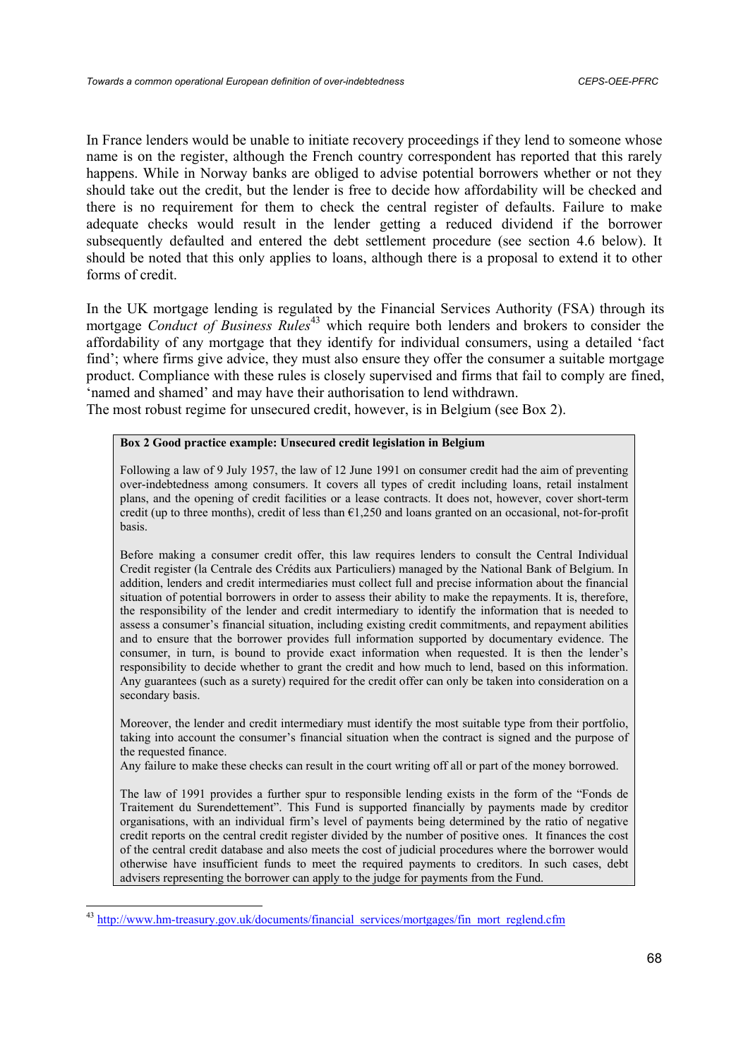In France lenders would be unable to initiate recovery proceedings if they lend to someone whose name is on the register, although the French country correspondent has reported that this rarely happens. While in Norway banks are obliged to advise potential borrowers whether or not they should take out the credit, but the lender is free to decide how affordability will be checked and there is no requirement for them to check the central register of defaults. Failure to make adequate checks would result in the lender getting a reduced dividend if the borrower subsequently defaulted and entered the debt settlement procedure (see section 4.6 below). It should be noted that this only applies to loans, although there is a proposal to extend it to other forms of credit.

In the UK mortgage lending is regulated by the Financial Services Authority (FSA) through its mortgage *Conduct of Business Rules*[43] which require both lenders and brokers to consider the affordability of any mortgage that they identify for individual consumers, using a detailed 'fact find'; where firms give advice, they must also ensure they offer the consumer a suitable mortgage product. Compliance with these rules is closely supervised and firms that fail to comply are fined, 'named and shamed' and may have their authorisation to lend withdrawn.
The most robust regime for unsecured credit, however, is in Belgium (see Box 2).

> **Box 2 Good practice example: Unsecured credit legislation in Belgium**
>
> Following a law of 9 July 1957, the law of 12 June 1991 on consumer credit had the aim of preventing over-indebtedness among consumers. It covers all types of credit including loans, retail instalment plans, and the opening of credit facilities or a lease contracts. It does not, however, cover short-term credit (up to three months), credit of less than €1,250 and loans granted on an occasional, not-for-profit basis.
>
> Before making a consumer credit offer, this law requires lenders to consult the Central Individual Credit register (la Centrale des Crédits aux Particuliers) managed by the National Bank of Belgium. In addition, lenders and credit intermediaries must collect full and precise information about the financial situation of potential borrowers in order to assess their ability to make the repayments. It is, therefore, the responsibility of the lender and credit intermediary to identify the information that is needed to assess a consumer's financial situation, including existing credit commitments, and repayment abilities and to ensure that the borrower provides full information supported by documentary evidence. The consumer, in turn, is bound to provide exact information when requested. It is then the lender's responsibility to decide whether to grant the credit and how much to lend, based on this information. Any guarantees (such as a surety) required for the credit offer can only be taken into consideration on a secondary basis.
>
> Moreover, the lender and credit intermediary must identify the most suitable type from their portfolio, taking into account the consumer's financial situation when the contract is signed and the purpose of the requested finance.
> Any failure to make these checks can result in the court writing off all or part of the money borrowed.
>
> The law of 1991 provides a further spur to responsible lending exists in the form of the "Fonds de Traitement du Surendettement". This Fund is supported financially by payments made by creditor organisations, with an individual firm's level of payments being determined by the ratio of negative credit reports on the central credit register divided by the number of positive ones. It finances the cost of the central credit database and also meets the cost of judicial procedures where the borrower would otherwise have insufficient funds to meet the required payments to creditors. In such cases, debt advisers representing the borrower can apply to the judge for payments from the Fund.

---

[43] http://www.hm-treasury.gov.uk/documents/financial_services/mortgages/fin_mort_reglend.cfm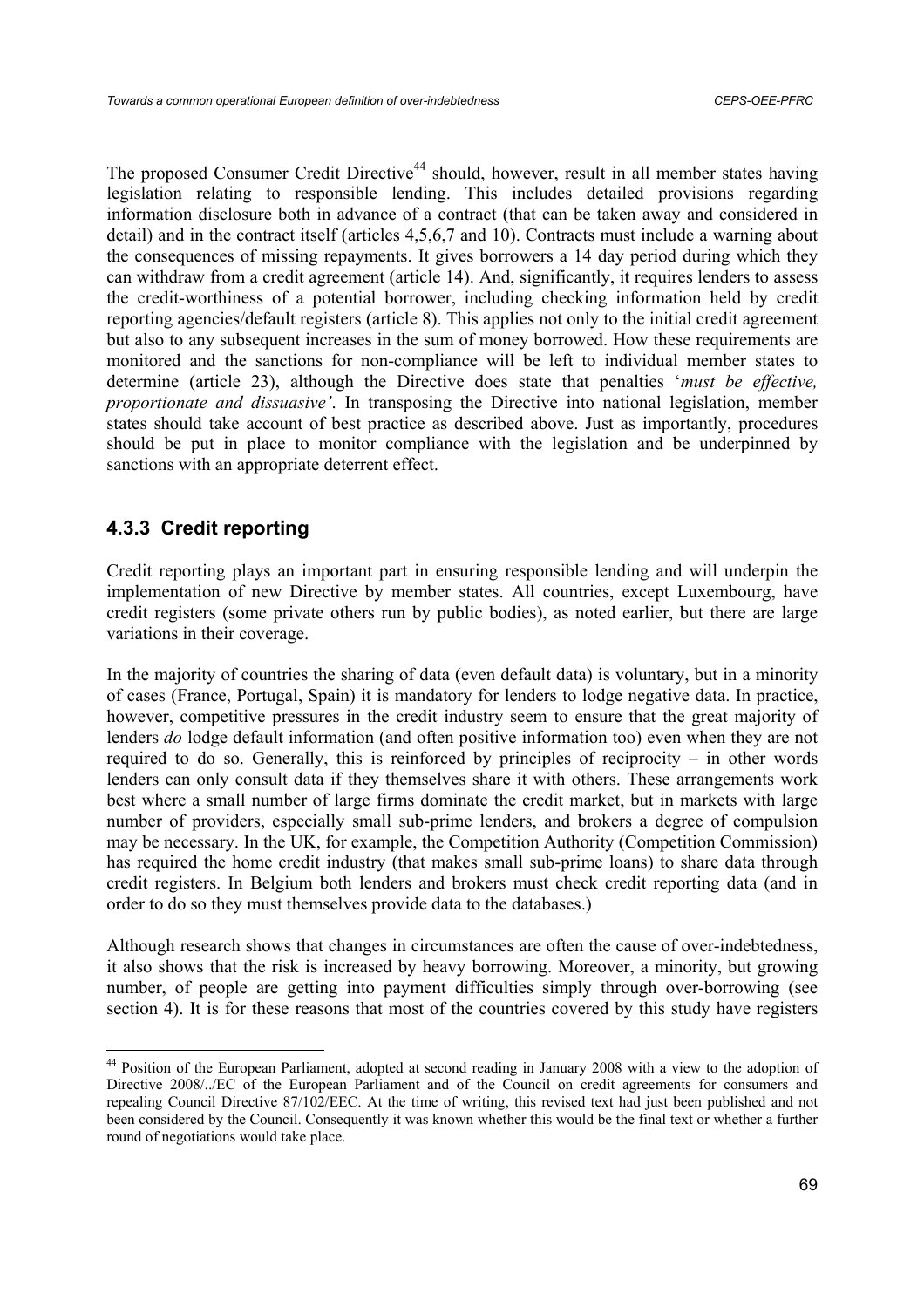The proposed Consumer Credit Directive[44] should, however, result in all member states having legislation relating to responsible lending. This includes detailed provisions regarding information disclosure both in advance of a contract (that can be taken away and considered in detail) and in the contract itself (articles 4,5,6,7 and 10). Contracts must include a warning about the consequences of missing repayments. It gives borrowers a 14 day period during which they can withdraw from a credit agreement (article 14). And, significantly, it requires lenders to assess the credit-worthiness of a potential borrower, including checking information held by credit reporting agencies/default registers (article 8). This applies not only to the initial credit agreement but also to any subsequent increases in the sum of money borrowed. How these requirements are monitored and the sanctions for non-compliance will be left to individual member states to determine (article 23), although the Directive does state that penalties '*must be effective, proportionate and dissuasive'*. In transposing the Directive into national legislation, member states should take account of best practice as described above. Just as importantly, procedures should be put in place to monitor compliance with the legislation and be underpinned by sanctions with an appropriate deterrent effect.

### 4.3.3 Credit reporting

Credit reporting plays an important part in ensuring responsible lending and will underpin the implementation of new Directive by member states. All countries, except Luxembourg, have credit registers (some private others run by public bodies), as noted earlier, but there are large variations in their coverage.

In the majority of countries the sharing of data (even default data) is voluntary, but in a minority of cases (France, Portugal, Spain) it is mandatory for lenders to lodge negative data. In practice, however, competitive pressures in the credit industry seem to ensure that the great majority of lenders *do* lodge default information (and often positive information too) even when they are not required to do so. Generally, this is reinforced by principles of reciprocity – in other words lenders can only consult data if they themselves share it with others. These arrangements work best where a small number of large firms dominate the credit market, but in markets with large number of providers, especially small sub-prime lenders, and brokers a degree of compulsion may be necessary. In the UK, for example, the Competition Authority (Competition Commission) has required the home credit industry (that makes small sub-prime loans) to share data through credit registers. In Belgium both lenders and brokers must check credit reporting data (and in order to do so they must themselves provide data to the databases.)

Although research shows that changes in circumstances are often the cause of over-indebtedness, it also shows that the risk is increased by heavy borrowing. Moreover, a minority, but growing number, of people are getting into payment difficulties simply through over-borrowing (see section 4). It is for these reasons that most of the countries covered by this study have registers

---

[44] Position of the European Parliament, adopted at second reading in January 2008 with a view to the adoption of Directive 2008/../EC of the European Parliament and of the Council on credit agreements for consumers and repealing Council Directive 87/102/EEC. At the time of writing, this revised text had just been published and not been considered by the Council. Consequently it was known whether this would be the final text or whether a further round of negotiations would take place.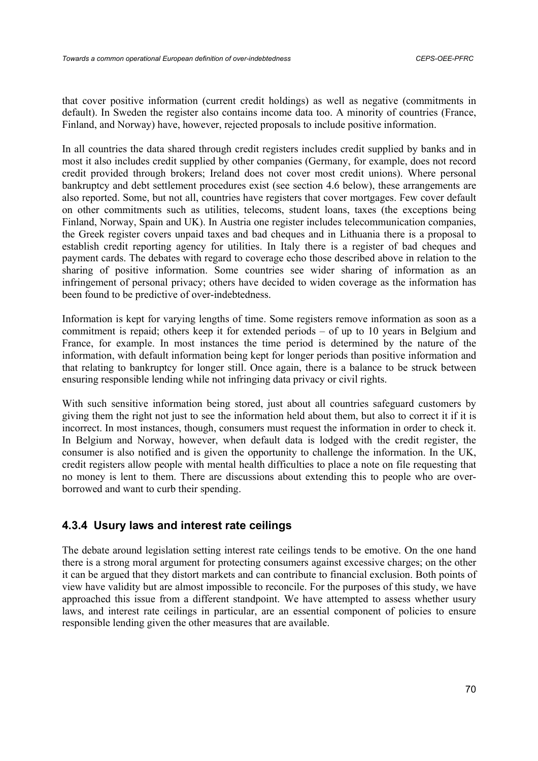that cover positive information (current credit holdings) as well as negative (commitments in default). In Sweden the register also contains income data too. A minority of countries (France, Finland, and Norway) have, however, rejected proposals to include positive information.

In all countries the data shared through credit registers includes credit supplied by banks and in most it also includes credit supplied by other companies (Germany, for example, does not record credit provided through brokers; Ireland does not cover most credit unions). Where personal bankruptcy and debt settlement procedures exist (see section 4.6 below), these arrangements are also reported. Some, but not all, countries have registers that cover mortgages. Few cover default on other commitments such as utilities, telecoms, student loans, taxes (the exceptions being Finland, Norway, Spain and UK). In Austria one register includes telecommunication companies, the Greek register covers unpaid taxes and bad cheques and in Lithuania there is a proposal to establish credit reporting agency for utilities. In Italy there is a register of bad cheques and payment cards. The debates with regard to coverage echo those described above in relation to the sharing of positive information. Some countries see wider sharing of information as an infringement of personal privacy; others have decided to widen coverage as the information has been found to be predictive of over-indebtedness.

Information is kept for varying lengths of time. Some registers remove information as soon as a commitment is repaid; others keep it for extended periods – of up to 10 years in Belgium and France, for example. In most instances the time period is determined by the nature of the information, with default information being kept for longer periods than positive information and that relating to bankruptcy for longer still. Once again, there is a balance to be struck between ensuring responsible lending while not infringing data privacy or civil rights.

With such sensitive information being stored, just about all countries safeguard customers by giving them the right not just to see the information held about them, but also to correct it if it is incorrect. In most instances, though, consumers must request the information in order to check it. In Belgium and Norway, however, when default data is lodged with the credit register, the consumer is also notified and is given the opportunity to challenge the information. In the UK, credit registers allow people with mental health difficulties to place a note on file requesting that no money is lent to them. There are discussions about extending this to people who are over-borrowed and want to curb their spending.

### 4.3.4 Usury laws and interest rate ceilings

The debate around legislation setting interest rate ceilings tends to be emotive. On the one hand there is a strong moral argument for protecting consumers against excessive charges; on the other it can be argued that they distort markets and can contribute to financial exclusion. Both points of view have validity but are almost impossible to reconcile. For the purposes of this study, we have approached this issue from a different standpoint. We have attempted to assess whether usury laws, and interest rate ceilings in particular, are an essential component of policies to ensure responsible lending given the other measures that are available.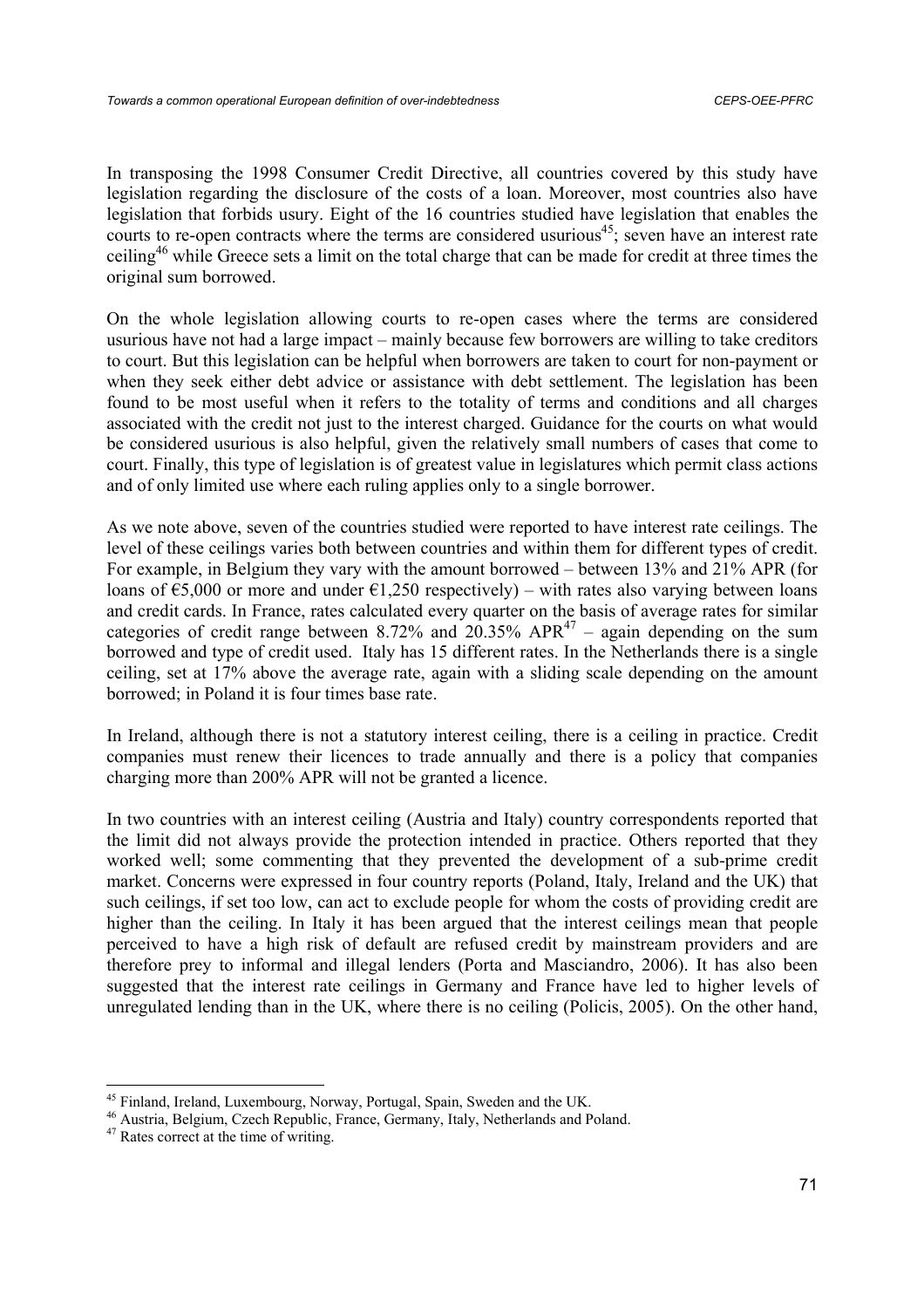In transposing the 1998 Consumer Credit Directive, all countries covered by this study have legislation regarding the disclosure of the costs of a loan. Moreover, most countries also have legislation that forbids usury. Eight of the 16 countries studied have legislation that enables the courts to re-open contracts where the terms are considered usurious[45]; seven have an interest rate ceiling[46] while Greece sets a limit on the total charge that can be made for credit at three times the original sum borrowed.

On the whole legislation allowing courts to re-open cases where the terms are considered usurious have not had a large impact – mainly because few borrowers are willing to take creditors to court. But this legislation can be helpful when borrowers are taken to court for non-payment or when they seek either debt advice or assistance with debt settlement. The legislation has been found to be most useful when it refers to the totality of terms and conditions and all charges associated with the credit not just to the interest charged. Guidance for the courts on what would be considered usurious is also helpful, given the relatively small numbers of cases that come to court. Finally, this type of legislation is of greatest value in legislatures which permit class actions and of only limited use where each ruling applies only to a single borrower.

As we note above, seven of the countries studied were reported to have interest rate ceilings. The level of these ceilings varies both between countries and within them for different types of credit. For example, in Belgium they vary with the amount borrowed – between 13% and 21% APR (for loans of €5,000 or more and under €1,250 respectively) – with rates also varying between loans and credit cards. In France, rates calculated every quarter on the basis of average rates for similar categories of credit range between 8.72% and 20.35% APR[47] – again depending on the sum borrowed and type of credit used. Italy has 15 different rates. In the Netherlands there is a single ceiling, set at 17% above the average rate, again with a sliding scale depending on the amount borrowed; in Poland it is four times base rate.

In Ireland, although there is not a statutory interest ceiling, there is a ceiling in practice. Credit companies must renew their licences to trade annually and there is a policy that companies charging more than 200% APR will not be granted a licence.

In two countries with an interest ceiling (Austria and Italy) country correspondents reported that the limit did not always provide the protection intended in practice. Others reported that they worked well; some commenting that they prevented the development of a sub-prime credit market. Concerns were expressed in four country reports (Poland, Italy, Ireland and the UK) that such ceilings, if set too low, can act to exclude people for whom the costs of providing credit are higher than the ceiling. In Italy it has been argued that the interest ceilings mean that people perceived to have a high risk of default are refused credit by mainstream providers and are therefore prey to informal and illegal lenders (Porta and Masciandro, 2006). It has also been suggested that the interest rate ceilings in Germany and France have led to higher levels of unregulated lending than in the UK, where there is no ceiling (Policis, 2005). On the other hand,

[45] Finland, Ireland, Luxembourg, Norway, Portugal, Spain, Sweden and the UK.

[46] Austria, Belgium, Czech Republic, France, Germany, Italy, Netherlands and Poland.

[47] Rates correct at the time of writing.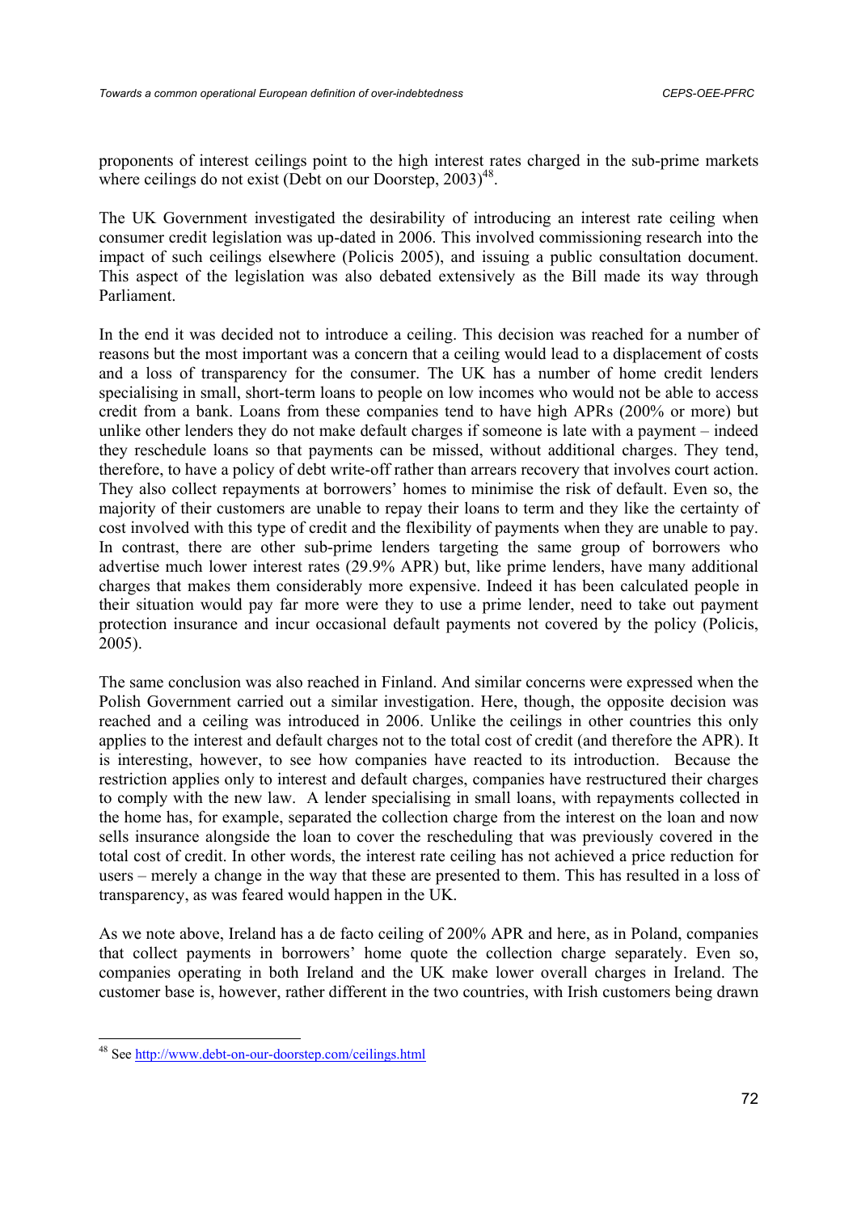proponents of interest ceilings point to the high interest rates charged in the sub-prime markets where ceilings do not exist (Debt on our Doorstep, 2003)[48].

The UK Government investigated the desirability of introducing an interest rate ceiling when consumer credit legislation was up-dated in 2006. This involved commissioning research into the impact of such ceilings elsewhere (Policis 2005), and issuing a public consultation document. This aspect of the legislation was also debated extensively as the Bill made its way through Parliament.

In the end it was decided not to introduce a ceiling. This decision was reached for a number of reasons but the most important was a concern that a ceiling would lead to a displacement of costs and a loss of transparency for the consumer. The UK has a number of home credit lenders specialising in small, short-term loans to people on low incomes who would not be able to access credit from a bank. Loans from these companies tend to have high APRs (200% or more) but unlike other lenders they do not make default charges if someone is late with a payment – indeed they reschedule loans so that payments can be missed, without additional charges. They tend, therefore, to have a policy of debt write-off rather than arrears recovery that involves court action. They also collect repayments at borrowers' homes to minimise the risk of default. Even so, the majority of their customers are unable to repay their loans to term and they like the certainty of cost involved with this type of credit and the flexibility of payments when they are unable to pay. In contrast, there are other sub-prime lenders targeting the same group of borrowers who advertise much lower interest rates (29.9% APR) but, like prime lenders, have many additional charges that makes them considerably more expensive. Indeed it has been calculated people in their situation would pay far more were they to use a prime lender, need to take out payment protection insurance and incur occasional default payments not covered by the policy (Policis, 2005).

The same conclusion was also reached in Finland. And similar concerns were expressed when the Polish Government carried out a similar investigation. Here, though, the opposite decision was reached and a ceiling was introduced in 2006. Unlike the ceilings in other countries this only applies to the interest and default charges not to the total cost of credit (and therefore the APR). It is interesting, however, to see how companies have reacted to its introduction. Because the restriction applies only to interest and default charges, companies have restructured their charges to comply with the new law. A lender specialising in small loans, with repayments collected in the home has, for example, separated the collection charge from the interest on the loan and now sells insurance alongside the loan to cover the rescheduling that was previously covered in the total cost of credit. In other words, the interest rate ceiling has not achieved a price reduction for users – merely a change in the way that these are presented to them. This has resulted in a loss of transparency, as was feared would happen in the UK.

As we note above, Ireland has a de facto ceiling of 200% APR and here, as in Poland, companies that collect payments in borrowers' home quote the collection charge separately. Even so, companies operating in both Ireland and the UK make lower overall charges in Ireland. The customer base is, however, rather different in the two countries, with Irish customers being drawn

---

[48] See http://www.debt-on-our-doorstep.com/ceilings.html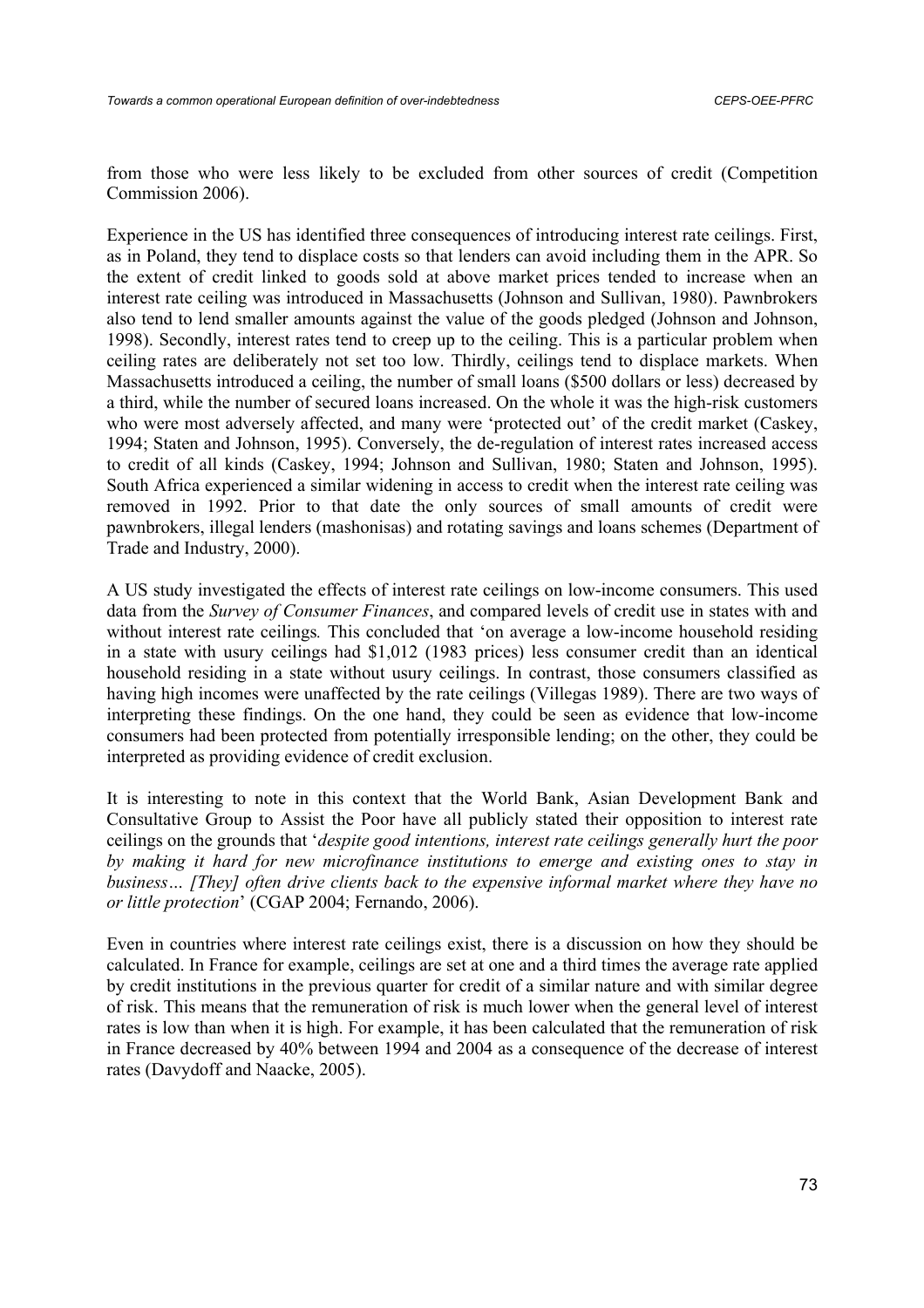from those who were less likely to be excluded from other sources of credit (Competition Commission 2006).

Experience in the US has identified three consequences of introducing interest rate ceilings. First, as in Poland, they tend to displace costs so that lenders can avoid including them in the APR. So the extent of credit linked to goods sold at above market prices tended to increase when an interest rate ceiling was introduced in Massachusetts (Johnson and Sullivan, 1980). Pawnbrokers also tend to lend smaller amounts against the value of the goods pledged (Johnson and Johnson, 1998). Secondly, interest rates tend to creep up to the ceiling. This is a particular problem when ceiling rates are deliberately not set too low. Thirdly, ceilings tend to displace markets. When Massachusetts introduced a ceiling, the number of small loans ($500 dollars or less) decreased by a third, while the number of secured loans increased. On the whole it was the high-risk customers who were most adversely affected, and many were 'protected out' of the credit market (Caskey, 1994; Staten and Johnson, 1995). Conversely, the de-regulation of interest rates increased access to credit of all kinds (Caskey, 1994; Johnson and Sullivan, 1980; Staten and Johnson, 1995). South Africa experienced a similar widening in access to credit when the interest rate ceiling was removed in 1992. Prior to that date the only sources of small amounts of credit were pawnbrokers, illegal lenders (mashonisas) and rotating savings and loans schemes (Department of Trade and Industry, 2000).

A US study investigated the effects of interest rate ceilings on low-income consumers. This used data from the *Survey of Consumer Finances*, and compared levels of credit use in states with and without interest rate ceilings*.* This concluded that 'on average a low-income household residing in a state with usury ceilings had $1,012 (1983 prices) less consumer credit than an identical household residing in a state without usury ceilings. In contrast, those consumers classified as having high incomes were unaffected by the rate ceilings (Villegas 1989). There are two ways of interpreting these findings. On the one hand, they could be seen as evidence that low-income consumers had been protected from potentially irresponsible lending; on the other, they could be interpreted as providing evidence of credit exclusion.

It is interesting to note in this context that the World Bank, Asian Development Bank and Consultative Group to Assist the Poor have all publicly stated their opposition to interest rate ceilings on the grounds that '*despite good intentions, interest rate ceilings generally hurt the poor by making it hard for new microfinance institutions to emerge and existing ones to stay in business… [They] often drive clients back to the expensive informal market where they have no or little protection*' (CGAP 2004; Fernando, 2006).

Even in countries where interest rate ceilings exist, there is a discussion on how they should be calculated. In France for example, ceilings are set at one and a third times the average rate applied by credit institutions in the previous quarter for credit of a similar nature and with similar degree of risk. This means that the remuneration of risk is much lower when the general level of interest rates is low than when it is high. For example, it has been calculated that the remuneration of risk in France decreased by 40% between 1994 and 2004 as a consequence of the decrease of interest rates (Davydoff and Naacke, 2005).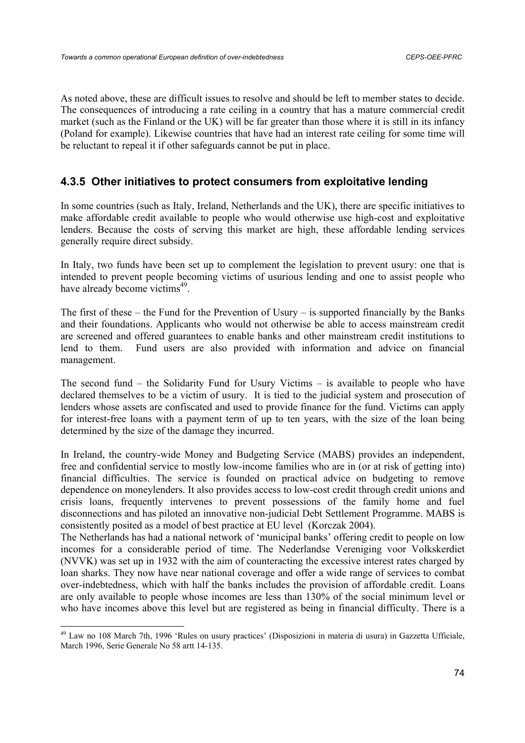As noted above, these are difficult issues to resolve and should be left to member states to decide. The consequences of introducing a rate ceiling in a country that has a mature commercial credit market (such as the Finland or the UK) will be far greater than those where it is still in its infancy (Poland for example). Likewise countries that have had an interest rate ceiling for some time will be reluctant to repeal it if other safeguards cannot be put in place.

### 4.3.5 Other initiatives to protect consumers from exploitative lending

In some countries (such as Italy, Ireland, Netherlands and the UK), there are specific initiatives to make affordable credit available to people who would otherwise use high-cost and exploitative lenders. Because the costs of serving this market are high, these affordable lending services generally require direct subsidy.

In Italy, two funds have been set up to complement the legislation to prevent usury: one that is intended to prevent people becoming victims of usurious lending and one to assist people who have already become victims[49].

The first of these – the Fund for the Prevention of Usury – is supported financially by the Banks and their foundations. Applicants who would not otherwise be able to access mainstream credit are screened and offered guarantees to enable banks and other mainstream credit institutions to lend to them. Fund users are also provided with information and advice on financial management.

The second fund – the Solidarity Fund for Usury Victims – is available to people who have declared themselves to be a victim of usury. It is tied to the judicial system and prosecution of lenders whose assets are confiscated and used to provide finance for the fund. Victims can apply for interest-free loans with a payment term of up to ten years, with the size of the loan being determined by the size of the damage they incurred.

In Ireland, the country-wide Money and Budgeting Service (MABS) provides an independent, free and confidential service to mostly low-income families who are in (or at risk of getting into) financial difficulties. The service is founded on practical advice on budgeting to remove dependence on moneylenders. It also provides access to low-cost credit through credit unions and crisis loans, frequently intervenes to prevent possessions of the family home and fuel disconnections and has piloted an innovative non-judicial Debt Settlement Programme. MABS is consistently posited as a model of best practice at EU level (Korczak 2004).

The Netherlands has had a national network of 'municipal banks' offering credit to people on low incomes for a considerable period of time. The Nederlandse Vereniging voor Volkskerdiet (NVVK) was set up in 1932 with the aim of counteracting the excessive interest rates charged by loan sharks. They now have near national coverage and offer a wide range of services to combat over-indebtedness, which with half the banks includes the provision of affordable credit. Loans are only available to people whose incomes are less than 130% of the social minimum level or who have incomes above this level but are registered as being in financial difficulty. There is a

[49] Law no 108 March 7th, 1996 'Rules on usury practices' (Disposizioni in materia di usura) in Gazzetta Ufficiale, March 1996, Serie Generale No 58 artt 14-135.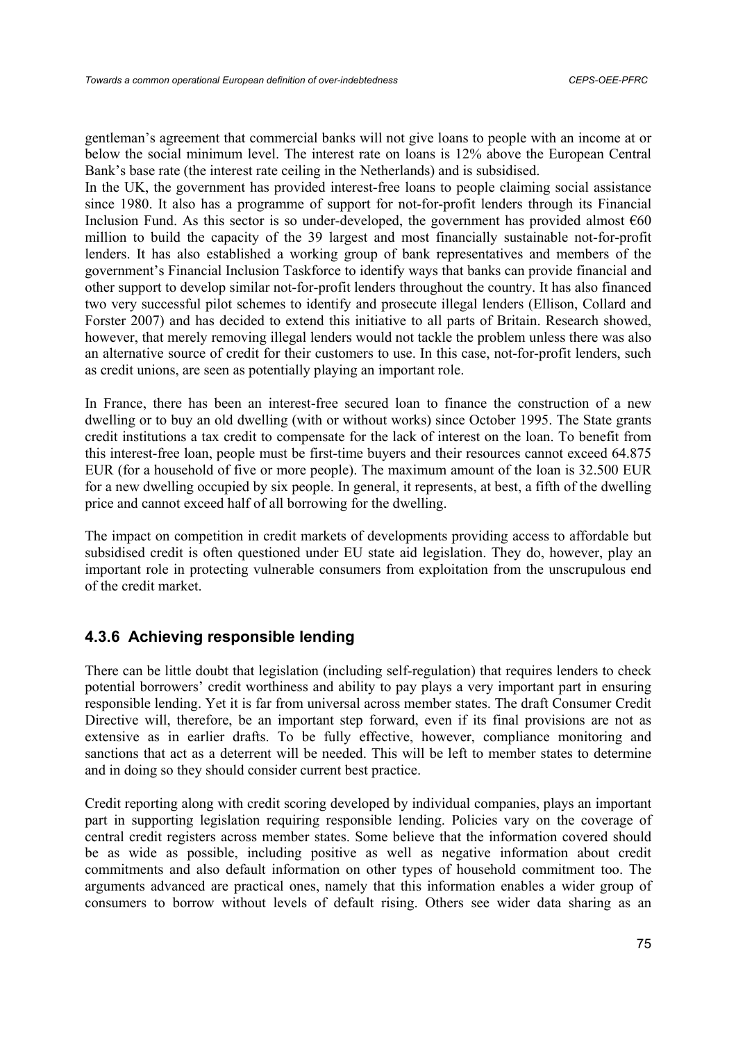gentleman's agreement that commercial banks will not give loans to people with an income at or below the social minimum level. The interest rate on loans is 12% above the European Central Bank's base rate (the interest rate ceiling in the Netherlands) and is subsidised.

In the UK, the government has provided interest-free loans to people claiming social assistance since 1980. It also has a programme of support for not-for-profit lenders through its Financial Inclusion Fund. As this sector is so under-developed, the government has provided almost €60 million to build the capacity of the 39 largest and most financially sustainable not-for-profit lenders. It has also established a working group of bank representatives and members of the government's Financial Inclusion Taskforce to identify ways that banks can provide financial and other support to develop similar not-for-profit lenders throughout the country. It has also financed two very successful pilot schemes to identify and prosecute illegal lenders (Ellison, Collard and Forster 2007) and has decided to extend this initiative to all parts of Britain. Research showed, however, that merely removing illegal lenders would not tackle the problem unless there was also an alternative source of credit for their customers to use. In this case, not-for-profit lenders, such as credit unions, are seen as potentially playing an important role.

In France, there has been an interest-free secured loan to finance the construction of a new dwelling or to buy an old dwelling (with or without works) since October 1995. The State grants credit institutions a tax credit to compensate for the lack of interest on the loan. To benefit from this interest-free loan, people must be first-time buyers and their resources cannot exceed 64.875 EUR (for a household of five or more people). The maximum amount of the loan is 32.500 EUR for a new dwelling occupied by six people. In general, it represents, at best, a fifth of the dwelling price and cannot exceed half of all borrowing for the dwelling.

The impact on competition in credit markets of developments providing access to affordable but subsidised credit is often questioned under EU state aid legislation. They do, however, play an important role in protecting vulnerable consumers from exploitation from the unscrupulous end of the credit market.

### 4.3.6 Achieving responsible lending

There can be little doubt that legislation (including self-regulation) that requires lenders to check potential borrowers' credit worthiness and ability to pay plays a very important part in ensuring responsible lending. Yet it is far from universal across member states. The draft Consumer Credit Directive will, therefore, be an important step forward, even if its final provisions are not as extensive as in earlier drafts. To be fully effective, however, compliance monitoring and sanctions that act as a deterrent will be needed. This will be left to member states to determine and in doing so they should consider current best practice.

Credit reporting along with credit scoring developed by individual companies, plays an important part in supporting legislation requiring responsible lending. Policies vary on the coverage of central credit registers across member states. Some believe that the information covered should be as wide as possible, including positive as well as negative information about credit commitments and also default information on other types of household commitment too. The arguments advanced are practical ones, namely that this information enables a wider group of consumers to borrow without levels of default rising. Others see wider data sharing as an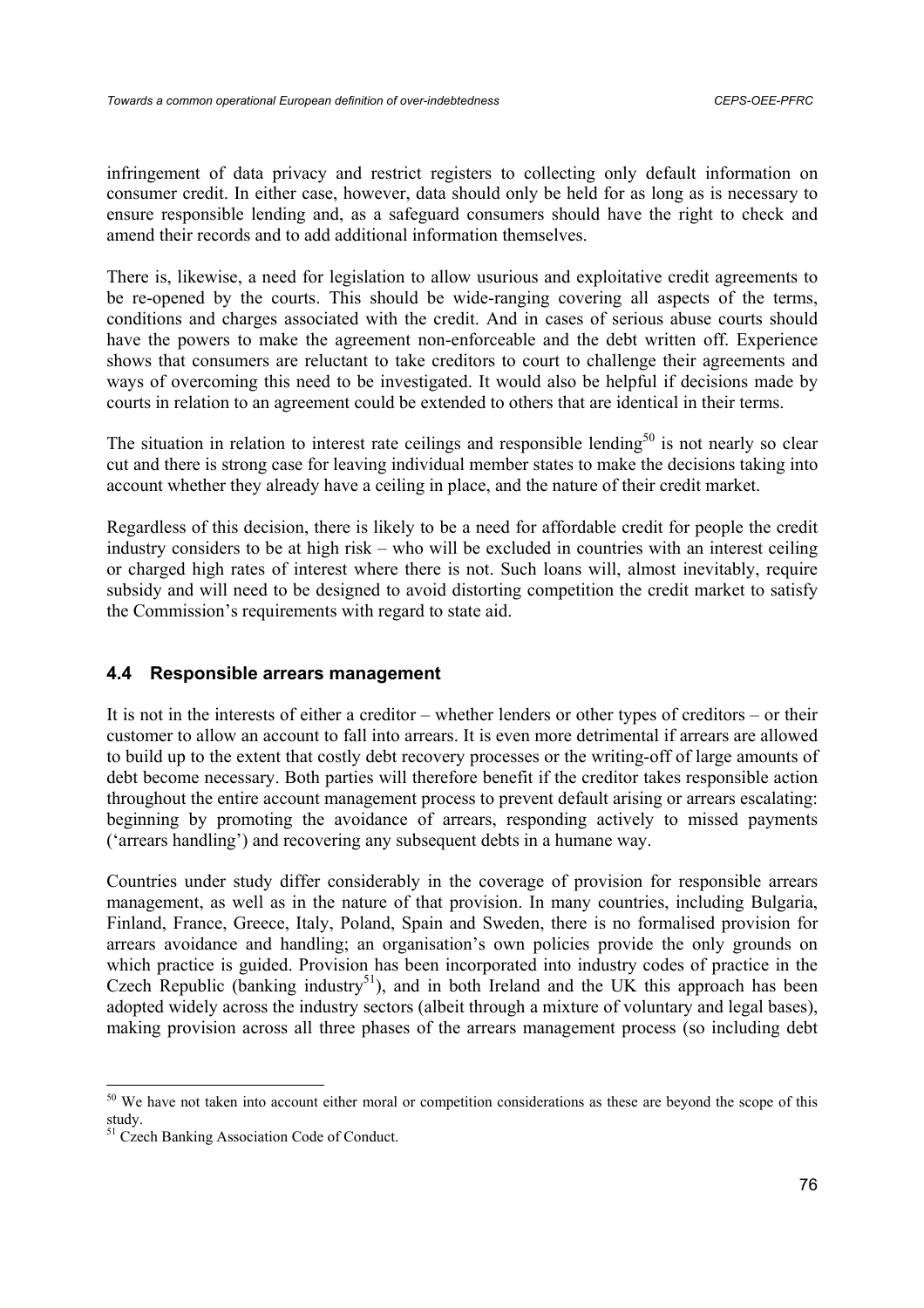infringement of data privacy and restrict registers to collecting only default information on consumer credit. In either case, however, data should only be held for as long as is necessary to ensure responsible lending and, as a safeguard consumers should have the right to check and amend their records and to add additional information themselves.

There is, likewise, a need for legislation to allow usurious and exploitative credit agreements to be re-opened by the courts. This should be wide-ranging covering all aspects of the terms, conditions and charges associated with the credit. And in cases of serious abuse courts should have the powers to make the agreement non-enforceable and the debt written off. Experience shows that consumers are reluctant to take creditors to court to challenge their agreements and ways of overcoming this need to be investigated. It would also be helpful if decisions made by courts in relation to an agreement could be extended to others that are identical in their terms.

The situation in relation to interest rate ceilings and responsible lending[50] is not nearly so clear cut and there is strong case for leaving individual member states to make the decisions taking into account whether they already have a ceiling in place, and the nature of their credit market.

Regardless of this decision, there is likely to be a need for affordable credit for people the credit industry considers to be at high risk – who will be excluded in countries with an interest ceiling or charged high rates of interest where there is not. Such loans will, almost inevitably, require subsidy and will need to be designed to avoid distorting competition the credit market to satisfy the Commission's requirements with regard to state aid.

### 4.4 Responsible arrears management

It is not in the interests of either a creditor – whether lenders or other types of creditors – or their customer to allow an account to fall into arrears. It is even more detrimental if arrears are allowed to build up to the extent that costly debt recovery processes or the writing-off of large amounts of debt become necessary. Both parties will therefore benefit if the creditor takes responsible action throughout the entire account management process to prevent default arising or arrears escalating: beginning by promoting the avoidance of arrears, responding actively to missed payments ('arrears handling') and recovering any subsequent debts in a humane way.

Countries under study differ considerably in the coverage of provision for responsible arrears management, as well as in the nature of that provision. In many countries, including Bulgaria, Finland, France, Greece, Italy, Poland, Spain and Sweden, there is no formalised provision for arrears avoidance and handling; an organisation's own policies provide the only grounds on which practice is guided. Provision has been incorporated into industry codes of practice in the Czech Republic (banking industry[51]), and in both Ireland and the UK this approach has been adopted widely across the industry sectors (albeit through a mixture of voluntary and legal bases), making provision across all three phases of the arrears management process (so including debt

---

[50] We have not taken into account either moral or competition considerations as these are beyond the scope of this study.

[51] Czech Banking Association Code of Conduct.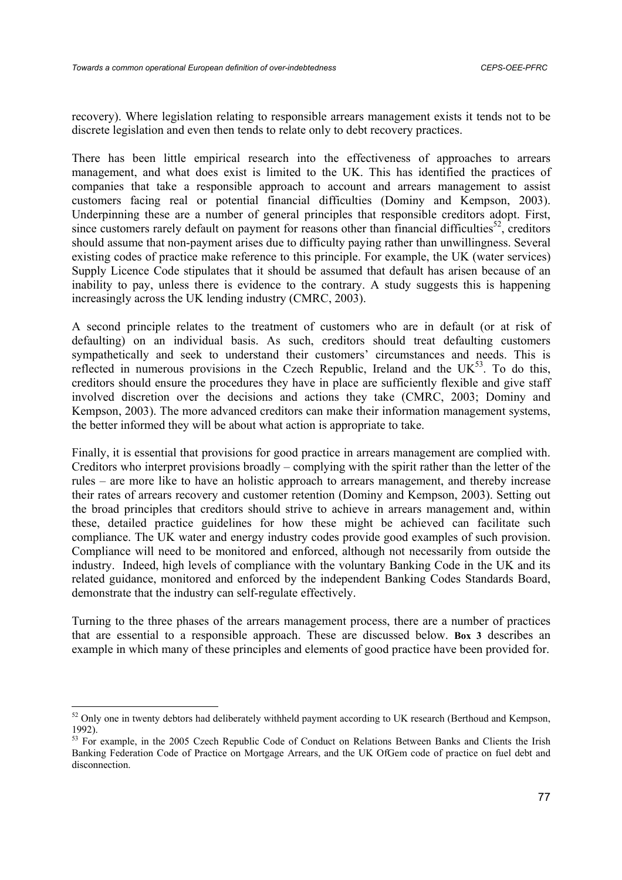recovery). Where legislation relating to responsible arrears management exists it tends not to be discrete legislation and even then tends to relate only to debt recovery practices.

There has been little empirical research into the effectiveness of approaches to arrears management, and what does exist is limited to the UK. This has identified the practices of companies that take a responsible approach to account and arrears management to assist customers facing real or potential financial difficulties (Dominy and Kempson, 2003). Underpinning these are a number of general principles that responsible creditors adopt. First, since customers rarely default on payment for reasons other than financial difficulties[52], creditors should assume that non-payment arises due to difficulty paying rather than unwillingness. Several existing codes of practice make reference to this principle. For example, the UK (water services) Supply Licence Code stipulates that it should be assumed that default has arisen because of an inability to pay, unless there is evidence to the contrary. A study suggests this is happening increasingly across the UK lending industry (CMRC, 2003).

A second principle relates to the treatment of customers who are in default (or at risk of defaulting) on an individual basis. As such, creditors should treat defaulting customers sympathetically and seek to understand their customers' circumstances and needs. This is reflected in numerous provisions in the Czech Republic, Ireland and the UK[53]. To do this, creditors should ensure the procedures they have in place are sufficiently flexible and give staff involved discretion over the decisions and actions they take (CMRC, 2003; Dominy and Kempson, 2003). The more advanced creditors can make their information management systems, the better informed they will be about what action is appropriate to take.

Finally, it is essential that provisions for good practice in arrears management are complied with. Creditors who interpret provisions broadly – complying with the spirit rather than the letter of the rules – are more like to have an holistic approach to arrears management, and thereby increase their rates of arrears recovery and customer retention (Dominy and Kempson, 2003). Setting out the broad principles that creditors should strive to achieve in arrears management and, within these, detailed practice guidelines for how these might be achieved can facilitate such compliance. The UK water and energy industry codes provide good examples of such provision. Compliance will need to be monitored and enforced, although not necessarily from outside the industry. Indeed, high levels of compliance with the voluntary Banking Code in the UK and its related guidance, monitored and enforced by the independent Banking Codes Standards Board, demonstrate that the industry can self-regulate effectively.

Turning to the three phases of the arrears management process, there are a number of practices that are essential to a responsible approach. These are discussed below. **Box 3** describes an example in which many of these principles and elements of good practice have been provided for.

---

[52] Only one in twenty debtors had deliberately withheld payment according to UK research (Berthoud and Kempson, 1992).

[53] For example, in the 2005 Czech Republic Code of Conduct on Relations Between Banks and Clients the Irish Banking Federation Code of Practice on Mortgage Arrears, and the UK OfGem code of practice on fuel debt and disconnection.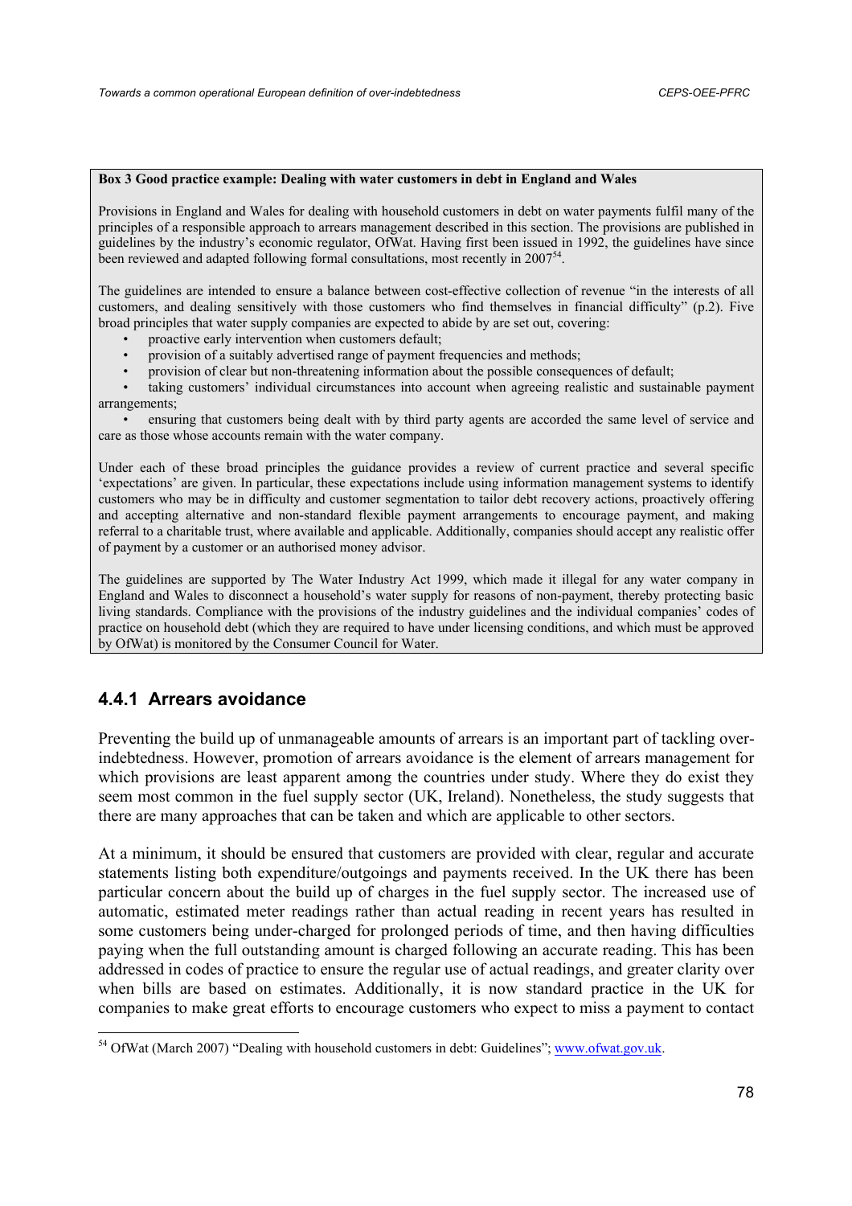**Box 3 Good practice example: Dealing with water customers in debt in England and Wales**

Provisions in England and Wales for dealing with household customers in debt on water payments fulfil many of the principles of a responsible approach to arrears management described in this section. The provisions are published in guidelines by the industry's economic regulator, OfWat. Having first been issued in 1992, the guidelines have since been reviewed and adapted following formal consultations, most recently in 2007[54].

The guidelines are intended to ensure a balance between cost-effective collection of revenue "in the interests of all customers, and dealing sensitively with those customers who find themselves in financial difficulty" (p.2). Five broad principles that water supply companies are expected to abide by are set out, covering:

- proactive early intervention when customers default;
- provision of a suitably advertised range of payment frequencies and methods;
- provision of clear but non-threatening information about the possible consequences of default;
- taking customers' individual circumstances into account when agreeing realistic and sustainable payment arrangements;
- ensuring that customers being dealt with by third party agents are accorded the same level of service and care as those whose accounts remain with the water company.

Under each of these broad principles the guidance provides a review of current practice and several specific 'expectations' are given. In particular, these expectations include using information management systems to identify customers who may be in difficulty and customer segmentation to tailor debt recovery actions, proactively offering and accepting alternative and non-standard flexible payment arrangements to encourage payment, and making referral to a charitable trust, where available and applicable. Additionally, companies should accept any realistic offer of payment by a customer or an authorised money advisor.

The guidelines are supported by The Water Industry Act 1999, which made it illegal for any water company in England and Wales to disconnect a household's water supply for reasons of non-payment, thereby protecting basic living standards. Compliance with the provisions of the industry guidelines and the individual companies' codes of practice on household debt (which they are required to have under licensing conditions, and which must be approved by OfWat) is monitored by the Consumer Council for Water.

### 4.4.1 Arrears avoidance

Preventing the build up of unmanageable amounts of arrears is an important part of tackling over-indebtedness. However, promotion of arrears avoidance is the element of arrears management for which provisions are least apparent among the countries under study. Where they do exist they seem most common in the fuel supply sector (UK, Ireland). Nonetheless, the study suggests that there are many approaches that can be taken and which are applicable to other sectors.

At a minimum, it should be ensured that customers are provided with clear, regular and accurate statements listing both expenditure/outgoings and payments received. In the UK there has been particular concern about the build up of charges in the fuel supply sector. The increased use of automatic, estimated meter readings rather than actual reading in recent years has resulted in some customers being under-charged for prolonged periods of time, and then having difficulties paying when the full outstanding amount is charged following an accurate reading. This has been addressed in codes of practice to ensure the regular use of actual readings, and greater clarity over when bills are based on estimates. Additionally, it is now standard practice in the UK for companies to make great efforts to encourage customers who expect to miss a payment to contact

[54] OfWat (March 2007) "Dealing with household customers in debt: Guidelines"; www.ofwat.gov.uk.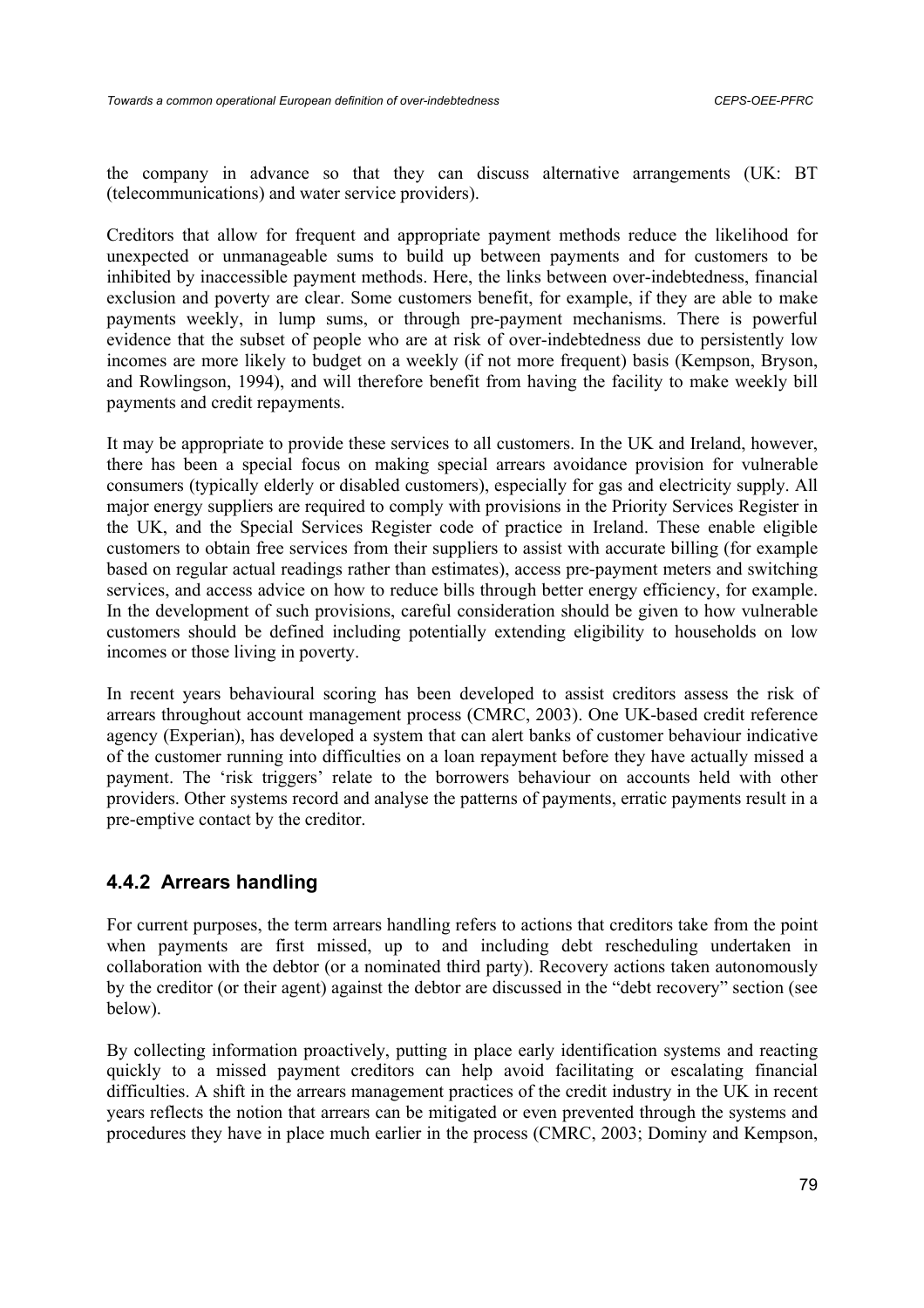the company in advance so that they can discuss alternative arrangements (UK: BT (telecommunications) and water service providers).

Creditors that allow for frequent and appropriate payment methods reduce the likelihood for unexpected or unmanageable sums to build up between payments and for customers to be inhibited by inaccessible payment methods. Here, the links between over-indebtedness, financial exclusion and poverty are clear. Some customers benefit, for example, if they are able to make payments weekly, in lump sums, or through pre-payment mechanisms. There is powerful evidence that the subset of people who are at risk of over-indebtedness due to persistently low incomes are more likely to budget on a weekly (if not more frequent) basis (Kempson, Bryson, and Rowlingson, 1994), and will therefore benefit from having the facility to make weekly bill payments and credit repayments.

It may be appropriate to provide these services to all customers. In the UK and Ireland, however, there has been a special focus on making special arrears avoidance provision for vulnerable consumers (typically elderly or disabled customers), especially for gas and electricity supply. All major energy suppliers are required to comply with provisions in the Priority Services Register in the UK, and the Special Services Register code of practice in Ireland. These enable eligible customers to obtain free services from their suppliers to assist with accurate billing (for example based on regular actual readings rather than estimates), access pre-payment meters and switching services, and access advice on how to reduce bills through better energy efficiency, for example. In the development of such provisions, careful consideration should be given to how vulnerable customers should be defined including potentially extending eligibility to households on low incomes or those living in poverty.

In recent years behavioural scoring has been developed to assist creditors assess the risk of arrears throughout account management process (CMRC, 2003). One UK-based credit reference agency (Experian), has developed a system that can alert banks of customer behaviour indicative of the customer running into difficulties on a loan repayment before they have actually missed a payment. The 'risk triggers' relate to the borrowers behaviour on accounts held with other providers. Other systems record and analyse the patterns of payments, erratic payments result in a pre-emptive contact by the creditor.

### 4.4.2 Arrears handling

For current purposes, the term arrears handling refers to actions that creditors take from the point when payments are first missed, up to and including debt rescheduling undertaken in collaboration with the debtor (or a nominated third party). Recovery actions taken autonomously by the creditor (or their agent) against the debtor are discussed in the "debt recovery" section (see below).

By collecting information proactively, putting in place early identification systems and reacting quickly to a missed payment creditors can help avoid facilitating or escalating financial difficulties. A shift in the arrears management practices of the credit industry in the UK in recent years reflects the notion that arrears can be mitigated or even prevented through the systems and procedures they have in place much earlier in the process (CMRC, 2003; Dominy and Kempson,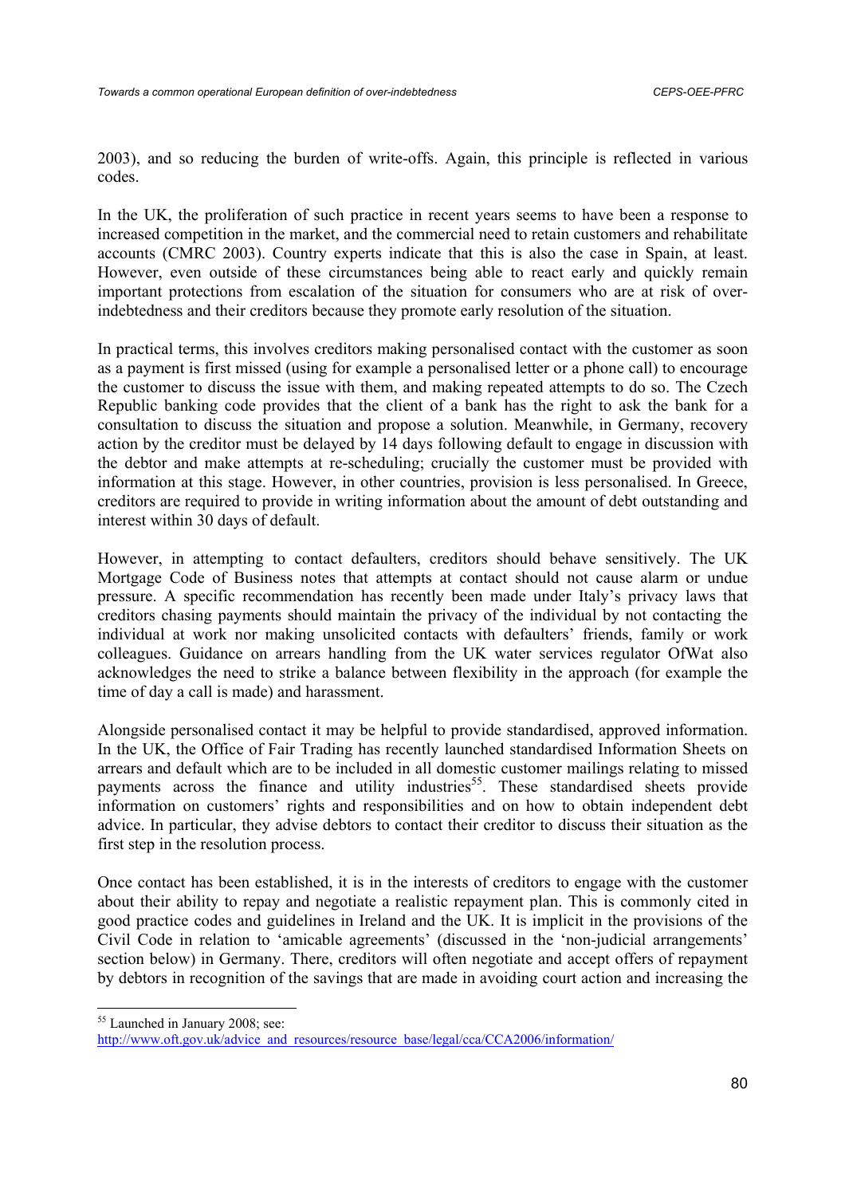2003), and so reducing the burden of write-offs. Again, this principle is reflected in various codes.

In the UK, the proliferation of such practice in recent years seems to have been a response to increased competition in the market, and the commercial need to retain customers and rehabilitate accounts (CMRC 2003). Country experts indicate that this is also the case in Spain, at least. However, even outside of these circumstances being able to react early and quickly remain important protections from escalation of the situation for consumers who are at risk of over-indebtedness and their creditors because they promote early resolution of the situation.

In practical terms, this involves creditors making personalised contact with the customer as soon as a payment is first missed (using for example a personalised letter or a phone call) to encourage the customer to discuss the issue with them, and making repeated attempts to do so. The Czech Republic banking code provides that the client of a bank has the right to ask the bank for a consultation to discuss the situation and propose a solution. Meanwhile, in Germany, recovery action by the creditor must be delayed by 14 days following default to engage in discussion with the debtor and make attempts at re-scheduling; crucially the customer must be provided with information at this stage. However, in other countries, provision is less personalised. In Greece, creditors are required to provide in writing information about the amount of debt outstanding and interest within 30 days of default.

However, in attempting to contact defaulters, creditors should behave sensitively. The UK Mortgage Code of Business notes that attempts at contact should not cause alarm or undue pressure. A specific recommendation has recently been made under Italy's privacy laws that creditors chasing payments should maintain the privacy of the individual by not contacting the individual at work nor making unsolicited contacts with defaulters' friends, family or work colleagues. Guidance on arrears handling from the UK water services regulator OfWat also acknowledges the need to strike a balance between flexibility in the approach (for example the time of day a call is made) and harassment.

Alongside personalised contact it may be helpful to provide standardised, approved information. In the UK, the Office of Fair Trading has recently launched standardised Information Sheets on arrears and default which are to be included in all domestic customer mailings relating to missed payments across the finance and utility industries[55]. These standardised sheets provide information on customers' rights and responsibilities and on how to obtain independent debt advice. In particular, they advise debtors to contact their creditor to discuss their situation as the first step in the resolution process.

Once contact has been established, it is in the interests of creditors to engage with the customer about their ability to repay and negotiate a realistic repayment plan. This is commonly cited in good practice codes and guidelines in Ireland and the UK. It is implicit in the provisions of the Civil Code in relation to 'amicable agreements' (discussed in the 'non-judicial arrangements' section below) in Germany. There, creditors will often negotiate and accept offers of repayment by debtors in recognition of the savings that are made in avoiding court action and increasing the

---

[55] Launched in January 2008; see: http://www.oft.gov.uk/advice_and_resources/resource_base/legal/cca/CCA2006/information/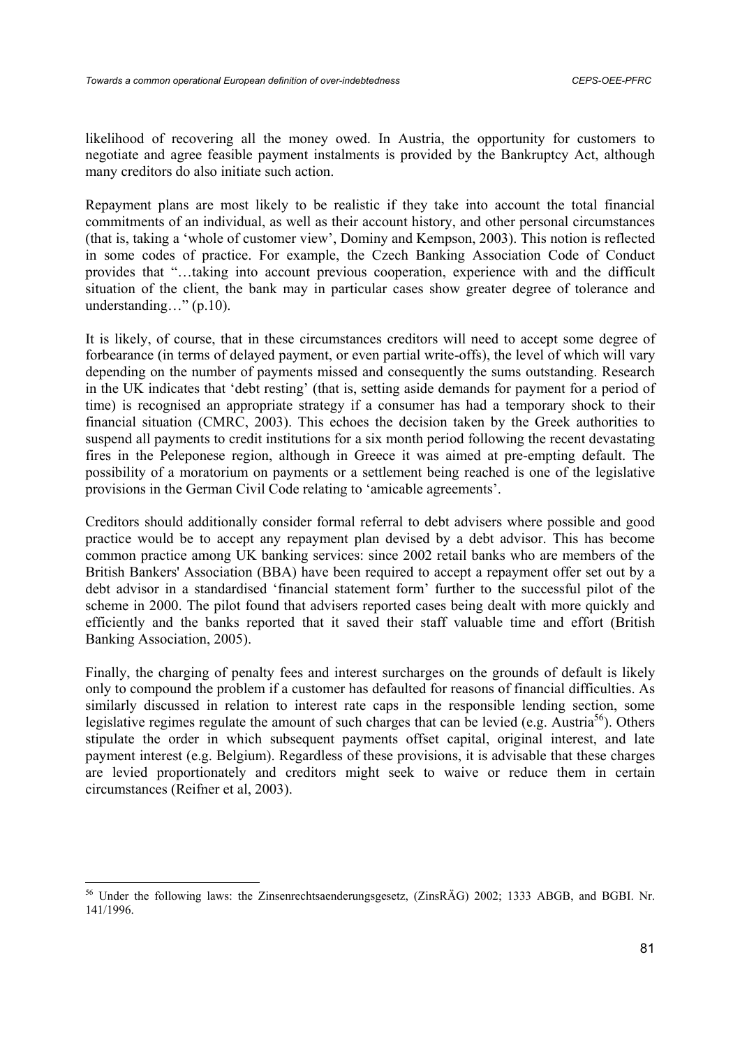likelihood of recovering all the money owed. In Austria, the opportunity for customers to negotiate and agree feasible payment instalments is provided by the Bankruptcy Act, although many creditors do also initiate such action.

Repayment plans are most likely to be realistic if they take into account the total financial commitments of an individual, as well as their account history, and other personal circumstances (that is, taking a 'whole of customer view', Dominy and Kempson, 2003). This notion is reflected in some codes of practice. For example, the Czech Banking Association Code of Conduct provides that "…taking into account previous cooperation, experience with and the difficult situation of the client, the bank may in particular cases show greater degree of tolerance and understanding…" (p.10).

It is likely, of course, that in these circumstances creditors will need to accept some degree of forbearance (in terms of delayed payment, or even partial write-offs), the level of which will vary depending on the number of payments missed and consequently the sums outstanding. Research in the UK indicates that 'debt resting' (that is, setting aside demands for payment for a period of time) is recognised an appropriate strategy if a consumer has had a temporary shock to their financial situation (CMRC, 2003). This echoes the decision taken by the Greek authorities to suspend all payments to credit institutions for a six month period following the recent devastating fires in the Peleponese region, although in Greece it was aimed at pre-empting default. The possibility of a moratorium on payments or a settlement being reached is one of the legislative provisions in the German Civil Code relating to 'amicable agreements'.

Creditors should additionally consider formal referral to debt advisers where possible and good practice would be to accept any repayment plan devised by a debt advisor. This has become common practice among UK banking services: since 2002 retail banks who are members of the British Bankers' Association (BBA) have been required to accept a repayment offer set out by a debt advisor in a standardised 'financial statement form' further to the successful pilot of the scheme in 2000. The pilot found that advisers reported cases being dealt with more quickly and efficiently and the banks reported that it saved their staff valuable time and effort (British Banking Association, 2005).

Finally, the charging of penalty fees and interest surcharges on the grounds of default is likely only to compound the problem if a customer has defaulted for reasons of financial difficulties. As similarly discussed in relation to interest rate caps in the responsible lending section, some legislative regimes regulate the amount of such charges that can be levied (e.g. Austria[56]). Others stipulate the order in which subsequent payments offset capital, original interest, and late payment interest (e.g. Belgium). Regardless of these provisions, it is advisable that these charges are levied proportionately and creditors might seek to waive or reduce them in certain circumstances (Reifner et al, 2003).

[56] Under the following laws: the Zinsenrechtsaenderungsgesetz, (ZinsRÄG) 2002; 1333 ABGB, and BGBI. Nr. 141/1996.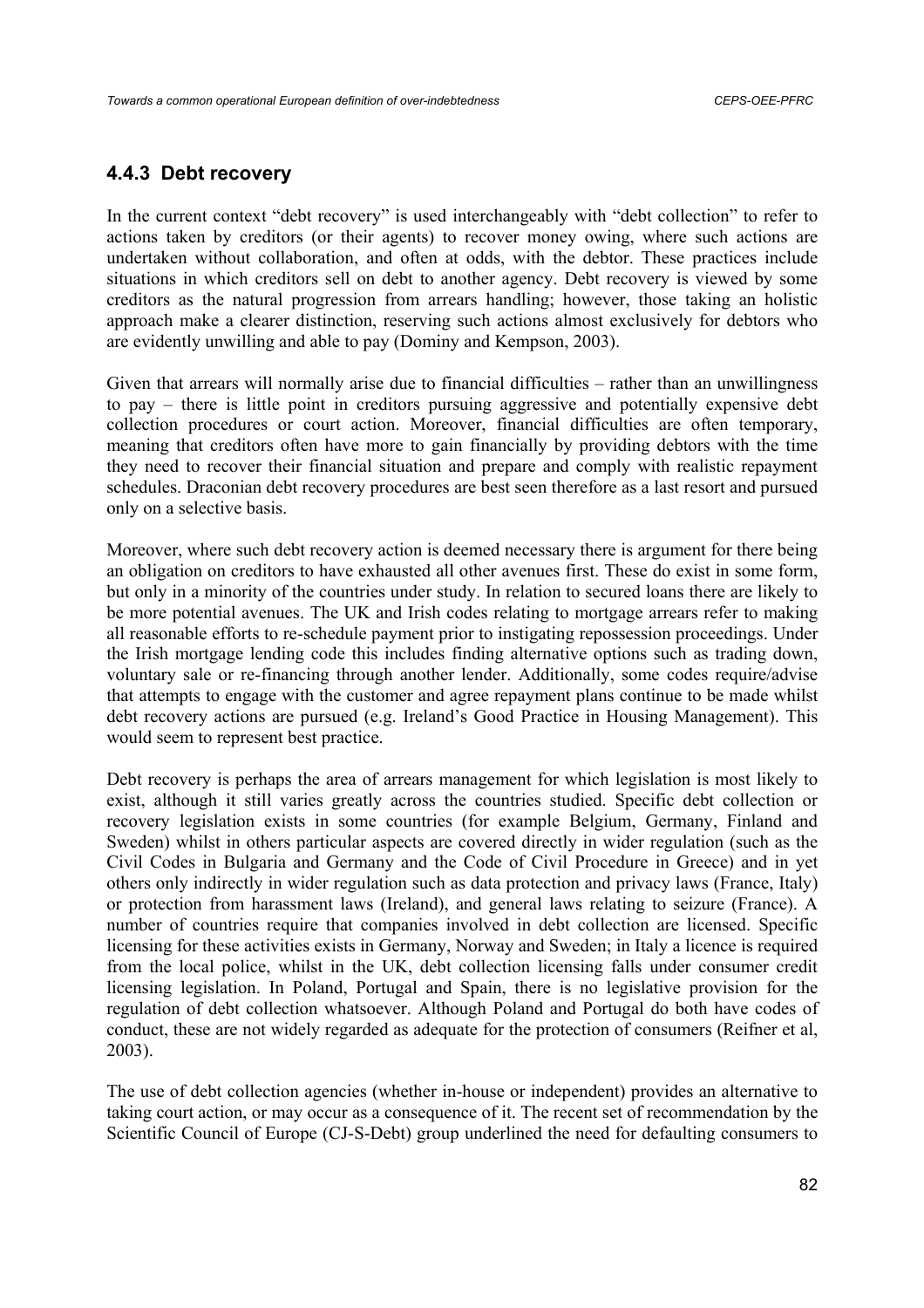### 4.4.3 Debt recovery

In the current context "debt recovery" is used interchangeably with "debt collection" to refer to actions taken by creditors (or their agents) to recover money owing, where such actions are undertaken without collaboration, and often at odds, with the debtor. These practices include situations in which creditors sell on debt to another agency. Debt recovery is viewed by some creditors as the natural progression from arrears handling; however, those taking an holistic approach make a clearer distinction, reserving such actions almost exclusively for debtors who are evidently unwilling and able to pay (Dominy and Kempson, 2003).

Given that arrears will normally arise due to financial difficulties – rather than an unwillingness to pay – there is little point in creditors pursuing aggressive and potentially expensive debt collection procedures or court action. Moreover, financial difficulties are often temporary, meaning that creditors often have more to gain financially by providing debtors with the time they need to recover their financial situation and prepare and comply with realistic repayment schedules. Draconian debt recovery procedures are best seen therefore as a last resort and pursued only on a selective basis.

Moreover, where such debt recovery action is deemed necessary there is argument for there being an obligation on creditors to have exhausted all other avenues first. These do exist in some form, but only in a minority of the countries under study. In relation to secured loans there are likely to be more potential avenues. The UK and Irish codes relating to mortgage arrears refer to making all reasonable efforts to re-schedule payment prior to instigating repossession proceedings. Under the Irish mortgage lending code this includes finding alternative options such as trading down, voluntary sale or re-financing through another lender. Additionally, some codes require/advise that attempts to engage with the customer and agree repayment plans continue to be made whilst debt recovery actions are pursued (e.g. Ireland's Good Practice in Housing Management). This would seem to represent best practice.

Debt recovery is perhaps the area of arrears management for which legislation is most likely to exist, although it still varies greatly across the countries studied. Specific debt collection or recovery legislation exists in some countries (for example Belgium, Germany, Finland and Sweden) whilst in others particular aspects are covered directly in wider regulation (such as the Civil Codes in Bulgaria and Germany and the Code of Civil Procedure in Greece) and in yet others only indirectly in wider regulation such as data protection and privacy laws (France, Italy) or protection from harassment laws (Ireland), and general laws relating to seizure (France). A number of countries require that companies involved in debt collection are licensed. Specific licensing for these activities exists in Germany, Norway and Sweden; in Italy a licence is required from the local police, whilst in the UK, debt collection licensing falls under consumer credit licensing legislation. In Poland, Portugal and Spain, there is no legislative provision for the regulation of debt collection whatsoever. Although Poland and Portugal do both have codes of conduct, these are not widely regarded as adequate for the protection of consumers (Reifner et al, 2003).

The use of debt collection agencies (whether in-house or independent) provides an alternative to taking court action, or may occur as a consequence of it. The recent set of recommendation by the Scientific Council of Europe (CJ-S-Debt) group underlined the need for defaulting consumers to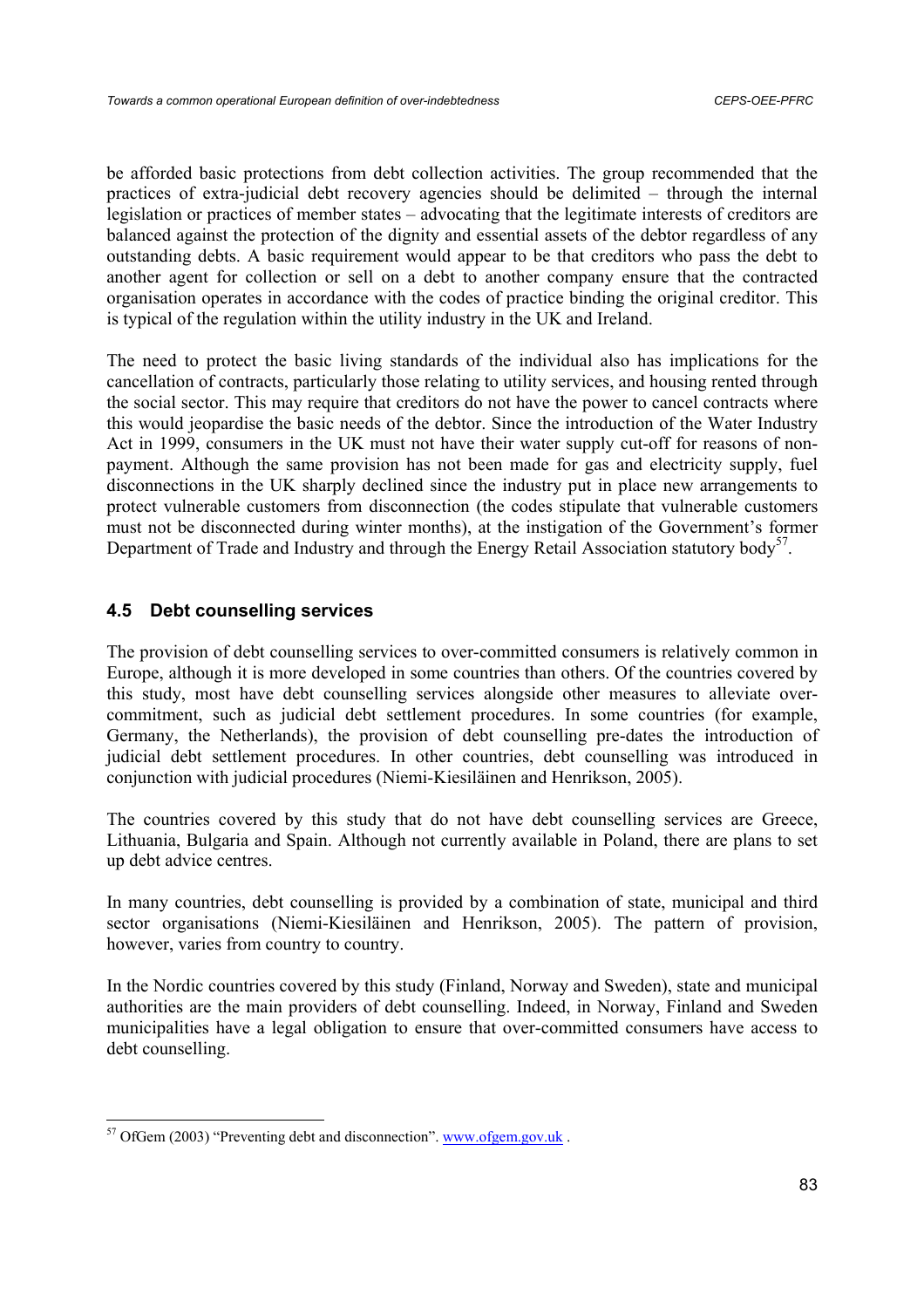be afforded basic protections from debt collection activities. The group recommended that the practices of extra-judicial debt recovery agencies should be delimited – through the internal legislation or practices of member states – advocating that the legitimate interests of creditors are balanced against the protection of the dignity and essential assets of the debtor regardless of any outstanding debts. A basic requirement would appear to be that creditors who pass the debt to another agent for collection or sell on a debt to another company ensure that the contracted organisation operates in accordance with the codes of practice binding the original creditor. This is typical of the regulation within the utility industry in the UK and Ireland.

The need to protect the basic living standards of the individual also has implications for the cancellation of contracts, particularly those relating to utility services, and housing rented through the social sector. This may require that creditors do not have the power to cancel contracts where this would jeopardise the basic needs of the debtor. Since the introduction of the Water Industry Act in 1999, consumers in the UK must not have their water supply cut-off for reasons of non-payment. Although the same provision has not been made for gas and electricity supply, fuel disconnections in the UK sharply declined since the industry put in place new arrangements to protect vulnerable customers from disconnection (the codes stipulate that vulnerable customers must not be disconnected during winter months), at the instigation of the Government's former Department of Trade and Industry and through the Energy Retail Association statutory body[57].

### 4.5 Debt counselling services

The provision of debt counselling services to over-committed consumers is relatively common in Europe, although it is more developed in some countries than others. Of the countries covered by this study, most have debt counselling services alongside other measures to alleviate over-commitment, such as judicial debt settlement procedures. In some countries (for example, Germany, the Netherlands), the provision of debt counselling pre-dates the introduction of judicial debt settlement procedures. In other countries, debt counselling was introduced in conjunction with judicial procedures (Niemi-Kiesiläinen and Henrikson, 2005).

The countries covered by this study that do not have debt counselling services are Greece, Lithuania, Bulgaria and Spain. Although not currently available in Poland, there are plans to set up debt advice centres.

In many countries, debt counselling is provided by a combination of state, municipal and third sector organisations (Niemi-Kiesiläinen and Henrikson, 2005). The pattern of provision, however, varies from country to country.

In the Nordic countries covered by this study (Finland, Norway and Sweden), state and municipal authorities are the main providers of debt counselling. Indeed, in Norway, Finland and Sweden municipalities have a legal obligation to ensure that over-committed consumers have access to debt counselling.

---

[57] OfGem (2003) "Preventing debt and disconnection". www.ofgem.gov.uk .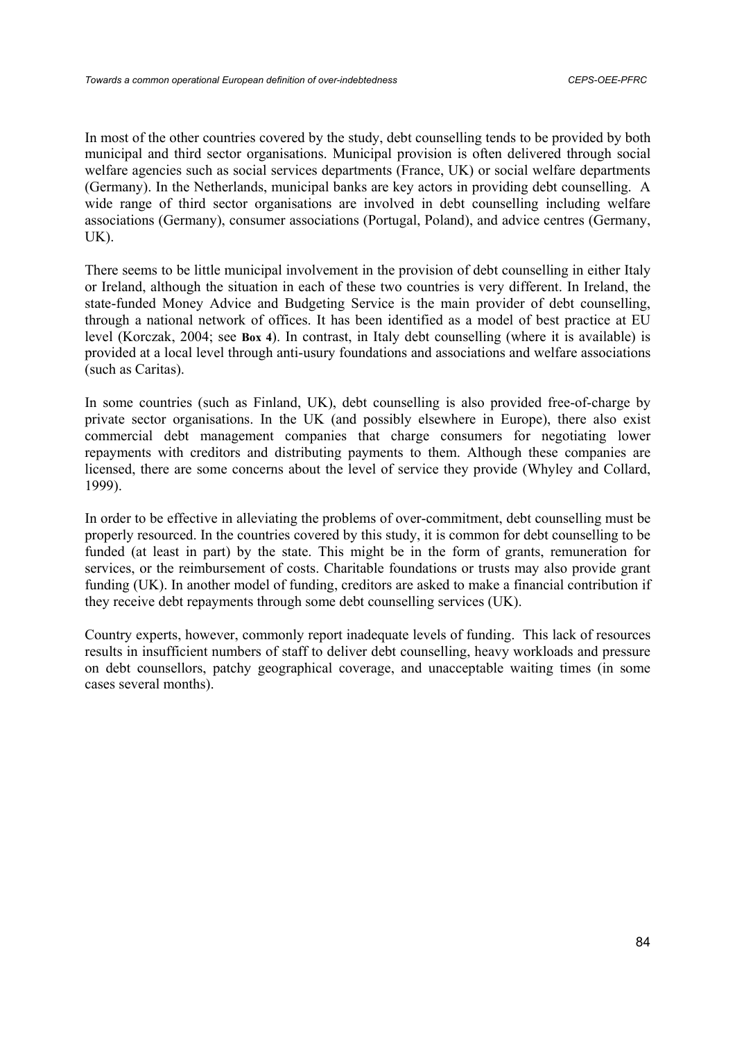In most of the other countries covered by the study, debt counselling tends to be provided by both municipal and third sector organisations. Municipal provision is often delivered through social welfare agencies such as social services departments (France, UK) or social welfare departments (Germany). In the Netherlands, municipal banks are key actors in providing debt counselling. A wide range of third sector organisations are involved in debt counselling including welfare associations (Germany), consumer associations (Portugal, Poland), and advice centres (Germany, UK).

There seems to be little municipal involvement in the provision of debt counselling in either Italy or Ireland, although the situation in each of these two countries is very different. In Ireland, the state-funded Money Advice and Budgeting Service is the main provider of debt counselling, through a national network of offices. It has been identified as a model of best practice at EU level (Korczak, 2004; see **Box 4**). In contrast, in Italy debt counselling (where it is available) is provided at a local level through anti-usury foundations and associations and welfare associations (such as Caritas).

In some countries (such as Finland, UK), debt counselling is also provided free-of-charge by private sector organisations. In the UK (and possibly elsewhere in Europe), there also exist commercial debt management companies that charge consumers for negotiating lower repayments with creditors and distributing payments to them. Although these companies are licensed, there are some concerns about the level of service they provide (Whyley and Collard, 1999).

In order to be effective in alleviating the problems of over-commitment, debt counselling must be properly resourced. In the countries covered by this study, it is common for debt counselling to be funded (at least in part) by the state. This might be in the form of grants, remuneration for services, or the reimbursement of costs. Charitable foundations or trusts may also provide grant funding (UK). In another model of funding, creditors are asked to make a financial contribution if they receive debt repayments through some debt counselling services (UK).

Country experts, however, commonly report inadequate levels of funding. This lack of resources results in insufficient numbers of staff to deliver debt counselling, heavy workloads and pressure on debt counsellors, patchy geographical coverage, and unacceptable waiting times (in some cases several months).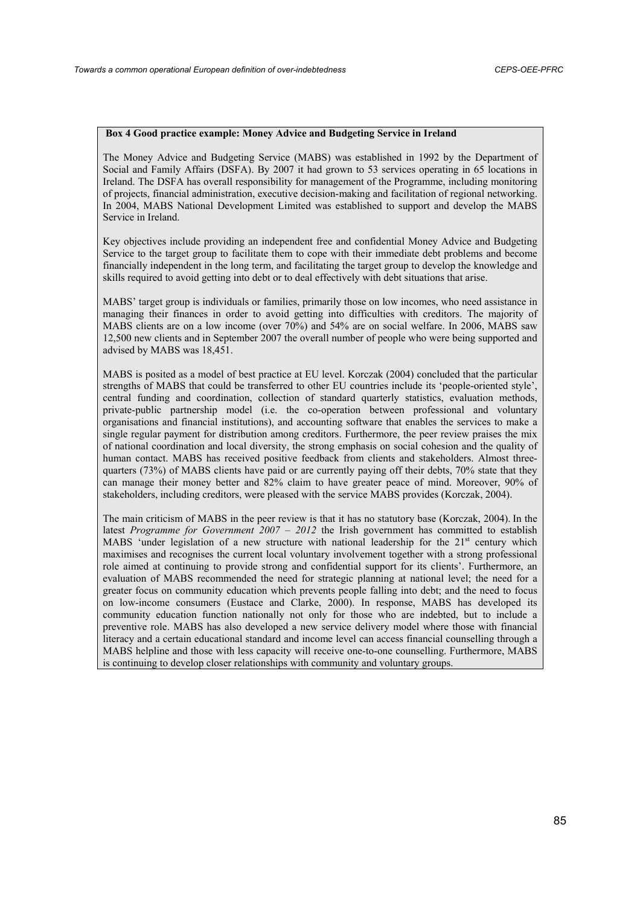**Box 4 Good practice example: Money Advice and Budgeting Service in Ireland**

The Money Advice and Budgeting Service (MABS) was established in 1992 by the Department of Social and Family Affairs (DSFA). By 2007 it had grown to 53 services operating in 65 locations in Ireland. The DSFA has overall responsibility for management of the Programme, including monitoring of projects, financial administration, executive decision-making and facilitation of regional networking. In 2004, MABS National Development Limited was established to support and develop the MABS Service in Ireland.

Key objectives include providing an independent free and confidential Money Advice and Budgeting Service to the target group to facilitate them to cope with their immediate debt problems and become financially independent in the long term, and facilitating the target group to develop the knowledge and skills required to avoid getting into debt or to deal effectively with debt situations that arise.

MABS' target group is individuals or families, primarily those on low incomes, who need assistance in managing their finances in order to avoid getting into difficulties with creditors. The majority of MABS clients are on a low income (over 70%) and 54% are on social welfare. In 2006, MABS saw 12,500 new clients and in September 2007 the overall number of people who were being supported and advised by MABS was 18,451.

MABS is posited as a model of best practice at EU level. Korczak (2004) concluded that the particular strengths of MABS that could be transferred to other EU countries include its 'people-oriented style', central funding and coordination, collection of standard quarterly statistics, evaluation methods, private-public partnership model (i.e. the co-operation between professional and voluntary organisations and financial institutions), and accounting software that enables the services to make a single regular payment for distribution among creditors. Furthermore, the peer review praises the mix of national coordination and local diversity, the strong emphasis on social cohesion and the quality of human contact. MABS has received positive feedback from clients and stakeholders. Almost three-quarters (73%) of MABS clients have paid or are currently paying off their debts, 70% state that they can manage their money better and 82% claim to have greater peace of mind. Moreover, 90% of stakeholders, including creditors, were pleased with the service MABS provides (Korczak, 2004).

The main criticism of MABS in the peer review is that it has no statutory base (Korczak, 2004). In the latest *Programme for Government 2007 – 2012* the Irish government has committed to establish MABS 'under legislation of a new structure with national leadership for the 21st century which maximises and recognises the current local voluntary involvement together with a strong professional role aimed at continuing to provide strong and confidential support for its clients'. Furthermore, an evaluation of MABS recommended the need for strategic planning at national level; the need for a greater focus on community education which prevents people falling into debt; and the need to focus on low-income consumers (Eustace and Clarke, 2000). In response, MABS has developed its community education function nationally not only for those who are indebted, but to include a preventive role. MABS has also developed a new service delivery model where those with financial literacy and a certain educational standard and income level can access financial counselling through a MABS helpline and those with less capacity will receive one-to-one counselling. Furthermore, MABS is continuing to develop closer relationships with community and voluntary groups.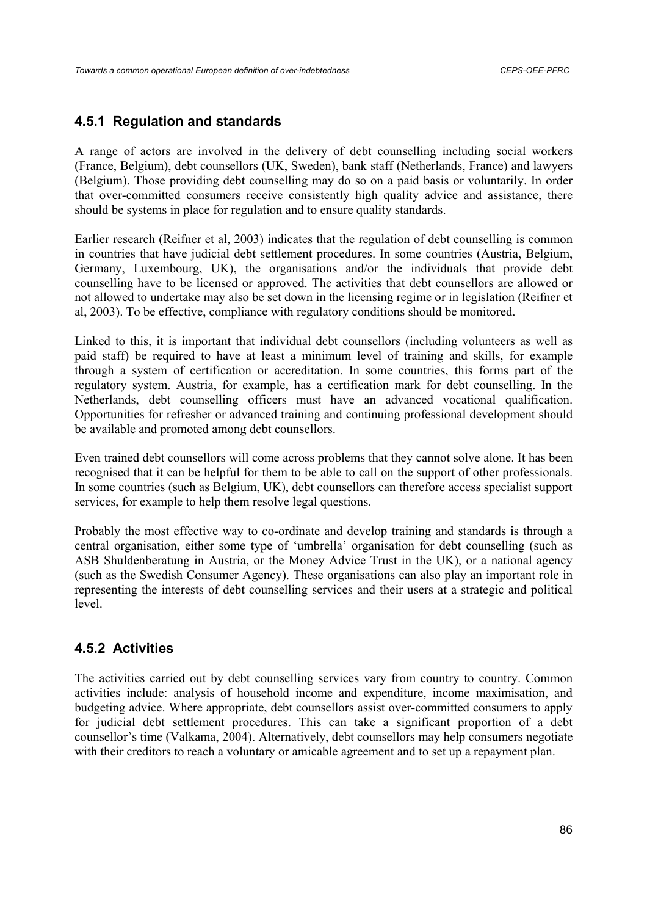### 4.5.1 Regulation and standards

A range of actors are involved in the delivery of debt counselling including social workers (France, Belgium), debt counsellors (UK, Sweden), bank staff (Netherlands, France) and lawyers (Belgium). Those providing debt counselling may do so on a paid basis or voluntarily. In order that over-committed consumers receive consistently high quality advice and assistance, there should be systems in place for regulation and to ensure quality standards.

Earlier research (Reifner et al, 2003) indicates that the regulation of debt counselling is common in countries that have judicial debt settlement procedures. In some countries (Austria, Belgium, Germany, Luxembourg, UK), the organisations and/or the individuals that provide debt counselling have to be licensed or approved. The activities that debt counsellors are allowed or not allowed to undertake may also be set down in the licensing regime or in legislation (Reifner et al, 2003). To be effective, compliance with regulatory conditions should be monitored.

Linked to this, it is important that individual debt counsellors (including volunteers as well as paid staff) be required to have at least a minimum level of training and skills, for example through a system of certification or accreditation. In some countries, this forms part of the regulatory system. Austria, for example, has a certification mark for debt counselling. In the Netherlands, debt counselling officers must have an advanced vocational qualification. Opportunities for refresher or advanced training and continuing professional development should be available and promoted among debt counsellors.

Even trained debt counsellors will come across problems that they cannot solve alone. It has been recognised that it can be helpful for them to be able to call on the support of other professionals. In some countries (such as Belgium, UK), debt counsellors can therefore access specialist support services, for example to help them resolve legal questions.

Probably the most effective way to co-ordinate and develop training and standards is through a central organisation, either some type of 'umbrella' organisation for debt counselling (such as ASB Shuldenberatung in Austria, or the Money Advice Trust in the UK), or a national agency (such as the Swedish Consumer Agency). These organisations can also play an important role in representing the interests of debt counselling services and their users at a strategic and political level.

### 4.5.2 Activities

The activities carried out by debt counselling services vary from country to country. Common activities include: analysis of household income and expenditure, income maximisation, and budgeting advice. Where appropriate, debt counsellors assist over-committed consumers to apply for judicial debt settlement procedures. This can take a significant proportion of a debt counsellor's time (Valkama, 2004). Alternatively, debt counsellors may help consumers negotiate with their creditors to reach a voluntary or amicable agreement and to set up a repayment plan.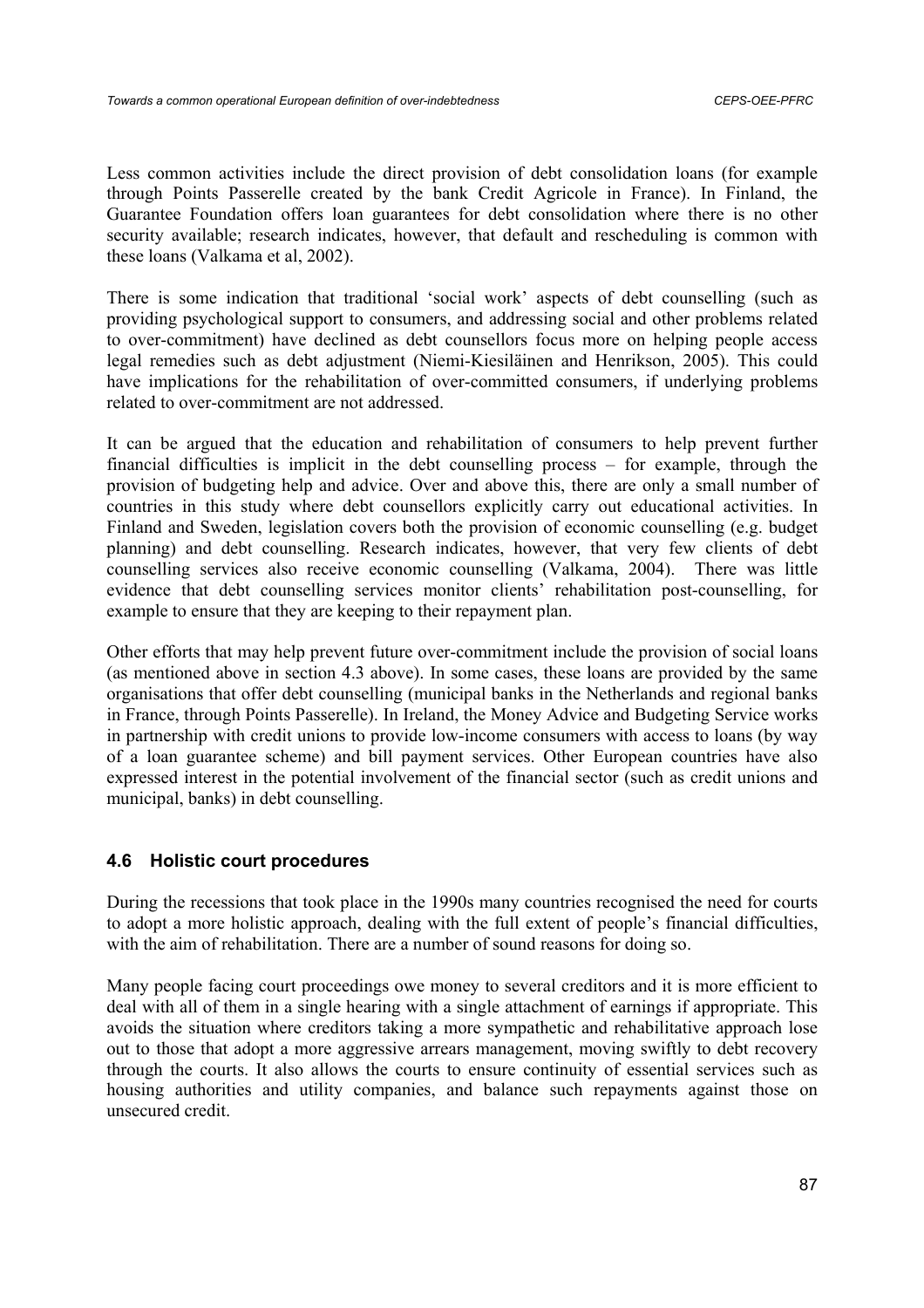Less common activities include the direct provision of debt consolidation loans (for example through Points Passerelle created by the bank Credit Agricole in France). In Finland, the Guarantee Foundation offers loan guarantees for debt consolidation where there is no other security available; research indicates, however, that default and rescheduling is common with these loans (Valkama et al, 2002).

There is some indication that traditional 'social work' aspects of debt counselling (such as providing psychological support to consumers, and addressing social and other problems related to over-commitment) have declined as debt counsellors focus more on helping people access legal remedies such as debt adjustment (Niemi-Kiesiläinen and Henrikson, 2005). This could have implications for the rehabilitation of over-committed consumers, if underlying problems related to over-commitment are not addressed.

It can be argued that the education and rehabilitation of consumers to help prevent further financial difficulties is implicit in the debt counselling process – for example, through the provision of budgeting help and advice. Over and above this, there are only a small number of countries in this study where debt counsellors explicitly carry out educational activities. In Finland and Sweden, legislation covers both the provision of economic counselling (e.g. budget planning) and debt counselling. Research indicates, however, that very few clients of debt counselling services also receive economic counselling (Valkama, 2004). There was little evidence that debt counselling services monitor clients' rehabilitation post-counselling, for example to ensure that they are keeping to their repayment plan.

Other efforts that may help prevent future over-commitment include the provision of social loans (as mentioned above in section 4.3 above). In some cases, these loans are provided by the same organisations that offer debt counselling (municipal banks in the Netherlands and regional banks in France, through Points Passerelle). In Ireland, the Money Advice and Budgeting Service works in partnership with credit unions to provide low-income consumers with access to loans (by way of a loan guarantee scheme) and bill payment services. Other European countries have also expressed interest in the potential involvement of the financial sector (such as credit unions and municipal, banks) in debt counselling.

### 4.6 Holistic court procedures

During the recessions that took place in the 1990s many countries recognised the need for courts to adopt a more holistic approach, dealing with the full extent of people's financial difficulties, with the aim of rehabilitation. There are a number of sound reasons for doing so.

Many people facing court proceedings owe money to several creditors and it is more efficient to deal with all of them in a single hearing with a single attachment of earnings if appropriate. This avoids the situation where creditors taking a more sympathetic and rehabilitative approach lose out to those that adopt a more aggressive arrears management, moving swiftly to debt recovery through the courts. It also allows the courts to ensure continuity of essential services such as housing authorities and utility companies, and balance such repayments against those on unsecured credit.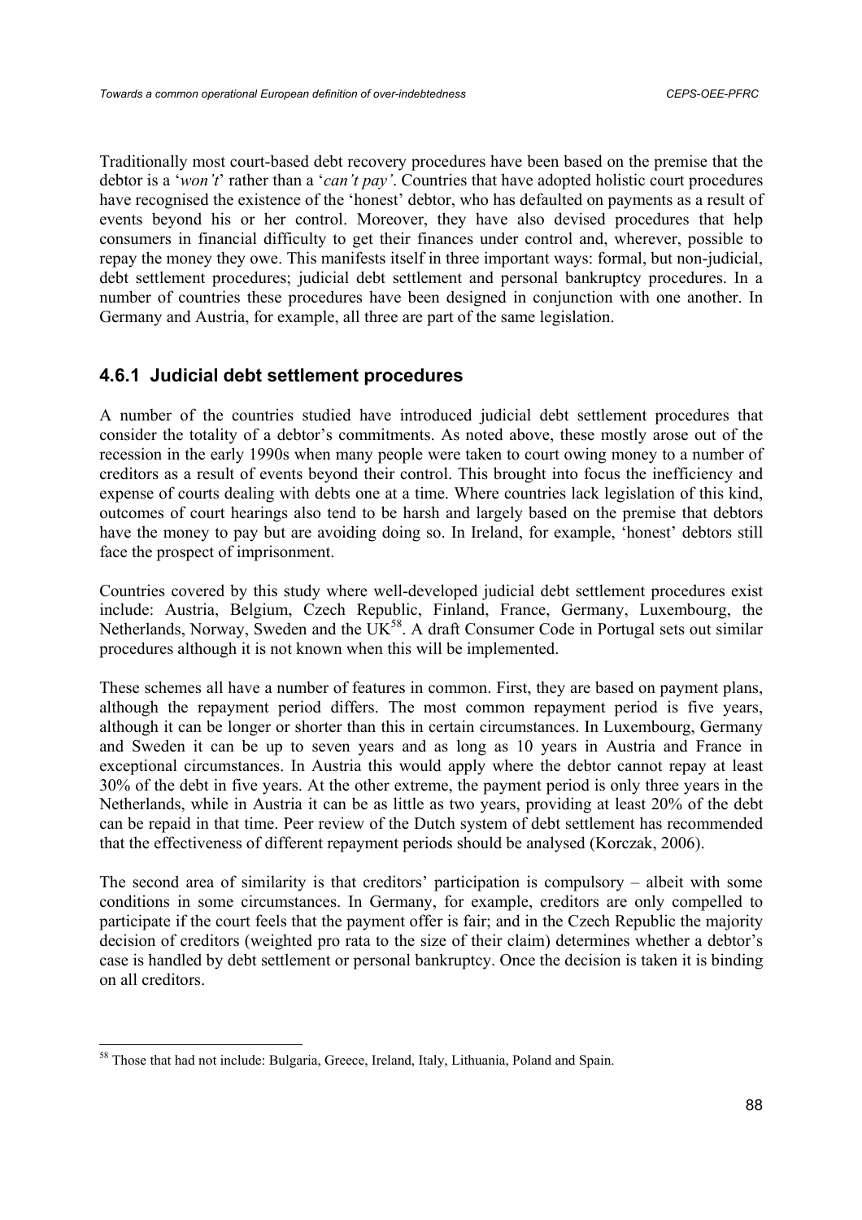Traditionally most court-based debt recovery procedures have been based on the premise that the debtor is a '*won't*' rather than a '*can't pay'*. Countries that have adopted holistic court procedures have recognised the existence of the 'honest' debtor, who has defaulted on payments as a result of events beyond his or her control. Moreover, they have also devised procedures that help consumers in financial difficulty to get their finances under control and, wherever, possible to repay the money they owe. This manifests itself in three important ways: formal, but non-judicial, debt settlement procedures; judicial debt settlement and personal bankruptcy procedures. In a number of countries these procedures have been designed in conjunction with one another. In Germany and Austria, for example, all three are part of the same legislation.

### 4.6.1 Judicial debt settlement procedures

A number of the countries studied have introduced judicial debt settlement procedures that consider the totality of a debtor's commitments. As noted above, these mostly arose out of the recession in the early 1990s when many people were taken to court owing money to a number of creditors as a result of events beyond their control. This brought into focus the inefficiency and expense of courts dealing with debts one at a time. Where countries lack legislation of this kind, outcomes of court hearings also tend to be harsh and largely based on the premise that debtors have the money to pay but are avoiding doing so. In Ireland, for example, 'honest' debtors still face the prospect of imprisonment.

Countries covered by this study where well-developed judicial debt settlement procedures exist include: Austria, Belgium, Czech Republic, Finland, France, Germany, Luxembourg, the Netherlands, Norway, Sweden and the UK[58]. A draft Consumer Code in Portugal sets out similar procedures although it is not known when this will be implemented.

These schemes all have a number of features in common. First, they are based on payment plans, although the repayment period differs. The most common repayment period is five years, although it can be longer or shorter than this in certain circumstances. In Luxembourg, Germany and Sweden it can be up to seven years and as long as 10 years in Austria and France in exceptional circumstances. In Austria this would apply where the debtor cannot repay at least 30% of the debt in five years. At the other extreme, the payment period is only three years in the Netherlands, while in Austria it can be as little as two years, providing at least 20% of the debt can be repaid in that time. Peer review of the Dutch system of debt settlement has recommended that the effectiveness of different repayment periods should be analysed (Korczak, 2006).

The second area of similarity is that creditors' participation is compulsory – albeit with some conditions in some circumstances. In Germany, for example, creditors are only compelled to participate if the court feels that the payment offer is fair; and in the Czech Republic the majority decision of creditors (weighted pro rata to the size of their claim) determines whether a debtor's case is handled by debt settlement or personal bankruptcy. Once the decision is taken it is binding on all creditors.

[58] Those that had not include: Bulgaria, Greece, Ireland, Italy, Lithuania, Poland and Spain.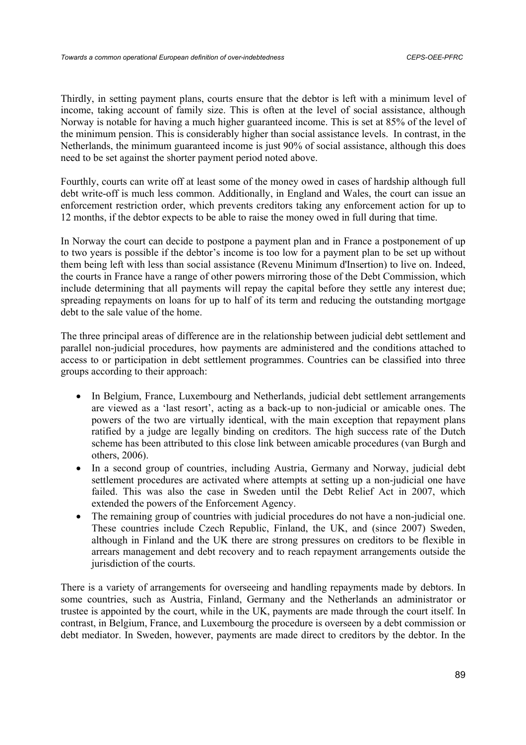Thirdly, in setting payment plans, courts ensure that the debtor is left with a minimum level of income, taking account of family size. This is often at the level of social assistance, although Norway is notable for having a much higher guaranteed income. This is set at 85% of the level of the minimum pension. This is considerably higher than social assistance levels. In contrast, in the Netherlands, the minimum guaranteed income is just 90% of social assistance, although this does need to be set against the shorter payment period noted above.

Fourthly, courts can write off at least some of the money owed in cases of hardship although full debt write-off is much less common. Additionally, in England and Wales, the court can issue an enforcement restriction order, which prevents creditors taking any enforcement action for up to 12 months, if the debtor expects to be able to raise the money owed in full during that time.

In Norway the court can decide to postpone a payment plan and in France a postponement of up to to two years is possible if the debtor's income is too low for a payment plan to be set up without them being left with less than social assistance (Revenu Minimum d'Insertion) to live on. Indeed, the courts in France have a range of other powers mirroring those of the Debt Commission, which include determining that all payments will repay the capital before they settle any interest due; spreading repayments on loans for up to half of its term and reducing the outstanding mortgage debt to the sale value of the home.

The three principal areas of difference are in the relationship between judicial debt settlement and parallel non-judicial procedures, how payments are administered and the conditions attached to access to or participation in debt settlement programmes. Countries can be classified into three groups according to their approach:

- In Belgium, France, Luxembourg and Netherlands, judicial debt settlement arrangements are viewed as a 'last resort', acting as a back-up to non-judicial or amicable ones. The powers of the two are virtually identical, with the main exception that repayment plans ratified by a judge are legally binding on creditors. The high success rate of the Dutch scheme has been attributed to this close link between amicable procedures (van Burgh and others, 2006).
- In a second group of countries, including Austria, Germany and Norway, judicial debt settlement procedures are activated where attempts at setting up a non-judicial one have failed. This was also the case in Sweden until the Debt Relief Act in 2007, which extended the powers of the Enforcement Agency.
- The remaining group of countries with judicial procedures do not have a non-judicial one. These countries include Czech Republic, Finland, the UK, and (since 2007) Sweden, although in Finland and the UK there are strong pressures on creditors to be flexible in arrears management and debt recovery and to reach repayment arrangements outside the jurisdiction of the courts.

There is a variety of arrangements for overseeing and handling repayments made by debtors. In some countries, such as Austria, Finland, Germany and the Netherlands an administrator or trustee is appointed by the court, while in the UK, payments are made through the court itself. In contrast, in Belgium, France, and Luxembourg the procedure is overseen by a debt commission or debt mediator. In Sweden, however, payments are made direct to creditors by the debtor. In the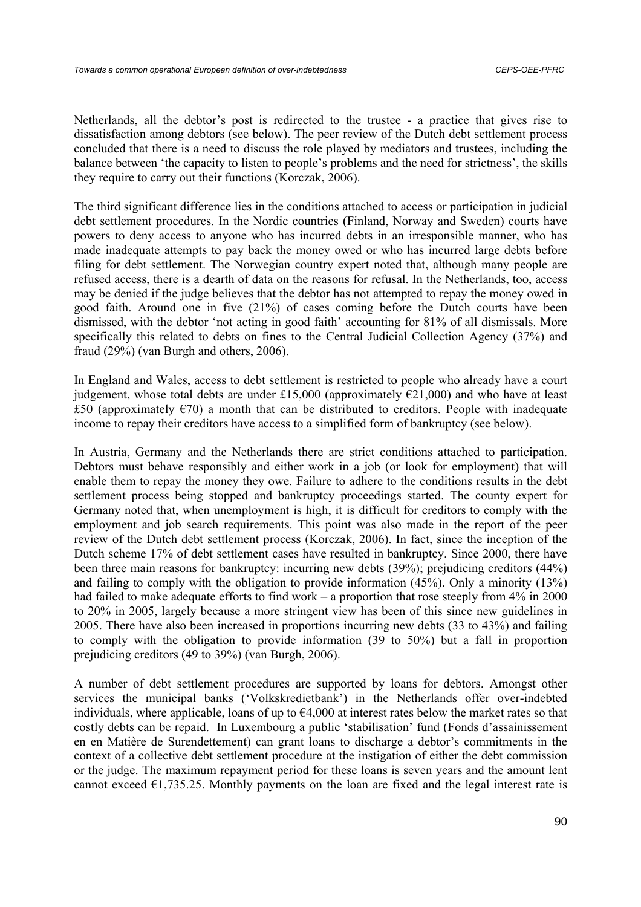Netherlands, all the debtor's post is redirected to the trustee - a practice that gives rise to dissatisfaction among debtors (see below). The peer review of the Dutch debt settlement process concluded that there is a need to discuss the role played by mediators and trustees, including the balance between 'the capacity to listen to people's problems and the need for strictness', the skills they require to carry out their functions (Korczak, 2006).

The third significant difference lies in the conditions attached to access or participation in judicial debt settlement procedures. In the Nordic countries (Finland, Norway and Sweden) courts have powers to deny access to anyone who has incurred debts in an irresponsible manner, who has made inadequate attempts to pay back the money owed or who has incurred large debts before filing for debt settlement. The Norwegian country expert noted that, although many people are refused access, there is a dearth of data on the reasons for refusal. In the Netherlands, too, access may be denied if the judge believes that the debtor has not attempted to repay the money owed in good faith. Around one in five (21%) of cases coming before the Dutch courts have been dismissed, with the debtor 'not acting in good faith' accounting for 81% of all dismissals. More specifically this related to debts on fines to the Central Judicial Collection Agency (37%) and fraud (29%) (van Burgh and others, 2006).

In England and Wales, access to debt settlement is restricted to people who already have a court judgement, whose total debts are under £15,000 (approximately €21,000) and who have at least £50 (approximately €70) a month that can be distributed to creditors. People with inadequate income to repay their creditors have access to a simplified form of bankruptcy (see below).

In Austria, Germany and the Netherlands there are strict conditions attached to participation. Debtors must behave responsibly and either work in a job (or look for employment) that will enable them to repay the money they owe. Failure to adhere to the conditions results in the debt settlement process being stopped and bankruptcy proceedings started. The county expert for Germany noted that, when unemployment is high, it is difficult for creditors to comply with the employment and job search requirements. This point was also made in the report of the peer review of the Dutch debt settlement process (Korczak, 2006). In fact, since the inception of the Dutch scheme 17% of debt settlement cases have resulted in bankruptcy. Since 2000, there have been three main reasons for bankruptcy: incurring new debts (39%); prejudicing creditors (44%) and failing to comply with the obligation to provide information (45%). Only a minority (13%) had failed to make adequate efforts to find work – a proportion that rose steeply from 4% in 2000 to 20% in 2005, largely because a more stringent view has been of this since new guidelines in 2005. There have also been increased in proportions incurring new debts (33 to 43%) and failing to comply with the obligation to provide information (39 to 50%) but a fall in proportion prejudicing creditors (49 to 39%) (van Burgh, 2006).

A number of debt settlement procedures are supported by loans for debtors. Amongst other services the municipal banks ('Volkskredietbank') in the Netherlands offer over-indebted individuals, where applicable, loans of up to €4,000 at interest rates below the market rates so that costly debts can be repaid. In Luxembourg a public 'stabilisation' fund (Fonds d'assainissement en en Matière de Surendettement) can grant loans to discharge a debtor's commitments in the context of a collective debt settlement procedure at the instigation of either the debt commission or the judge. The maximum repayment period for these loans is seven years and the amount lent cannot exceed €1,735.25. Monthly payments on the loan are fixed and the legal interest rate is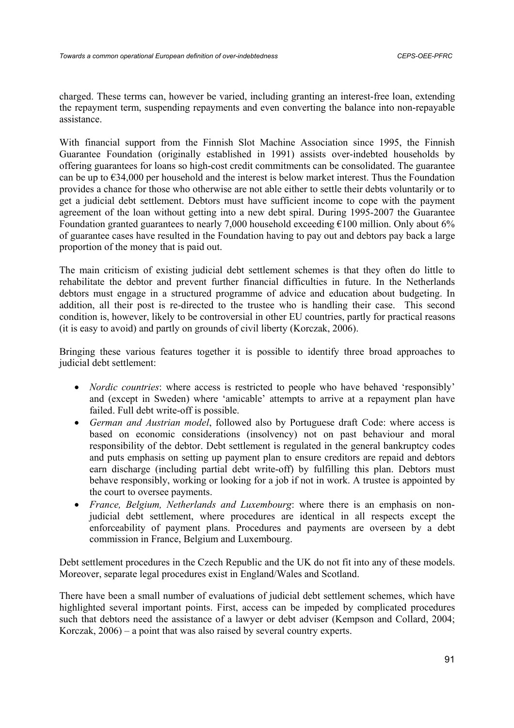charged. These terms can, however be varied, including granting an interest-free loan, extending the repayment term, suspending repayments and even converting the balance into non-repayable assistance.

With financial support from the Finnish Slot Machine Association since 1995, the Finnish Guarantee Foundation (originally established in 1991) assists over-indebted households by offering guarantees for loans so high-cost credit commitments can be consolidated. The guarantee can be up to €34,000 per household and the interest is below market interest. Thus the Foundation provides a chance for those who otherwise are not able either to settle their debts voluntarily or to get a judicial debt settlement. Debtors must have sufficient income to cope with the payment agreement of the loan without getting into a new debt spiral. During 1995-2007 the Guarantee Foundation granted guarantees to nearly 7,000 household exceeding €100 million. Only about 6% of guarantee cases have resulted in the Foundation having to pay out and debtors pay back a large proportion of the money that is paid out.

The main criticism of existing judicial debt settlement schemes is that they often do little to rehabilitate the debtor and prevent further financial difficulties in future. In the Netherlands debtors must engage in a structured programme of advice and education about budgeting. In addition, all their post is re-directed to the trustee who is handling their case. This second condition is, however, likely to be controversial in other EU countries, partly for practical reasons (it is easy to avoid) and partly on grounds of civil liberty (Korczak, 2006).

Bringing these various features together it is possible to identify three broad approaches to judicial debt settlement:

- *Nordic countries*: where access is restricted to people who have behaved 'responsibly' and (except in Sweden) where 'amicable' attempts to arrive at a repayment plan have failed. Full debt write-off is possible.
- *German and Austrian model*, followed also by Portuguese draft Code: where access is based on economic considerations (insolvency) not on past behaviour and moral responsibility of the debtor. Debt settlement is regulated in the general bankruptcy codes and puts emphasis on setting up payment plan to ensure creditors are repaid and debtors earn discharge (including partial debt write-off) by fulfilling this plan. Debtors must behave responsibly, working or looking for a job if not in work. A trustee is appointed by the court to oversee payments.
- *France, Belgium, Netherlands and Luxembourg*: where there is an emphasis on non-judicial debt settlement, where procedures are identical in all respects except the enforceability of payment plans. Procedures and payments are overseen by a debt commission in France, Belgium and Luxembourg.

Debt settlement procedures in the Czech Republic and the UK do not fit into any of these models. Moreover, separate legal procedures exist in England/Wales and Scotland.

There have been a small number of evaluations of judicial debt settlement schemes, which have highlighted several important points. First, access can be impeded by complicated procedures such that debtors need the assistance of a lawyer or debt adviser (Kempson and Collard, 2004; Korczak, 2006) – a point that was also raised by several country experts.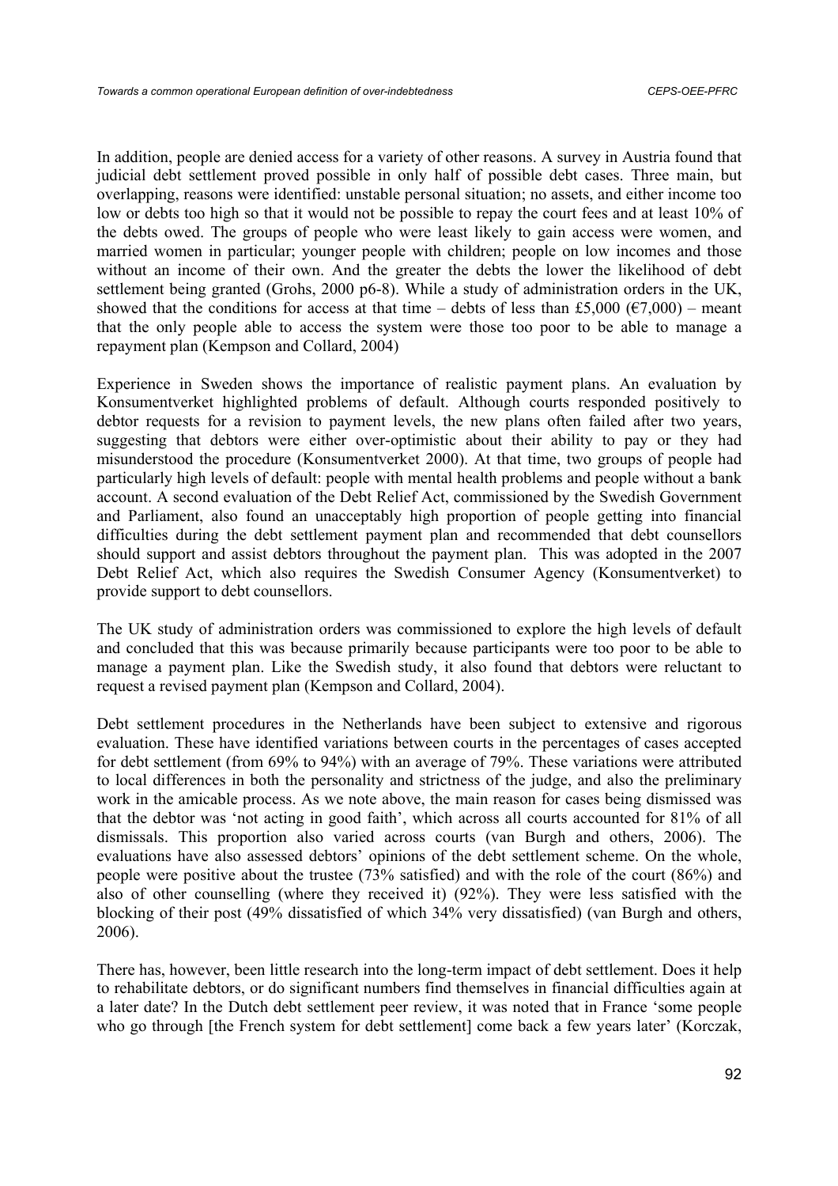In addition, people are denied access for a variety of other reasons. A survey in Austria found that judicial debt settlement proved possible in only half of possible debt cases. Three main, but overlapping, reasons were identified: unstable personal situation; no assets, and either income too low or debts too high so that it would not be possible to repay the court fees and at least 10% of the debts owed. The groups of people who were least likely to gain access were women, and married women in particular; younger people with children; people on low incomes and those without an income of their own. And the greater the debts the lower the likelihood of debt settlement being granted (Grohs, 2000 p6-8). While a study of administration orders in the UK, showed that the conditions for access at that time – debts of less than £5,000 (€7,000) – meant that the only people able to access the system were those too poor to be able to manage a repayment plan (Kempson and Collard, 2004)

Experience in Sweden shows the importance of realistic payment plans. An evaluation by Konsumentverket highlighted problems of default. Although courts responded positively to debtor requests for a revision to payment levels, the new plans often failed after two years, suggesting that debtors were either over-optimistic about their ability to pay or they had misunderstood the procedure (Konsumentverket 2000). At that time, two groups of people had particularly high levels of default: people with mental health problems and people without a bank account. A second evaluation of the Debt Relief Act, commissioned by the Swedish Government and Parliament, also found an unacceptably high proportion of people getting into financial difficulties during the debt settlement payment plan and recommended that debt counsellors should support and assist debtors throughout the payment plan. This was adopted in the 2007 Debt Relief Act, which also requires the Swedish Consumer Agency (Konsumentverket) to provide support to debt counsellors.

The UK study of administration orders was commissioned to explore the high levels of default and concluded that this was because primarily because participants were too poor to be able to manage a payment plan. Like the Swedish study, it also found that debtors were reluctant to request a revised payment plan (Kempson and Collard, 2004).

Debt settlement procedures in the Netherlands have been subject to extensive and rigorous evaluation. These have identified variations between courts in the percentages of cases accepted for debt settlement (from 69% to 94%) with an average of 79%. These variations were attributed to local differences in both the personality and strictness of the judge, and also the preliminary work in the amicable process. As we note above, the main reason for cases being dismissed was that the debtor was 'not acting in good faith', which across all courts accounted for 81% of all dismissals. This proportion also varied across courts (van Burgh and others, 2006). The evaluations have also assessed debtors' opinions of the debt settlement scheme. On the whole, people were positive about the trustee (73% satisfied) and with the role of the court (86%) and also of other counselling (where they received it) (92%). They were less satisfied with the blocking of their post (49% dissatisfied of which 34% very dissatisfied) (van Burgh and others, 2006).

There has, however, been little research into the long-term impact of debt settlement. Does it help to rehabilitate debtors, or do significant numbers find themselves in financial difficulties again at a later date? In the Dutch debt settlement peer review, it was noted that in France 'some people who go through [the French system for debt settlement] come back a few years later' (Korczak,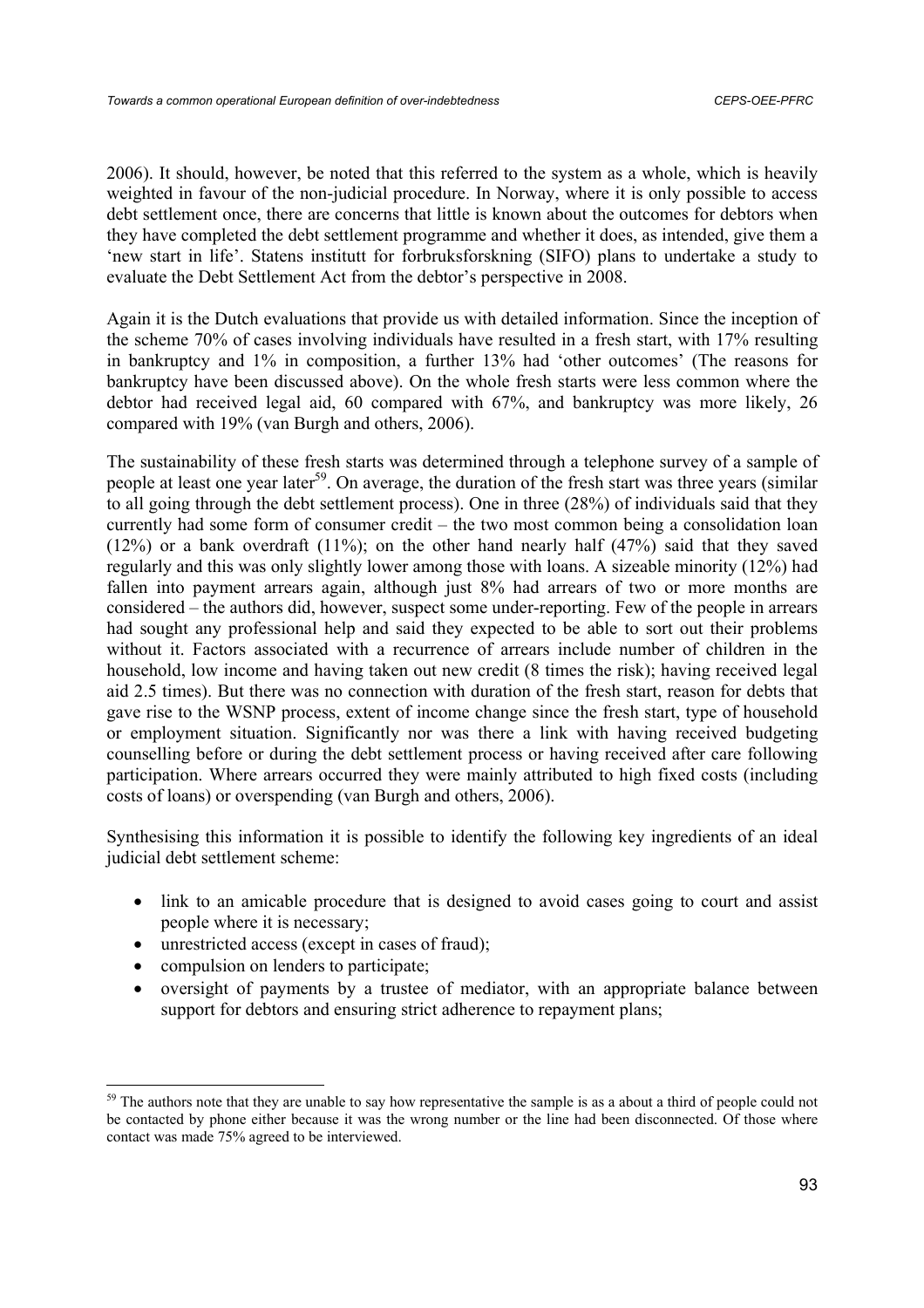2006). It should, however, be noted that this referred to the system as a whole, which is heavily weighted in favour of the non-judicial procedure. In Norway, where it is only possible to access debt settlement once, there are concerns that little is known about the outcomes for debtors when they have completed the debt settlement programme and whether it does, as intended, give them a 'new start in life'. Statens institutt for forbruksforskning (SIFO) plans to undertake a study to evaluate the Debt Settlement Act from the debtor's perspective in 2008.

Again it is the Dutch evaluations that provide us with detailed information. Since the inception of the scheme 70% of cases involving individuals have resulted in a fresh start, with 17% resulting in bankruptcy and 1% in composition, a further 13% had 'other outcomes' (The reasons for bankruptcy have been discussed above). On the whole fresh starts were less common where the debtor had received legal aid, 60 compared with 67%, and bankruptcy was more likely, 26 compared with 19% (van Burgh and others, 2006).

The sustainability of these fresh starts was determined through a telephone survey of a sample of people at least one year later[59]. On average, the duration of the fresh start was three years (similar to all going through the debt settlement process). One in three (28%) of individuals said that they currently had some form of consumer credit – the two most common being a consolidation loan (12%) or a bank overdraft (11%); on the other hand nearly half (47%) said that they saved regularly and this was only slightly lower among those with loans. A sizeable minority (12%) had fallen into payment arrears again, although just 8% had arrears of two or more months are considered – the authors did, however, suspect some under-reporting. Few of the people in arrears had sought any professional help and said they expected to be able to sort out their problems without it. Factors associated with a recurrence of arrears include number of children in the household, low income and having taken out new credit (8 times the risk); having received legal aid 2.5 times). But there was no connection with duration of the fresh start, reason for debts that gave rise to the WSNP process, extent of income change since the fresh start, type of household or employment situation. Significantly nor was there a link with having received budgeting counselling before or during the debt settlement process or having received after care following participation. Where arrears occurred they were mainly attributed to high fixed costs (including costs of loans) or overspending (van Burgh and others, 2006).

Synthesising this information it is possible to identify the following key ingredients of an ideal judicial debt settlement scheme:

- link to an amicable procedure that is designed to avoid cases going to court and assist people where it is necessary;
- unrestricted access (except in cases of fraud);
- compulsion on lenders to participate;
- oversight of payments by a trustee of mediator, with an appropriate balance between support for debtors and ensuring strict adherence to repayment plans;

[59] The authors note that they are unable to say how representative the sample is as a about a third of people could not be contacted by phone either because it was the wrong number or the line had been disconnected. Of those where contact was made 75% agreed to be interviewed.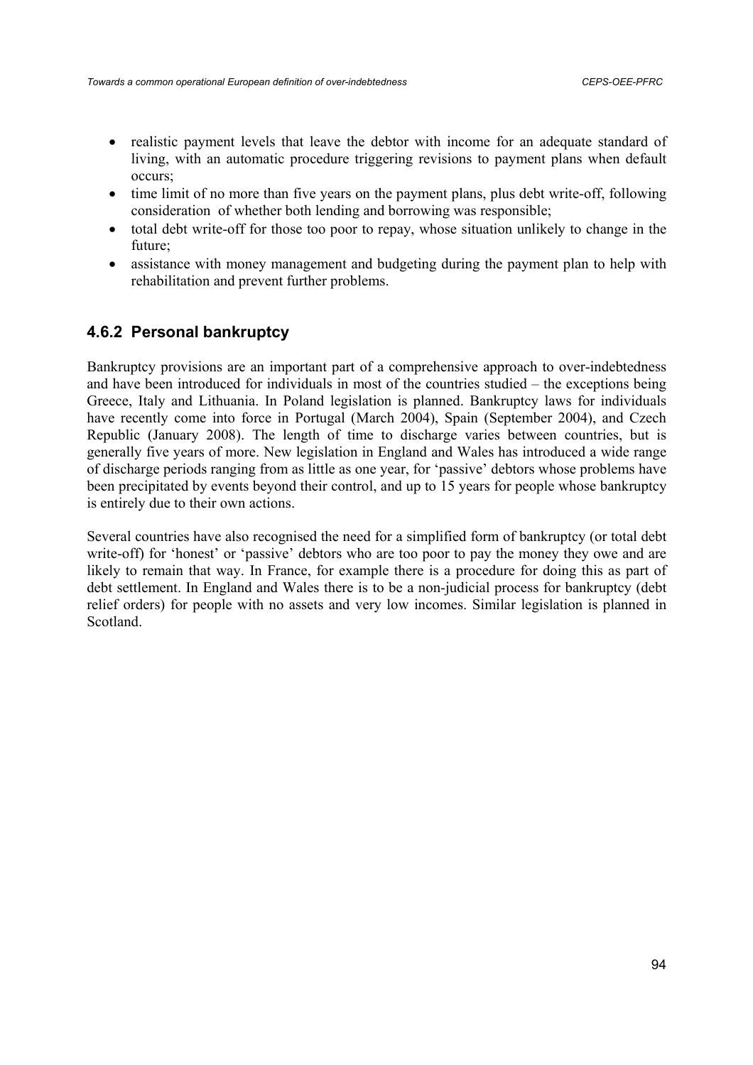- realistic payment levels that leave the debtor with income for an adequate standard of living, with an automatic procedure triggering revisions to payment plans when default occurs;
- time limit of no more than five years on the payment plans, plus debt write-off, following consideration of whether both lending and borrowing was responsible;
- total debt write-off for those too poor to repay, whose situation unlikely to change in the future;
- assistance with money management and budgeting during the payment plan to help with rehabilitation and prevent further problems.

### 4.6.2 Personal bankruptcy

Bankruptcy provisions are an important part of a comprehensive approach to over-indebtedness and have been introduced for individuals in most of the countries studied – the exceptions being Greece, Italy and Lithuania. In Poland legislation is planned. Bankruptcy laws for individuals have recently come into force in Portugal (March 2004), Spain (September 2004), and Czech Republic (January 2008). The length of time to discharge varies between countries, but is generally five years of more. New legislation in England and Wales has introduced a wide range of discharge periods ranging from as little as one year, for 'passive' debtors whose problems have been precipitated by events beyond their control, and up to 15 years for people whose bankruptcy is entirely due to their own actions.

Several countries have also recognised the need for a simplified form of bankruptcy (or total debt write-off) for 'honest' or 'passive' debtors who are too poor to pay the money they owe and are likely to remain that way. In France, for example there is a procedure for doing this as part of debt settlement. In England and Wales there is to be a non-judicial process for bankruptcy (debt relief orders) for people with no assets and very low incomes. Similar legislation is planned in Scotland.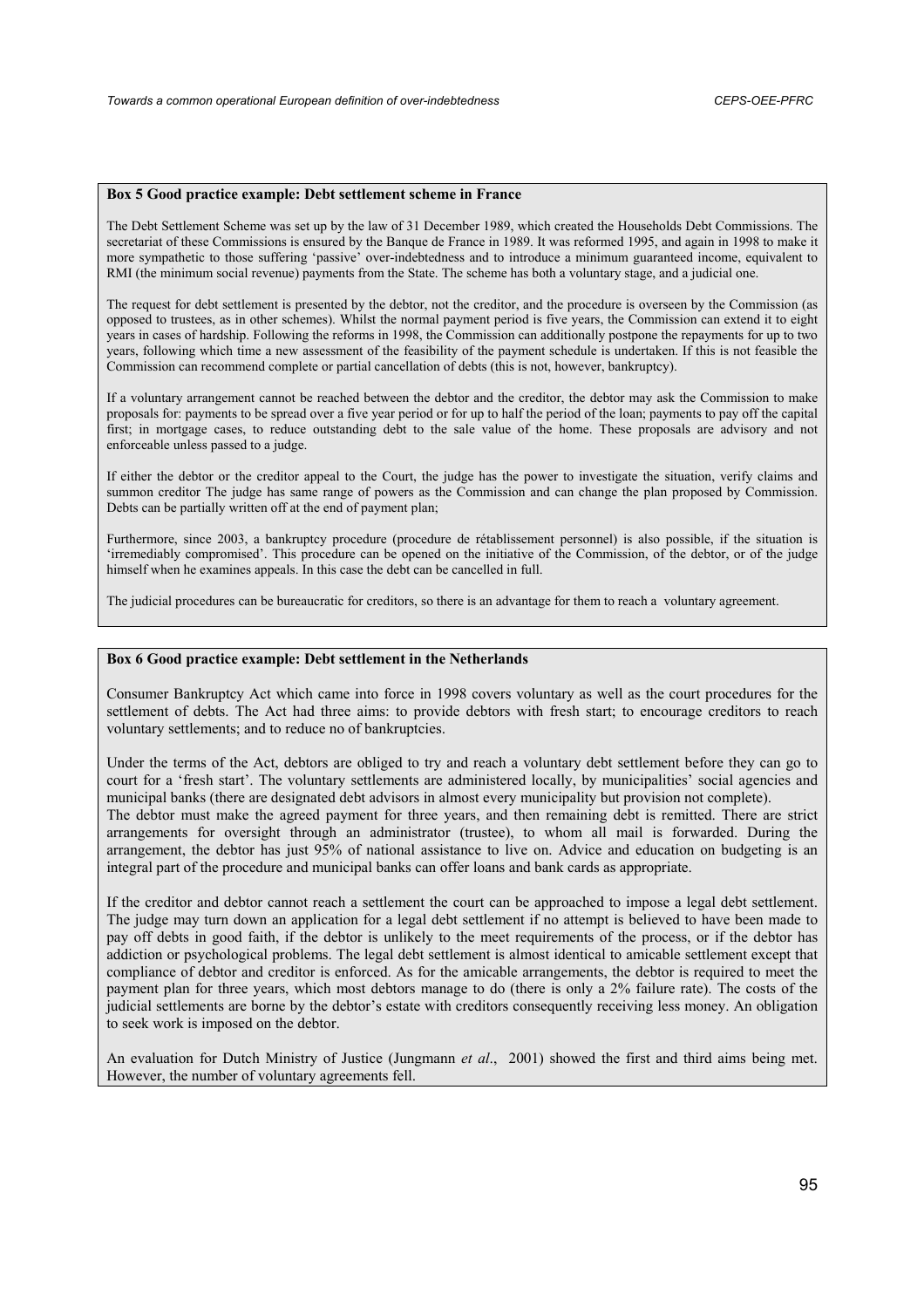**Box 5 Good practice example: Debt settlement scheme in France**

The Debt Settlement Scheme was set up by the law of 31 December 1989, which created the Households Debt Commissions. The secretariat of these Commissions is ensured by the Banque de France in 1989. It was reformed 1995, and again in 1998 to make it more sympathetic to those suffering 'passive' over-indebtedness and to introduce a minimum guaranteed income, equivalent to RMI (the minimum social revenue) payments from the State. The scheme has both a voluntary stage, and a judicial one.

The request for debt settlement is presented by the debtor, not the creditor, and the procedure is overseen by the Commission (as opposed to trustees, as in other schemes). Whilst the normal payment period is five years, the Commission can extend it to eight years in cases of hardship. Following the reforms in 1998, the Commission can additionally postpone the repayments for up to two years, following which time a new assessment of the feasibility of the payment schedule is undertaken. If this is not feasible the Commission can recommend complete or partial cancellation of debts (this is not, however, bankruptcy).

If a voluntary arrangement cannot be reached between the debtor and the creditor, the debtor may ask the Commission to make proposals for: payments to be spread over a five year period or for up to half the period of the loan; payments to pay off the capital first; in mortgage cases, to reduce outstanding debt to the sale value of the home. These proposals are advisory and not enforceable unless passed to a judge.

If either the debtor or the creditor appeal to the Court, the judge has the power to investigate the situation, verify claims and summon creditor The judge has same range of powers as the Commission and can change the plan proposed by Commission. Debts can be partially written off at the end of payment plan;

Furthermore, since 2003, a bankruptcy procedure (procedure de rétablissement personnel) is also possible, if the situation is 'irremediably compromised'. This procedure can be opened on the initiative of the Commission, of the debtor, or of the judge himself when he examines appeals. In this case the debt can be cancelled in full.

The judicial procedures can be bureaucratic for creditors, so there is an advantage for them to reach a voluntary agreement.

**Box 6 Good practice example: Debt settlement in the Netherlands**

Consumer Bankruptcy Act which came into force in 1998 covers voluntary as well as the court procedures for the settlement of debts. The Act had three aims: to provide debtors with fresh start; to encourage creditors to reach voluntary settlements; and to reduce no of bankruptcies.

Under the terms of the Act, debtors are obliged to try and reach a voluntary debt settlement before they can go to court for a 'fresh start'. The voluntary settlements are administered locally, by municipalities' social agencies and municipal banks (there are designated debt advisors in almost every municipality but provision not complete).
The debtor must make the agreed payment for three years, and then remaining debt is remitted. There are strict arrangements for oversight through an administrator (trustee), to whom all mail is forwarded. During the arrangement, the debtor has just 95% of national assistance to live on. Advice and education on budgeting is an integral part of the procedure and municipal banks can offer loans and bank cards as appropriate.

If the creditor and debtor cannot reach a settlement the court can be approached to impose a legal debt settlement. The judge may turn down an application for a legal debt settlement if no attempt is believed to have been made to pay off debts in good faith, if the debtor is unlikely to the meet requirements of the process, or if the debtor has addiction or psychological problems. The legal debt settlement is almost identical to amicable settlement except that compliance of debtor and creditor is enforced. As for the amicable arrangements, the debtor is required to meet the payment plan for three years, which most debtors manage to do (there is only a 2% failure rate). The costs of the judicial settlements are borne by the debtor's estate with creditors consequently receiving less money. An obligation to seek work is imposed on the debtor.

An evaluation for Dutch Ministry of Justice (Jungmann *et al*., 2001) showed the first and third aims being met. However, the number of voluntary agreements fell.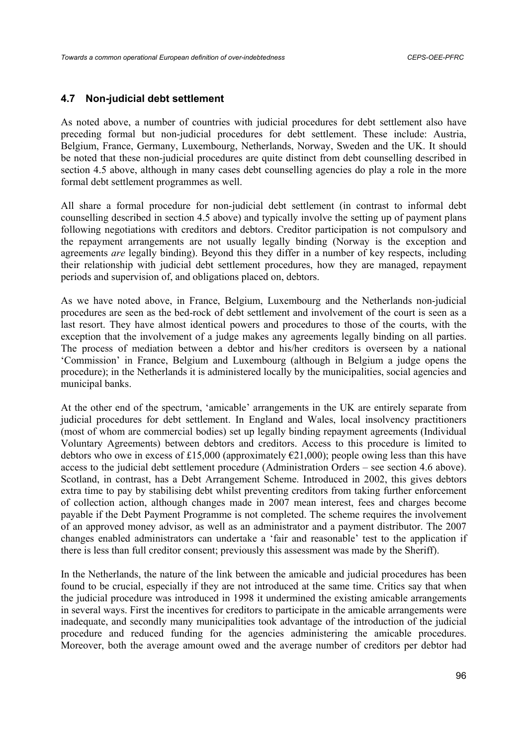## 4.7 Non-judicial debt settlement

As noted above, a number of countries with judicial procedures for debt settlement also have preceding formal but non-judicial procedures for debt settlement. These include: Austria, Belgium, France, Germany, Luxembourg, Netherlands, Norway, Sweden and the UK. It should be noted that these non-judicial procedures are quite distinct from debt counselling described in section 4.5 above, although in many cases debt counselling agencies do play a role in the more formal debt settlement programmes as well.

All share a formal procedure for non-judicial debt settlement (in contrast to informal debt counselling described in section 4.5 above) and typically involve the setting up of payment plans following negotiations with creditors and debtors. Creditor participation is not compulsory and the repayment arrangements are not usually legally binding (Norway is the exception and agreements *are* legally binding). Beyond this they differ in a number of key respects, including their relationship with judicial debt settlement procedures, how they are managed, repayment periods and supervision of, and obligations placed on, debtors.

As we have noted above, in France, Belgium, Luxembourg and the Netherlands non-judicial procedures are seen as the bed-rock of debt settlement and involvement of the court is seen as a last resort. They have almost identical powers and procedures to those of the courts, with the exception that the involvement of a judge makes any agreements legally binding on all parties. The process of mediation between a debtor and his/her creditors is overseen by a national 'Commission' in France, Belgium and Luxembourg (although in Belgium a judge opens the procedure); in the Netherlands it is administered locally by the municipalities, social agencies and municipal banks.

At the other end of the spectrum, 'amicable' arrangements in the UK are entirely separate from judicial procedures for debt settlement. In England and Wales, local insolvency practitioners (most of whom are commercial bodies) set up legally binding repayment agreements (Individual Voluntary Agreements) between debtors and creditors. Access to this procedure is limited to debtors who owe in excess of £15,000 (approximately €21,000); people owing less than this have access to the judicial debt settlement procedure (Administration Orders – see section 4.6 above). Scotland, in contrast, has a Debt Arrangement Scheme. Introduced in 2002, this gives debtors extra time to pay by stabilising debt whilst preventing creditors from taking further enforcement of collection action, although changes made in 2007 mean interest, fees and charges become payable if the Debt Payment Programme is not completed. The scheme requires the involvement of an approved money advisor, as well as an administrator and a payment distributor. The 2007 changes enabled administrators can undertake a 'fair and reasonable' test to the application if there is less than full creditor consent; previously this assessment was made by the Sheriff).

In the Netherlands, the nature of the link between the amicable and judicial procedures has been found to be crucial, especially if they are not introduced at the same time. Critics say that when the judicial procedure was introduced in 1998 it undermined the existing amicable arrangements in several ways. First the incentives for creditors to participate in the amicable arrangements were inadequate, and secondly many municipalities took advantage of the introduction of the judicial procedure and reduced funding for the agencies administering the amicable procedures. Moreover, both the average amount owed and the average number of creditors per debtor had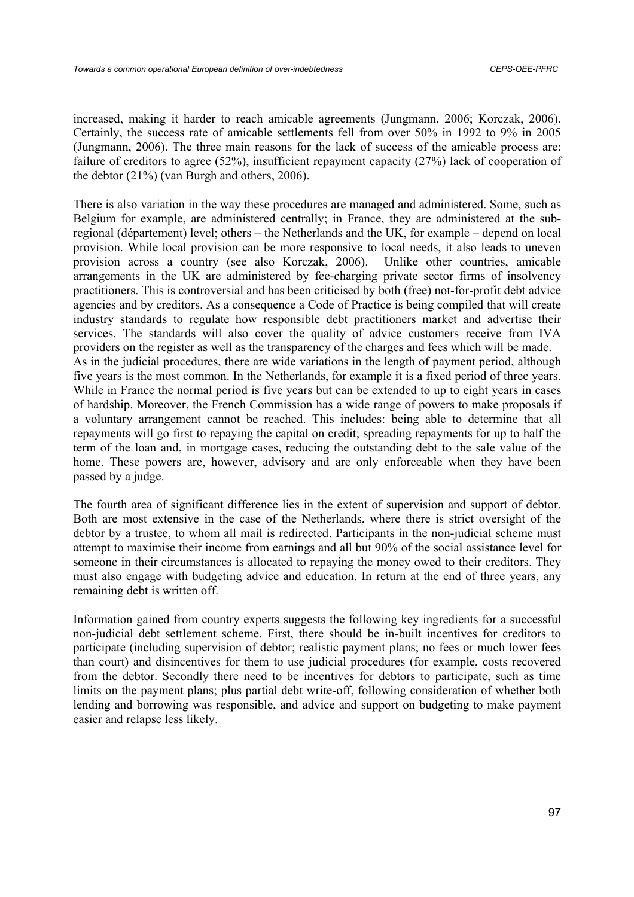increased, making it harder to reach amicable agreements (Jungmann, 2006; Korczak, 2006). Certainly, the success rate of amicable settlements fell from over 50% in 1992 to 9% in 2005 (Jungmann, 2006). The three main reasons for the lack of success of the amicable process are: failure of creditors to agree (52%), insufficient repayment capacity (27%) lack of cooperation of the debtor (21%) (van Burgh and others, 2006).

There is also variation in the way these procedures are managed and administered. Some, such as Belgium for example, are administered centrally; in France, they are administered at the sub-regional (département) level; others – the Netherlands and the UK, for example – depend on local provision. While local provision can be more responsive to local needs, it also leads to uneven provision across a country (see also Korczak, 2006). Unlike other countries, amicable arrangements in the UK are administered by fee-charging private sector firms of insolvency practitioners. This is controversial and has been criticised by both (free) not-for-profit debt advice agencies and by creditors. As a consequence a Code of Practice is being compiled that will create industry standards to regulate how responsible debt practitioners market and advertise their services. The standards will also cover the quality of advice customers receive from IVA providers on the register as well as the transparency of the charges and fees which will be made.

As in the judicial procedures, there are wide variations in the length of payment period, although five years is the most common. In the Netherlands, for example it is a fixed period of three years. While in France the normal period is five years but can be extended to up to eight years in cases of hardship. Moreover, the French Commission has a wide range of powers to make proposals if a voluntary arrangement cannot be reached. This includes: being able to determine that all repayments will go first to repaying the capital on credit; spreading repayments for up to half the term of the loan and, in mortgage cases, reducing the outstanding debt to the sale value of the home. These powers are, however, advisory and are only enforceable when they have been passed by a judge.

The fourth area of significant difference lies in the extent of supervision and support of debtor. Both are most extensive in the case of the Netherlands, where there is strict oversight of the debtor by a trustee, to whom all mail is redirected. Participants in the non-judicial scheme must attempt to maximise their income from earnings and all but 90% of the social assistance level for someone in their circumstances is allocated to repaying the money owed to their creditors. They must also engage with budgeting advice and education. In return at the end of three years, any remaining debt is written off.

Information gained from country experts suggests the following key ingredients for a successful non-judicial debt settlement scheme. First, there should be in-built incentives for creditors to participate (including supervision of debtor; realistic payment plans; no fees or much lower fees than court) and disincentives for them to use judicial procedures (for example, costs recovered from the debtor. Secondly there need to be incentives for debtors to participate, such as time limits on the payment plans; plus partial debt write-off, following consideration of whether both lending and borrowing was responsible, and advice and support on budgeting to make payment easier and relapse less likely.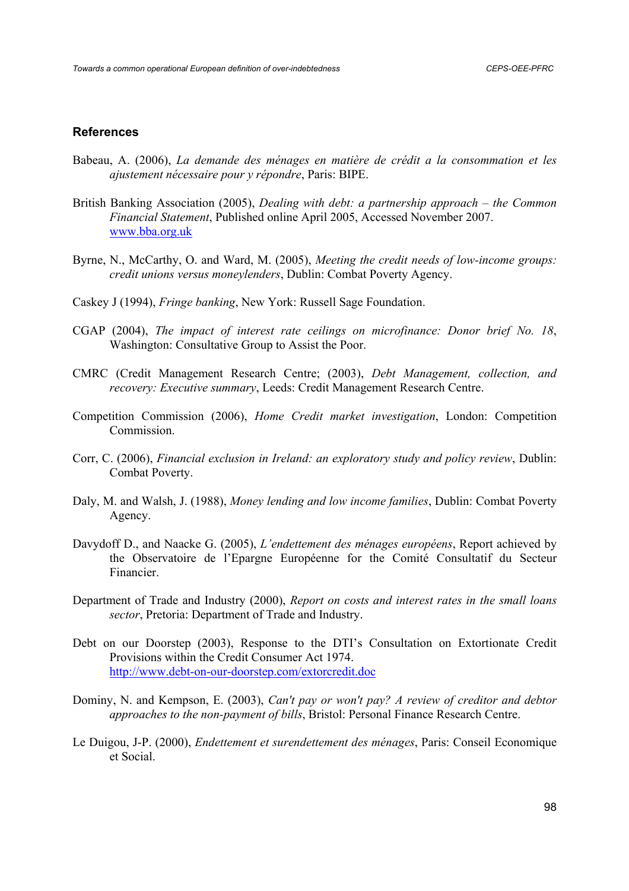## References

Babeau, A. (2006), *La demande des ménages en matière de crédit a la consommation et les ajustement nécessaire pour y répondre*, Paris: BIPE.

British Banking Association (2005), *Dealing with debt: a partnership approach – the Common Financial Statement*, Published online April 2005, Accessed November 2007. www.bba.org.uk

Byrne, N., McCarthy, O. and Ward, M. (2005), *Meeting the credit needs of low-income groups: credit unions versus moneylenders*, Dublin: Combat Poverty Agency.

Caskey J (1994), *Fringe banking*, New York: Russell Sage Foundation.

CGAP (2004), *The impact of interest rate ceilings on microfinance: Donor brief No. 18*, Washington: Consultative Group to Assist the Poor.

CMRC (Credit Management Research Centre; (2003), *Debt Management, collection, and recovery: Executive summary*, Leeds: Credit Management Research Centre.

Competition Commission (2006), *Home Credit market investigation*, London: Competition Commission.

Corr, C. (2006), *Financial exclusion in Ireland: an exploratory study and policy review*, Dublin: Combat Poverty.

Daly, M. and Walsh, J. (1988), *Money lending and low income families*, Dublin: Combat Poverty Agency.

Davydoff D., and Naacke G. (2005), *L'endettement des ménages européens*, Report achieved by the Observatoire de l'Epargne Européenne for the Comité Consultatif du Secteur Financier.

Department of Trade and Industry (2000), *Report on costs and interest rates in the small loans sector*, Pretoria: Department of Trade and Industry.

Debt on our Doorstep (2003), Response to the DTI's Consultation on Extortionate Credit Provisions within the Credit Consumer Act 1974. http://www.debt-on-our-doorstep.com/extorcredit.doc

Dominy, N. and Kempson, E. (2003), *Can't pay or won't pay? A review of creditor and debtor approaches to the non-payment of bills*, Bristol: Personal Finance Research Centre.

Le Duigou, J-P. (2000), *Endettement et surendettement des ménages*, Paris: Conseil Economique et Social.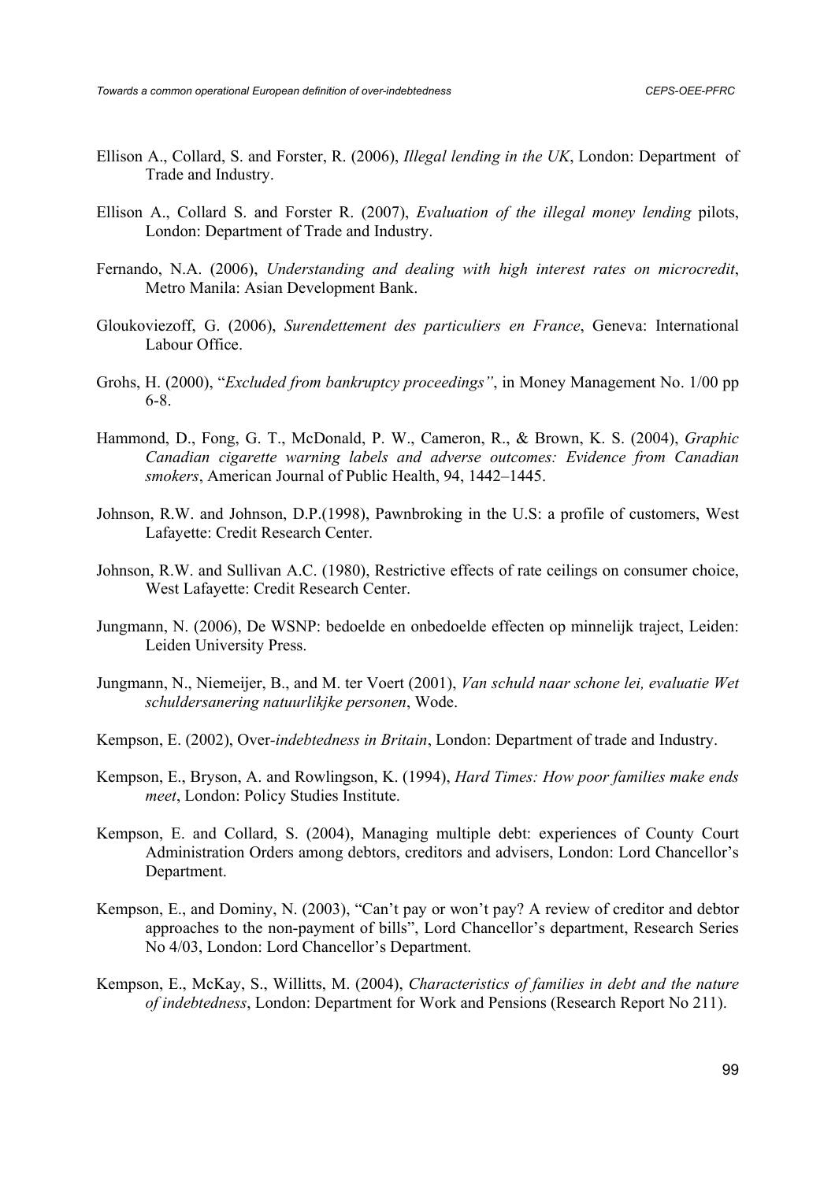Ellison A., Collard, S. and Forster, R. (2006), *Illegal lending in the UK*, London: Department of Trade and Industry.

Ellison A., Collard S. and Forster R. (2007), *Evaluation of the illegal money lending* pilots, London: Department of Trade and Industry.

Fernando, N.A. (2006), *Understanding and dealing with high interest rates on microcredit*, Metro Manila: Asian Development Bank.

Gloukoviezoff, G. (2006), *Surendettement des particuliers en France*, Geneva: International Labour Office.

Grohs, H. (2000), "*Excluded from bankruptcy proceedings"*, in Money Management No. 1/00 pp 6-8.

Hammond, D., Fong, G. T., McDonald, P. W., Cameron, R., & Brown, K. S. (2004), *Graphic Canadian cigarette warning labels and adverse outcomes: Evidence from Canadian smokers*, American Journal of Public Health, 94, 1442–1445.

Johnson, R.W. and Johnson, D.P.(1998), Pawnbroking in the U.S: a profile of customers, West Lafayette: Credit Research Center.

Johnson, R.W. and Sullivan A.C. (1980), Restrictive effects of rate ceilings on consumer choice, West Lafayette: Credit Research Center.

Jungmann, N. (2006), De WSNP: bedoelde en onbedoelde effecten op minnelijk traject, Leiden: Leiden University Press.

Jungmann, N., Niemeijer, B., and M. ter Voert (2001), *Van schuld naar schone lei, evaluatie Wet schuldersanering natuurlikjke personen*, Wode.

Kempson, E. (2002), Over*-indebtedness in Britain*, London: Department of trade and Industry.

Kempson, E., Bryson, A. and Rowlingson, K. (1994), *Hard Times: How poor families make ends meet*, London: Policy Studies Institute.

Kempson, E. and Collard, S. (2004), Managing multiple debt: experiences of County Court Administration Orders among debtors, creditors and advisers, London: Lord Chancellor's Department.

Kempson, E., and Dominy, N. (2003), "Can't pay or won't pay? A review of creditor and debtor approaches to the non-payment of bills", Lord Chancellor's department, Research Series No 4/03, London: Lord Chancellor's Department.

Kempson, E., McKay, S., Willitts, M. (2004), *Characteristics of families in debt and the nature of indebtedness*, London: Department for Work and Pensions (Research Report No 211).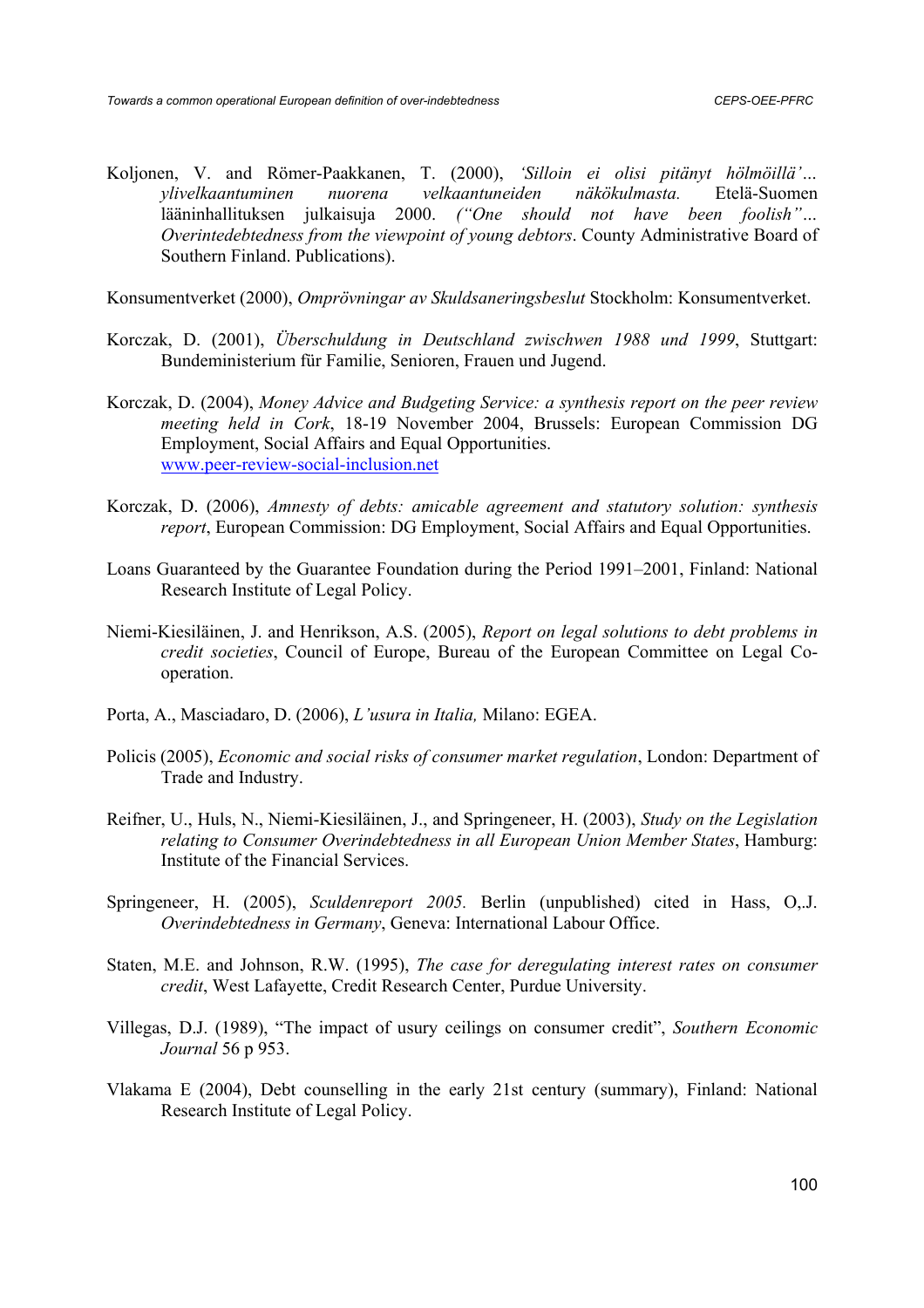Koljonen, V. and Römer-Paakkanen, T. (2000), *'Silloin ei olisi pitänyt hölmöillä'… ylivelkaantuminen nuorena velkaantuneiden näkökulmasta.* Etelä-Suomen lääninhallituksen julkaisuja 2000. *("One should not have been foolish"… Overintedebtedness from the viewpoint of young debtors*. County Administrative Board of Southern Finland. Publications).

Konsumentverket (2000), *Omprövningar av Skuldsaneringsbeslut* Stockholm: Konsumentverket.

Korczak, D. (2001), *Überschuldung in Deutschland zwischwen 1988 und 1999*, Stuttgart: Bundeministerium für Familie, Senioren, Frauen und Jugend.

Korczak, D. (2004), *Money Advice and Budgeting Service: a synthesis report on the peer review meeting held in Cork*, 18-19 November 2004, Brussels: European Commission DG Employment, Social Affairs and Equal Opportunities. www.peer-review-social-inclusion.net

Korczak, D. (2006), *Amnesty of debts: amicable agreement and statutory solution: synthesis report*, European Commission: DG Employment, Social Affairs and Equal Opportunities.

Loans Guaranteed by the Guarantee Foundation during the Period 1991–2001, Finland: National Research Institute of Legal Policy.

Niemi-Kiesiläinen, J. and Henrikson, A.S. (2005), *Report on legal solutions to debt problems in credit societies*, Council of Europe, Bureau of the European Committee on Legal Co-operation.

Porta, A., Masciadaro, D. (2006), *L'usura in Italia,* Milano: EGEA.

Policis (2005), *Economic and social risks of consumer market regulation*, London: Department of Trade and Industry.

Reifner, U., Huls, N., Niemi-Kiesiläinen, J., and Springeneer, H. (2003), *Study on the Legislation relating to Consumer Overindebtedness in all European Union Member States*, Hamburg: Institute of the Financial Services.

Springeneer, H. (2005), *Sculdenreport 2005.* Berlin (unpublished) cited in Hass, O,.J. *Overindebtedness in Germany*, Geneva: International Labour Office.

Staten, M.E. and Johnson, R.W. (1995), *The case for deregulating interest rates on consumer credit*, West Lafayette, Credit Research Center, Purdue University.

Villegas, D.J. (1989), "The impact of usury ceilings on consumer credit", *Southern Economic Journal* 56 p 953.

Vlakama E (2004), Debt counselling in the early 21st century (summary), Finland: National Research Institute of Legal Policy.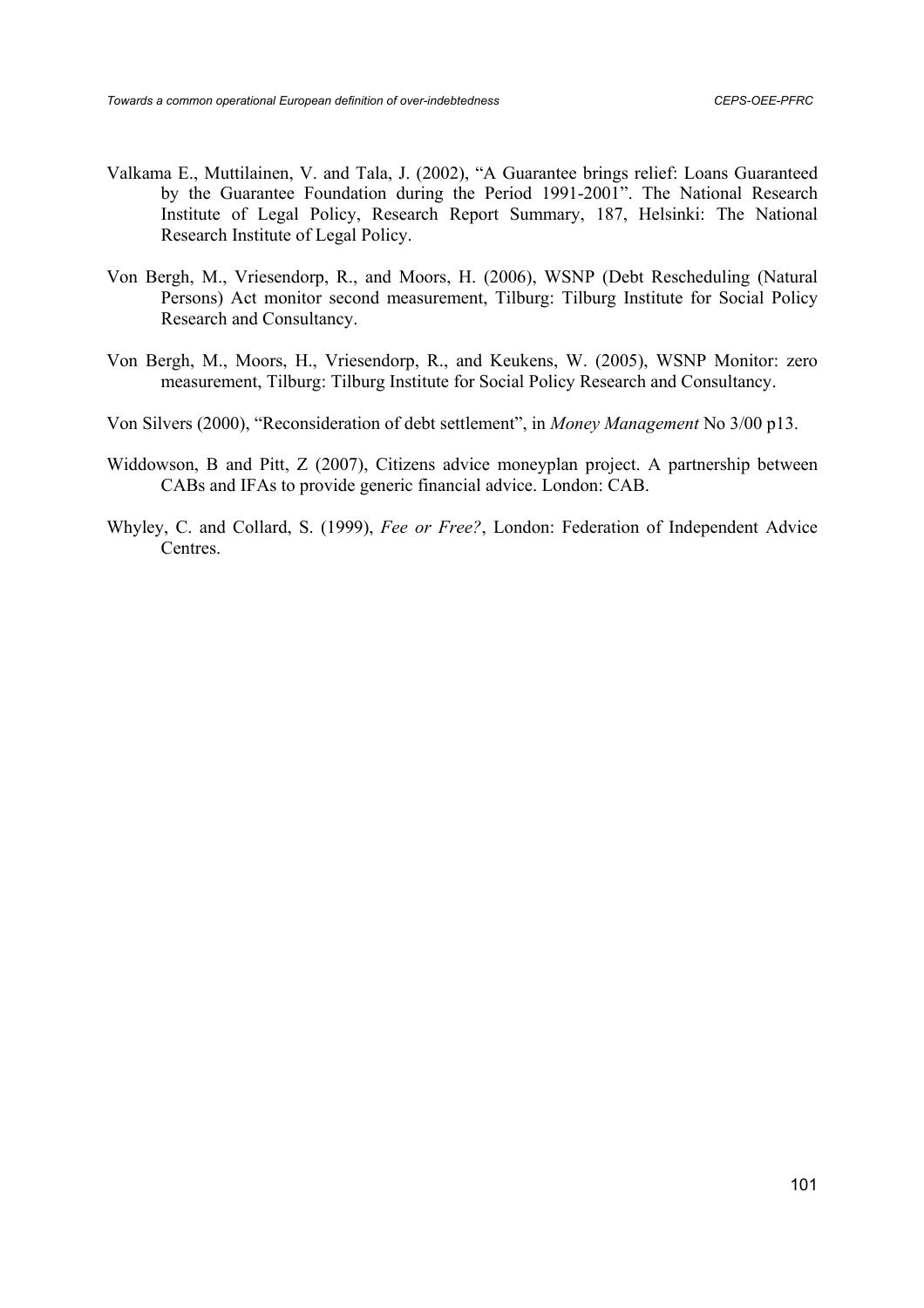Valkama E., Muttilainen, V. and Tala, J. (2002), "A Guarantee brings relief: Loans Guaranteed by the Guarantee Foundation during the Period 1991-2001". The National Research Institute of Legal Policy, Research Report Summary, 187, Helsinki: The National Research Institute of Legal Policy.

Von Bergh, M., Vriesendorp, R., and Moors, H. (2006), WSNP (Debt Rescheduling (Natural Persons) Act monitor second measurement, Tilburg: Tilburg Institute for Social Policy Research and Consultancy.

Von Bergh, M., Moors, H., Vriesendorp, R., and Keukens, W. (2005), WSNP Monitor: zero measurement, Tilburg: Tilburg Institute for Social Policy Research and Consultancy.

Von Silvers (2000), "Reconsideration of debt settlement", in *Money Management* No 3/00 p13.

Widdowson, B and Pitt, Z (2007), Citizens advice moneyplan project. A partnership between CABs and IFAs to provide generic financial advice. London: CAB.

Whyley, C. and Collard, S. (1999), *Fee or Free?*, London: Federation of Independent Advice Centres.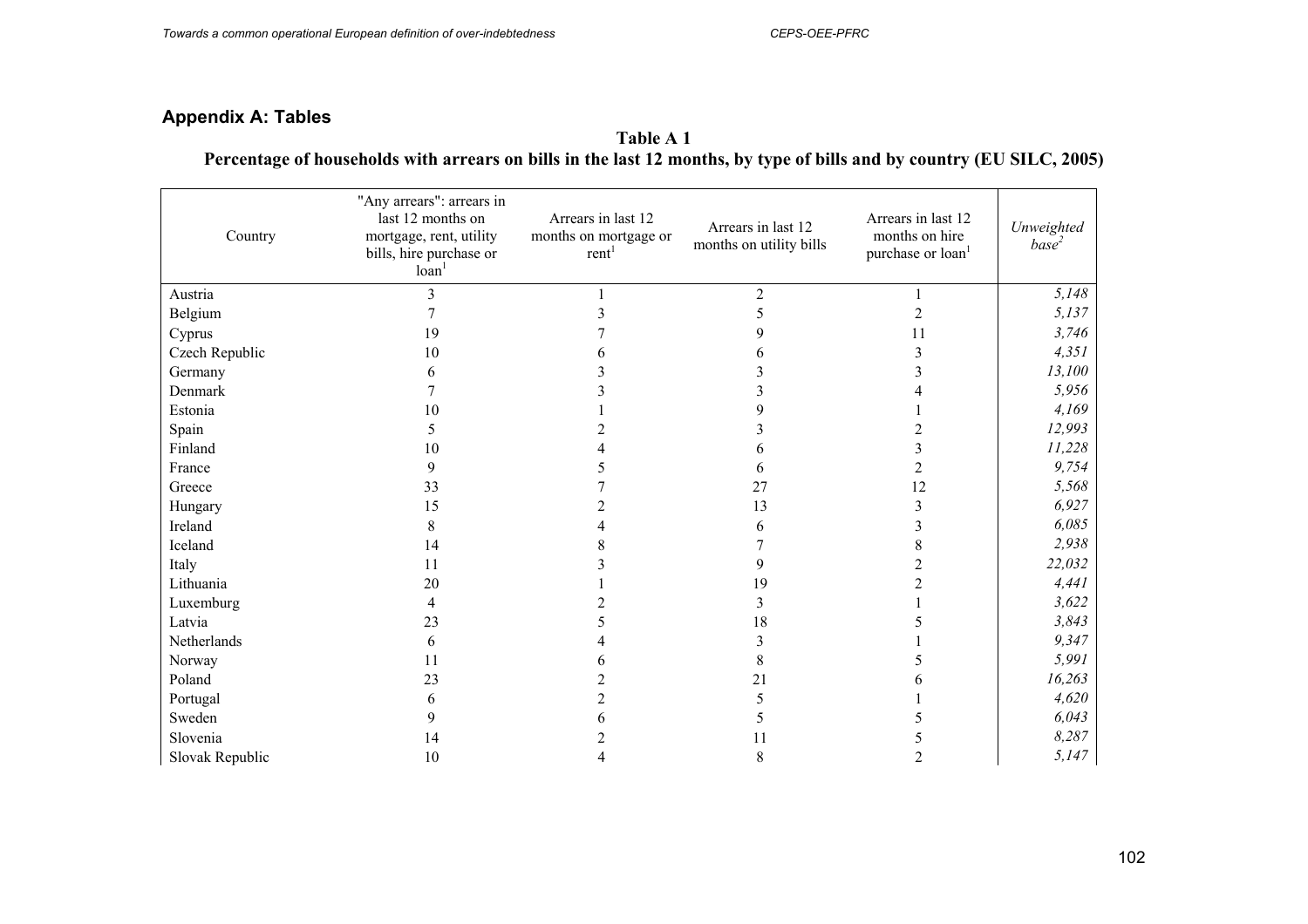## Appendix A: Tables

**Table A 1**

**Percentage of households with arrears on bills in the last 12 months, by type of bills and by country (EU SILC, 2005)**

| Country | "Any arrears": arrears in last 12 months on mortgage, rent, utility bills, hire purchase or loan[1] | Arrears in last 12 months on mortgage or rent[1] | Arrears in last 12 months on utility bills | Arrears in last 12 months on hire purchase or loan[1] | *Unweighted base*[2] |
|---|---|---|---|---|---|
| Austria | 3 | 1 | 2 | 1 | *5,148* |
| Belgium | 7 | 3 | 5 | 2 | *5,137* |
| Cyprus | 19 | 7 | 9 | 11 | *3,746* |
| Czech Republic | 10 | 6 | 6 | 3 | *4,351* |
| Germany | 6 | 3 | 3 | 3 | *13,100* |
| Denmark | 7 | 3 | 3 | 4 | *5,956* |
| Estonia | 10 | 1 | 9 | 1 | *4,169* |
| Spain | 5 | 2 | 3 | 2 | *12,993* |
| Finland | 10 | 4 | 6 | 3 | *11,228* |
| France | 9 | 5 | 6 | 2 | *9,754* |
| Greece | 33 | 7 | 27 | 12 | *5,568* |
| Hungary | 15 | 2 | 13 | 3 | *6,927* |
| Ireland | 8 | 4 | 6 | 3 | *6,085* |
| Iceland | 14 | 8 | 7 | 8 | *2,938* |
| Italy | 11 | 3 | 9 | 2 | *22,032* |
| Lithuania | 20 | 1 | 19 | 2 | *4,441* |
| Luxemburg | 4 | 2 | 3 | 1 | *3,622* |
| Latvia | 23 | 5 | 18 | 5 | *3,843* |
| Netherlands | 6 | 4 | 3 | 1 | *9,347* |
| Norway | 11 | 6 | 8 | 5 | *5,991* |
| Poland | 23 | 2 | 21 | 6 | *16,263* |
| Portugal | 6 | 2 | 5 | 1 | *4,620* |
| Sweden | 9 | 6 | 5 | 5 | *6,043* |
| Slovenia | 14 | 2 | 11 | 5 | *8,287* |
| Slovak Republic | 10 | 4 | 8 | 2 | *5,147* |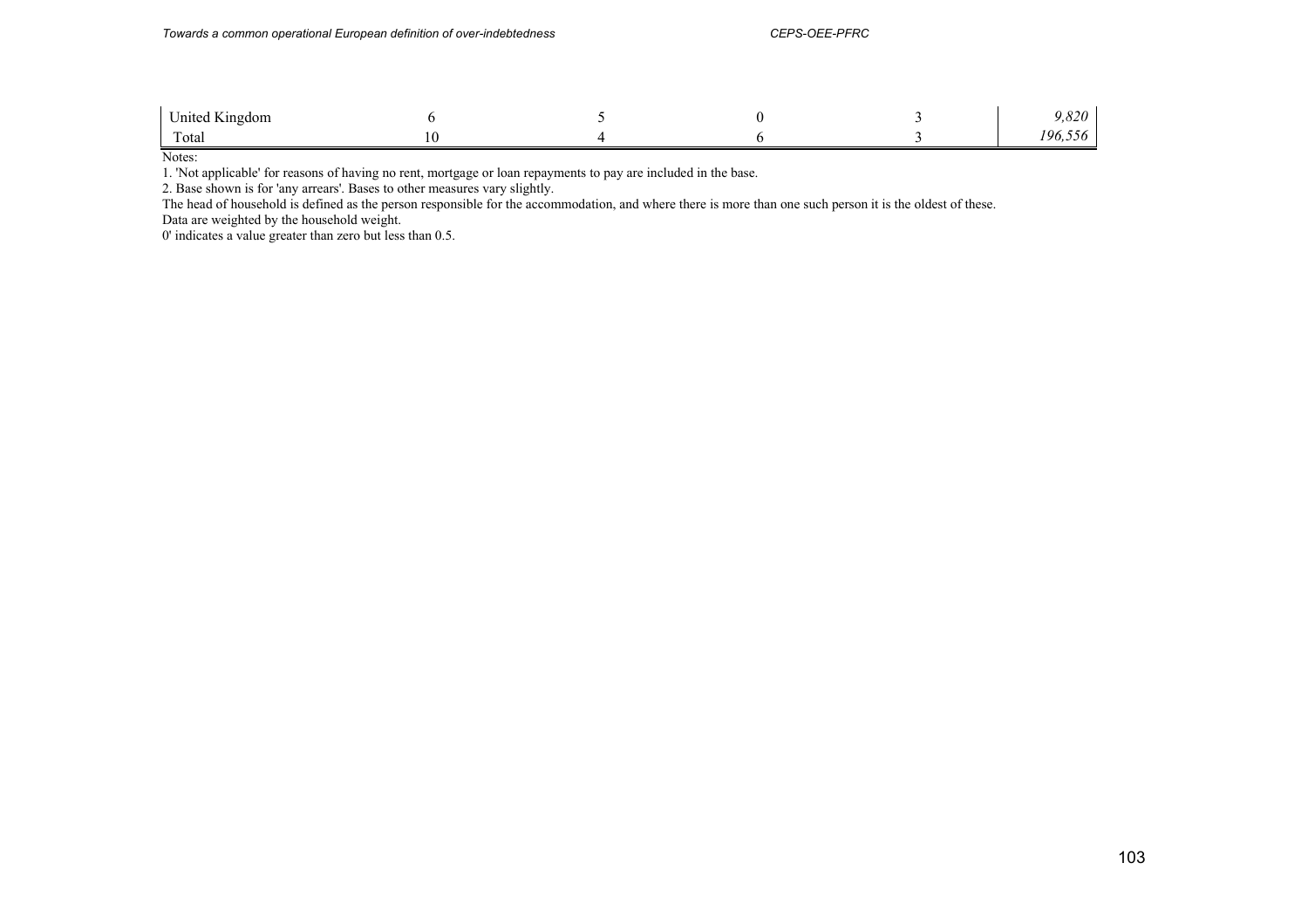| | | | | | |
|---|---|---|---|---|---|
| United Kingdom | 6 | 5 | 0 | 3 | *9,820* |
| Total | 10 | 4 | 6 | 3 | *196,556* |

Notes:

1. 'Not applicable' for reasons of having no rent, mortgage or loan repayments to pay are included in the base.
2. Base shown is for 'any arrears'. Bases to other measures vary slightly.

The head of household is defined as the person responsible for the accommodation, and where there is more than one such person it is the oldest of these.

Data are weighted by the household weight.

0' indicates a value greater than zero but less than 0.5.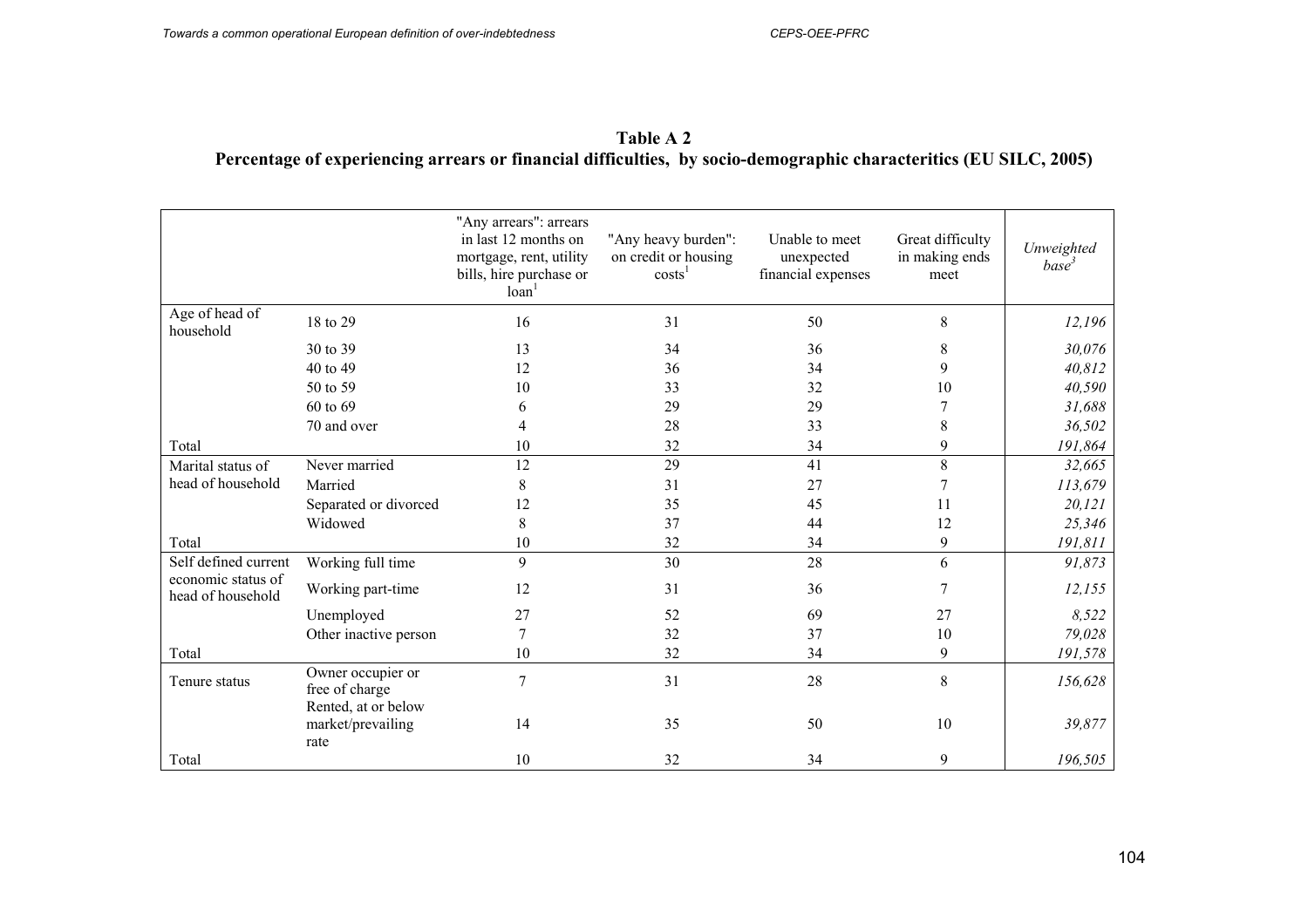**Table A 2**
**Percentage of experiencing arrears or financial difficulties, by socio-demographic characteritics (EU SILC, 2005)**

| | | "Any arrears": arrears in last 12 months on mortgage, rent, utility bills, hire purchase or loan[1] | "Any heavy burden": on credit or housing costs[1] | Unable to meet unexpected financial expenses | Great difficulty in making ends meet | *Unweighted base*[3] |
|---|---|---|---|---|---|---|
| Age of head of household | 18 to 29 | 16 | 31 | 50 | 8 | *12,196* |
| | 30 to 39 | 13 | 34 | 36 | 8 | *30,076* |
| | 40 to 49 | 12 | 36 | 34 | 9 | *40,812* |
| | 50 to 59 | 10 | 33 | 32 | 10 | *40,590* |
| | 60 to 69 | 6 | 29 | 29 | 7 | *31,688* |
| | 70 and over | 4 | 28 | 33 | 8 | *36,502* |
| Total | | 10 | 32 | 34 | 9 | *191,864* |
| Marital status of head of household | Never married | 12 | 29 | 41 | 8 | *32,665* |
| | Married | 8 | 31 | 27 | 7 | *113,679* |
| | Separated or divorced | 12 | 35 | 45 | 11 | *20,121* |
| | Widowed | 8 | 37 | 44 | 12 | *25,346* |
| Total | | 10 | 32 | 34 | 9 | *191,811* |
| Self defined current economic status of head of household | Working full time | 9 | 30 | 28 | 6 | *91,873* |
| | Working part-time | 12 | 31 | 36 | 7 | *12,155* |
| | Unemployed | 27 | 52 | 69 | 27 | *8,522* |
| | Other inactive person | 7 | 32 | 37 | 10 | *79,028* |
| Total | | 10 | 32 | 34 | 9 | *191,578* |
| Tenure status | Owner occupier or free of charge | 7 | 31 | 28 | 8 | *156,628* |
| | Rented, at or below market/prevailing rate | 14 | 35 | 50 | 10 | *39,877* |
| Total | | 10 | 32 | 34 | 9 | *196,505* |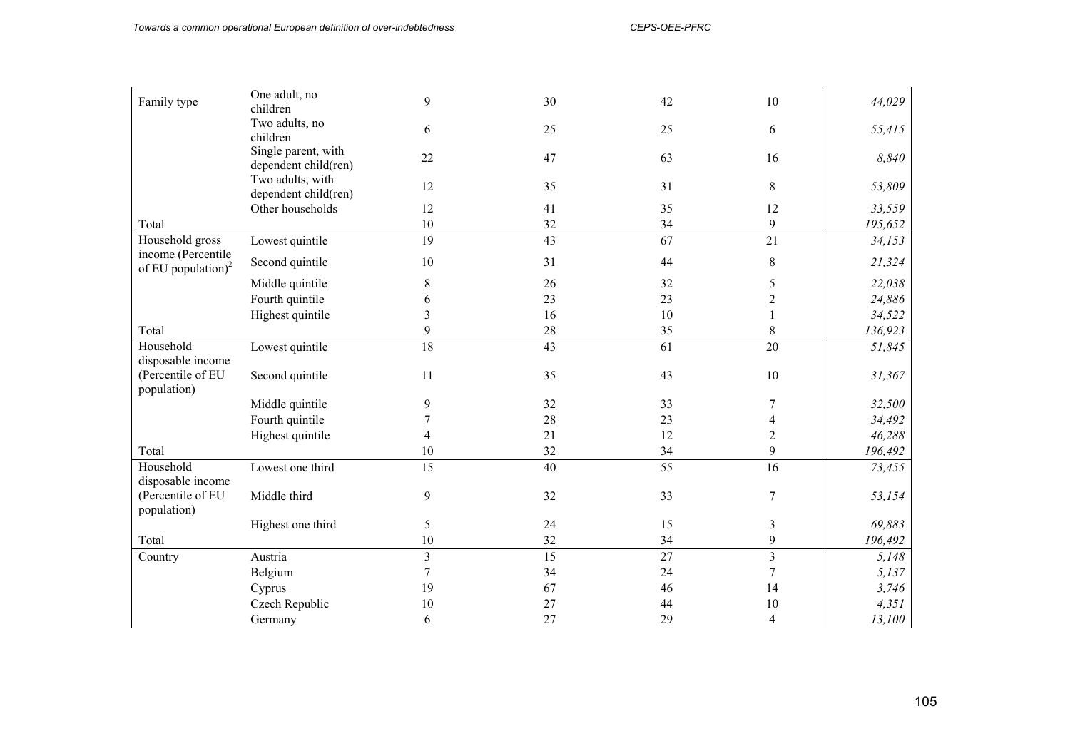| | | | | | | |
|---|---|---|---|---|---|---|
| Family type | One adult, no children | 9 | 30 | 42 | 10 | *44,029* |
| | Two adults, no children | 6 | 25 | 25 | 6 | *55,415* |
| | Single parent, with dependent child(ren) | 22 | 47 | 63 | 16 | *8,840* |
| | Two adults, with dependent child(ren) | 12 | 35 | 31 | 8 | *53,809* |
| | Other households | 12 | 41 | 35 | 12 | *33,559* |
| Total | | 10 | 32 | 34 | 9 | *195,652* |
| Household gross income (Percentile of EU population)[2] | Lowest quintile | 19 | 43 | 67 | 21 | *34,153* |
| | Second quintile | 10 | 31 | 44 | 8 | *21,324* |
| | Middle quintile | 8 | 26 | 32 | 5 | *22,038* |
| | Fourth quintile | 6 | 23 | 23 | 2 | *24,886* |
| | Highest quintile | 3 | 16 | 10 | 1 | *34,522* |
| Total | | 9 | 28 | 35 | 8 | *136,923* |
| Household disposable income (Percentile of EU population) | Lowest quintile | 18 | 43 | 61 | 20 | *51,845* |
| | Second quintile | 11 | 35 | 43 | 10 | *31,367* |
| | Middle quintile | 9 | 32 | 33 | 7 | *32,500* |
| | Fourth quintile | 7 | 28 | 23 | 4 | *34,492* |
| | Highest quintile | 4 | 21 | 12 | 2 | *46,288* |
| Total | | 10 | 32 | 34 | 9 | *196,492* |
| Household disposable income (Percentile of EU population) | Lowest one third | 15 | 40 | 55 | 16 | *73,455* |
| | Middle third | 9 | 32 | 33 | 7 | *53,154* |
| | Highest one third | 5 | 24 | 15 | 3 | *69,883* |
| Total | | 10 | 32 | 34 | 9 | *196,492* |
| Country | Austria | 3 | 15 | 27 | 3 | *5,148* |
| | Belgium | 7 | 34 | 24 | 7 | *5,137* |
| | Cyprus | 19 | 67 | 46 | 14 | *3,746* |
| | Czech Republic | 10 | 27 | 44 | 10 | *4,351* |
| | Germany | 6 | 27 | 29 | 4 | *13,100* |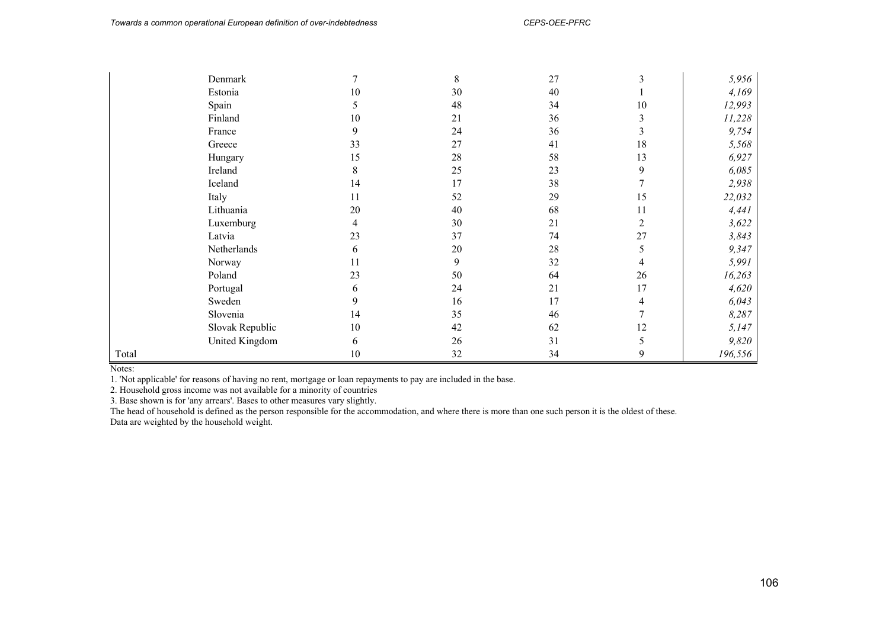| | | | | | | |
|---|---|---|---|---|---|---|
| | Denmark | 7 | 8 | 27 | 3 | *5,956* |
| | Estonia | 10 | 30 | 40 | 1 | *4,169* |
| | Spain | 5 | 48 | 34 | 10 | *12,993* |
| | Finland | 10 | 21 | 36 | 3 | *11,228* |
| | France | 9 | 24 | 36 | 3 | *9,754* |
| | Greece | 33 | 27 | 41 | 18 | *5,568* |
| | Hungary | 15 | 28 | 58 | 13 | *6,927* |
| | Ireland | 8 | 25 | 23 | 9 | *6,085* |
| | Iceland | 14 | 17 | 38 | 7 | *2,938* |
| | Italy | 11 | 52 | 29 | 15 | *22,032* |
| | Lithuania | 20 | 40 | 68 | 11 | *4,441* |
| | Luxemburg | 4 | 30 | 21 | 2 | *3,622* |
| | Latvia | 23 | 37 | 74 | 27 | *3,843* |
| | Netherlands | 6 | 20 | 28 | 5 | *9,347* |
| | Norway | 11 | 9 | 32 | 4 | *5,991* |
| | Poland | 23 | 50 | 64 | 26 | *16,263* |
| | Portugal | 6 | 24 | 21 | 17 | *4,620* |
| | Sweden | 9 | 16 | 17 | 4 | *6,043* |
| | Slovenia | 14 | 35 | 46 | 7 | *8,287* |
| | Slovak Republic | 10 | 42 | 62 | 12 | *5,147* |
| | United Kingdom | 6 | 26 | 31 | 5 | *9,820* |
| Total | | 10 | 32 | 34 | 9 | *196,556* |

Notes:

1. 'Not applicable' for reasons of having no rent, mortgage or loan repayments to pay are included in the base.
2. Household gross income was not available for a minority of countries
3. Base shown is for 'any arrears'. Bases to other measures vary slightly.

The head of household is defined as the person responsible for the accommodation, and where there is more than one such person it is the oldest of these.

Data are weighted by the household weight.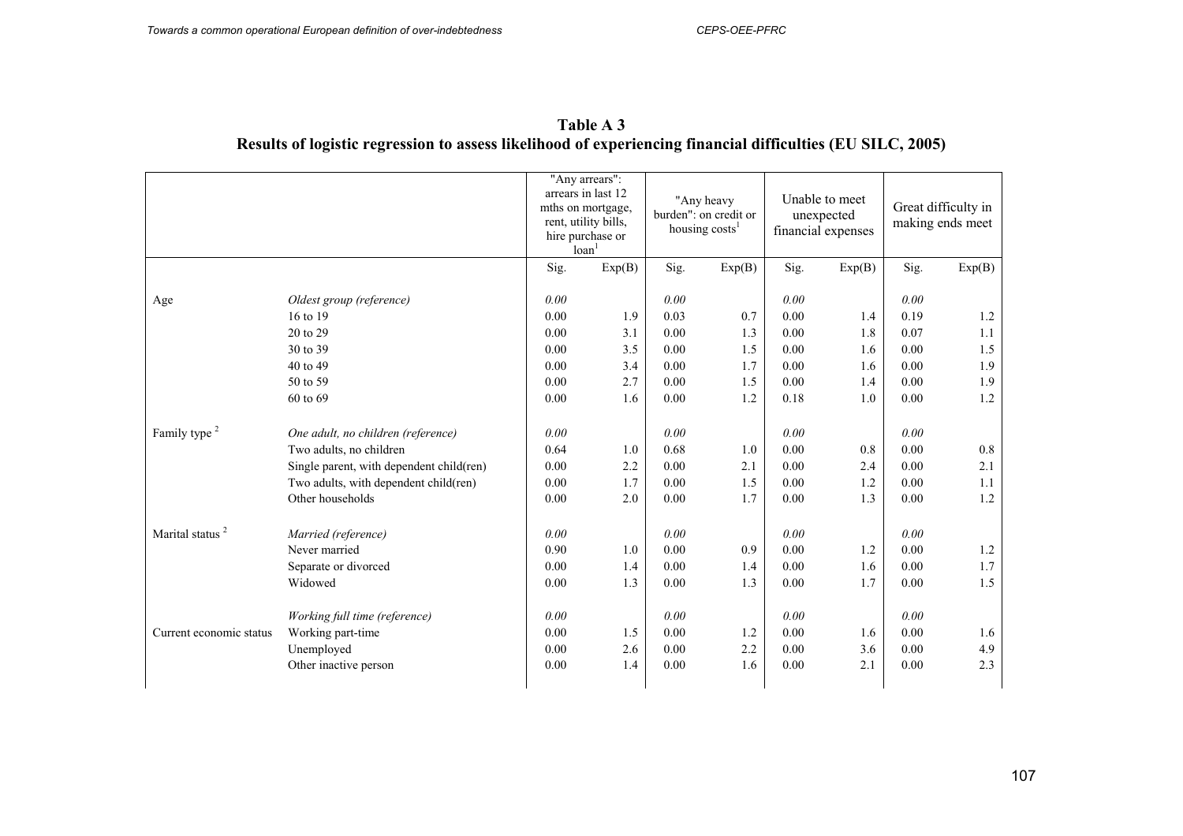**Table A 3**
**Results of logistic regression to assess likelihood of experiencing financial difficulties (EU SILC, 2005)**

| | | "Any arrears": arrears in last 12 mths on mortgage, rent, utility bills, hire purchase or loan[1] | | "Any heavy burden": on credit or housing costs[1] | | Unable to meet unexpected financial expenses | | Great difficulty in making ends meet | |
|---|---|---|---|---|---|---|---|---|---|
| | | Sig. | Exp(B) | Sig. | Exp(B) | Sig. | Exp(B) | Sig. | Exp(B) |
| Age | *Oldest group (reference)* | *0.00* | | *0.00* | | *0.00* | | *0.00* | |
| | 16 to 19 | 0.00 | 1.9 | 0.03 | 0.7 | 0.00 | 1.4 | 0.19 | 1.2 |
| | 20 to 29 | 0.00 | 3.1 | 0.00 | 1.3 | 0.00 | 1.8 | 0.07 | 1.1 |
| | 30 to 39 | 0.00 | 3.5 | 0.00 | 1.5 | 0.00 | 1.6 | 0.00 | 1.5 |
| | 40 to 49 | 0.00 | 3.4 | 0.00 | 1.7 | 0.00 | 1.6 | 0.00 | 1.9 |
| | 50 to 59 | 0.00 | 2.7 | 0.00 | 1.5 | 0.00 | 1.4 | 0.00 | 1.9 |
| | 60 to 69 | 0.00 | 1.6 | 0.00 | 1.2 | 0.18 | 1.0 | 0.00 | 1.2 |
| Family type [2] | *One adult, no children (reference)* | *0.00* | | *0.00* | | *0.00* | | *0.00* | |
| | Two adults, no children | 0.64 | 1.0 | 0.68 | 1.0 | 0.00 | 0.8 | 0.00 | 0.8 |
| | Single parent, with dependent child(ren) | 0.00 | 2.2 | 0.00 | 2.1 | 0.00 | 2.4 | 0.00 | 2.1 |
| | Two adults, with dependent child(ren) | 0.00 | 1.7 | 0.00 | 1.5 | 0.00 | 1.2 | 0.00 | 1.1 |
| | Other households | 0.00 | 2.0 | 0.00 | 1.7 | 0.00 | 1.3 | 0.00 | 1.2 |
| Marital status [2] | *Married (reference)* | *0.00* | | *0.00* | | *0.00* | | *0.00* | |
| | Never married | 0.90 | 1.0 | 0.00 | 0.9 | 0.00 | 1.2 | 0.00 | 1.2 |
| | Separate or divorced | 0.00 | 1.4 | 0.00 | 1.4 | 0.00 | 1.6 | 0.00 | 1.7 |
| | Widowed | 0.00 | 1.3 | 0.00 | 1.3 | 0.00 | 1.7 | 0.00 | 1.5 |
| Current economic status | *Working full time (reference)* | *0.00* | | *0.00* | | *0.00* | | *0.00* | |
| | Working part-time | 0.00 | 1.5 | 0.00 | 1.2 | 0.00 | 1.6 | 0.00 | 1.6 |
| | Unemployed | 0.00 | 2.6 | 0.00 | 2.2 | 0.00 | 3.6 | 0.00 | 4.9 |
| | Other inactive person | 0.00 | 1.4 | 0.00 | 1.6 | 0.00 | 2.1 | 0.00 | 2.3 |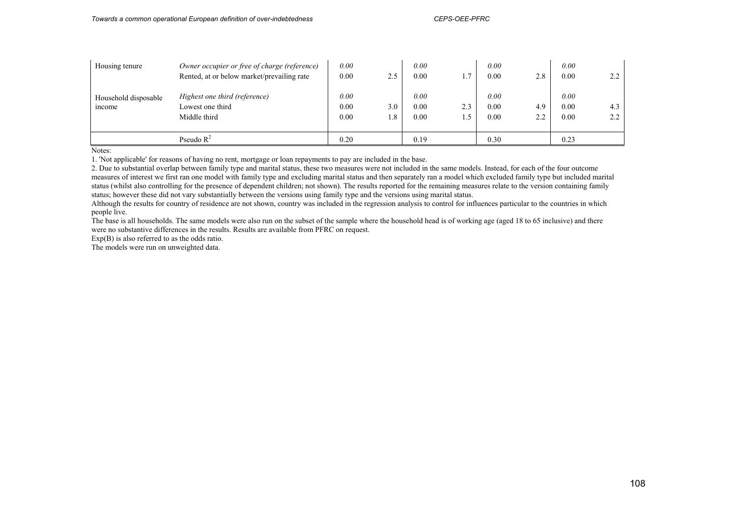| | | | | | | | | | |
|---|---|---|---|---|---|---|---|---|---|
| Housing tenure | *Owner occupier or free of charge (reference)* | *0.00* | | *0.00* | | *0.00* | | *0.00* | |
| | Rented, at or below market/prevailing rate | 0.00 | 2.5 | 0.00 | 1.7 | 0.00 | 2.8 | 0.00 | 2.2 |
| Household disposable income | *Highest one third (reference)* | *0.00* | | *0.00* | | *0.00* | | *0.00* | |
| | Lowest one third | 0.00 | 3.0 | 0.00 | 2.3 | 0.00 | 4.9 | 0.00 | 4.3 |
| | Middle third | 0.00 | 1.8 | 0.00 | 1.5 | 0.00 | 2.2 | 0.00 | 2.2 |
| | Pseudo $R^2$ | 0.20 | | 0.19 | | 0.30 | | 0.23 | |

Notes:

1. 'Not applicable' for reasons of having no rent, mortgage or loan repayments to pay are included in the base.
2. Due to substantial overlap between family type and marital status, these two measures were not included in the same models. Instead, for each of the four outcome measures of interest we first ran one model with family type and excluding marital status and then separately ran a model which excluded family type but included marital status (whilst also controlling for the presence of dependent children; not shown). The results reported for the remaining measures relate to the version containing family status; however these did not vary substantially between the versions using family type and the versions using marital status.

Although the results for country of residence are not shown, country was included in the regression analysis to control for influences particular to the countries in which people live.

The base is all households. The same models were also run on the subset of the sample where the household head is of working age (aged 18 to 65 inclusive) and there were no substantive differences in the results. Results are available from PFRC on request.

Exp(B) is also referred to as the odds ratio.

The models were run on unweighted data.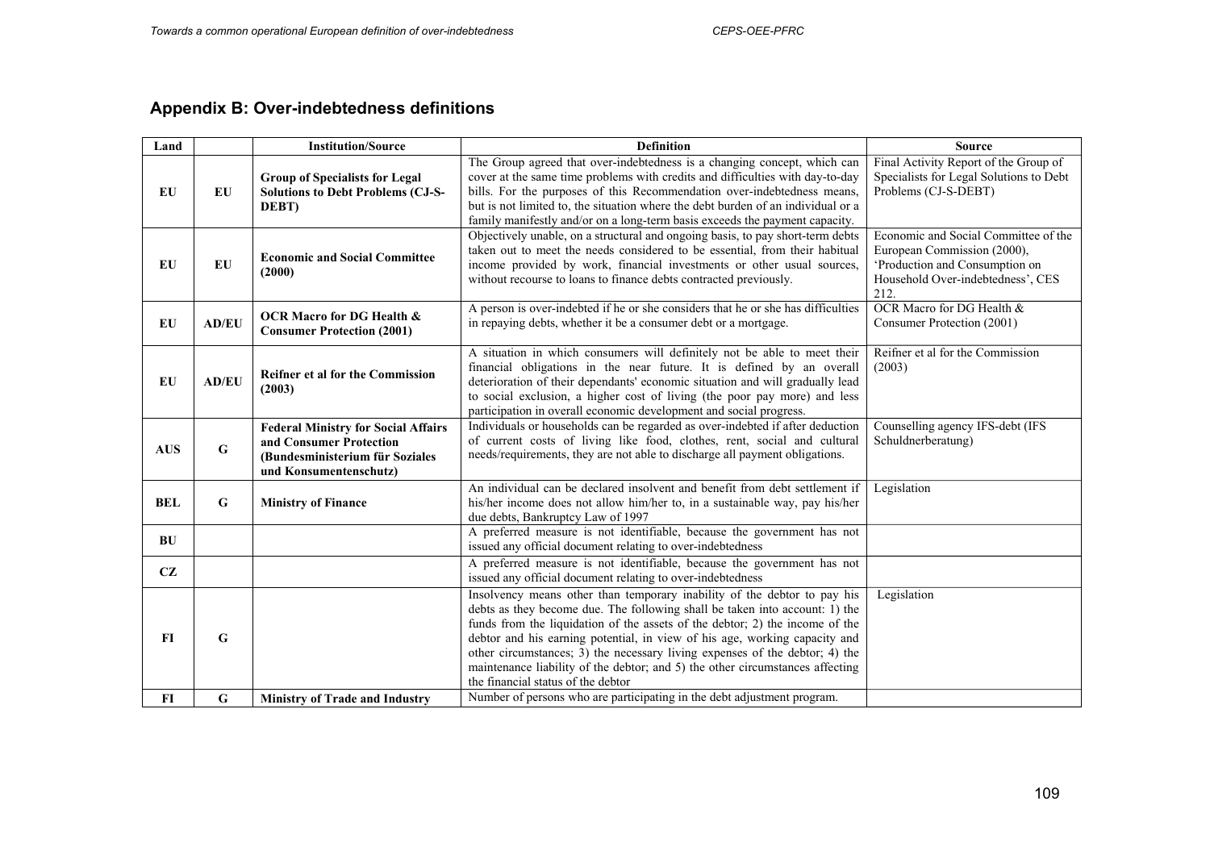## Appendix B: Over-indebtedness definitions

| Land | | Institution/Source | Definition | Source |
|---|---|---|---|---|
| EU | EU | **Group of Specialists for Legal Solutions to Debt Problems (CJ-S-DEBT)** | The Group agreed that over-indebtedness is a changing concept, which can cover at the same time problems with credits and difficulties with day-to-day bills. For the purposes of this Recommendation over-indebtedness means, but is not limited to, the situation where the debt burden of an individual or a family manifestly and/or on a long-term basis exceeds the payment capacity. | Final Activity Report of the Group of Specialists for Legal Solutions to Debt Problems (CJ-S-DEBT) |
| EU | EU | **Economic and Social Committee (2000)** | Objectively unable, on a structural and ongoing basis, to pay short-term debts taken out to meet the needs considered to be essential, from their habitual income provided by work, financial investments or other usual sources, without recourse to loans to finance debts contracted previously. | Economic and Social Committee of the European Commission (2000), 'Production and Consumption on Household Over-indebtedness', CES 212. |
| EU | AD/EU | **OCR Macro for DG Health & Consumer Protection (2001)** | A person is over-indebted if he or she considers that he or she has difficulties in repaying debts, whether it be a consumer debt or a mortgage. | OCR Macro for DG Health & Consumer Protection (2001) |
| EU | AD/EU | **Reifner et al for the Commission (2003)** | A situation in which consumers will definitely not be able to meet their financial obligations in the near future. It is defined by an overall deterioration of their dependants' economic situation and will gradually lead to social exclusion, a higher cost of living (the poor pay more) and less participation in overall economic development and social progress. | Reifner et al for the Commission (2003) |
| AUS | G | **Federal Ministry for Social Affairs and Consumer Protection (Bundesministerium für Soziales und Konsumentenschutz)** | Individuals or households can be regarded as over-indebted if after deduction of current costs of living like food, clothes, rent, social and cultural needs/requirements, they are not able to discharge all payment obligations. | Counselling agency IFS-debt (IFS Schuldnerberatung) |
| BEL | G | **Ministry of Finance** | An individual can be declared insolvent and benefit from debt settlement if his/her income does not allow him/her to, in a sustainable way, pay his/her due debts, Bankruptcy Law of 1997 | Legislation |
| BU | | | A preferred measure is not identifiable, because the government has not issued any official document relating to over-indebtedness | |
| CZ | | | A preferred measure is not identifiable, because the government has not issued any official document relating to over-indebtedness | |
| FI | G | | Insolvency means other than temporary inability of the debtor to pay his debts as they become due. The following shall be taken into account: 1) the funds from the liquidation of the assets of the debtor; 2) the income of the debtor and his earning potential, in view of his age, working capacity and other circumstances; 3) the necessary living expenses of the debtor; 4) the maintenance liability of the debtor; and 5) the other circumstances affecting the financial status of the debtor | Legislation |
| FI | G | **Ministry of Trade and Industry** | Number of persons who are participating in the debt adjustment program. | |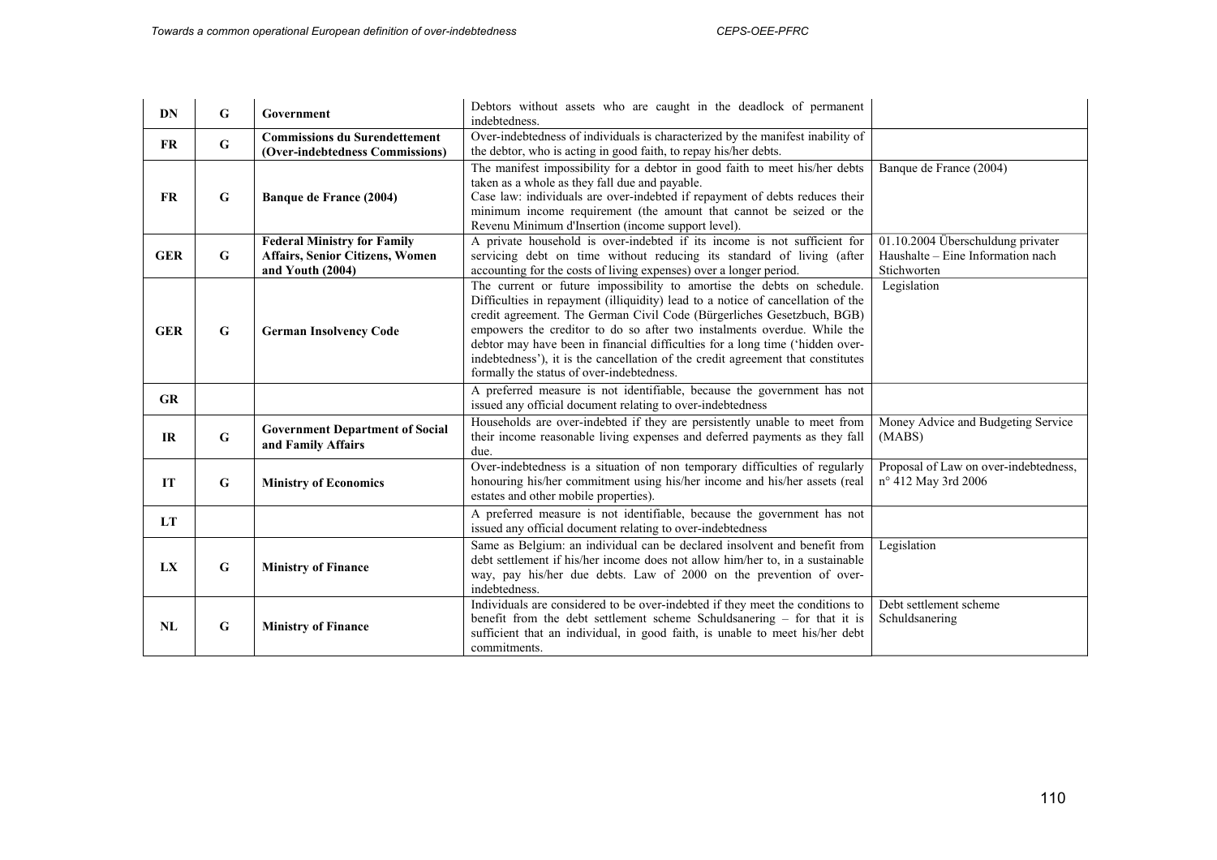| DN | G | Government | Debtors without assets who are caught in the deadlock of permanent indebtedness. | |
|---|---|---|---|---|
| FR | G | **Commissions du Surendettement (Over-indebtedness Commissions)** | Over-indebtedness of individuals is characterized by the manifest inability of the debtor, who is acting in good faith, to repay his/her debts. | |
| FR | G | **Banque de France (2004)** | The manifest impossibility for a debtor in good faith to meet his/her debts taken as a whole as they fall due and payable.<br>Case law: individuals are over-indebted if repayment of debts reduces their minimum income requirement (the amount that cannot be seized or the Revenu Minimum d'Insertion (income support level). | Banque de France (2004) |
| GER | G | **Federal Ministry for Family Affairs, Senior Citizens, Women and Youth (2004)** | A private household is over-indebted if its income is not sufficient for servicing debt on time without reducing its standard of living (after accounting for the costs of living expenses) over a longer period. | 01.10.2004 Überschuldung privater Haushalte – Eine Information nach Stichworten |
| GER | G | **German Insolvency Code** | The current or future impossibility to amortise the debts on schedule. Difficulties in repayment (illiquidity) lead to a notice of cancellation of the credit agreement. The German Civil Code (Bürgerliches Gesetzbuch, BGB) empowers the creditor to do so after two instalments overdue. While the debtor may have been in financial difficulties for a long time ('hidden over-indebtedness'), it is the cancellation of the credit agreement that constitutes formally the status of over-indebtedness. | Legislation |
| GR | | | A preferred measure is not identifiable, because the government has not issued any official document relating to over-indebtedness | |
| IR | G | **Government Department of Social and Family Affairs** | Households are over-indebted if they are persistently unable to meet from their income reasonable living expenses and deferred payments as they fall due. | Money Advice and Budgeting Service (MABS) |
| IT | G | **Ministry of Economics** | Over-indebtedness is a situation of non temporary difficulties of regularly honouring his/her commitment using his/her income and his/her assets (real estates and other mobile properties). | Proposal of Law on over-indebtedness, n° 412 May 3rd 2006 |
| LT | | | A preferred measure is not identifiable, because the government has not issued any official document relating to over-indebtedness | |
| LX | G | **Ministry of Finance** | Same as Belgium: an individual can be declared insolvent and benefit from debt settlement if his/her income does not allow him/her to, in a sustainable way, pay his/her due debts. Law of 2000 on the prevention of over-indebtedness. | Legislation |
| NL | G | **Ministry of Finance** | Individuals are considered to be over-indebted if they meet the conditions to benefit from the debt settlement scheme Schuldsanering – for that it is sufficient that an individual, in good faith, is unable to meet his/her debt commitments. | Debt settlement scheme Schuldsanering |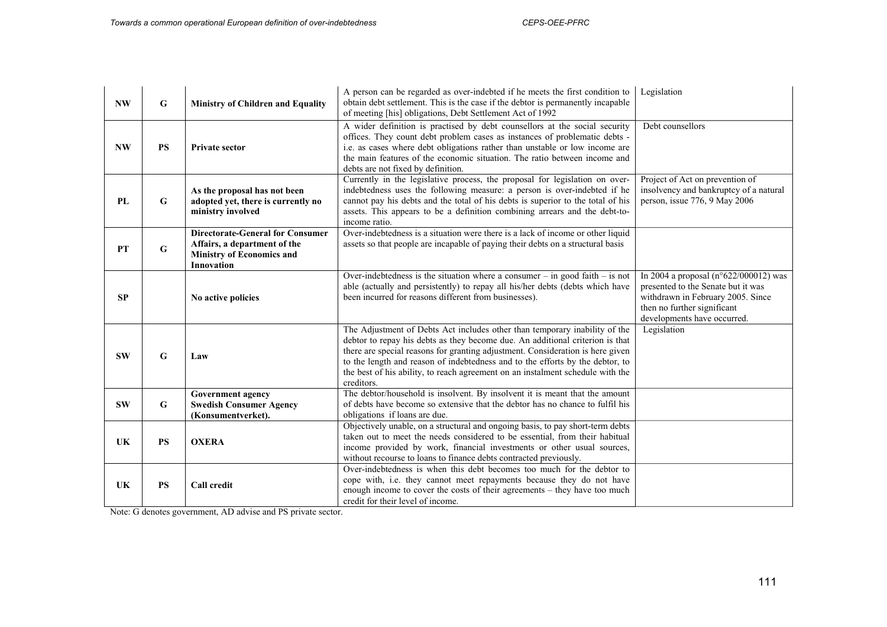| NW | G | **Ministry of Children and Equality** | A person can be regarded as over-indebted if he meets the first condition to obtain debt settlement. This is the case if the debtor is permanently incapable of meeting [his] obligations, Debt Settlement Act of 1992 | Legislation |
|---|---|---|---|---|
| **NW** | **PS** | **Private sector** | A wider definition is practised by debt counsellors at the social security offices. They count debt problem cases as instances of problematic debts - i.e. as cases where debt obligations rather than unstable or low income are the main features of the economic situation. The ratio between income and debts are not fixed by definition. | Debt counsellors |
| **PL** | **G** | **As the proposal has not been adopted yet, there is currently no ministry involved** | Currently in the legislative process, the proposal for legislation on over-indebtedness uses the following measure: a person is over-indebted if he cannot pay his debts and the total of his debts is superior to the total of his assets. This appears to be a definition combining arrears and the debt-to-income ratio. | Project of Act on prevention of insolvency and bankruptcy of a natural person, issue 776, 9 May 2006 |
| **PT** | **G** | **Directorate-General for Consumer Affairs, a department of the Ministry of Economics and Innovation** | Over-indebtedness is a situation were there is a lack of income or other liquid assets so that people are incapable of paying their debts on a structural basis | |
| **SP** | | **No active policies** | Over-indebtedness is the situation where a consumer – in good faith – is not able (actually and persistently) to repay all his/her debts (debts which have been incurred for reasons different from businesses). | In 2004 a proposal (n°622/000012) was presented to the Senate but it was withdrawn in February 2005. Since then no further significant developments have occurred. |
| **SW** | **G** | **Law** | The Adjustment of Debts Act includes other than temporary inability of the debtor to repay his debts as they become due. An additional criterion is that there are special reasons for granting adjustment. Consideration is here given to the length and reason of indebtedness and to the efforts by the debtor, to the best of his ability, to reach agreement on an instalment schedule with the creditors. | Legislation |
| **SW** | **G** | **Government agency Swedish Consumer Agency (Konsumentverket).** | The debtor/household is insolvent. By insolvent it is meant that the amount of debts have become so extensive that the debtor has no chance to fulfil his obligations if loans are due. | |
| **UK** | **PS** | **OXERA** | Objectively unable, on a structural and ongoing basis, to pay short-term debts taken out to meet the needs considered to be essential, from their habitual income provided by work, financial investments or other usual sources, without recourse to loans to finance debts contracted previously. | |
| **UK** | **PS** | **Call credit** | Over-indebtedness is when this debt becomes too much for the debtor to cope with, i.e. they cannot meet repayments because they do not have enough income to cover the costs of their agreements – they have too much credit for their level of income. | |

Note: G denotes government, AD advise and PS private sector.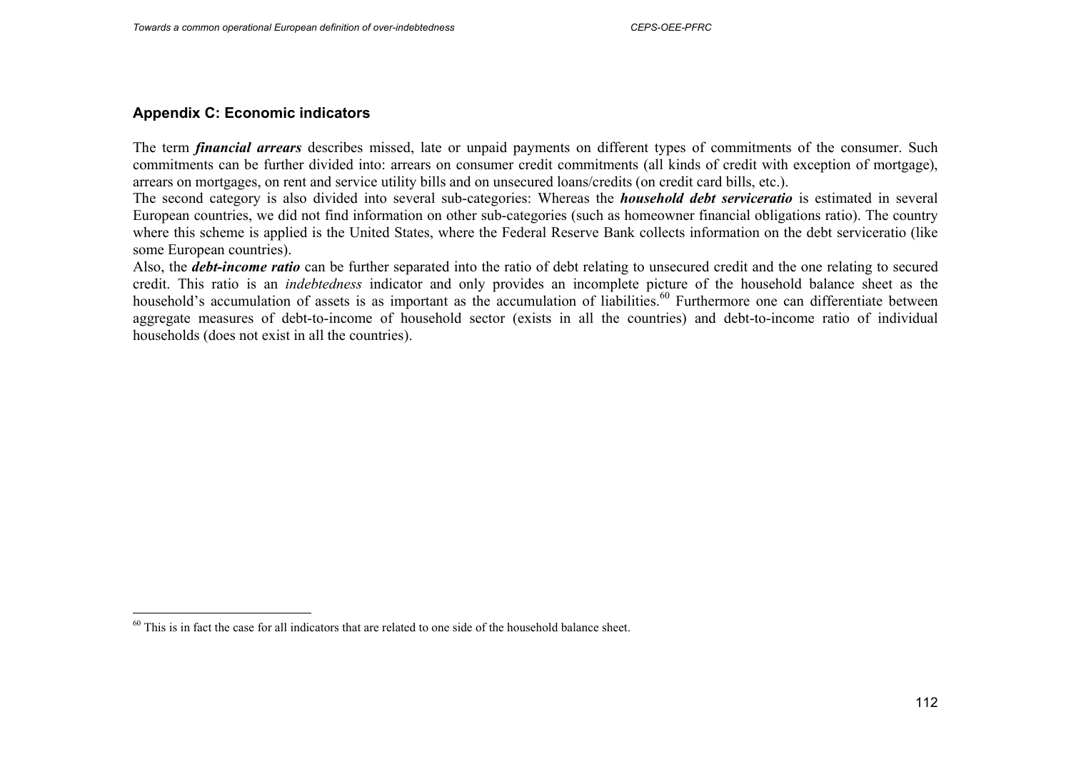## Appendix C: Economic indicators

The term ***financial arrears*** describes missed, late or unpaid payments on different types of commitments of the consumer. Such commitments can be further divided into: arrears on consumer credit commitments (all kinds of credit with exception of mortgage), arrears on mortgages, on rent and service utility bills and on unsecured loans/credits (on credit card bills, etc.).

The second category is also divided into several sub-categories: Whereas the ***household debt serviceratio*** is estimated in several European countries, we did not find information on other sub-categories (such as homeowner financial obligations ratio). The country where this scheme is applied is the United States, where the Federal Reserve Bank collects information on the debt serviceratio (like some European countries).

Also, the ***debt-income ratio*** can be further separated into the ratio of debt relating to unsecured credit and the one relating to secured credit. This ratio is an *indebtedness* indicator and only provides an incomplete picture of the household balance sheet as the household's accumulation of assets is as important as the accumulation of liabilities.[60] Furthermore one can differentiate between aggregate measures of debt-to-income of household sector (exists in all the countries) and debt-to-income ratio of individual households (does not exist in all the countries).

---

[60] This is in fact the case for all indicators that are related to one side of the household balance sheet.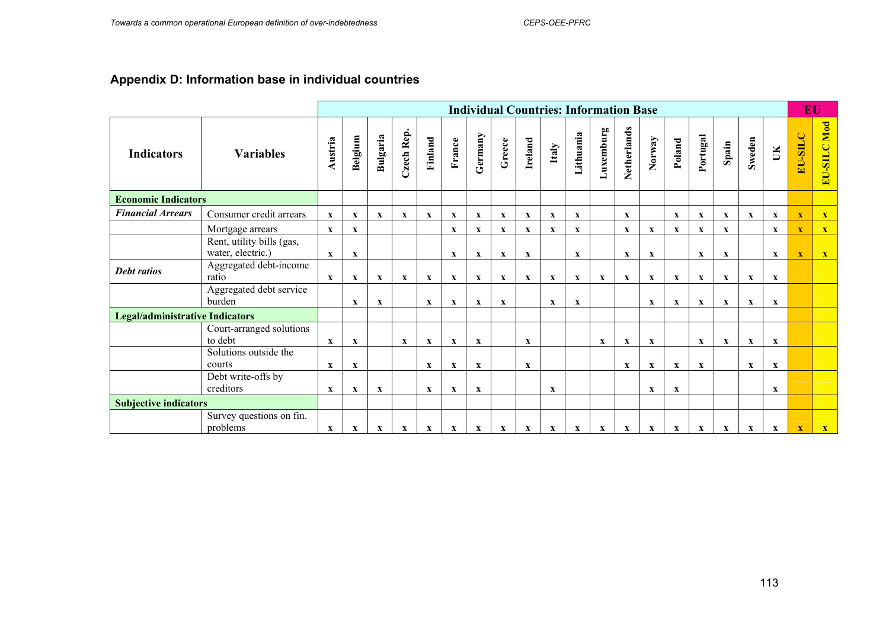## Appendix D: Information base in individual countries

| | | Individual Countries: Information Base | | | | | | | | | | | | | | | | | | | EU | |
|---|---|---|---|---|---|---|---|---|---|---|---|---|---|---|---|---|---|---|---|---|---|---|
| **Indicators** | **Variables** | **Austria** | **Belgium** | **Bulgaria** | **Czech Rep.** | **Finland** | **France** | **Germany** | **Greece** | **Ireland** | **Italy** | **Lithuania** | **Luxemburg** | **Netherlands** | **Norway** | **Poland** | **Portugal** | **Spain** | **Sweden** | **UK** | **EU-SILC** | **EU-SILC Mod** |
| **Economic Indicators** | | | | | | | | | | | | | | | | | | | | | | |
| ***Financial Arrears*** | Consumer credit arrears | x | x | x | x | x | x | x | x | x | x | x | | x | | x | x | x | x | x | x | x |
| | Mortgage arrears | x | x | | | | x | x | x | x | x | x | | x | x | x | x | x | | x | x | x |
| | Rent, utility bills (gas, water, electric.) | x | x | | | | x | x | x | x | | x | | x | x | | x | x | | x | x | x |
| ***Debt ratios*** | Aggregated debt-income ratio | x | x | x | x | x | x | x | x | x | x | x | x | x | x | x | x | x | x | x | | |
| | Aggregated debt service burden | | x | x | | x | x | x | x | | x | x | | | x | x | x | x | x | x | | |
| **Legal/administrative Indicators** | | | | | | | | | | | | | | | | | | | | | | |
| | Court-arranged solutions to debt | x | x | | x | x | x | x | | x | | | x | x | x | | x | x | x | x | | |
| | Solutions outside the courts | x | x | | | x | x | x | | x | | | | x | x | x | x | | x | x | | |
| | Debt write-offs by creditors | x | x | x | | x | x | x | | | x | | | | x | x | | | | x | | |
| **Subjective indicators** | | | | | | | | | | | | | | | | | | | | | | |
| | Survey questions on fin. problems | x | x | x | x | x | x | x | x | x | x | x | x | x | x | x | x | x | x | x | x | x |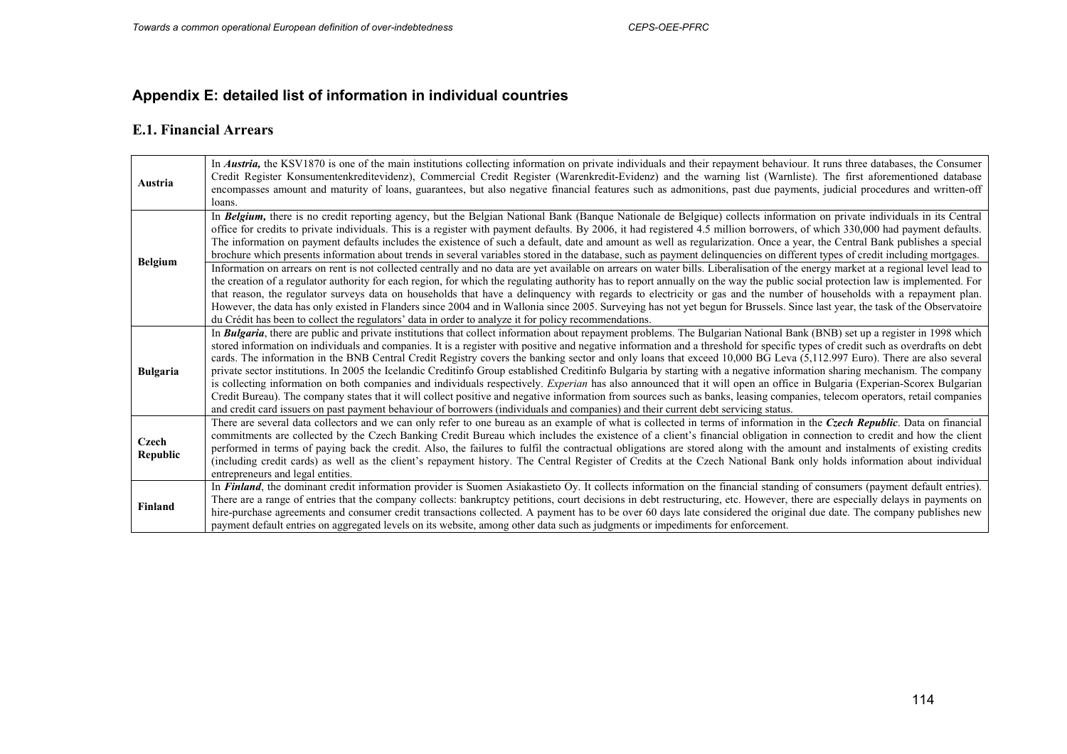## Appendix E: detailed list of information in individual countries

### E.1. Financial Arrears

| | |
|---|---|
| **Austria** | In ***Austria,*** the KSV1870 is one of the main institutions collecting information on private individuals and their repayment behaviour. It runs three databases, the Consumer Credit Register Konsumentenkreditevidenz), Commercial Credit Register (Warenkredit-Evidenz) and the warning list (Warnliste). The first aforementioned database encompasses amount and maturity of loans, guarantees, but also negative financial features such as admonitions, past due payments, judicial procedures and written-off loans. |
| **Belgium** | In ***Belgium,*** there is no credit reporting agency, but the Belgian National Bank (Banque Nationale de Belgique) collects information on private individuals in its Central office for credits to private individuals. This is a register with payment defaults. By 2006, it had registered 4.5 million borrowers, of which 330,000 had payment defaults. The information on payment defaults includes the existence of such a default, date and amount as well as regularization. Once a year, the Central Bank publishes a special brochure which presents information about trends in several variables stored in the database, such as payment delinquencies on different types of credit including mortgages. |
| | Information on arrears on rent is not collected centrally and no data are yet available on arrears on water bills. Liberalisation of the energy market at a regional level lead to the creation of a regulator authority for each region, for which the regulating authority has to report annually on the way the public social protection law is implemented. For that reason, the regulator surveys data on households that have a delinquency with regards to electricity or gas and the number of households with a repayment plan. However, the data has only existed in Flanders since 2004 and in Wallonia since 2005. Surveying has not yet begun for Brussels. Since last year, the task of the Observatoire du Crédit has been to collect the regulators' data in order to analyze it for policy recommendations. |
| **Bulgaria** | In ***Bulgaria***, there are public and private institutions that collect information about repayment problems. The Bulgarian National Bank (BNB) set up a register in 1998 which stored information on individuals and companies. It is a register with positive and negative information and a threshold for specific types of credit such as overdrafts on debt cards. The information in the BNB Central Credit Registry covers the banking sector and only loans that exceed 10,000 BG Leva (5,112.997 Euro). There are also several private sector institutions. In 2005 the Icelandic Creditinfo Group established Creditinfo Bulgaria by starting with a negative information sharing mechanism. The company is collecting information on both companies and individuals respectively. *Experian* has also announced that it will open an office in Bulgaria (Experian-Scorex Bulgarian Credit Bureau). The company states that it will collect positive and negative information from sources such as banks, leasing companies, telecom operators, retail companies and credit card issuers on past payment behaviour of borrowers (individuals and companies) and their current debt servicing status. |
| **Czech Republic** | There are several data collectors and we can only refer to one bureau as an example of what is collected in terms of information in the ***Czech Republic***. Data on financial commitments are collected by the Czech Banking Credit Bureau which includes the existence of a client's financial obligation in connection to credit and how the client performed in terms of paying back the credit. Also, the failures to fulfil the contractual obligations are stored along with the amount and instalments of existing credits (including credit cards) as well as the client's repayment history. The Central Register of Credits at the Czech National Bank only holds information about individual entrepreneurs and legal entities. |
| **Finland** | In ***Finland***, the dominant credit information provider is Suomen Asiakastieto Oy. It collects information on the financial standing of consumers (payment default entries). There are a range of entries that the company collects: bankruptcy petitions, court decisions in debt restructuring, etc. However, there are especially delays in payments on hire-purchase agreements and consumer credit transactions collected. A payment has to be over 60 days late considered the original due date. The company publishes new payment default entries on aggregated levels on its website, among other data such as judgments or impediments for enforcement. |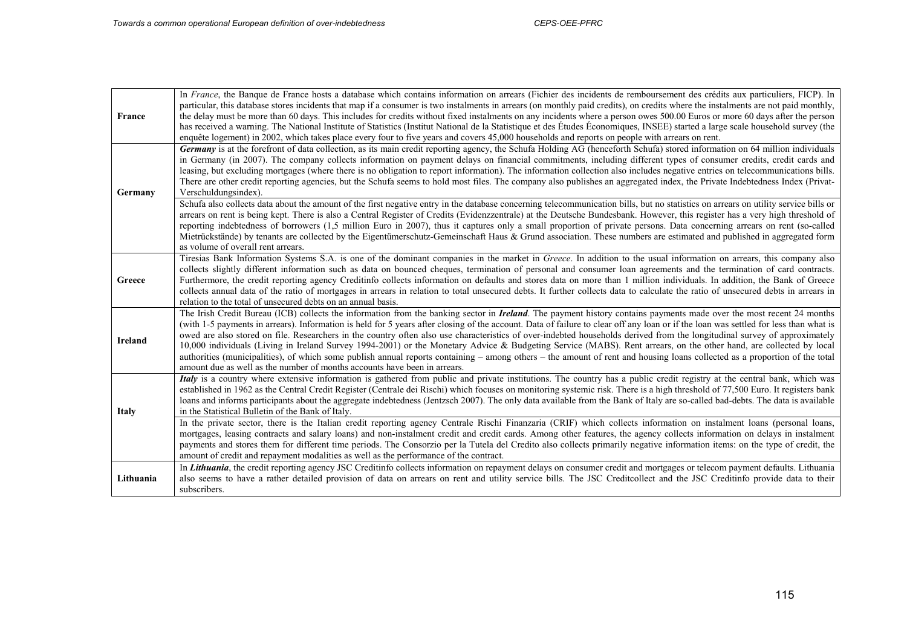| | |
|---|---|
| France | In *France*, the Banque de France hosts a database which contains information on arrears (Fichier des incidents de remboursement des crédits aux particuliers, FICP). In particular, this database stores incidents that map if a consumer is two instalments in arrears (on monthly paid credits), on credits where the instalments are not paid monthly, the delay must be more than 60 days. This includes for credits without fixed instalments on any incidents where a person owes 500.00 Euros or more 60 days after the person has received a warning. The National Institute of Statistics (Institut National de la Statistique et des Études Économiques, INSEE) started a large scale household survey (the enquête logement) in 2002, which takes place every four to five years and covers 45,000 households and reports on people with arrears on rent. |
| Germany | ***Germany*** is at the forefront of data collection, as its main credit reporting agency, the Schufa Holding AG (henceforth Schufa) stored information on 64 million individuals in Germany (in 2007). The company collects information on payment delays on financial commitments, including different types of consumer credits, credit cards and leasing, but excluding mortgages (where there is no obligation to report information). The information collection also includes negative entries on telecommunications bills. There are other credit reporting agencies, but the Schufa seems to hold most files. The company also publishes an aggregated index, the Private Indebtedness Index (Privat-Verschuldungsindex). |
| | Schufa also collects data about the amount of the first negative entry in the database concerning telecommunication bills, but no statistics on arrears on utility service bills or arrears on rent is being kept. There is also a Central Register of Credits (Evidenzzentrale) at the Deutsche Bundesbank. However, this register has a very high threshold of reporting indebtedness of borrowers (1,5 million Euro in 2007), thus it captures only a small proportion of private persons. Data concerning arrears on rent (so-called Mietrückstände) by tenants are collected by the Eigentümerschutz-Gemeinschaft Haus & Grund association. These numbers are estimated and published in aggregated form as volume of overall rent arrears. |
| Greece | Tiresias Bank Information Systems S.A. is one of the dominant companies in the market in *Greece*. In addition to the usual information on arrears, this company also collects slightly different information such as data on bounced cheques, termination of personal and consumer loan agreements and the termination of card contracts. Furthermore, the credit reporting agency Creditinfo collects information on defaults and stores data on more than 1 million individuals. In addition, the Bank of Greece collects annual data of the ratio of mortgages in arrears in relation to total unsecured debts. It further collects data to calculate the ratio of unsecured debts in arrears in relation to the total of unsecured debts on an annual basis. |
| Ireland | The Irish Credit Bureau (ICB) collects the information from the banking sector in ***Ireland***. The payment history contains payments made over the most recent 24 months (with 1-5 payments in arrears). Information is held for 5 years after closing of the account. Data of failure to clear off any loan or if the loan was settled for less than what is owed are also stored on file. Researchers in the country often also use characteristics of over-indebted households derived from the longitudinal survey of approximately 10,000 individuals (Living in Ireland Survey 1994-2001) or the Monetary Advice & Budgeting Service (MABS). Rent arrears, on the other hand, are collected by local authorities (municipalities), of which some publish annual reports containing – among others – the amount of rent and housing loans collected as a proportion of the total amount due as well as the number of months accounts have been in arrears. |
| Italy | ***Italy*** is a country where extensive information is gathered from public and private institutions. The country has a public credit registry at the central bank, which was established in 1962 as the Central Credit Register (Centrale dei Rischi) which focuses on monitoring systemic risk. There is a high threshold of 77,500 Euro. It registers bank loans and informs participants about the aggregate indebtedness (Jentzsch 2007). The only data available from the Bank of Italy are so-called bad-debts. The data is available in the Statistical Bulletin of the Bank of Italy. |
| | In the private sector, there is the Italian credit reporting agency Centrale Rischi Finanzaria (CRIF) which collects information on instalment loans (personal loans, mortgages, leasing contracts and salary loans) and non-instalment credit and credit cards. Among other features, the agency collects information on delays in instalment payments and stores them for different time periods. The Consorzio per la Tutela del Credito also collects primarily negative information items: on the type of credit, the amount of credit and repayment modalities as well as the performance of the contract. |
| Lithuania | In ***Lithuania***, the credit reporting agency JSC Creditinfo collects information on repayment delays on consumer credit and mortgages or telecom payment defaults. Lithuania also seems to have a rather detailed provision of data on arrears on rent and utility service bills. The JSC Creditcollect and the JSC Creditinfo provide data to their subscribers. |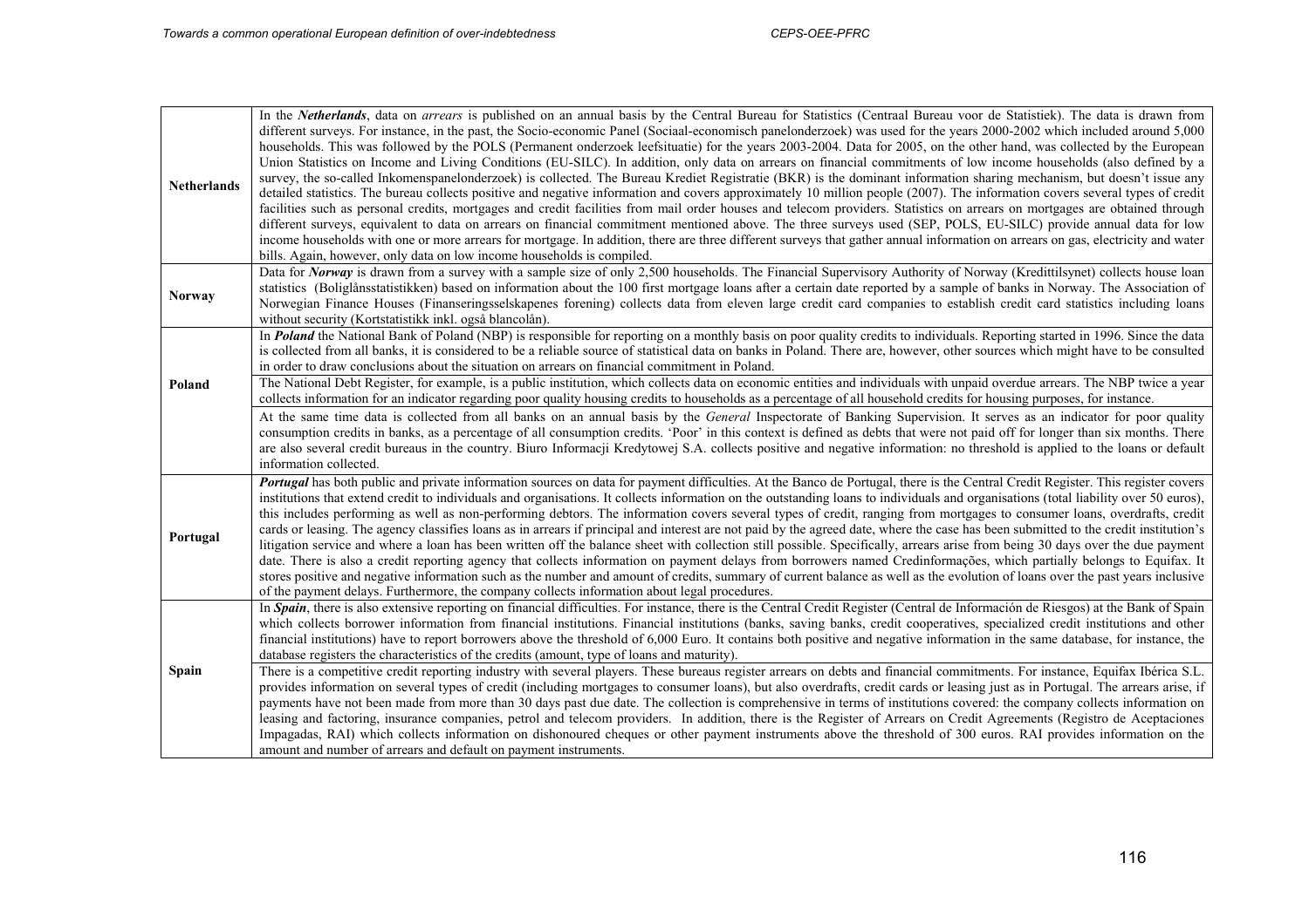| | |
|---|---|
| **Netherlands** | In the ***Netherlands***, data on *arrears* is published on an annual basis by the Central Bureau for Statistics (Centraal Bureau voor de Statistiek). The data is drawn from different surveys. For instance, in the past, the Socio-economic Panel (Sociaal-economisch panelonderzoek) was used for the years 2000-2002 which included around 5,000 households. This was followed by the POLS (Permanent onderzoek leefsituatie) for the years 2003-2004. Data for 2005, on the other hand, was collected by the European Union Statistics on Income and Living Conditions (EU-SILC). In addition, only data on arrears on financial commitments of low income households (also defined by a survey, the so-called Inkomenspanelonderzoek) is collected. The Bureau Krediet Registratie (BKR) is the dominant information sharing mechanism, but doesn't issue any detailed statistics. The bureau collects positive and negative information and covers approximately 10 million people (2007). The information covers several types of credit facilities such as personal credits, mortgages and credit facilities from mail order houses and telecom providers. Statistics on arrears on mortgages are obtained through different surveys, equivalent to data on arrears on financial commitment mentioned above. The three surveys used (SEP, POLS, EU-SILC) provide annual data for low income households with one or more arrears for mortgage. In addition, there are three different surveys that gather annual information on arrears on gas, electricity and water bills. Again, however, only data on low income households is compiled. |
| **Norway** | Data for ***Norway*** is drawn from a survey with a sample size of only 2,500 households. The Financial Supervisory Authority of Norway (Kredittilsynet) collects house loan statistics (Boliglånsstatistikken) based on information about the 100 first mortgage loans after a certain date reported by a sample of banks in Norway. The Association of Norwegian Finance Houses (Finanseringsselskapenes forening) collects data from eleven large credit card companies to establish credit card statistics including loans without security (Kortstatistikk inkl. også blancolån). |
| **Poland** | In ***Poland*** the National Bank of Poland (NBP) is responsible for reporting on a monthly basis on poor quality credits to individuals. Reporting started in 1996. Since the data is collected from all banks, it is considered to be a reliable source of statistical data on banks in Poland. There are, however, other sources which might have to be consulted in order to draw conclusions about the situation on arrears on financial commitment in Poland.<br><br>The National Debt Register, for example, is a public institution, which collects data on economic entities and individuals with unpaid overdue arrears. The NBP twice a year collects information for an indicator regarding poor quality housing credits to households as a percentage of all household credits for housing purposes, for instance.<br><br>At the same time data is collected from all banks on an annual basis by the *General* Inspectorate of Banking Supervision. It serves as an indicator for poor quality consumption credits in banks, as a percentage of all consumption credits. 'Poor' in this context is defined as debts that were not paid off for longer than six months. There are also several credit bureaus in the country. Biuro Informacji Kredytowej S.A. collects positive and negative information: no threshold is applied to the loans or default information collected. |
| **Portugal** | ***Portugal*** has both public and private information sources on data for payment difficulties. At the Banco de Portugal, there is the Central Credit Register. This register covers institutions that extend credit to individuals and organisations. It collects information on the outstanding loans to individuals and organisations (total liability over 50 euros), this includes performing as well as non-performing debtors. The information covers several types of credit, ranging from mortgages to consumer loans, overdrafts, credit cards or leasing. The agency classifies loans as in arrears if principal and interest are not paid by the agreed date, where the case has been submitted to the credit institution's litigation service and where a loan has been written off the balance sheet with collection still possible. Specifically, arrears arise from being 30 days over the due payment date. There is also a credit reporting agency that collects information on payment delays from borrowers named Credinformações, which partially belongs to Equifax. It stores positive and negative information such as the number and amount of credits, summary of current balance as well as the evolution of loans over the past years inclusive of the payment delays. Furthermore, the company collects information about legal procedures. |
| **Spain** | In ***Spain***, there is also extensive reporting on financial difficulties. For instance, there is the Central Credit Register (Central de Información de Riesgos) at the Bank of Spain which collects borrower information from financial institutions. Financial institutions (banks, saving banks, credit cooperatives, specialized credit institutions and other financial institutions) have to report borrowers above the threshold of 6,000 Euro. It contains both positive and negative information in the same database, for instance, the database registers the characteristics of the credits (amount, type of loans and maturity).<br><br>There is a competitive credit reporting industry with several players. These bureaus register arrears on debts and financial commitments. For instance, Equifax Ibérica S.L. provides information on several types of credit (including mortgages to consumer loans), but also overdrafts, credit cards or leasing just as in Portugal. The arrears arise, if payments have not been made from more than 30 days past due date. The collection is comprehensive in terms of institutions covered: the company collects information on leasing and factoring, insurance companies, petrol and telecom providers. In addition, there is the Register of Arrears on Credit Agreements (Registro de Aceptaciones Impagadas, RAI) which collects information on dishonoured cheques or other payment instruments above the threshold of 300 euros. RAI provides information on the amount and number of arrears and default on payment instruments. |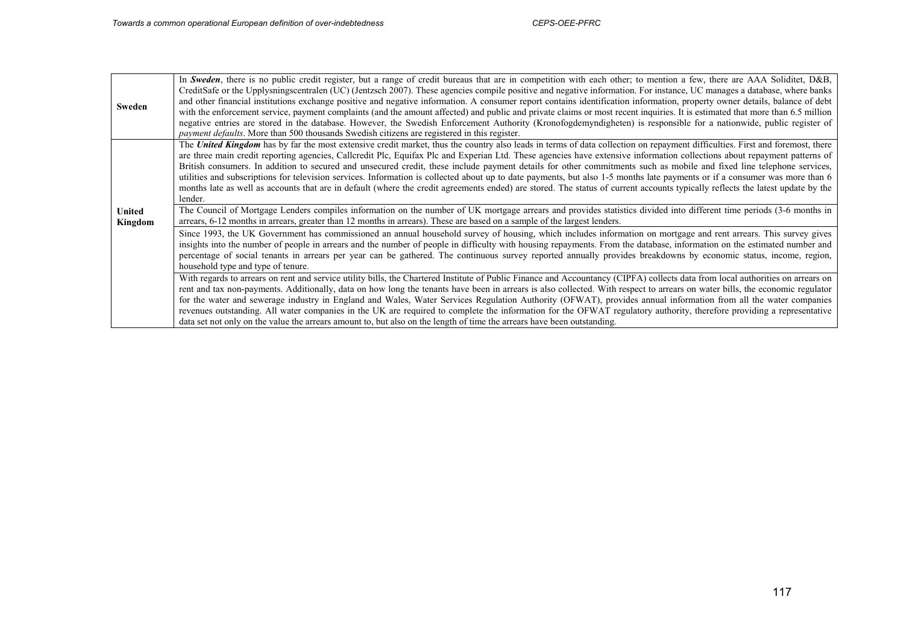| | |
|---|---|
| **Sweden** | In ***Sweden***, there is no public credit register, but a range of credit bureaus that are in competition with each other; to mention a few, there are AAA Soliditet, D&B, CreditSafe or the Upplysningscentralen (UC) (Jentzsch 2007). These agencies compile positive and negative information. For instance, UC manages a database, where banks and other financial institutions exchange positive and negative information. A consumer report contains identification information, property owner details, balance of debt with the enforcement service, payment complaints (and the amount affected) and public and private claims or most recent inquiries. It is estimated that more than 6.5 million negative entries are stored in the database. However, the Swedish Enforcement Authority (Kronofogdemyndigheten) is responsible for a nationwide, public register of *payment defaults*. More than 500 thousands Swedish citizens are registered in this register. |
| **United Kingdom** | The ***United Kingdom*** has by far the most extensive credit market, thus the country also leads in terms of data collection on repayment difficulties. First and foremost, there are three main credit reporting agencies, Callcredit Plc, Equifax Plc and Experian Ltd. These agencies have extensive information collections about repayment patterns of British consumers. In addition to secured and unsecured credit, these include payment details for other commitments such as mobile and fixed line telephone services, utilities and subscriptions for television services. Information is collected about up to date payments, but also 1-5 months late payments or if a consumer was more than 6 months late as well as accounts that are in default (where the credit agreements ended) are stored. The status of current accounts typically reflects the latest update by the lender. |
| | The Council of Mortgage Lenders compiles information on the number of UK mortgage arrears and provides statistics divided into different time periods (3-6 months in arrears, 6-12 months in arrears, greater than 12 months in arrears). These are based on a sample of the largest lenders. |
| | Since 1993, the UK Government has commissioned an annual household survey of housing, which includes information on mortgage and rent arrears. This survey gives insights into the number of people in arrears and the number of people in difficulty with housing repayments. From the database, information on the estimated number and percentage of social tenants in arrears per year can be gathered. The continuous survey reported annually provides breakdowns by economic status, income, region, household type and type of tenure. |
| | With regards to arrears on rent and service utility bills, the Chartered Institute of Public Finance and Accountancy (CIPFA) collects data from local authorities on arrears on rent and tax non-payments. Additionally, data on how long the tenants have been in arrears is also collected. With respect to arrears on water bills, the economic regulator for the water and sewerage industry in England and Wales, Water Services Regulation Authority (OFWAT), provides annual information from all the water companies revenues outstanding. All water companies in the UK are required to complete the information for the OFWAT regulatory authority, therefore providing a representative data set not only on the value the arrears amount to, but also on the length of time the arrears have been outstanding. |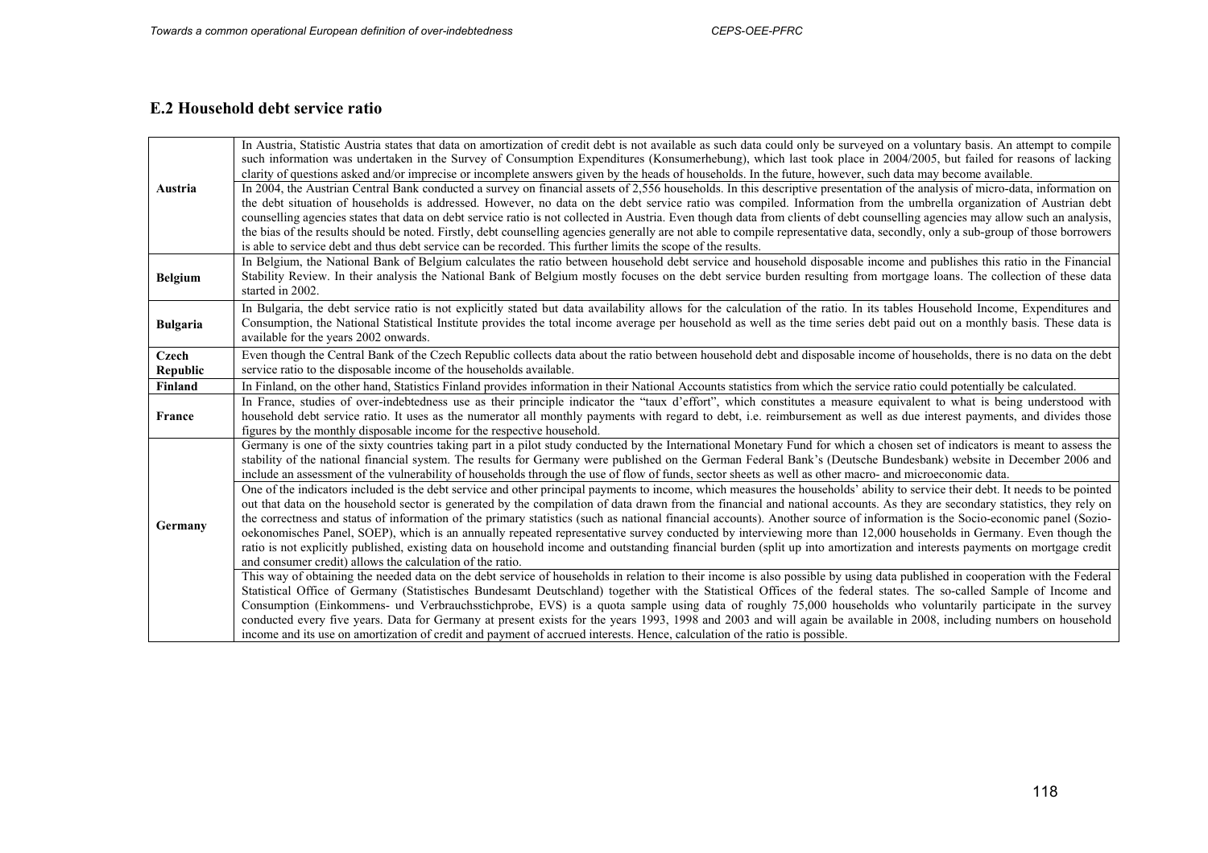## E.2 Household debt service ratio

| | |
|---|---|
| **Austria** | In Austria, Statistic Austria states that data on amortization of credit debt is not available as such data could only be surveyed on a voluntary basis. An attempt to compile such information was undertaken in the Survey of Consumption Expenditures (Konsumerhebung), which last took place in 2004/2005, but failed for reasons of lacking clarity of questions asked and/or imprecise or incomplete answers given by the heads of households. In the future, however, such data may become available. |
| | In 2004, the Austrian Central Bank conducted a survey on financial assets of 2,556 households. In this descriptive presentation of the analysis of micro-data, information on the debt situation of households is addressed. However, no data on the debt service ratio was compiled. Information from the umbrella organization of Austrian debt counselling agencies states that data on debt service ratio is not collected in Austria. Even though data from clients of debt counselling agencies may allow such an analysis, the bias of the results should be noted. Firstly, debt counselling agencies generally are not able to compile representative data, secondly, only a sub-group of those borrowers is able to service debt and thus debt service can be recorded. This further limits the scope of the results. |
| **Belgium** | In Belgium, the National Bank of Belgium calculates the ratio between household debt service and household disposable income and publishes this ratio in the Financial Stability Review. In their analysis the National Bank of Belgium mostly focuses on the debt service burden resulting from mortgage loans. The collection of these data started in 2002. |
| **Bulgaria** | In Bulgaria, the debt service ratio is not explicitly stated but data availability allows for the calculation of the ratio. In its tables Household Income, Expenditures and Consumption, the National Statistical Institute provides the total income average per household as well as the time series debt paid out on a monthly basis. These data is available for the years 2002 onwards. |
| **Czech Republic** | Even though the Central Bank of the Czech Republic collects data about the ratio between household debt and disposable income of households, there is no data on the debt service ratio to the disposable income of the households available. |
| **Finland** | In Finland, on the other hand, Statistics Finland provides information in their National Accounts statistics from which the service ratio could potentially be calculated. |
| **France** | In France, studies of over-indebtedness use as their principle indicator the "taux d'effort", which constitutes a measure equivalent to what is being understood with household debt service ratio. It uses as the numerator all monthly payments with regard to debt, i.e. reimbursement as well as due interest payments, and divides those figures by the monthly disposable income for the respective household. |
| **Germany** | Germany is one of the sixty countries taking part in a pilot study conducted by the International Monetary Fund for which a chosen set of indicators is meant to assess the stability of the national financial system. The results for Germany were published on the German Federal Bank's (Deutsche Bundesbank) website in December 2006 and include an assessment of the vulnerability of households through the use of flow of funds, sector sheets as well as other macro- and microeconomic data. |
| | One of the indicators included is the debt service and other principal payments to income, which measures the households' ability to service their debt. It needs to be pointed out that data on the household sector is generated by the compilation of data drawn from the financial and national accounts. As they are secondary statistics, they rely on the correctness and status of information of the primary statistics (such as national financial accounts). Another source of information is the Socio-economic panel (Sozio-oekonomisches Panel, SOEP), which is an annually repeated representative survey conducted by interviewing more than 12,000 households in Germany. Even though the ratio is not explicitly published, existing data on household income and outstanding financial burden (split up into amortization and interests payments on mortgage credit and consumer credit) allows the calculation of the ratio. |
| | This way of obtaining the needed data on the debt service of households in relation to their income is also possible by using data published in cooperation with the Federal Statistical Office of Germany (Statistisches Bundesamt Deutschland) together with the Statistical Offices of the federal states. The so-called Sample of Income and Consumption (Einkommens- und Verbrauchsstichprobe, EVS) is a quota sample using data of roughly 75,000 households who voluntarily participate in the survey conducted every five years. Data for Germany at present exists for the years 1993, 1998 and 2003 and will again be available in 2008, including numbers on household income and its use on amortization of credit and payment of accrued interests. Hence, calculation of the ratio is possible. |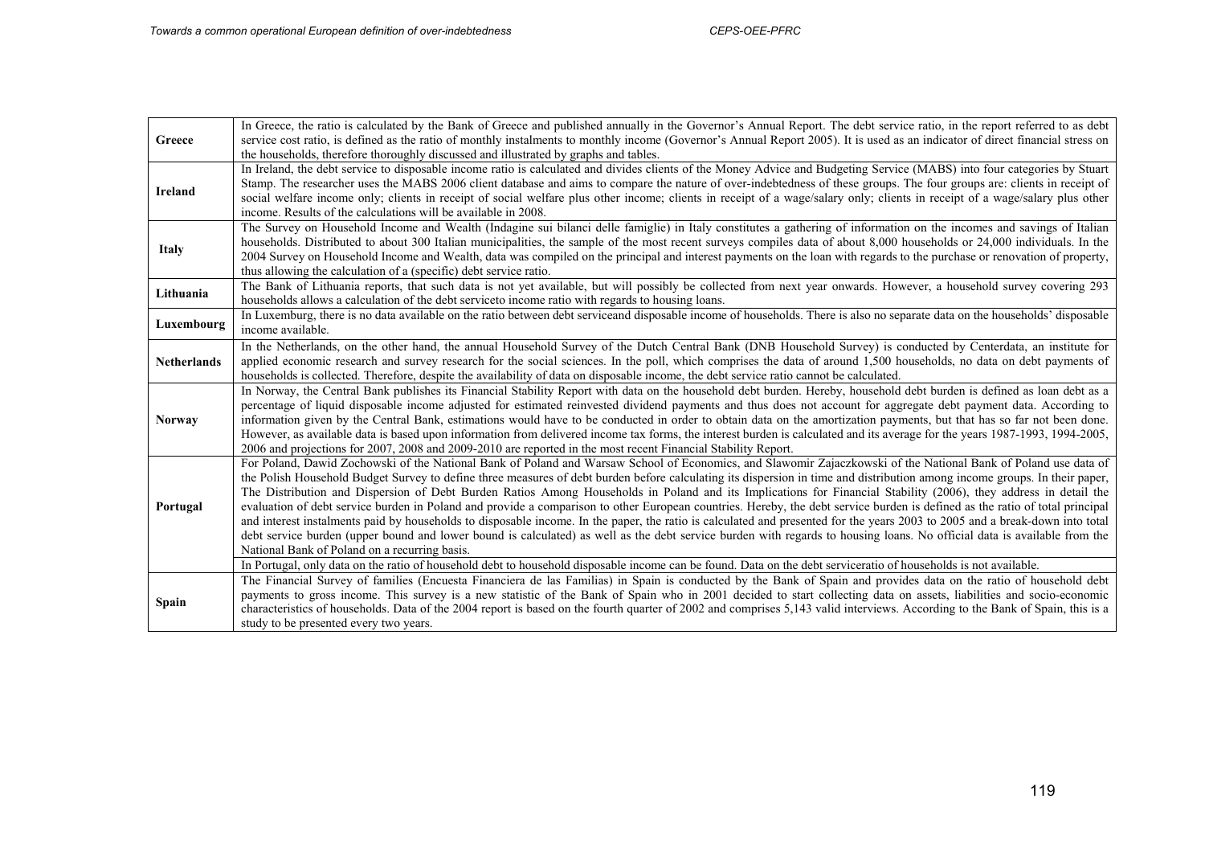| | |
|---|---|
| **Greece** | In Greece, the ratio is calculated by the Bank of Greece and published annually in the Governor's Annual Report. The debt service ratio, in the report referred to as debt service cost ratio, is defined as the ratio of monthly instalments to monthly income (Governor's Annual Report 2005). It is used as an indicator of direct financial stress on the households, therefore thoroughly discussed and illustrated by graphs and tables. |
| **Ireland** | In Ireland, the debt service to disposable income ratio is calculated and divides clients of the Money Advice and Budgeting Service (MABS) into four categories by Stuart Stamp. The researcher uses the MABS 2006 client database and aims to compare the nature of over-indebtedness of these groups. The four groups are: clients in receipt of social welfare income only; clients in receipt of social welfare plus other income; clients in receipt of a wage/salary only; clients in receipt of a wage/salary plus other income. Results of the calculations will be available in 2008. |
| **Italy** | The Survey on Household Income and Wealth (Indagine sui bilanci delle famiglie) in Italy constitutes a gathering of information on the incomes and savings of Italian households. Distributed to about 300 Italian municipalities, the sample of the most recent surveys compiles data of about 8,000 households or 24,000 individuals. In the 2004 Survey on Household Income and Wealth, data was compiled on the principal and interest payments on the loan with regards to the purchase or renovation of property, thus allowing the calculation of a (specific) debt service ratio. |
| **Lithuania** | The Bank of Lithuania reports, that such data is not yet available, but will possibly be collected from next year onwards. However, a household survey covering 293 households allows a calculation of the debt serviceto income ratio with regards to housing loans. |
| **Luxembourg** | In Luxemburg, there is no data available on the ratio between debt serviceand disposable income of households. There is also no separate data on the households' disposable income available. |
| **Netherlands** | In the Netherlands, on the other hand, the annual Household Survey of the Dutch Central Bank (DNB Household Survey) is conducted by Centerdata, an institute for applied economic research and survey research for the social sciences. In the poll, which comprises the data of around 1,500 households, no data on debt payments of households is collected. Therefore, despite the availability of data on disposable income, the debt service ratio cannot be calculated. |
| **Norway** | In Norway, the Central Bank publishes its Financial Stability Report with data on the household debt burden. Hereby, household debt burden is defined as loan debt as a percentage of liquid disposable income adjusted for estimated reinvested dividend payments and thus does not account for aggregate debt payment data. According to information given by the Central Bank, estimations would have to be conducted in order to obtain data on the amortization payments, but that has so far not been done. However, as available data is based upon information from delivered income tax forms, the interest burden is calculated and its average for the years 1987-1993, 1994-2005, 2006 and projections for 2007, 2008 and 2009-2010 are reported in the most recent Financial Stability Report. |
| **Portugal** | For Poland, Dawid Zochowski of the National Bank of Poland and Warsaw School of Economics, and Slawomir Zajaczkowski of the National Bank of Poland use data of the Polish Household Budget Survey to define three measures of debt burden before calculating its dispersion in time and distribution among income groups. In their paper, The Distribution and Dispersion of Debt Burden Ratios Among Households in Poland and its Implications for Financial Stability (2006), they address in detail the evaluation of debt service burden in Poland and provide a comparison to other European countries. Hereby, the debt service burden is defined as the ratio of total principal and interest instalments paid by households to disposable income. In the paper, the ratio is calculated and presented for the years 2003 to 2005 and a break-down into total debt service burden (upper bound and lower bound is calculated) as well as the debt service burden with regards to housing loans. No official data is available from the National Bank of Poland on a recurring basis. |
| | In Portugal, only data on the ratio of household debt to household disposable income can be found. Data on the debt serviceratio of households is not available. |
| **Spain** | The Financial Survey of families (Encuesta Financiera de las Familias) in Spain is conducted by the Bank of Spain and provides data on the ratio of household debt payments to gross income. This survey is a new statistic of the Bank of Spain who in 2001 decided to start collecting data on assets, liabilities and socio-economic characteristics of households. Data of the 2004 report is based on the fourth quarter of 2002 and comprises 5,143 valid interviews. According to the Bank of Spain, this is a study to be presented every two years. |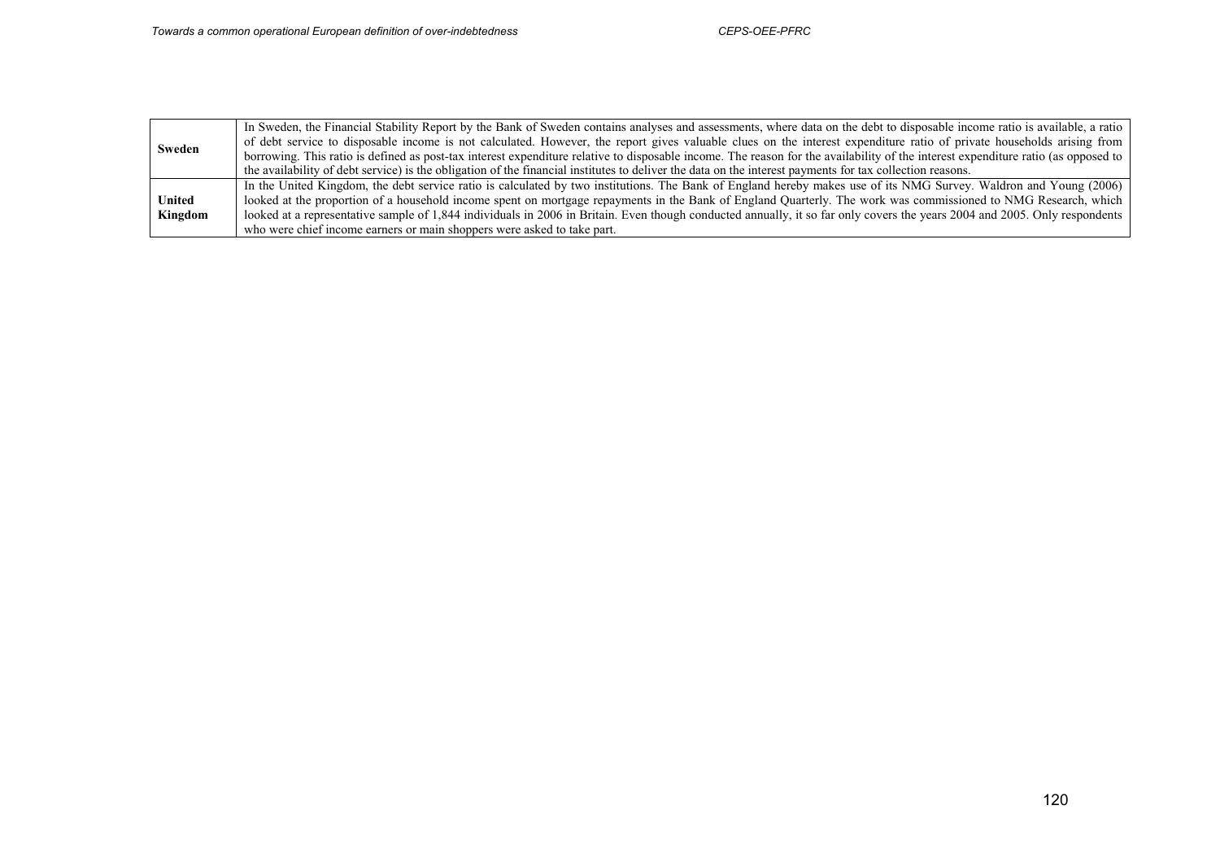| | |
|---|---|
| **Sweden** | In Sweden, the Financial Stability Report by the Bank of Sweden contains analyses and assessments, where data on the debt to disposable income ratio is available, a ratio of debt service to disposable income is not calculated. However, the report gives valuable clues on the interest expenditure ratio of private households arising from borrowing. This ratio is defined as post-tax interest expenditure relative to disposable income. The reason for the availability of the interest expenditure ratio (as opposed to the availability of debt service) is the obligation of the financial institutes to deliver the data on the interest payments for tax collection reasons. |
| **United Kingdom** | In the United Kingdom, the debt service ratio is calculated by two institutions. The Bank of England hereby makes use of its NMG Survey. Waldron and Young (2006) looked at the proportion of a household income spent on mortgage repayments in the Bank of England Quarterly. The work was commissioned to NMG Research, which looked at a representative sample of 1,844 individuals in 2006 in Britain. Even though conducted annually, it so far only covers the years 2004 and 2005. Only respondents who were chief income earners or main shoppers were asked to take part. |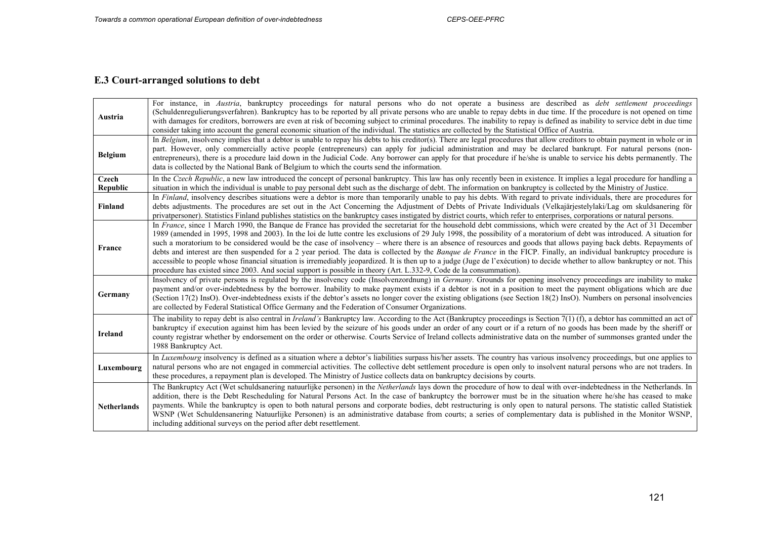## E.3 Court-arranged solutions to debt

| | |
|---|---|
| **Austria** | For instance, in *Austria*, bankruptcy proceedings for natural persons who do not operate a business are described as *debt settlement proceedings* (Schuldenregulierungsverfahren). Bankruptcy has to be reported by all private persons who are unable to repay debts in due time. If the procedure is not opened on time with damages for creditors, borrowers are even at risk of becoming subject to criminal procedures. The inability to repay is defined as inability to service debt in due time consider taking into account the general economic situation of the individual. The statistics are collected by the Statistical Office of Austria. |
| **Belgium** | In *Belgium*, insolvency implies that a debtor is unable to repay his debts to his creditor(s). There are legal procedures that allow creditors to obtain payment in whole or in part. However, only commercially active people (entrepreneurs) can apply for judicial administration and may be declared bankrupt. For natural persons (non-entrepreneurs), there is a procedure laid down in the Judicial Code. Any borrower can apply for that procedure if he/she is unable to service his debts permanently. The data is collected by the National Bank of Belgium to which the courts send the information. |
| **Czech Republic** | In the *Czech Republic*, a new law introduced the concept of personal bankruptcy. This law has only recently been in existence. It implies a legal procedure for handling a situation in which the individual is unable to pay personal debt such as the discharge of debt. The information on bankruptcy is collected by the Ministry of Justice. |
| **Finland** | In *Finland*, insolvency describes situations were a debtor is more than temporarily unable to pay his debts. With regard to private individuals, there are procedures for debts adjustments. The procedures are set out in the Act Concerning the Adjustment of Debts of Private Individuals (Velkajärjestelylaki/Lag om skuldsanering för privatpersoner). Statistics Finland publishes statistics on the bankruptcy cases instigated by district courts, which refer to enterprises, corporations or natural persons. |
| **France** | In *France*, since 1 March 1990, the Banque de France has provided the secretariat for the household debt commissions, which were created by the Act of 31 December 1989 (amended in 1995, 1998 and 2003). In the loi de lutte contre les exclusions of 29 July 1998, the possibility of a moratorium of debt was introduced. A situation for such a moratorium to be considered would be the case of insolvency – where there is an absence of resources and goods that allows paying back debts. Repayments of debts and interest are then suspended for a 2 year period. The data is collected by the *Banque de France* in the FICP. Finally, an individual bankruptcy procedure is accessible to people whose financial situation is irremediably jeopardized. It is then up to a judge (Juge de l'exécution) to decide whether to allow bankruptcy or not. This procedure has existed since 2003. And social support is possible in theory (Art. L.332-9, Code de la consummation). |
| **Germany** | Insolvency of private persons is regulated by the insolvency code (Insolvenzordnung) in *Germany*. Grounds for opening insolvency proceedings are inability to make payment and/or over-indebtedness by the borrower. Inability to make payment exists if a debtor is not in a position to meet the payment obligations which are due (Section 17(2) InsO). Over-indebtedness exists if the debtor's assets no longer cover the existing obligations (see Section 18(2) InsO). Numbers on personal insolvencies are collected by Federal Statistical Office Germany and the Federation of Consumer Organizations. |
| **Ireland** | The inability to repay debt is also central in *Ireland's* Bankruptcy law. According to the Act (Bankruptcy proceedings is Section 7(1) (f), a debtor has committed an act of bankruptcy if execution against him has been levied by the seizure of his goods under an order of any court or if a return of no goods has been made by the sheriff or county registrar whether by endorsement on the order or otherwise. Courts Service of Ireland collects administrative data on the number of summonses granted under the 1988 Bankruptcy Act. |
| **Luxembourg** | In *Luxembourg* insolvency is defined as a situation where a debtor's liabilities surpass his/her assets. The country has various insolvency proceedings, but one applies to natural persons who are not engaged in commercial activities. The collective debt settlement procedure is open only to insolvent natural persons who are not traders. In these procedures, a repayment plan is developed. The Ministry of Justice collects data on bankruptcy decisions by courts. |
| **Netherlands** | The Bankruptcy Act (Wet schuldsanering natuurlijke personen) in the *Netherlands* lays down the procedure of how to deal with over-indebtedness in the Netherlands. In addition, there is the Debt Rescheduling for Natural Persons Act. In the case of bankruptcy the borrower must be in the situation where he/she has ceased to make payments. While the bankruptcy is open to both natural persons and corporate bodies, debt restructuring is only open to natural persons. The statistic called Statistiek WSNP (Wet Schuldensanering Natuurlijke Personen) is an administrative database from courts; a series of complementary data is published in the Monitor WSNP, including additional surveys on the period after debt resettlement. |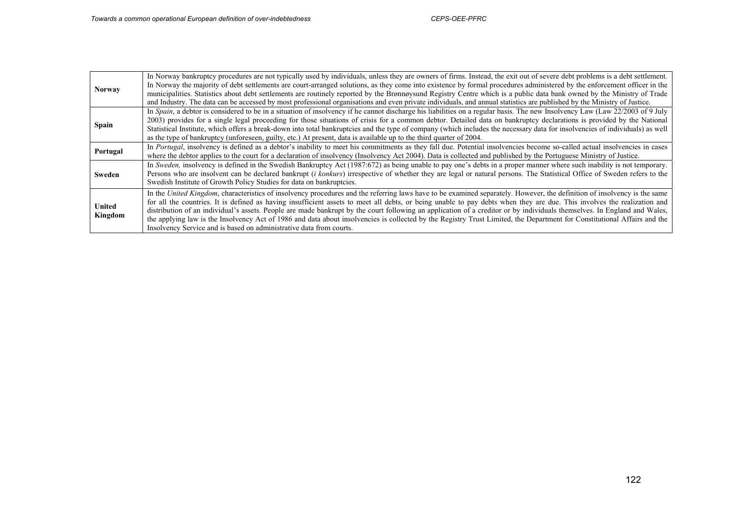| | |
|---|---|
| **Norway** | In Norway bankruptcy procedures are not typically used by individuals, unless they are owners of firms. Instead, the exit out of severe debt problems is a debt settlement. In Norway the majority of debt settlements are court-arranged solutions, as they come into existence by formal procedures administered by the enforcement officer in the municipalities. Statistics about debt settlements are routinely reported by the Brønnøysund Registry Centre which is a public data bank owned by the Ministry of Trade and Industry. The data can be accessed by most professional organisations and even private individuals, and annual statistics are published by the Ministry of Justice. |
| **Spain** | In *Spain*, a debtor is considered to be in a situation of insolvency if he cannot discharge his liabilities on a regular basis. The new Insolvency Law (Law 22/2003 of 9 July 2003) provides for a single legal proceeding for those situations of crisis for a common debtor. Detailed data on bankruptcy declarations is provided by the National Statistical Institute, which offers a break-down into total bankruptcies and the type of company (which includes the necessary data for insolvencies of individuals) as well as the type of bankruptcy (unforeseen, guilty, etc.) At present, data is available up to the third quarter of 2004. |
| **Portugal** | In *Portugal*, insolvency is defined as a debtor's inability to meet his commitments as they fall due. Potential insolvencies become so-called actual insolvencies in cases where the debtor applies to the court for a declaration of insolvency (Insolvency Act 2004). Data is collected and published by the Portuguese Ministry of Justice. |
| **Sweden** | In *Sweden,* insolvency is defined in the Swedish Bankruptcy Act (1987:672) as being unable to pay one's debts in a proper manner where such inability is not temporary. Persons who are insolvent can be declared bankrupt (*i konkurs*) irrespective of whether they are legal or natural persons. The Statistical Office of Sweden refers to the Swedish Institute of Growth Policy Studies for data on bankruptcies. |
| **United Kingdom** | In the *United Kingdom*, characteristics of insolvency procedures and the referring laws have to be examined separately. However, the definition of insolvency is the same for all the countries. It is defined as having insufficient assets to meet all debts, or being unable to pay debts when they are due. This involves the realization and distribution of an individual's assets. People are made bankrupt by the court following an application of a creditor or by individuals themselves. In England and Wales, the applying law is the Insolvency Act of 1986 and data about insolvencies is collected by the Registry Trust Limited, the Department for Constitutional Affairs and the Insolvency Service and is based on administrative data from courts. |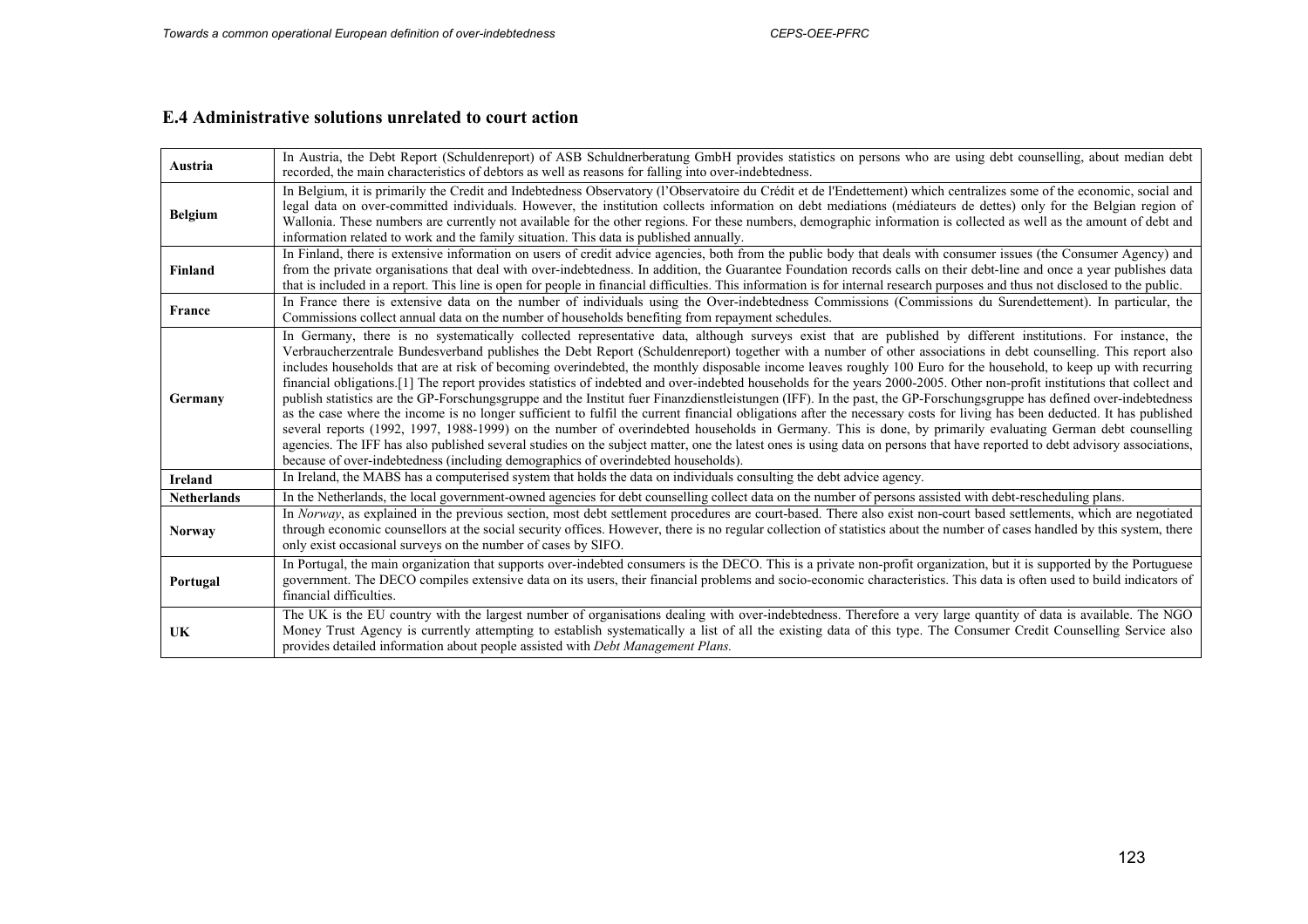## E.4 Administrative solutions unrelated to court action

| | |
|---|---|
| **Austria** | In Austria, the Debt Report (Schuldenreport) of ASB Schuldnerberatung GmbH provides statistics on persons who are using debt counselling, about median debt recorded, the main characteristics of debtors as well as reasons for falling into over-indebtedness. |
| **Belgium** | In Belgium, it is primarily the Credit and Indebtedness Observatory (l'Observatoire du Crédit et de l'Endettement) which centralizes some of the economic, social and legal data on over-committed individuals. However, the institution collects information on debt mediations (médiateurs de dettes) only for the Belgian region of Wallonia. These numbers are currently not available for the other regions. For these numbers, demographic information is collected as well as the amount of debt and information related to work and the family situation. This data is published annually. |
| **Finland** | In Finland, there is extensive information on users of credit advice agencies, both from the public body that deals with consumer issues (the Consumer Agency) and from the private organisations that deal with over-indebtedness. In addition, the Guarantee Foundation records calls on their debt-line and once a year publishes data that is included in a report. This line is open for people in financial difficulties. This information is for internal research purposes and thus not disclosed to the public. |
| **France** | In France there is extensive data on the number of individuals using the Over-indebtedness Commissions (Commissions du Surendettement). In particular, the Commissions collect annual data on the number of households benefiting from repayment schedules. |
| **Germany** | In Germany, there is no systematically collected representative data, although surveys exist that are published by different institutions. For instance, the Verbraucherzentrale Bundesverband publishes the Debt Report (Schuldenreport) together with a number of other associations in debt counselling. This report also includes households that are at risk of becoming overindebted, the monthly disposable income leaves roughly 100 Euro for the household, to keep up with recurring financial obligations.[1] The report provides statistics of indebted and over-indebted households for the years 2000-2005. Other non-profit institutions that collect and publish statistics are the GP-Forschungsgruppe and the Institut fuer Finanzdienstleistungen (IFF). In the past, the GP-Forschungsgruppe has defined over-indebtedness as the case where the income is no longer sufficient to fulfil the current financial obligations after the necessary costs for living has been deducted. It has published several reports (1992, 1997, 1988-1999) on the number of overindebted households in Germany. This is done, by primarily evaluating German debt counselling agencies. The IFF has also published several studies on the subject matter, one the latest ones is using data on persons that have reported to debt advisory associations, because of over-indebtedness (including demographics of overindebted households). |
| **Ireland** | In Ireland, the MABS has a computerised system that holds the data on individuals consulting the debt advice agency. |
| **Netherlands** | In the Netherlands, the local government-owned agencies for debt counselling collect data on the number of persons assisted with debt-rescheduling plans. |
| **Norway** | In *Norway*, as explained in the previous section, most debt settlement procedures are court-based. There also exist non-court based settlements, which are negotiated through economic counsellors at the social security offices. However, there is no regular collection of statistics about the number of cases handled by this system, there only exist occasional surveys on the number of cases by SIFO. |
| **Portugal** | In Portugal, the main organization that supports over-indebted consumers is the DECO. This is a private non-profit organization, but it is supported by the Portuguese government. The DECO compiles extensive data on its users, their financial problems and socio-economic characteristics. This data is often used to build indicators of financial difficulties. |
| **UK** | The UK is the EU country with the largest number of organisations dealing with over-indebtedness. Therefore a very large quantity of data is available. The NGO Money Trust Agency is currently attempting to establish systematically a list of all the existing data of this type. The Consumer Credit Counselling Service also provides detailed information about people assisted with *Debt Management Plans.* |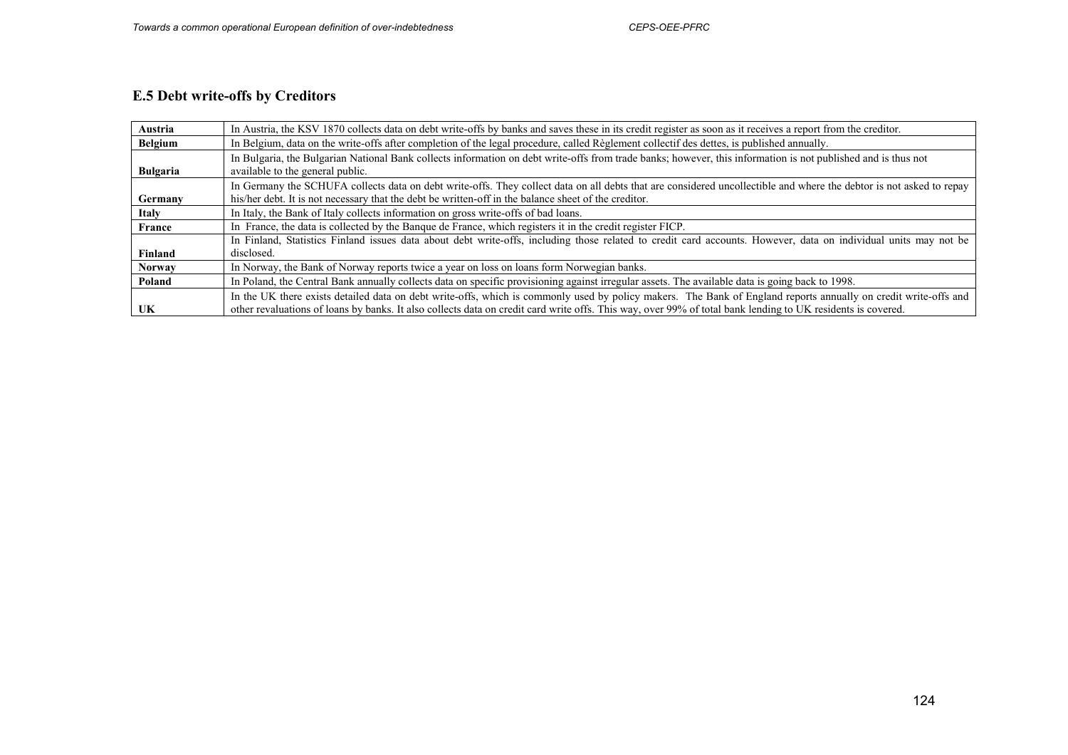## E.5 Debt write-offs by Creditors

| | |
|---|---|
| **Austria** | In Austria, the KSV 1870 collects data on debt write-offs by banks and saves these in its credit register as soon as it receives a report from the creditor. |
| **Belgium** | In Belgium, data on the write-offs after completion of the legal procedure, called Règlement collectif des dettes, is published annually. |
| **Bulgaria** | In Bulgaria, the Bulgarian National Bank collects information on debt write-offs from trade banks; however, this information is not published and is thus not available to the general public. |
| **Germany** | In Germany the SCHUFA collects data on debt write-offs. They collect data on all debts that are considered uncollectible and where the debtor is not asked to repay his/her debt. It is not necessary that the debt be written-off in the balance sheet of the creditor. |
| **Italy** | In Italy, the Bank of Italy collects information on gross write-offs of bad loans. |
| **France** | In France, the data is collected by the Banque de France, which registers it in the credit register FICP. |
| **Finland** | In Finland, Statistics Finland issues data about debt write-offs, including those related to credit card accounts. However, data on individual units may not be disclosed. |
| **Norway** | In Norway, the Bank of Norway reports twice a year on loss on loans form Norwegian banks. |
| **Poland** | In Poland, the Central Bank annually collects data on specific provisioning against irregular assets. The available data is going back to 1998. |
| **UK** | In the UK there exists detailed data on debt write-offs, which is commonly used by policy makers. The Bank of England reports annually on credit write-offs and other revaluations of loans by banks. It also collects data on credit card write offs. This way, over 99% of total bank lending to UK residents is covered. |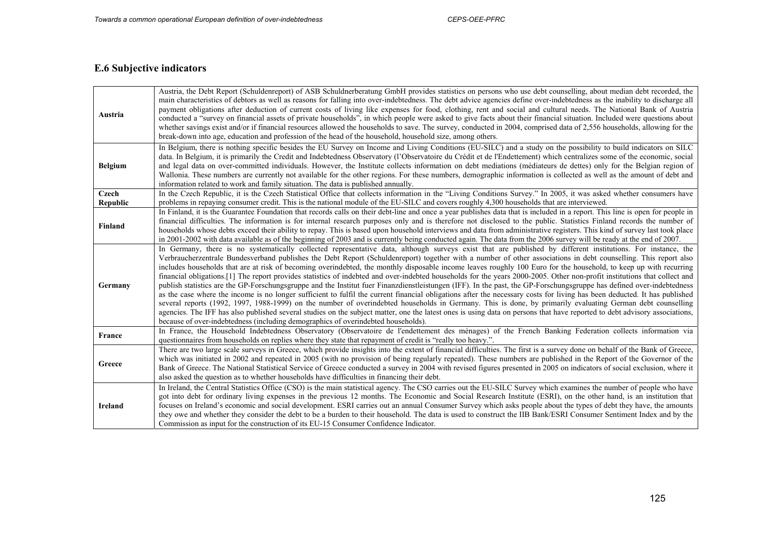## E.6 Subjective indicators

| | |
|---|---|
| **Austria** | Austria, the Debt Report (Schuldenreport) of ASB Schuldnerberatung GmbH provides statistics on persons who use debt counselling, about median debt recorded, the main characteristics of debtors as well as reasons for falling into over-indebtedness. The debt advice agencies define over-indebtedness as the inability to discharge all payment obligations after deduction of current costs of living like expenses for food, clothing, rent and social and cultural needs. The National Bank of Austria conducted a "survey on financial assets of private households", in which people were asked to give facts about their financial situation. Included were questions about whether savings exist and/or if financial resources allowed the households to save. The survey, conducted in 2004, comprised data of 2,556 households, allowing for the break-down into age, education and profession of the head of the household, household size, among others. |
| **Belgium** | In Belgium, there is nothing specific besides the EU Survey on Income and Living Conditions (EU-SILC) and a study on the possibility to build indicators on SILC data. In Belgium, it is primarily the Credit and Indebtedness Observatory (l'Observatoire du Crédit et de l'Endettement) which centralizes some of the economic, social and legal data on over-committed individuals. However, the Institute collects information on debt mediations (médiateurs de dettes) only for the Belgian region of Wallonia. These numbers are currently not available for the other regions. For these numbers, demographic information is collected as well as the amount of debt and information related to work and family situation. The data is published annually. |
| **Czech Republic** | In the Czech Republic, it is the Czech Statistical Office that collects information in the "Living Conditions Survey." In 2005, it was asked whether consumers have problems in repaying consumer credit. This is the national module of the EU-SILC and covers roughly 4,300 households that are interviewed. |
| **Finland** | In Finland, it is the Guarantee Foundation that records calls on their debt-line and once a year publishes data that is included in a report. This line is open for people in financial difficulties. The information is for internal research purposes only and is therefore not disclosed to the public. Statistics Finland records the number of households whose debts exceed their ability to repay. This is based upon household interviews and data from administrative registers. This kind of survey last took place in 2001-2002 with data available as of the beginning of 2003 and is currently being conducted again. The data from the 2006 survey will be ready at the end of 2007. |
| **Germany** | In Germany, there is no systematically collected representative data, although surveys exist that are published by different institutions. For instance, the Verbraucherzentrale Bundesverband publishes the Debt Report (Schuldenreport) together with a number of other associations in debt counselling. This report also includes households that are at risk of becoming overindebted, the monthly disposable income leaves roughly 100 Euro for the household, to keep up with recurring financial obligations.[1] The report provides statistics of indebted and over-indebted households for the years 2000-2005. Other non-profit institutions that collect and publish statistics are the GP-Forschungsgruppe and the Institut fuer Finanzdienstleistungen (IFF). In the past, the GP-Forschungsgruppe has defined over-indebtedness as the case where the income is no longer sufficient to fulfil the current financial obligations after the necessary costs for living has been deducted. It has published several reports (1992, 1997, 1988-1999) on the number of overindebted households in Germany. This is done, by primarily evaluating German debt counselling agencies. The IFF has also published several studies on the subject matter, one the latest ones is using data on persons that have reported to debt advisory associations, because of over-indebtedness (including demographics of overindebted households). |
| **France** | In France, the Household Indebtedness Observatory (Observatoire de l'endettement des ménages) of the French Banking Federation collects information via questionnaires from households on replies where they state that repayment of credit is "really too heavy.". |
| **Greece** | There are two large scale surveys in Greece, which provide insights into the extent of financial difficulties. The first is a survey done on behalf of the Bank of Greece, which was initiated in 2002 and repeated in 2005 (with no provision of being regularly repeated). These numbers are published in the Report of the Governor of the Bank of Greece. The National Statistical Service of Greece conducted a survey in 2004 with revised figures presented in 2005 on indicators of social exclusion, where it also asked the question as to whether households have difficulties in financing their debt. |
| **Ireland** | In Ireland, the Central Statistics Office (CSO) is the main statistical agency. The CSO carries out the EU-SILC Survey which examines the number of people who have got into debt for ordinary living expenses in the previous 12 months. The Economic and Social Research Institute (ESRI), on the other hand, is an institution that focuses on Ireland's economic and social development. ESRI carries out an annual Consumer Survey which asks people about the types of debt they have, the amounts they owe and whether they consider the debt to be a burden to their household. The data is used to construct the IIB Bank/ESRI Consumer Sentiment Index and by the Commission as input for the construction of its EU-15 Consumer Confidence Indicator. |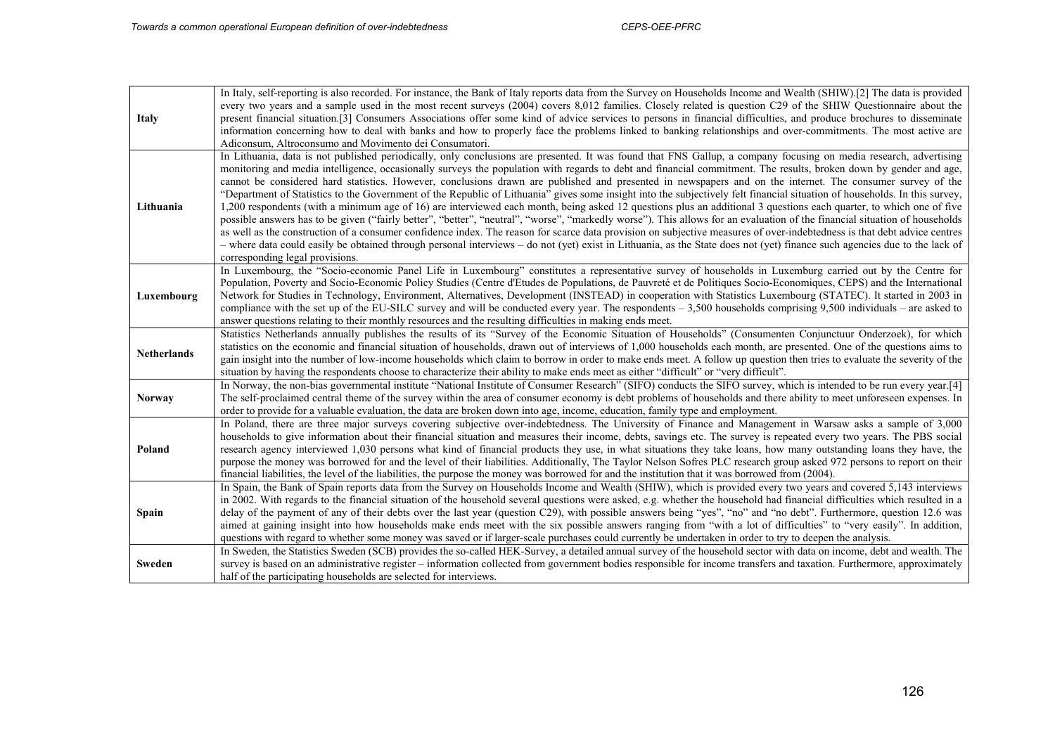| | |
|---|---|
| **Italy** | In Italy, self-reporting is also recorded. For instance, the Bank of Italy reports data from the Survey on Households Income and Wealth (SHIW).[2] The data is provided every two years and a sample used in the most recent surveys (2004) covers 8,012 families. Closely related is question C29 of the SHIW Questionnaire about the present financial situation.[3] Consumers Associations offer some kind of advice services to persons in financial difficulties, and produce brochures to disseminate information concerning how to deal with banks and how to properly face the problems linked to banking relationships and over-commitments. The most active are Adiconsum, Altroconsumo and Movimento dei Consumatori. |
| **Lithuania** | In Lithuania, data is not published periodically, only conclusions are presented. It was found that FNS Gallup, a company focusing on media research, advertising monitoring and media intelligence, occasionally surveys the population with regards to debt and financial commitment. The results, broken down by gender and age, cannot be considered hard statistics. However, conclusions drawn are published and presented in newspapers and on the internet. The consumer survey of the "Department of Statistics to the Government of the Republic of Lithuania" gives some insight into the subjectively felt financial situation of households. In this survey, 1,200 respondents (with a minimum age of 16) are interviewed each month, being asked 12 questions plus an additional 3 questions each quarter, to which one of five possible answers has to be given ("fairly better", "better", "neutral", "worse", "markedly worse"). This allows for an evaluation of the financial situation of households as well as the construction of a consumer confidence index. The reason for scarce data provision on subjective measures of over-indebtedness is that debt advice centres – where data could easily be obtained through personal interviews – do not (yet) exist in Lithuania, as the State does not (yet) finance such agencies due to the lack of corresponding legal provisions. |
| **Luxembourg** | In Luxembourg, the "Socio-economic Panel Life in Luxembourg" constitutes a representative survey of households in Luxemburg carried out by the Centre for Population, Poverty and Socio-Economic Policy Studies (Centre d'Etudes de Populations, de Pauvreté et de Politiques Socio-Economiques, CEPS) and the International Network for Studies in Technology, Environment, Alternatives, Development (INSTEAD) in cooperation with Statistics Luxembourg (STATEC). It started in 2003 in compliance with the set up of the EU-SILC survey and will be conducted every year. The respondents – 3,500 households comprising 9,500 individuals – are asked to answer questions relating to their monthly resources and the resulting difficulties in making ends meet. |
| **Netherlands** | Statistics Netherlands annually publishes the results of its "Survey of the Economic Situation of Households" (Consumenten Conjunctuur Onderzoek), for which statistics on the economic and financial situation of households, drawn out of interviews of 1,000 households each month, are presented. One of the questions aims to gain insight into the number of low-income households which claim to borrow in order to make ends meet. A follow up question then tries to evaluate the severity of the situation by having the respondents choose to characterize their ability to make ends meet as either "difficult" or "very difficult". |
| **Norway** | In Norway, the non-bias governmental institute "National Institute of Consumer Research" (SIFO) conducts the SIFO survey, which is intended to be run every year.[4] The self-proclaimed central theme of the survey within the area of consumer economy is debt problems of households and there ability to meet unforeseen expenses. In order to provide for a valuable evaluation, the data are broken down into age, income, education, family type and employment. |
| **Poland** | In Poland, there are three major surveys covering subjective over-indebtedness. The University of Finance and Management in Warsaw asks a sample of 3,000 households to give information about their financial situation and measures their income, debts, savings etc. The survey is repeated every two years. The PBS social research agency interviewed 1,030 persons what kind of financial products they use, in what situations they take loans, how many outstanding loans they have, the purpose the money was borrowed for and the level of their liabilities. Additionally, The Taylor Nelson Sofres PLC research group asked 972 persons to report on their financial liabilities, the level of the liabilities, the purpose the money was borrowed for and the institution that it was borrowed from (2004). |
| **Spain** | In Spain, the Bank of Spain reports data from the Survey on Households Income and Wealth (SHIW), which is provided every two years and covered 5,143 interviews in 2002. With regards to the financial situation of the household several questions were asked, e.g. whether the household had financial difficulties which resulted in a delay of the payment of any of their debts over the last year (question C29), with possible answers being "yes", "no" and "no debt". Furthermore, question 12.6 was aimed at gaining insight into how households make ends meet with the six possible answers ranging from "with a lot of difficulties" to "very easily". In addition, questions with regard to whether some money was saved or if larger-scale purchases could currently be undertaken in order to try to deepen the analysis. |
| **Sweden** | In Sweden, the Statistics Sweden (SCB) provides the so-called HEK-Survey, a detailed annual survey of the household sector with data on income, debt and wealth. The survey is based on an administrative register – information collected from government bodies responsible for income transfers and taxation. Furthermore, approximately half of the participating households are selected for interviews. |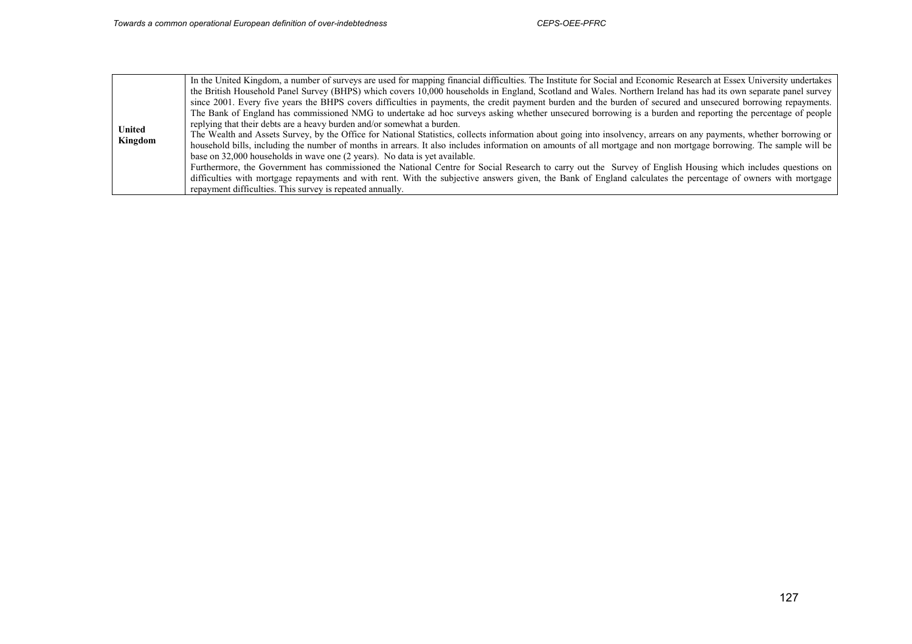| | |
|---|---|
| **United Kingdom** | In the United Kingdom, a number of surveys are used for mapping financial difficulties. The Institute for Social and Economic Research at Essex University undertakes the British Household Panel Survey (BHPS) which covers 10,000 households in England, Scotland and Wales. Northern Ireland has had its own separate panel survey since 2001. Every five years the BHPS covers difficulties in payments, the credit payment burden and the burden of secured and unsecured borrowing repayments. The Bank of England has commissioned NMG to undertake ad hoc surveys asking whether unsecured borrowing is a burden and reporting the percentage of people replying that their debts are a heavy burden and/or somewhat a burden.<br>The Wealth and Assets Survey, by the Office for National Statistics, collects information about going into insolvency, arrears on any payments, whether borrowing or household bills, including the number of months in arrears. It also includes information on amounts of all mortgage and non mortgage borrowing. The sample will be base on 32,000 households in wave one (2 years). No data is yet available.<br>Furthermore, the Government has commissioned the National Centre for Social Research to carry out the Survey of English Housing which includes questions on difficulties with mortgage repayments and with rent. With the subjective answers given, the Bank of England calculates the percentage of owners with mortgage repayment difficulties. This survey is repeated annually. |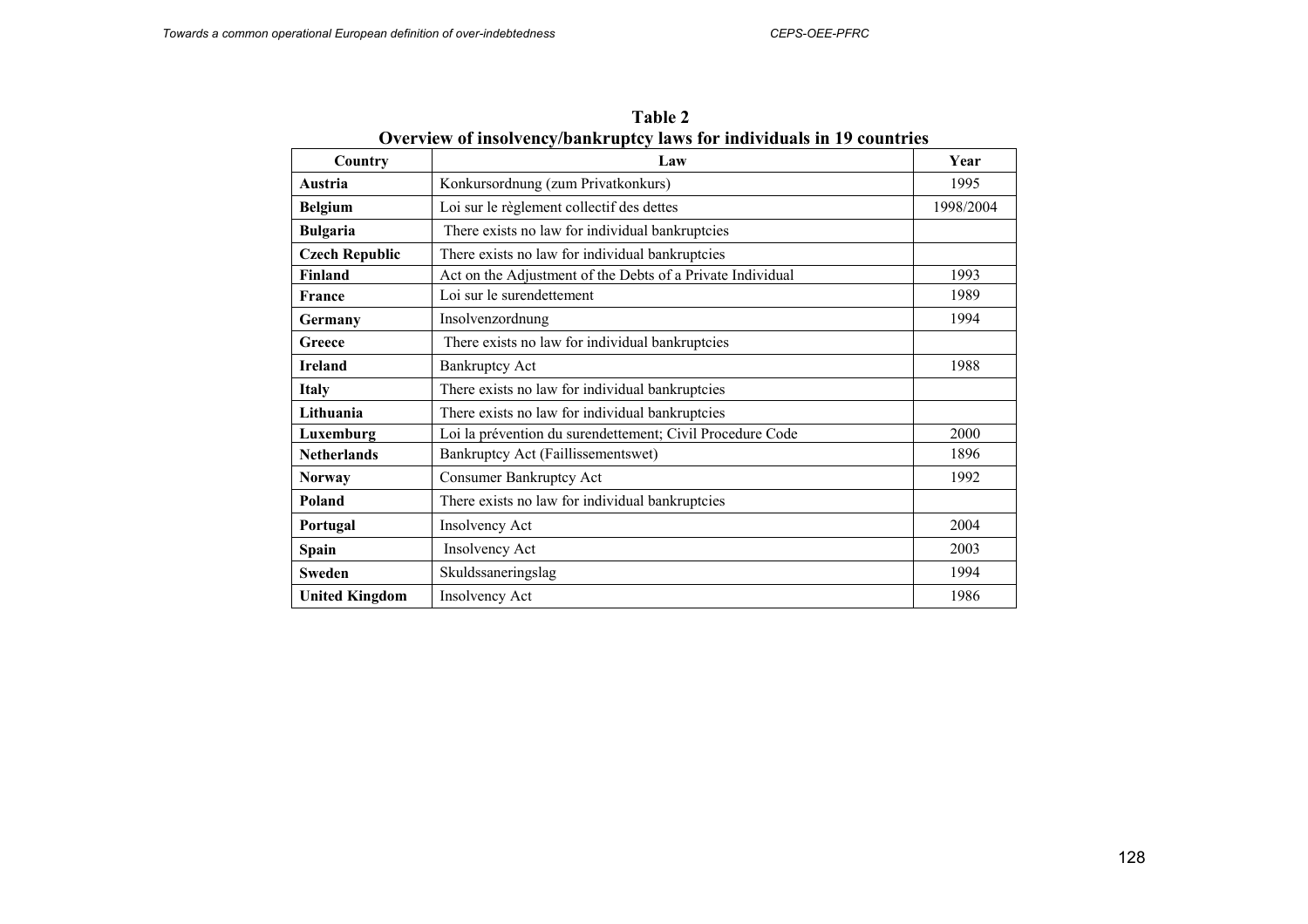**Table 2**
**Overview of insolvency/bankruptcy laws for individuals in 19 countries**

| Country | Law | Year |
|---|---|---|
| **Austria** | Konkursordnung (zum Privatkonkurs) | 1995 |
| **Belgium** | Loi sur le règlement collectif des dettes | 1998/2004 |
| **Bulgaria** | There exists no law for individual bankruptcies | |
| **Czech Republic** | There exists no law for individual bankruptcies | |
| **Finland** | Act on the Adjustment of the Debts of a Private Individual | 1993 |
| **France** | Loi sur le surendettement | 1989 |
| **Germany** | Insolvenzordnung | 1994 |
| **Greece** | There exists no law for individual bankruptcies | |
| **Ireland** | Bankruptcy Act | 1988 |
| **Italy** | There exists no law for individual bankruptcies | |
| **Lithuania** | There exists no law for individual bankruptcies | |
| **Luxemburg** | Loi la prévention du surendettement; Civil Procedure Code | 2000 |
| **Netherlands** | Bankruptcy Act (Faillissementswet) | 1896 |
| **Norway** | Consumer Bankruptcy Act | 1992 |
| **Poland** | There exists no law for individual bankruptcies | |
| **Portugal** | Insolvency Act | 2004 |
| **Spain** | Insolvency Act | 2003 |
| **Sweden** | Skuldssaneringslag | 1994 |
| **United Kingdom** | Insolvency Act | 1986 |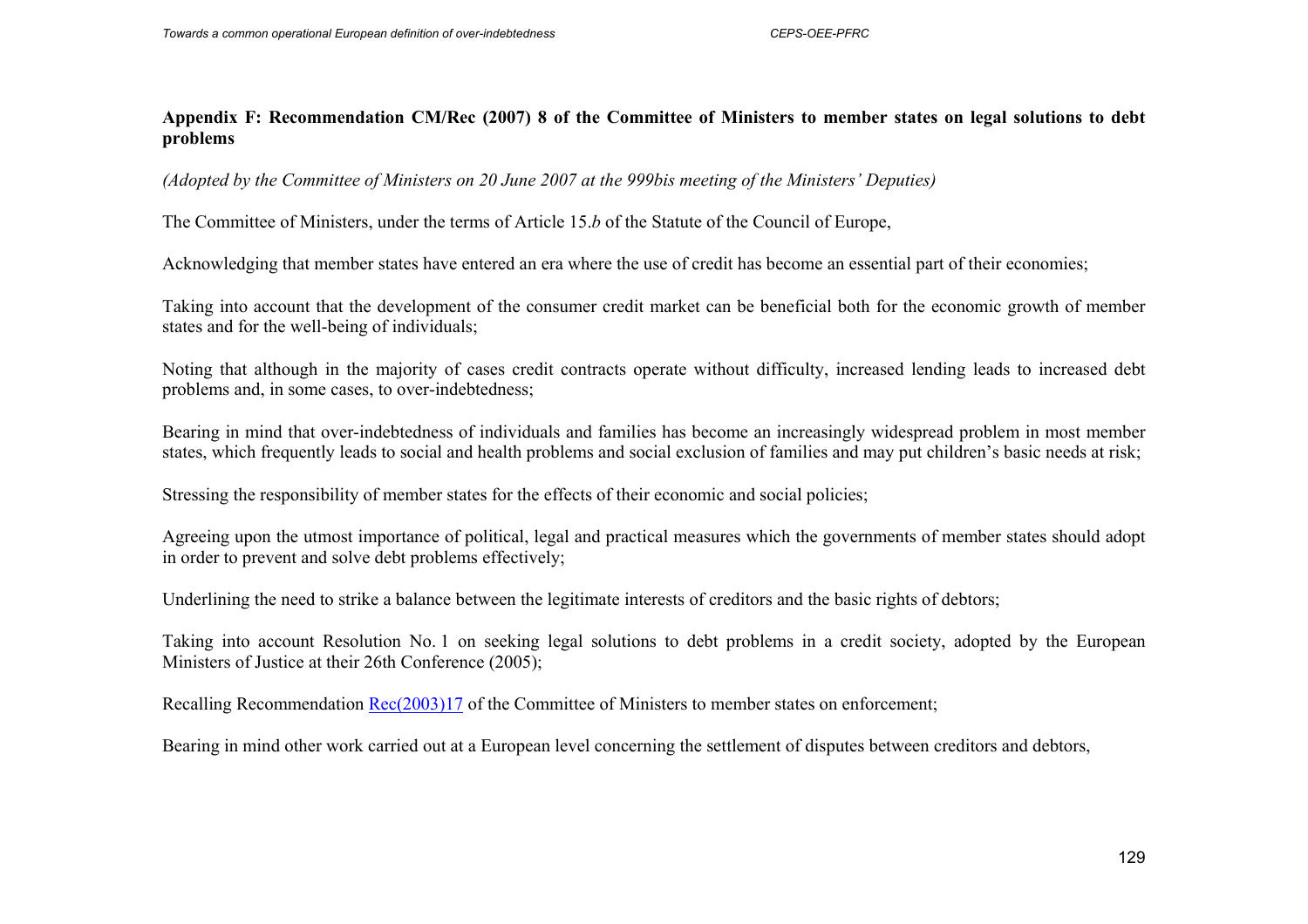## Appendix F: Recommendation CM/Rec (2007) 8 of the Committee of Ministers to member states on legal solutions to debt problems

*(Adopted by the Committee of Ministers on 20 June 2007 at the 999bis meeting of the Ministers' Deputies)*

The Committee of Ministers, under the terms of Article 15.*b* of the Statute of the Council of Europe,

Acknowledging that member states have entered an era where the use of credit has become an essential part of their economies;

Taking into account that the development of the consumer credit market can be beneficial both for the economic growth of member states and for the well-being of individuals;

Noting that although in the majority of cases credit contracts operate without difficulty, increased lending leads to increased debt problems and, in some cases, to over-indebtedness;

Bearing in mind that over-indebtedness of individuals and families has become an increasingly widespread problem in most member states, which frequently leads to social and health problems and social exclusion of families and may put children's basic needs at risk;

Stressing the responsibility of member states for the effects of their economic and social policies;

Agreeing upon the utmost importance of political, legal and practical measures which the governments of member states should adopt in order to prevent and solve debt problems effectively;

Underlining the need to strike a balance between the legitimate interests of creditors and the basic rights of debtors;

Taking into account Resolution No. 1 on seeking legal solutions to debt problems in a credit society, adopted by the European Ministers of Justice at their 26th Conference (2005);

Recalling Recommendation Rec(2003)17 of the Committee of Ministers to member states on enforcement;

Bearing in mind other work carried out at a European level concerning the settlement of disputes between creditors and debtors,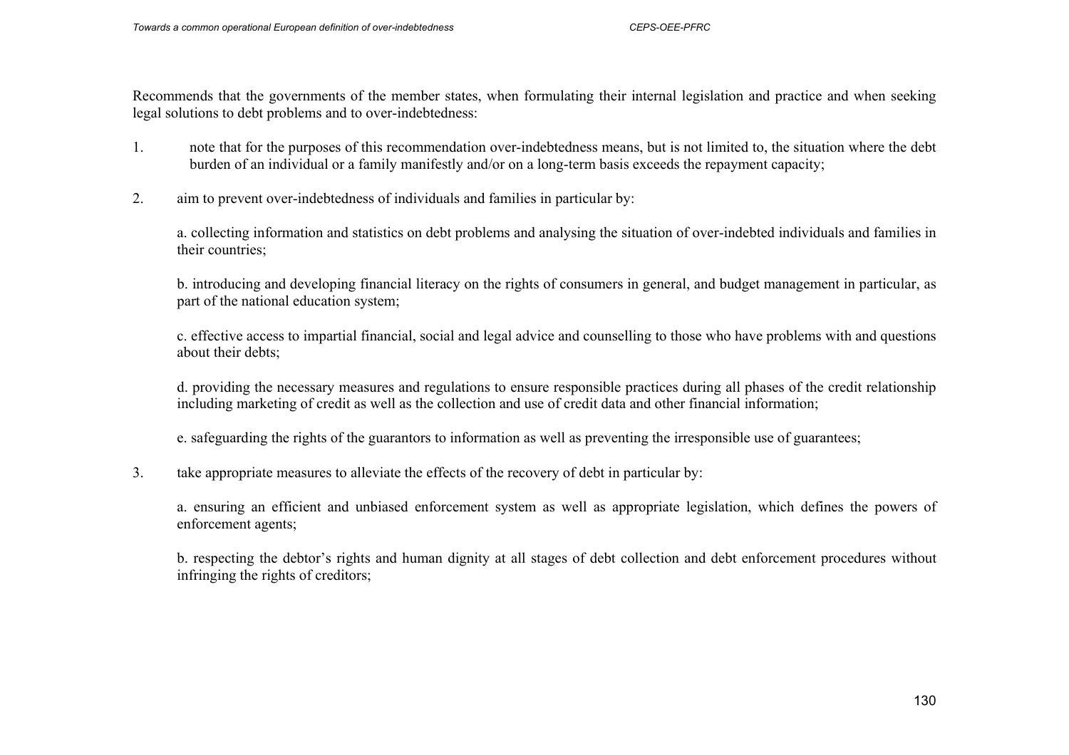Recommends that the governments of the member states, when formulating their internal legislation and practice and when seeking legal solutions to debt problems and to over-indebtedness:

1. note that for the purposes of this recommendation over-indebtedness means, but is not limited to, the situation where the debt burden of an individual or a family manifestly and/or on a long-term basis exceeds the repayment capacity;

2. aim to prevent over-indebtedness of individuals and families in particular by:

   a. collecting information and statistics on debt problems and analysing the situation of over-indebted individuals and families in their countries;

   b. introducing and developing financial literacy on the rights of consumers in general, and budget management in particular, as part of the national education system;

   c. effective access to impartial financial, social and legal advice and counselling to those who have problems with and questions about their debts;

   d. providing the necessary measures and regulations to ensure responsible practices during all phases of the credit relationship including marketing of credit as well as the collection and use of credit data and other financial information;

   e. safeguarding the rights of the guarantors to information as well as preventing the irresponsible use of guarantees;

3. take appropriate measures to alleviate the effects of the recovery of debt in particular by:

   a. ensuring an efficient and unbiased enforcement system as well as appropriate legislation, which defines the powers of enforcement agents;

   b. respecting the debtor's rights and human dignity at all stages of debt collection and debt enforcement procedures without infringing the rights of creditors;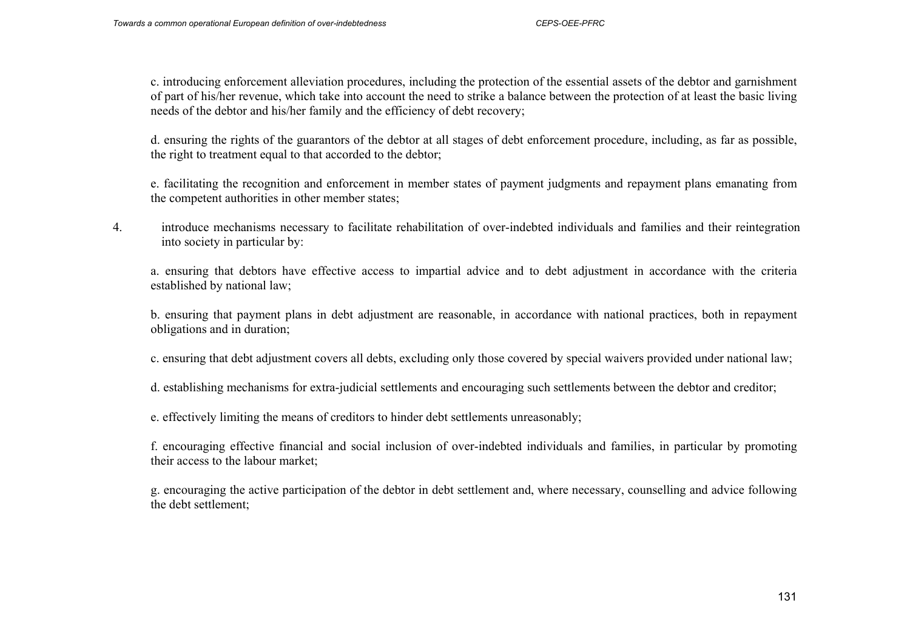c. introducing enforcement alleviation procedures, including the protection of the essential assets of the debtor and garnishment of part of his/her revenue, which take into account the need to strike a balance between the protection of at least the basic living needs of the debtor and his/her family and the efficiency of debt recovery;

d. ensuring the rights of the guarantors of the debtor at all stages of debt enforcement procedure, including, as far as possible, the right to treatment equal to that accorded to the debtor;

e. facilitating the recognition and enforcement in member states of payment judgments and repayment plans emanating from the competent authorities in other member states;

4. introduce mechanisms necessary to facilitate rehabilitation of over-indebted individuals and families and their reintegration into society in particular by:

a. ensuring that debtors have effective access to impartial advice and to debt adjustment in accordance with the criteria established by national law;

b. ensuring that payment plans in debt adjustment are reasonable, in accordance with national practices, both in repayment obligations and in duration;

c. ensuring that debt adjustment covers all debts, excluding only those covered by special waivers provided under national law;

d. establishing mechanisms for extra-judicial settlements and encouraging such settlements between the debtor and creditor;

e. effectively limiting the means of creditors to hinder debt settlements unreasonably;

f. encouraging effective financial and social inclusion of over-indebted individuals and families, in particular by promoting their access to the labour market;

g. encouraging the active participation of the debtor in debt settlement and, where necessary, counselling and advice following the debt settlement;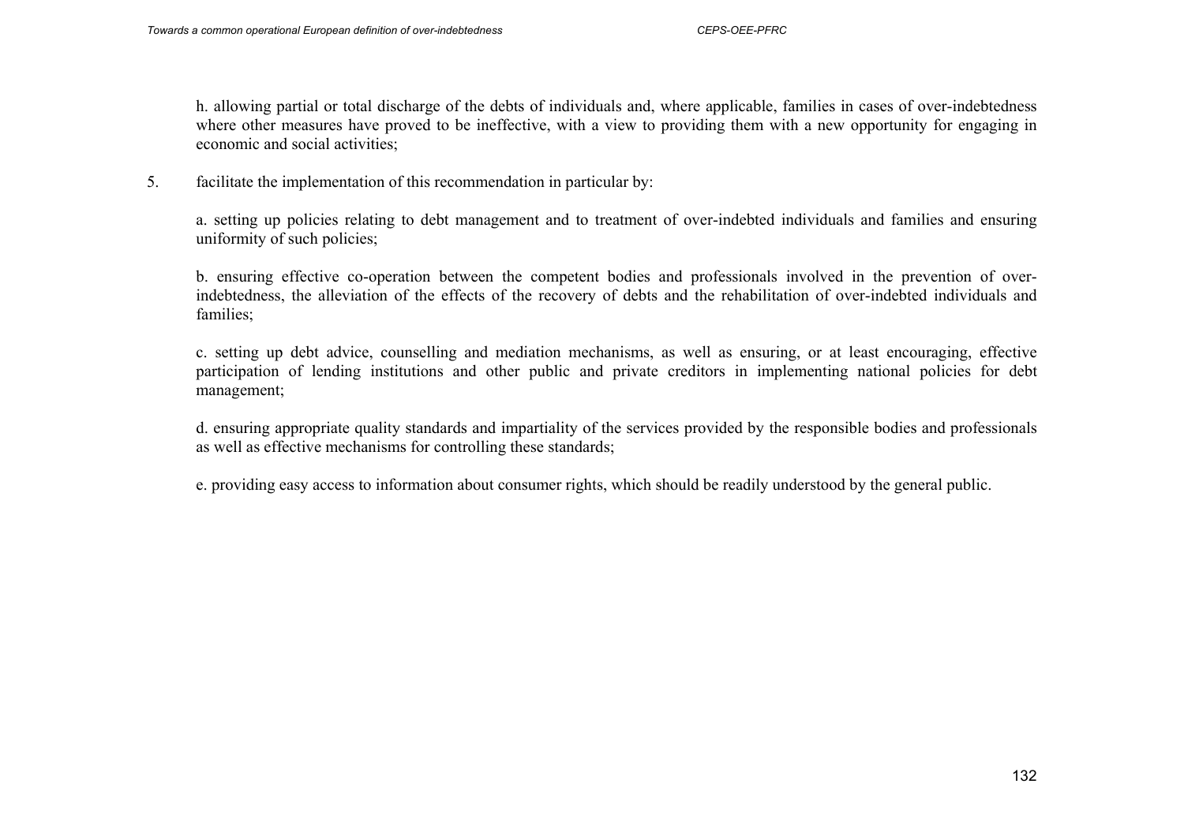h. allowing partial or total discharge of the debts of individuals and, where applicable, families in cases of over-indebtedness where other measures have proved to be ineffective, with a view to providing them with a new opportunity for engaging in economic and social activities;

5. facilitate the implementation of this recommendation in particular by:

a. setting up policies relating to debt management and to treatment of over-indebted individuals and families and ensuring uniformity of such policies;

b. ensuring effective co-operation between the competent bodies and professionals involved in the prevention of over-indebtedness, the alleviation of the effects of the recovery of debts and the rehabilitation of over-indebted individuals and families;

c. setting up debt advice, counselling and mediation mechanisms, as well as ensuring, or at least encouraging, effective participation of lending institutions and other public and private creditors in implementing national policies for debt management;

d. ensuring appropriate quality standards and impartiality of the services provided by the responsible bodies and professionals as well as effective mechanisms for controlling these standards;

e. providing easy access to information about consumer rights, which should be readily understood by the general public.